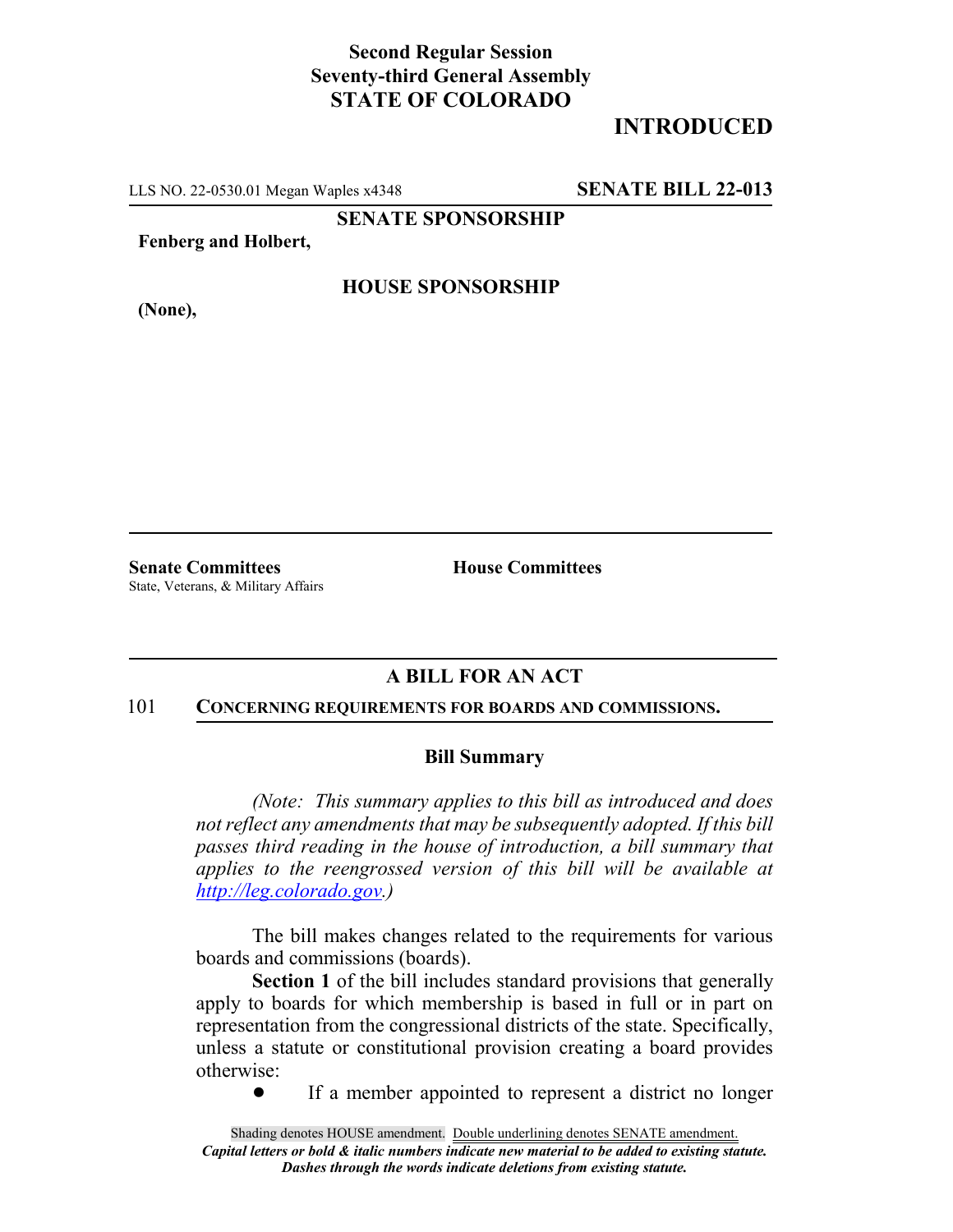**Second Regular Session**
**Seventy-third General Assembly**
**STATE OF COLORADO**

# INTRODUCED

LLS NO. 22-0530.01 Megan Waples x4348 **SENATE BILL 22-013**

**SENATE SPONSORSHIP**

**Fenberg and Holbert,**

**HOUSE SPONSORSHIP**

**(None),**

**Senate Committees**
State, Veterans, & Military Affairs

**House Committees**

## A BILL FOR AN ACT

101 **CONCERNING REQUIREMENTS FOR BOARDS AND COMMISSIONS.**

### Bill Summary

*(Note: This summary applies to this bill as introduced and does not reflect any amendments that may be subsequently adopted. If this bill passes third reading in the house of introduction, a bill summary that applies to the reengrossed version of this bill will be available at http://leg.colorado.gov.)*

The bill makes changes related to the requirements for various boards and commissions (boards).

**Section 1** of the bill includes standard provisions that generally apply to boards for which membership is based in full or in part on representation from the congressional districts of the state. Specifically, unless a statute or constitutional provision creating a board provides otherwise:

- If a member appointed to represent a district no longer

Shading denotes HOUSE amendment. Double underlining denotes SENATE amendment.
*Capital letters or bold & italic numbers indicate new material to be added to existing statute.*
*Dashes through the words indicate deletions from existing statute.*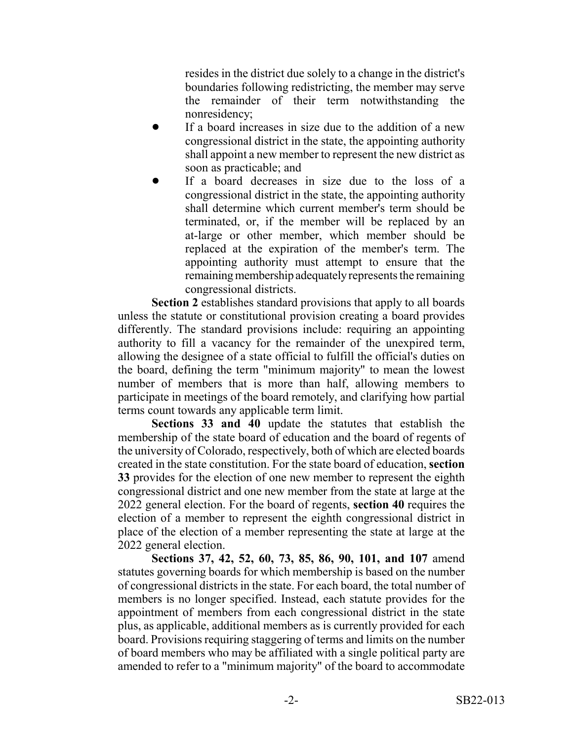resides in the district due solely to a change in the district's boundaries following redistricting, the member may serve the remainder of their term notwithstanding the nonresidency;

- If a board increases in size due to the addition of a new congressional district in the state, the appointing authority shall appoint a new member to represent the new district as soon as practicable; and
- If a board decreases in size due to the loss of a congressional district in the state, the appointing authority shall determine which current member's term should be terminated, or, if the member will be replaced by an at-large or other member, which member should be replaced at the expiration of the member's term. The appointing authority must attempt to ensure that the remaining membership adequately represents the remaining congressional districts.

**Section 2** establishes standard provisions that apply to all boards unless the statute or constitutional provision creating a board provides differently. The standard provisions include: requiring an appointing authority to fill a vacancy for the remainder of the unexpired term, allowing the designee of a state official to fulfill the official's duties on the board, defining the term "minimum majority" to mean the lowest number of members that is more than half, allowing members to participate in meetings of the board remotely, and clarifying how partial terms count towards any applicable term limit.

**Sections 33 and 40** update the statutes that establish the membership of the state board of education and the board of regents of the university of Colorado, respectively, both of which are elected boards created in the state constitution. For the state board of education, **section 33** provides for the election of one new member to represent the eighth congressional district and one new member from the state at large at the 2022 general election. For the board of regents, **section 40** requires the election of a member to represent the eighth congressional district in place of the election of a member representing the state at large at the 2022 general election.

**Sections 37, 42, 52, 60, 73, 85, 86, 90, 101, and 107** amend statutes governing boards for which membership is based on the number of congressional districts in the state. For each board, the total number of members is no longer specified. Instead, each statute provides for the appointment of members from each congressional district in the state plus, as applicable, additional members as is currently provided for each board. Provisions requiring staggering of terms and limits on the number of board members who may be affiliated with a single political party are amended to refer to a "minimum majority" of the board to accommodate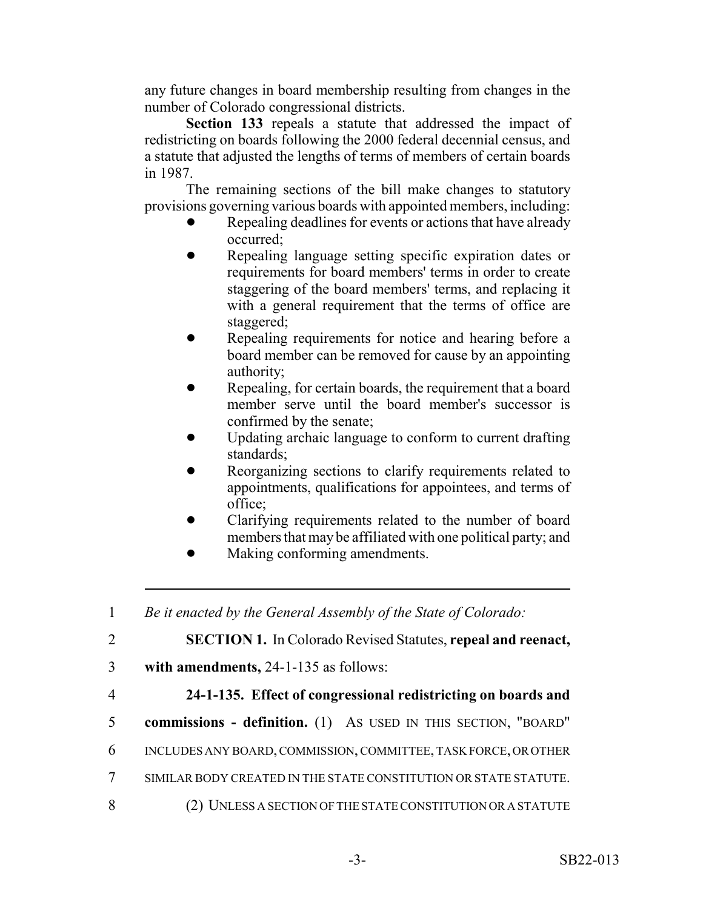any future changes in board membership resulting from changes in the number of Colorado congressional districts.

**Section 133** repeals a statute that addressed the impact of redistricting on boards following the 2000 federal decennial census, and a statute that adjusted the lengths of terms of members of certain boards in 1987.

The remaining sections of the bill make changes to statutory provisions governing various boards with appointed members, including:

- Repealing deadlines for events or actions that have already occurred;
- Repealing language setting specific expiration dates or requirements for board members' terms in order to create staggering of the board members' terms, and replacing it with a general requirement that the terms of office are staggered;
- Repealing requirements for notice and hearing before a board member can be removed for cause by an appointing authority;
- Repealing, for certain boards, the requirement that a board member serve until the board member's successor is confirmed by the senate;
- Updating archaic language to conform to current drafting standards;
- Reorganizing sections to clarify requirements related to appointments, qualifications for appointees, and terms of office;
- Clarifying requirements related to the number of board members that may be affiliated with one political party; and
- Making conforming amendments.

---

1 *Be it enacted by the General Assembly of the State of Colorado:*

2 **SECTION 1.** In Colorado Revised Statutes, **repeal and reenact,**

3 **with amendments,** 24-1-135 as follows:

4 **24-1-135. Effect of congressional redistricting on boards and**

5 **commissions - definition.** (1) AS USED IN THIS SECTION, "BOARD"

6 INCLUDES ANY BOARD, COMMISSION, COMMITTEE, TASK FORCE, OR OTHER

7 SIMILAR BODY CREATED IN THE STATE CONSTITUTION OR STATE STATUTE.

8 (2) UNLESS A SECTION OF THE STATE CONSTITUTION OR A STATUTE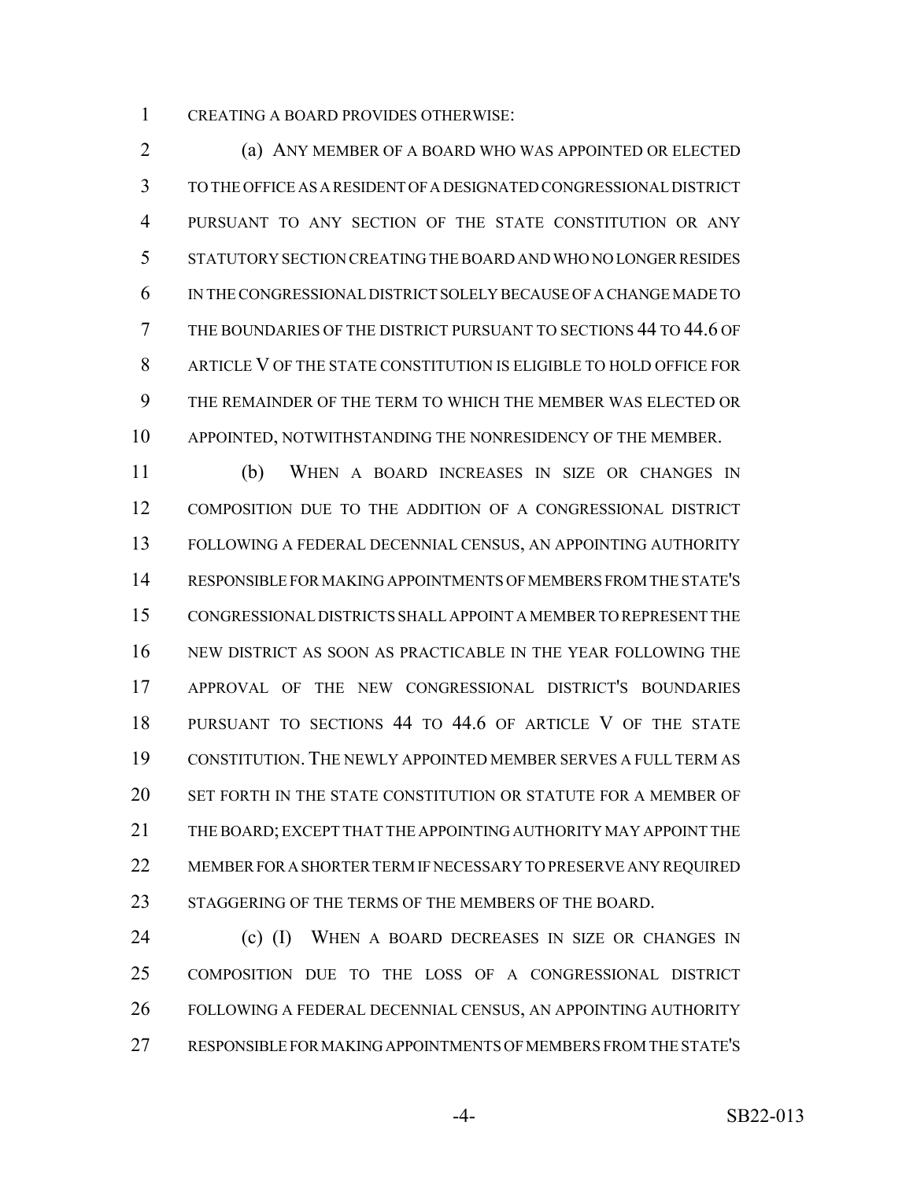CREATING A BOARD PROVIDES OTHERWISE:

(a) ANY MEMBER OF A BOARD WHO WAS APPOINTED OR ELECTED TO THE OFFICE AS A RESIDENT OF A DESIGNATED CONGRESSIONAL DISTRICT PURSUANT TO ANY SECTION OF THE STATE CONSTITUTION OR ANY STATUTORY SECTION CREATING THE BOARD AND WHO NO LONGER RESIDES IN THE CONGRESSIONAL DISTRICT SOLELY BECAUSE OF A CHANGE MADE TO THE BOUNDARIES OF THE DISTRICT PURSUANT TO SECTIONS 44 TO 44.6 OF ARTICLE V OF THE STATE CONSTITUTION IS ELIGIBLE TO HOLD OFFICE FOR THE REMAINDER OF THE TERM TO WHICH THE MEMBER WAS ELECTED OR APPOINTED, NOTWITHSTANDING THE NONRESIDENCY OF THE MEMBER.

(b) WHEN A BOARD INCREASES IN SIZE OR CHANGES IN COMPOSITION DUE TO THE ADDITION OF A CONGRESSIONAL DISTRICT FOLLOWING A FEDERAL DECENNIAL CENSUS, AN APPOINTING AUTHORITY RESPONSIBLE FOR MAKING APPOINTMENTS OF MEMBERS FROM THE STATE'S CONGRESSIONAL DISTRICTS SHALL APPOINT A MEMBER TO REPRESENT THE NEW DISTRICT AS SOON AS PRACTICABLE IN THE YEAR FOLLOWING THE APPROVAL OF THE NEW CONGRESSIONAL DISTRICT'S BOUNDARIES PURSUANT TO SECTIONS 44 TO 44.6 OF ARTICLE V OF THE STATE CONSTITUTION. THE NEWLY APPOINTED MEMBER SERVES A FULL TERM AS SET FORTH IN THE STATE CONSTITUTION OR STATUTE FOR A MEMBER OF THE BOARD; EXCEPT THAT THE APPOINTING AUTHORITY MAY APPOINT THE MEMBER FOR A SHORTER TERM IF NECESSARY TO PRESERVE ANY REQUIRED STAGGERING OF THE TERMS OF THE MEMBERS OF THE BOARD.

(c) (I) WHEN A BOARD DECREASES IN SIZE OR CHANGES IN COMPOSITION DUE TO THE LOSS OF A CONGRESSIONAL DISTRICT FOLLOWING A FEDERAL DECENNIAL CENSUS, AN APPOINTING AUTHORITY RESPONSIBLE FOR MAKING APPOINTMENTS OF MEMBERS FROM THE STATE'S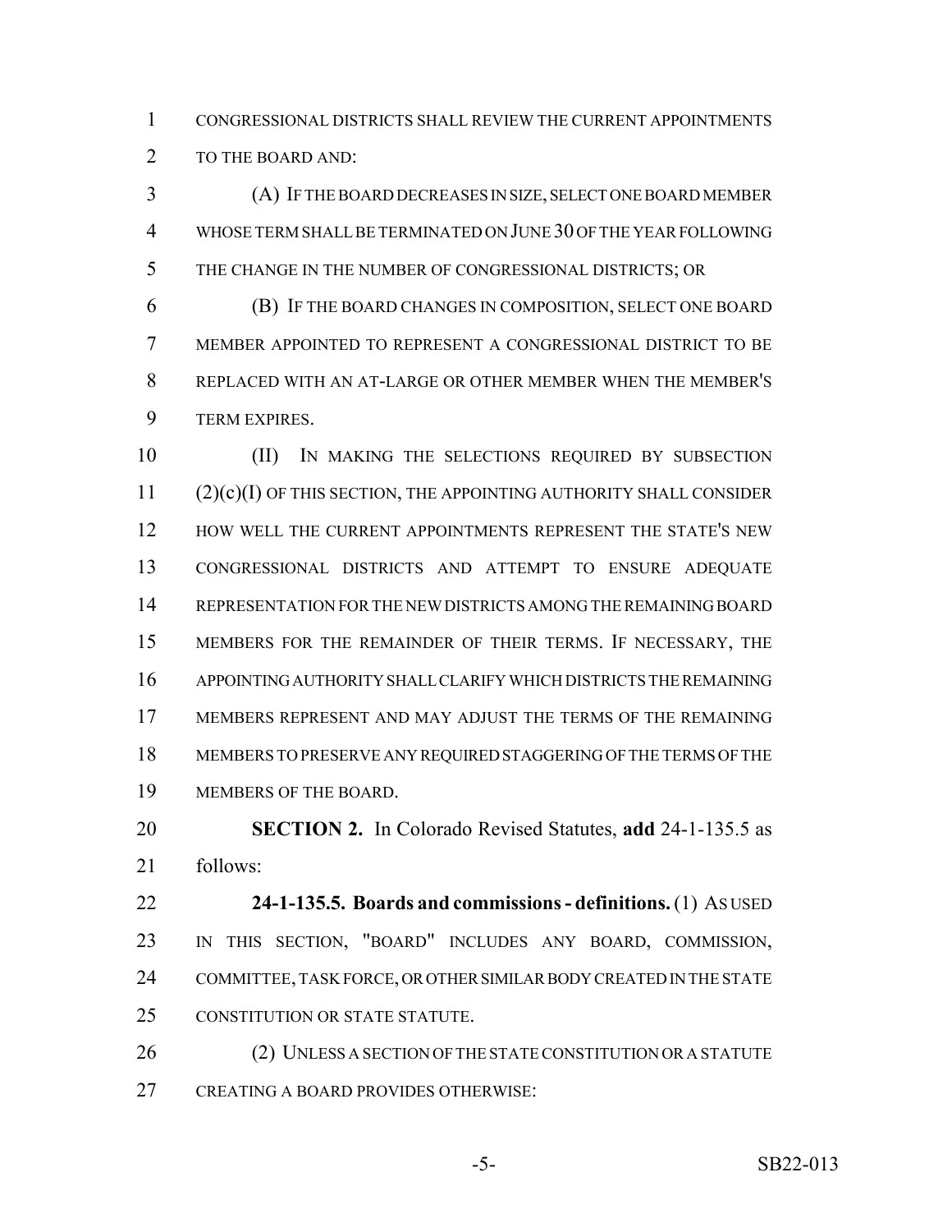CONGRESSIONAL DISTRICTS SHALL REVIEW THE CURRENT APPOINTMENTS TO THE BOARD AND:

(A) IF THE BOARD DECREASES IN SIZE, SELECT ONE BOARD MEMBER WHOSE TERM SHALL BE TERMINATED ON JUNE 30 OF THE YEAR FOLLOWING THE CHANGE IN THE NUMBER OF CONGRESSIONAL DISTRICTS; OR

(B) IF THE BOARD CHANGES IN COMPOSITION, SELECT ONE BOARD MEMBER APPOINTED TO REPRESENT A CONGRESSIONAL DISTRICT TO BE REPLACED WITH AN AT-LARGE OR OTHER MEMBER WHEN THE MEMBER'S TERM EXPIRES.

(II) IN MAKING THE SELECTIONS REQUIRED BY SUBSECTION (2)(c)(I) OF THIS SECTION, THE APPOINTING AUTHORITY SHALL CONSIDER HOW WELL THE CURRENT APPOINTMENTS REPRESENT THE STATE'S NEW CONGRESSIONAL DISTRICTS AND ATTEMPT TO ENSURE ADEQUATE REPRESENTATION FOR THE NEW DISTRICTS AMONG THE REMAINING BOARD MEMBERS FOR THE REMAINDER OF THEIR TERMS. IF NECESSARY, THE APPOINTING AUTHORITY SHALL CLARIFY WHICH DISTRICTS THE REMAINING MEMBERS REPRESENT AND MAY ADJUST THE TERMS OF THE REMAINING MEMBERS TO PRESERVE ANY REQUIRED STAGGERING OF THE TERMS OF THE MEMBERS OF THE BOARD.

**SECTION 2.** In Colorado Revised Statutes, **add** 24-1-135.5 as follows:

**24-1-135.5. Boards and commissions - definitions.** (1) AS USED IN THIS SECTION, "BOARD" INCLUDES ANY BOARD, COMMISSION, COMMITTEE, TASK FORCE, OR OTHER SIMILAR BODY CREATED IN THE STATE CONSTITUTION OR STATE STATUTE.

(2) UNLESS A SECTION OF THE STATE CONSTITUTION OR A STATUTE CREATING A BOARD PROVIDES OTHERWISE: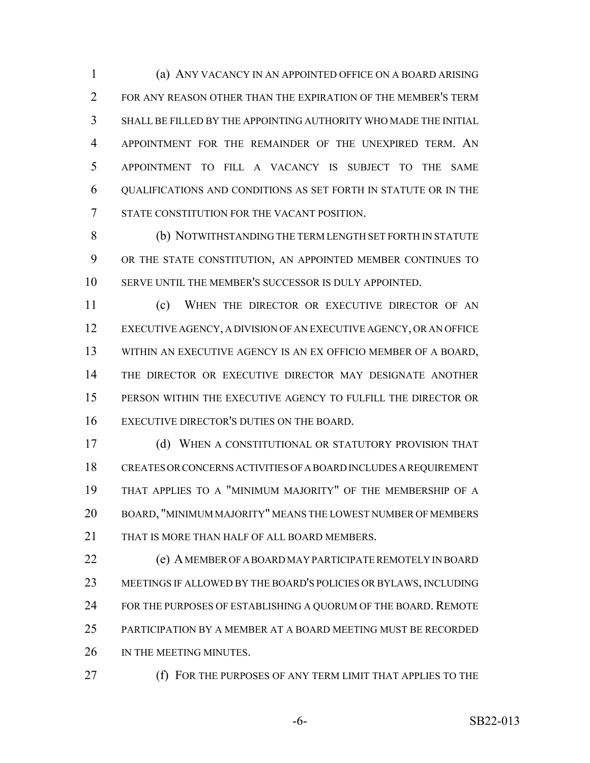(a) ANY VACANCY IN AN APPOINTED OFFICE ON A BOARD ARISING FOR ANY REASON OTHER THAN THE EXPIRATION OF THE MEMBER'S TERM SHALL BE FILLED BY THE APPOINTING AUTHORITY WHO MADE THE INITIAL APPOINTMENT FOR THE REMAINDER OF THE UNEXPIRED TERM. AN APPOINTMENT TO FILL A VACANCY IS SUBJECT TO THE SAME QUALIFICATIONS AND CONDITIONS AS SET FORTH IN STATUTE OR IN THE STATE CONSTITUTION FOR THE VACANT POSITION.

(b) NOTWITHSTANDING THE TERM LENGTH SET FORTH IN STATUTE OR THE STATE CONSTITUTION, AN APPOINTED MEMBER CONTINUES TO SERVE UNTIL THE MEMBER'S SUCCESSOR IS DULY APPOINTED.

(c) WHEN THE DIRECTOR OR EXECUTIVE DIRECTOR OF AN EXECUTIVE AGENCY, A DIVISION OF AN EXECUTIVE AGENCY, OR AN OFFICE WITHIN AN EXECUTIVE AGENCY IS AN EX OFFICIO MEMBER OF A BOARD, THE DIRECTOR OR EXECUTIVE DIRECTOR MAY DESIGNATE ANOTHER PERSON WITHIN THE EXECUTIVE AGENCY TO FULFILL THE DIRECTOR OR EXECUTIVE DIRECTOR'S DUTIES ON THE BOARD.

(d) WHEN A CONSTITUTIONAL OR STATUTORY PROVISION THAT CREATES OR CONCERNS ACTIVITIES OF A BOARD INCLUDES A REQUIREMENT THAT APPLIES TO A "MINIMUM MAJORITY" OF THE MEMBERSHIP OF A BOARD, "MINIMUM MAJORITY" MEANS THE LOWEST NUMBER OF MEMBERS THAT IS MORE THAN HALF OF ALL BOARD MEMBERS.

(e) A MEMBER OF A BOARD MAY PARTICIPATE REMOTELY IN BOARD MEETINGS IF ALLOWED BY THE BOARD'S POLICIES OR BYLAWS, INCLUDING FOR THE PURPOSES OF ESTABLISHING A QUORUM OF THE BOARD. REMOTE PARTICIPATION BY A MEMBER AT A BOARD MEETING MUST BE RECORDED IN THE MEETING MINUTES.

(f) FOR THE PURPOSES OF ANY TERM LIMIT THAT APPLIES TO THE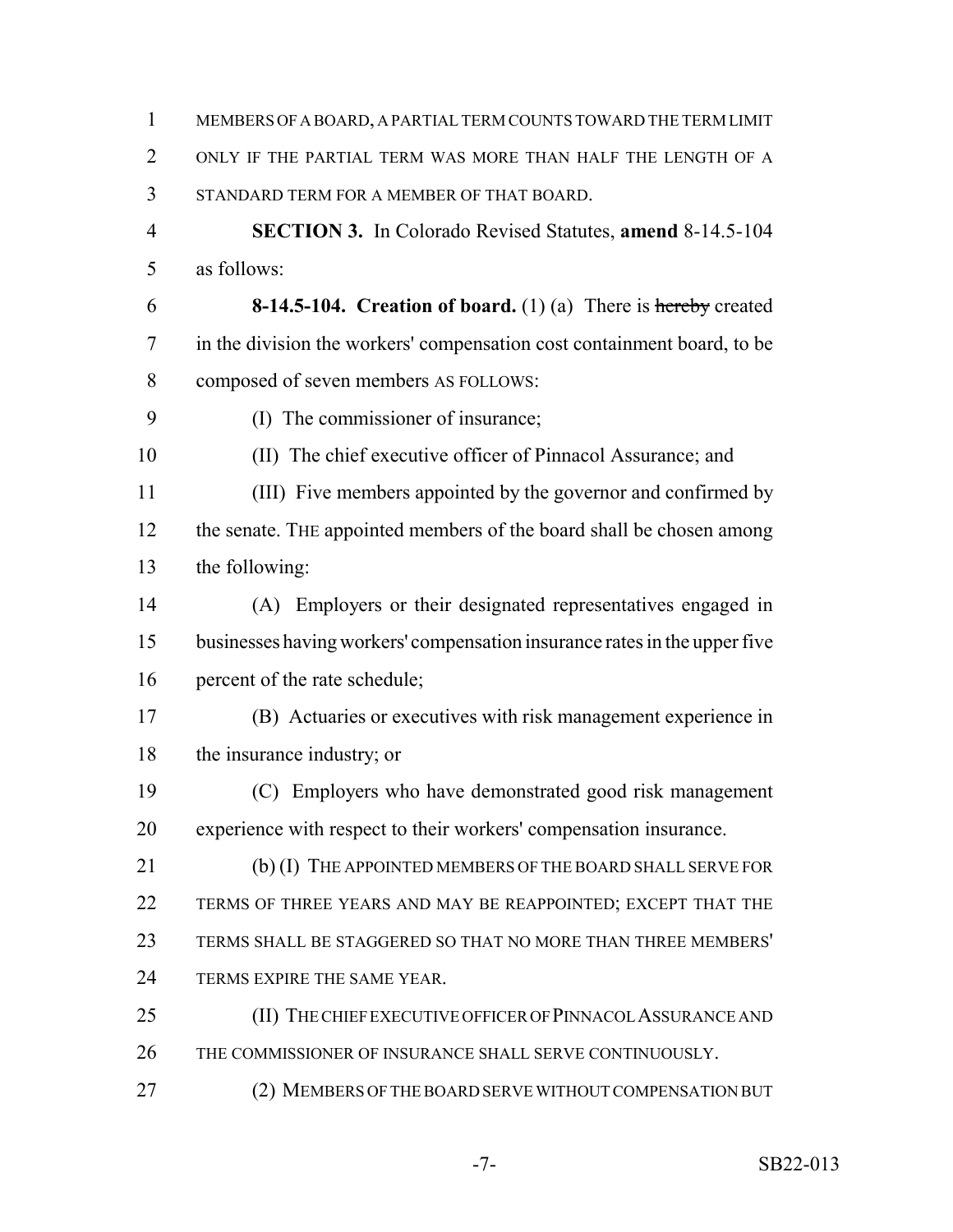MEMBERS OF A BOARD, A PARTIAL TERM COUNTS TOWARD THE TERM LIMIT ONLY IF THE PARTIAL TERM WAS MORE THAN HALF THE LENGTH OF A STANDARD TERM FOR A MEMBER OF THAT BOARD.

**SECTION 3.** In Colorado Revised Statutes, **amend** 8-14.5-104 as follows:

**8-14.5-104. Creation of board.** (1) (a) There is ~~hereby~~ created in the division the workers' compensation cost containment board, to be composed of seven members AS FOLLOWS:

(I) The commissioner of insurance;

(II) The chief executive officer of Pinnacol Assurance; and

(III) Five members appointed by the governor and confirmed by the senate. THE appointed members of the board shall be chosen among the following:

(A) Employers or their designated representatives engaged in businesses having workers' compensation insurance rates in the upper five percent of the rate schedule;

(B) Actuaries or executives with risk management experience in the insurance industry; or

(C) Employers who have demonstrated good risk management experience with respect to their workers' compensation insurance.

(b) (I) THE APPOINTED MEMBERS OF THE BOARD SHALL SERVE FOR TERMS OF THREE YEARS AND MAY BE REAPPOINTED; EXCEPT THAT THE TERMS SHALL BE STAGGERED SO THAT NO MORE THAN THREE MEMBERS' TERMS EXPIRE THE SAME YEAR.

(II) THE CHIEF EXECUTIVE OFFICER OF PINNACOL ASSURANCE AND THE COMMISSIONER OF INSURANCE SHALL SERVE CONTINUOUSLY.

(2) MEMBERS OF THE BOARD SERVE WITHOUT COMPENSATION BUT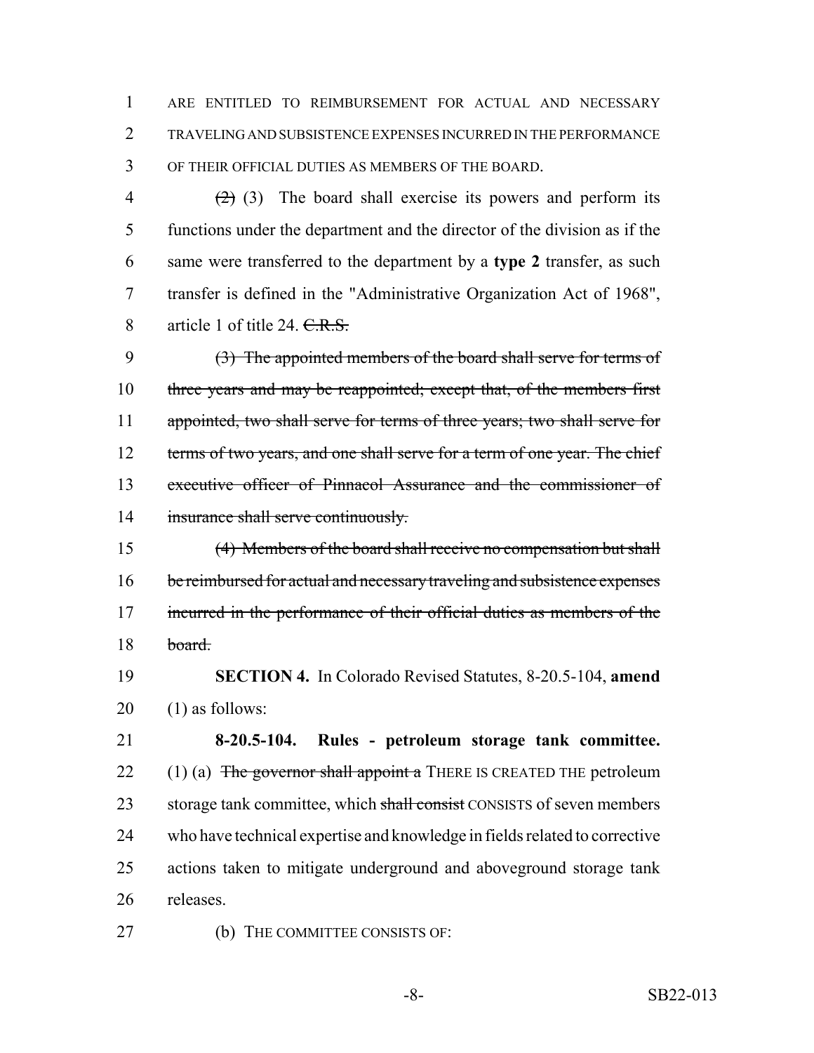ARE ENTITLED TO REIMBURSEMENT FOR ACTUAL AND NECESSARY TRAVELING AND SUBSISTENCE EXPENSES INCURRED IN THE PERFORMANCE OF THEIR OFFICIAL DUTIES AS MEMBERS OF THE BOARD.

~~(2)~~ (3) The board shall exercise its powers and perform its functions under the department and the director of the division as if the same were transferred to the department by a **type 2** transfer, as such transfer is defined in the "Administrative Organization Act of 1968", article 1 of title 24. ~~C.R.S.~~

~~(3) The appointed members of the board shall serve for terms of three years and may be reappointed; except that, of the members first appointed, two shall serve for terms of three years; two shall serve for terms of two years, and one shall serve for a term of one year. The chief executive officer of Pinnacol Assurance and the commissioner of insurance shall serve continuously.~~

~~(4) Members of the board shall receive no compensation but shall be reimbursed for actual and necessary traveling and subsistence expenses incurred in the performance of their official duties as members of the board.~~

**SECTION 4.** In Colorado Revised Statutes, 8-20.5-104, **amend** (1) as follows:

**8-20.5-104. Rules - petroleum storage tank committee.** (1) (a) ~~The governor shall appoint a~~ THERE IS CREATED THE petroleum storage tank committee, which ~~shall consist~~ CONSISTS of seven members who have technical expertise and knowledge in fields related to corrective actions taken to mitigate underground and aboveground storage tank releases.

(b) THE COMMITTEE CONSISTS OF: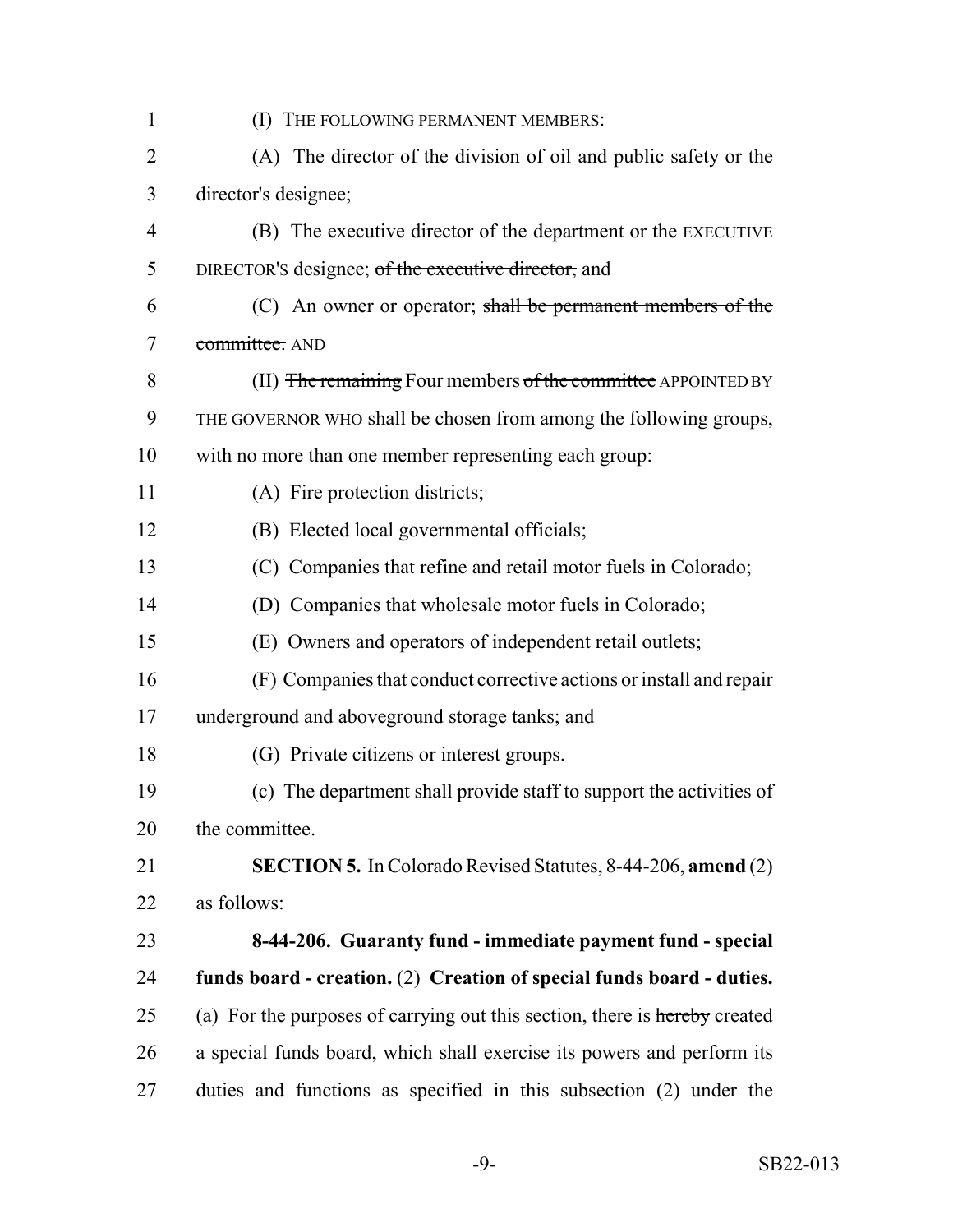(I) THE FOLLOWING PERMANENT MEMBERS:

(A) The director of the division of oil and public safety or the director's designee;

(B) The executive director of the department or the EXECUTIVE DIRECTOR'S designee; ~~of the executive director,~~ and

(C) An owner or operator; ~~shall be permanent members of the committee.~~ AND

(II) ~~The remaining~~ Four members ~~of the committee~~ APPOINTED BY THE GOVERNOR WHO shall be chosen from among the following groups, with no more than one member representing each group:

(A) Fire protection districts;

(B) Elected local governmental officials;

(C) Companies that refine and retail motor fuels in Colorado;

(D) Companies that wholesale motor fuels in Colorado;

(E) Owners and operators of independent retail outlets;

(F) Companies that conduct corrective actions or install and repair underground and aboveground storage tanks; and

(G) Private citizens or interest groups.

(c) The department shall provide staff to support the activities of the committee.

**SECTION 5.** In Colorado Revised Statutes, 8-44-206, **amend** (2) as follows:

**8-44-206. Guaranty fund - immediate payment fund - special funds board - creation.** (2) **Creation of special funds board - duties.** (a) For the purposes of carrying out this section, there is ~~hereby~~ created a special funds board, which shall exercise its powers and perform its duties and functions as specified in this subsection (2) under the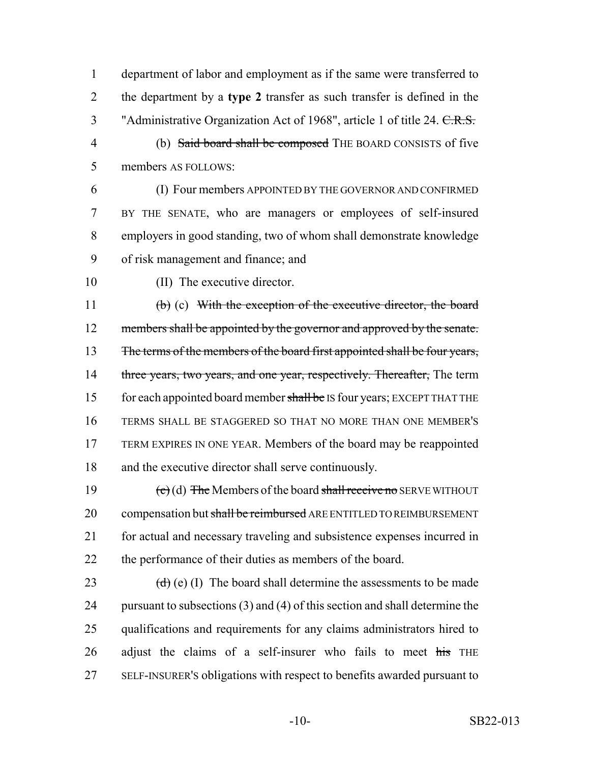department of labor and employment as if the same were transferred to the department by a **type 2** transfer as such transfer is defined in the "Administrative Organization Act of 1968", article 1 of title 24. ~~C.R.S.~~

(b) ~~Said board shall be composed~~ THE BOARD CONSISTS of five members AS FOLLOWS:

(I) Four members APPOINTED BY THE GOVERNOR AND CONFIRMED BY THE SENATE, who are managers or employees of self-insured employers in good standing, two of whom shall demonstrate knowledge of risk management and finance; and

(II) The executive director.

~~(b)~~ (c) ~~With the exception of the executive director, the board members shall be appointed by the governor and approved by the senate. The terms of the members of the board first appointed shall be four years, three years, two years, and one year, respectively. Thereafter,~~ The term for each appointed board member ~~shall be~~ IS four years; EXCEPT THAT THE TERMS SHALL BE STAGGERED SO THAT NO MORE THAN ONE MEMBER'S TERM EXPIRES IN ONE YEAR. Members of the board may be reappointed and the executive director shall serve continuously.

~~(c)~~ (d) ~~The~~ Members of the board ~~shall receive no~~ SERVE WITHOUT compensation but ~~shall be reimbursed~~ ARE ENTITLED TO REIMBURSEMENT for actual and necessary traveling and subsistence expenses incurred in the performance of their duties as members of the board.

~~(d)~~ (e) (I) The board shall determine the assessments to be made pursuant to subsections (3) and (4) of this section and shall determine the qualifications and requirements for any claims administrators hired to adjust the claims of a self-insurer who fails to meet ~~his~~ THE SELF-INSURER'S obligations with respect to benefits awarded pursuant to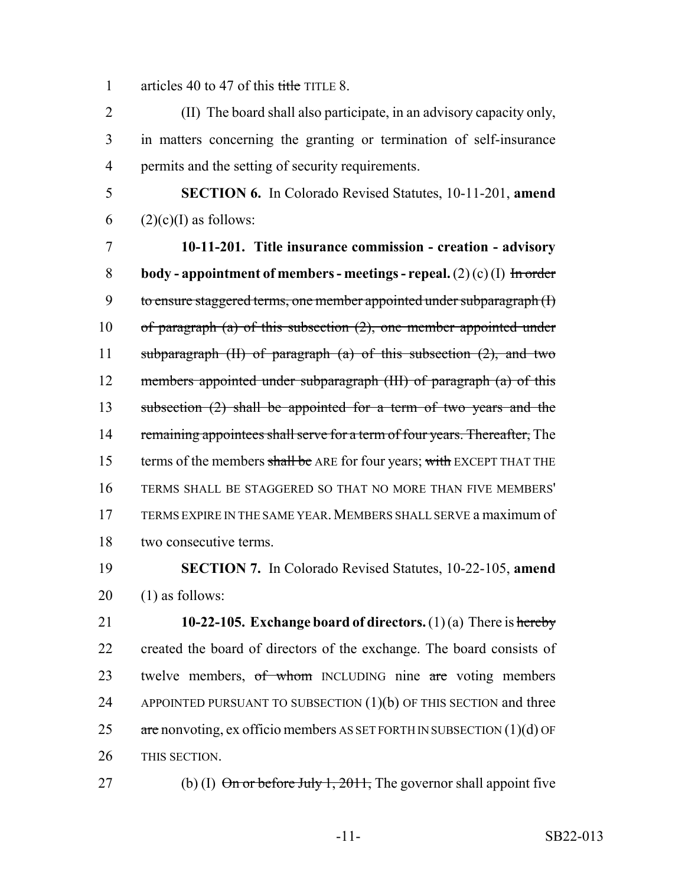articles 40 to 47 of this ~~title~~ TITLE 8.

(II) The board shall also participate, in an advisory capacity only, in matters concerning the granting or termination of self-insurance permits and the setting of security requirements.

**SECTION 6.** In Colorado Revised Statutes, 10-11-201, **amend** (2)(c)(I) as follows:

**10-11-201. Title insurance commission - creation - advisory body - appointment of members - meetings - repeal.** (2) (c) (I) ~~In order to ensure staggered terms, one member appointed under subparagraph (I) of paragraph (a) of this subsection (2), one member appointed under subparagraph (II) of paragraph (a) of this subsection (2), and two members appointed under subparagraph (III) of paragraph (a) of this subsection (2) shall be appointed for a term of two years and the remaining appointees shall serve for a term of four years. Thereafter,~~ The terms of the members ~~shall be~~ ARE for four years; ~~with~~ EXCEPT THAT THE TERMS SHALL BE STAGGERED SO THAT NO MORE THAN FIVE MEMBERS' TERMS EXPIRE IN THE SAME YEAR. MEMBERS SHALL SERVE a maximum of two consecutive terms.

**SECTION 7.** In Colorado Revised Statutes, 10-22-105, **amend** (1) as follows:

**10-22-105. Exchange board of directors.** (1) (a) There is ~~hereby~~ created the board of directors of the exchange. The board consists of twelve members, ~~of whom~~ INCLUDING nine ~~are~~ voting members APPOINTED PURSUANT TO SUBSECTION (1)(b) OF THIS SECTION and three ~~are~~ nonvoting, ex officio members AS SET FORTH IN SUBSECTION (1)(d) OF THIS SECTION.

(b) (I) ~~On or before July 1, 2011,~~ The governor shall appoint five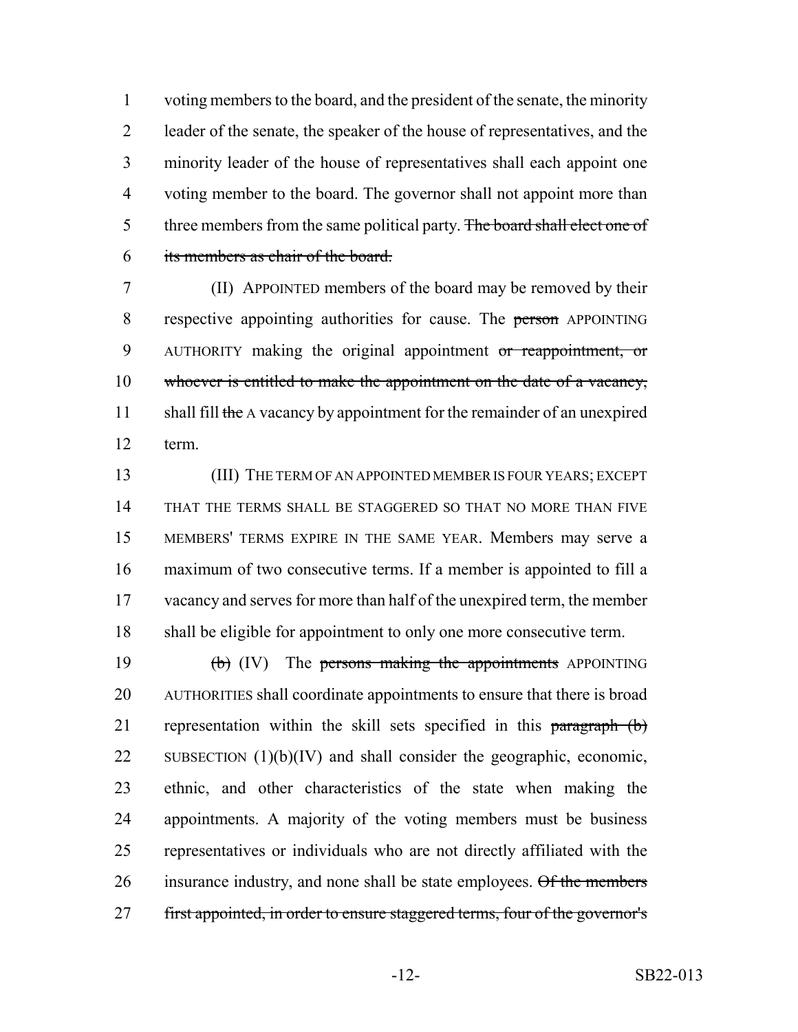1 voting members to the board, and the president of the senate, the minority
2 leader of the senate, the speaker of the house of representatives, and the
3 minority leader of the house of representatives shall each appoint one
4 voting member to the board. The governor shall not appoint more than
5 three members from the same political party. ~~The board shall elect one of~~
6 ~~its members as chair of the board.~~

7 (II) APPOINTED members of the board may be removed by their
8 respective appointing authorities for cause. The ~~person~~ APPOINTING
9 AUTHORITY making the original appointment ~~or reappointment, or~~
10 ~~whoever is entitled to make the appointment on the date of a vacancy,~~
11 shall fill ~~the~~ A vacancy by appointment for the remainder of an unexpired
12 term.

13 (III) THE TERM OF AN APPOINTED MEMBER IS FOUR YEARS; EXCEPT
14 THAT THE TERMS SHALL BE STAGGERED SO THAT NO MORE THAN FIVE
15 MEMBERS' TERMS EXPIRE IN THE SAME YEAR. Members may serve a
16 maximum of two consecutive terms. If a member is appointed to fill a
17 vacancy and serves for more than half of the unexpired term, the member
18 shall be eligible for appointment to only one more consecutive term.

19 ~~(b)~~ (IV) The ~~persons making the appointments~~ APPOINTING
20 AUTHORITIES shall coordinate appointments to ensure that there is broad
21 representation within the skill sets specified in this ~~paragraph (b)~~
22 SUBSECTION (1)(b)(IV) and shall consider the geographic, economic,
23 ethnic, and other characteristics of the state when making the
24 appointments. A majority of the voting members must be business
25 representatives or individuals who are not directly affiliated with the
26 insurance industry, and none shall be state employees. ~~Of the members~~
27 ~~first appointed, in order to ensure staggered terms, four of the governor's~~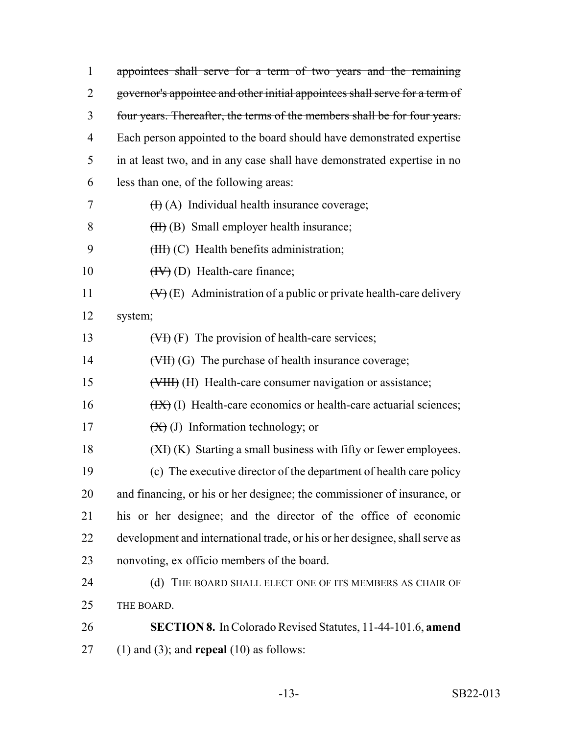~~appointees shall serve for a term of two years and the remaining governor's appointee and other initial appointees shall serve for a term of four years. Thereafter, the terms of the members shall be for four years.~~ Each person appointed to the board should have demonstrated expertise in at least two, and in any case shall have demonstrated expertise in no less than one, of the following areas:

~~(I)~~ (A) Individual health insurance coverage;

~~(II)~~ (B) Small employer health insurance;

~~(III)~~ (C) Health benefits administration;

~~(IV)~~ (D) Health-care finance;

~~(V)~~ (E) Administration of a public or private health-care delivery system;

~~(VI)~~ (F) The provision of health-care services;

~~(VII)~~ (G) The purchase of health insurance coverage;

~~(VIII)~~ (H) Health-care consumer navigation or assistance;

~~(IX)~~ (I) Health-care economics or health-care actuarial sciences;

~~(X)~~ (J) Information technology; or

~~(XI)~~ (K) Starting a small business with fifty or fewer employees.

(c) The executive director of the department of health care policy and financing, or his or her designee; the commissioner of insurance, or his or her designee; and the director of the office of economic development and international trade, or his or her designee, shall serve as nonvoting, ex officio members of the board.

(d) THE BOARD SHALL ELECT ONE OF ITS MEMBERS AS CHAIR OF THE BOARD.

**SECTION 8.** In Colorado Revised Statutes, 11-44-101.6, **amend** (1) and (3); and **repeal** (10) as follows: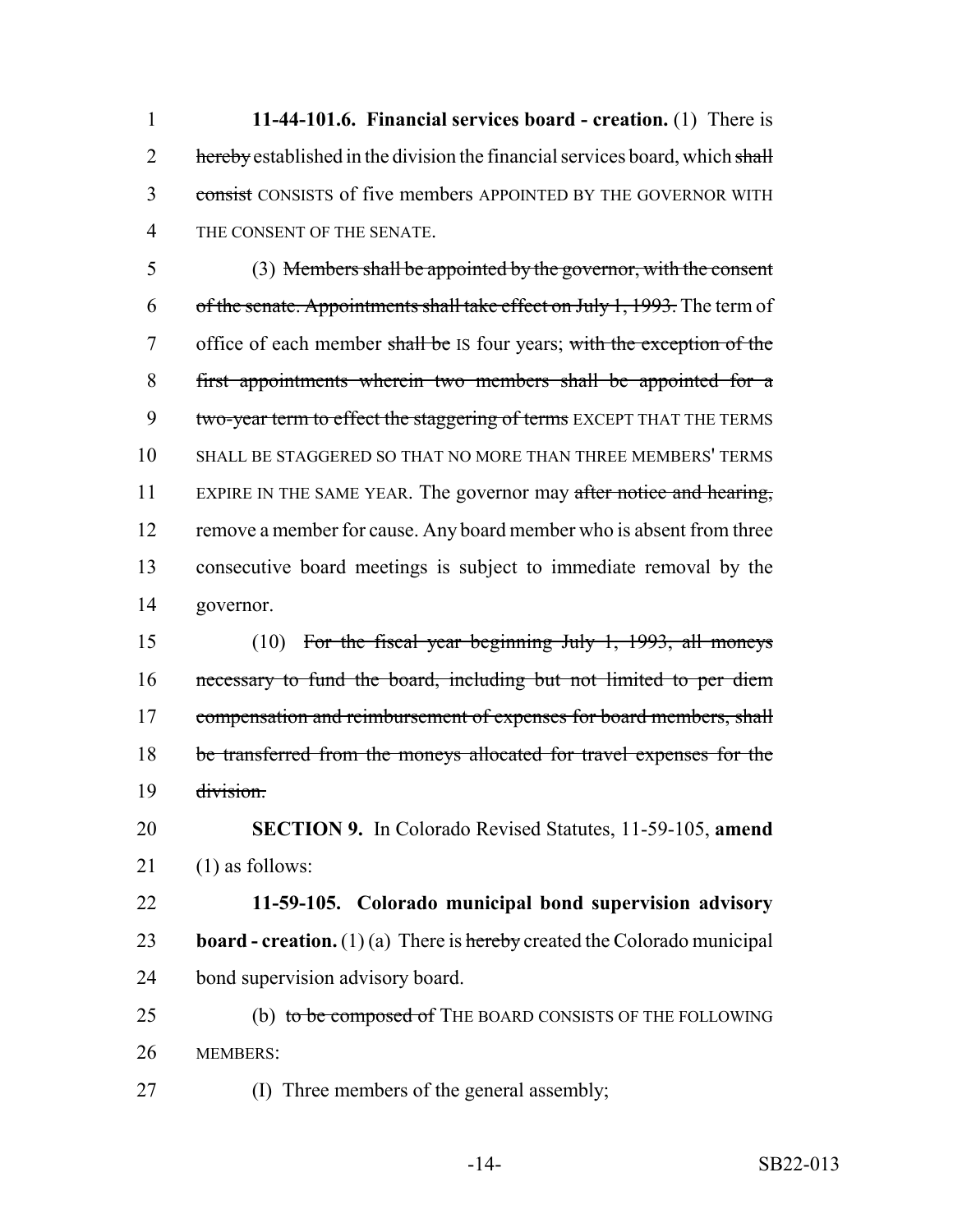**11-44-101.6. Financial services board - creation.** (1) There is ~~hereby~~ established in the division the financial services board, which ~~shall consist~~ CONSISTS of five members APPOINTED BY THE GOVERNOR WITH THE CONSENT OF THE SENATE.

(3) ~~Members shall be appointed by the governor, with the consent of the senate. Appointments shall take effect on July 1, 1993.~~ The term of office of each member ~~shall be~~ IS four years; ~~with the exception of the first appointments wherein two members shall be appointed for a two-year term to effect the staggering of terms~~ EXCEPT THAT THE TERMS SHALL BE STAGGERED SO THAT NO MORE THAN THREE MEMBERS' TERMS EXPIRE IN THE SAME YEAR. The governor may ~~after notice and hearing,~~ remove a member for cause. Any board member who is absent from three consecutive board meetings is subject to immediate removal by the governor.

(10) ~~For the fiscal year beginning July 1, 1993, all moneys necessary to fund the board, including but not limited to per diem compensation and reimbursement of expenses for board members, shall be transferred from the moneys allocated for travel expenses for the division.~~

**SECTION 9.** In Colorado Revised Statutes, 11-59-105, **amend** (1) as follows:

**11-59-105. Colorado municipal bond supervision advisory board - creation.** (1) (a) There is ~~hereby~~ created the Colorado municipal bond supervision advisory board.

(b) ~~to be composed of~~ THE BOARD CONSISTS OF THE FOLLOWING MEMBERS:

(I) Three members of the general assembly;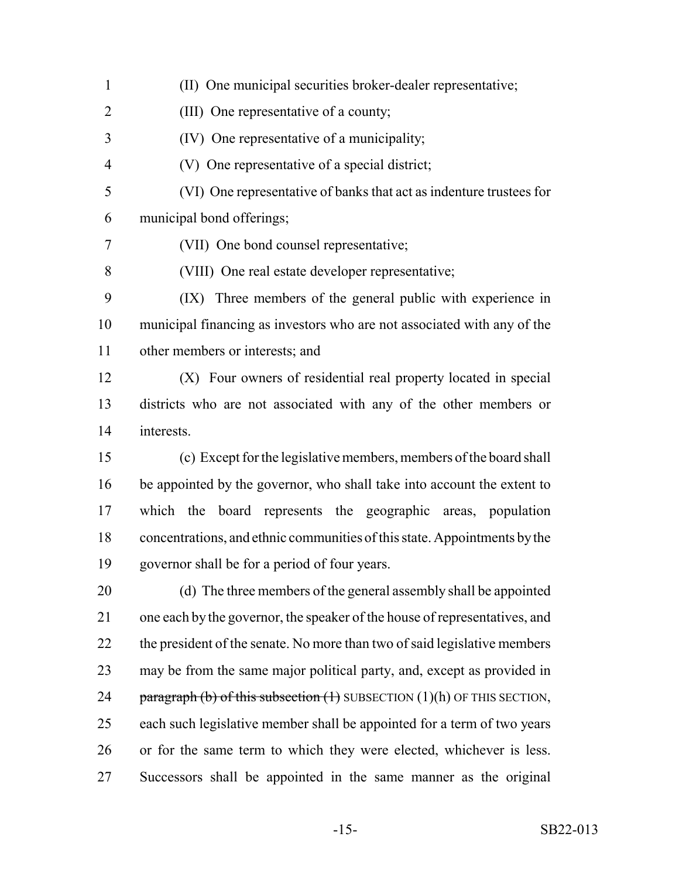(II) One municipal securities broker-dealer representative;

(III) One representative of a county;

(IV) One representative of a municipality;

(V) One representative of a special district;

(VI) One representative of banks that act as indenture trustees for municipal bond offerings;

(VII) One bond counsel representative;

(VIII) One real estate developer representative;

(IX) Three members of the general public with experience in municipal financing as investors who are not associated with any of the other members or interests; and

(X) Four owners of residential real property located in special districts who are not associated with any of the other members or interests.

(c) Except for the legislative members, members of the board shall be appointed by the governor, who shall take into account the extent to which the board represents the geographic areas, population concentrations, and ethnic communities of this state. Appointments by the governor shall be for a period of four years.

(d) The three members of the general assembly shall be appointed one each by the governor, the speaker of the house of representatives, and the president of the senate. No more than two of said legislative members may be from the same major political party, and, except as provided in ~~paragraph (b) of this subsection (1)~~ SUBSECTION (1)(h) OF THIS SECTION, each such legislative member shall be appointed for a term of two years or for the same term to which they were elected, whichever is less. Successors shall be appointed in the same manner as the original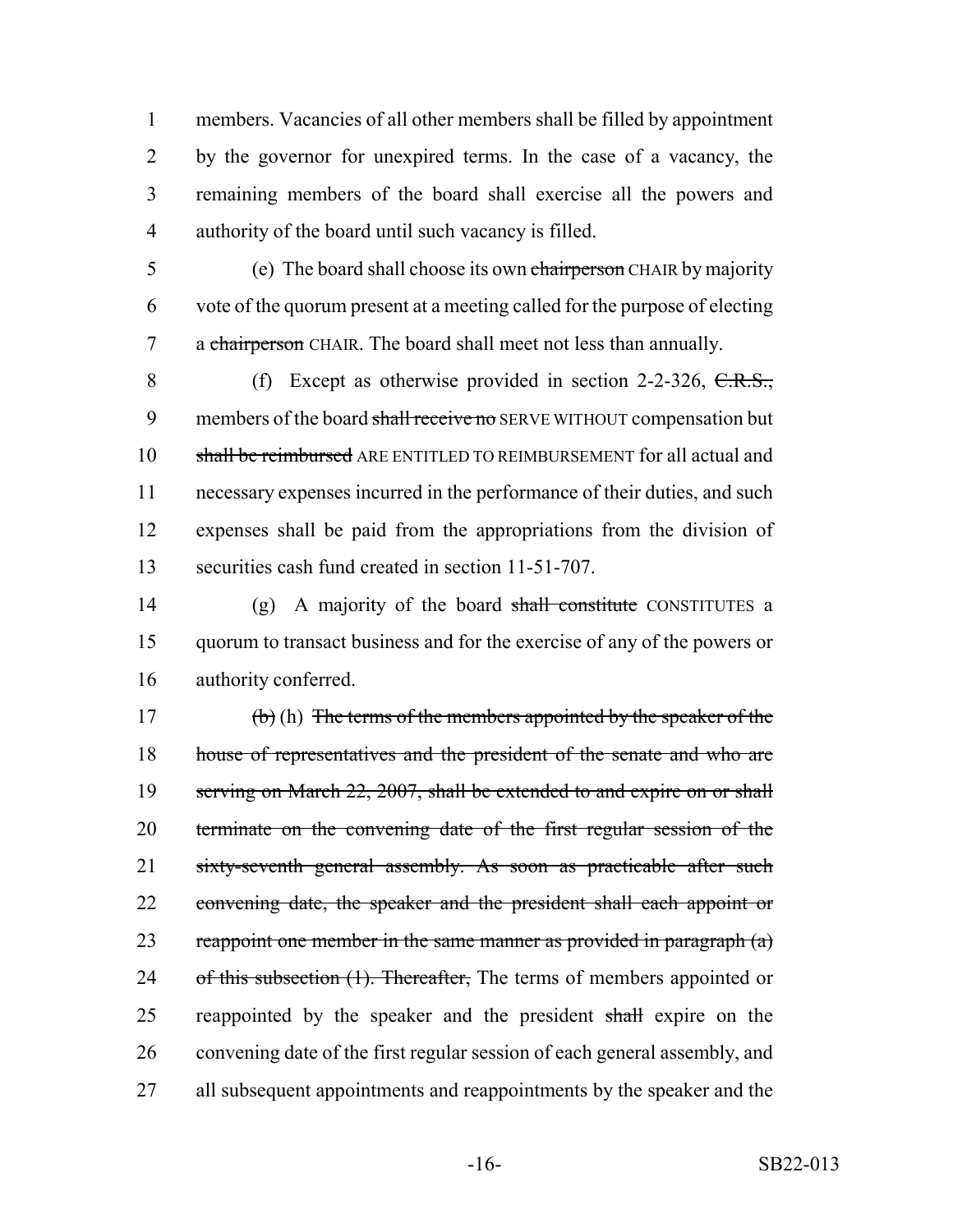members. Vacancies of all other members shall be filled by appointment by the governor for unexpired terms. In the case of a vacancy, the remaining members of the board shall exercise all the powers and authority of the board until such vacancy is filled.

(e) The board shall choose its own ~~chairperson~~ CHAIR by majority vote of the quorum present at a meeting called for the purpose of electing a ~~chairperson~~ CHAIR. The board shall meet not less than annually.

(f) Except as otherwise provided in section 2-2-326, ~~C.R.S.,~~ members of the board ~~shall receive no~~ SERVE WITHOUT compensation but ~~shall be reimbursed~~ ARE ENTITLED TO REIMBURSEMENT for all actual and necessary expenses incurred in the performance of their duties, and such expenses shall be paid from the appropriations from the division of securities cash fund created in section 11-51-707.

(g) A majority of the board ~~shall constitute~~ CONSTITUTES a quorum to transact business and for the exercise of any of the powers or authority conferred.

~~(b)~~ (h) ~~The terms of the members appointed by the speaker of the house of representatives and the president of the senate and who are serving on March 22, 2007, shall be extended to and expire on or shall terminate on the convening date of the first regular session of the sixty-seventh general assembly. As soon as practicable after such convening date, the speaker and the president shall each appoint or reappoint one member in the same manner as provided in paragraph (a) of this subsection (1). Thereafter,~~ The terms of members appointed or reappointed by the speaker and the president ~~shall~~ expire on the convening date of the first regular session of each general assembly, and all subsequent appointments and reappointments by the speaker and the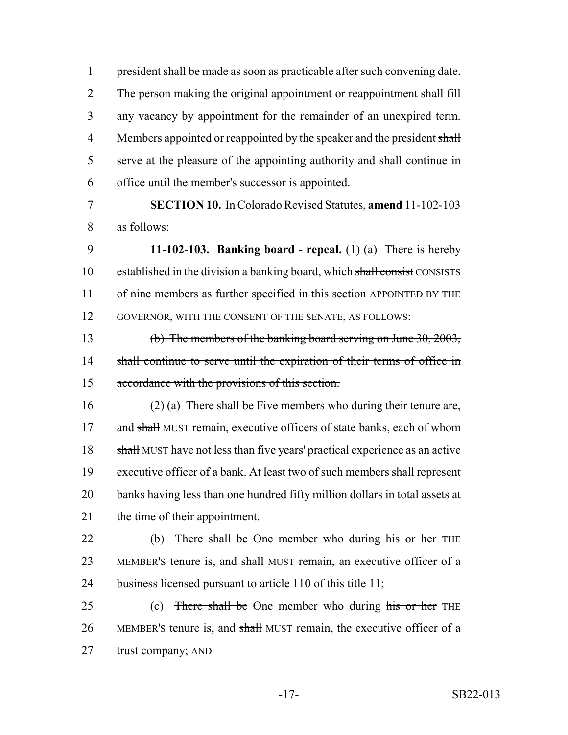president shall be made as soon as practicable after such convening date. The person making the original appointment or reappointment shall fill any vacancy by appointment for the remainder of an unexpired term. Members appointed or reappointed by the speaker and the president ~~shall~~ serve at the pleasure of the appointing authority and ~~shall~~ continue in office until the member's successor is appointed.

**SECTION 10.** In Colorado Revised Statutes, **amend** 11-102-103 as follows:

**11-102-103. Banking board - repeal.** (1) ~~(a)~~ There is ~~hereby~~ established in the division a banking board, which ~~shall consist~~ CONSISTS of nine members ~~as further specified in this section~~ APPOINTED BY THE GOVERNOR, WITH THE CONSENT OF THE SENATE, AS FOLLOWS:

~~(b) The members of the banking board serving on June 30, 2003, shall continue to serve until the expiration of their terms of office in accordance with the provisions of this section.~~

~~(2)~~ (a) ~~There shall be~~ Five members who during their tenure are, and ~~shall~~ MUST remain, executive officers of state banks, each of whom ~~shall~~ MUST have not less than five years' practical experience as an active executive officer of a bank. At least two of such members shall represent banks having less than one hundred fifty million dollars in total assets at the time of their appointment.

(b) ~~There shall be~~ One member who during ~~his or her~~ THE MEMBER'S tenure is, and ~~shall~~ MUST remain, an executive officer of a business licensed pursuant to article 110 of this title 11;

(c) ~~There shall be~~ One member who during ~~his or her~~ THE MEMBER'S tenure is, and ~~shall~~ MUST remain, the executive officer of a trust company; AND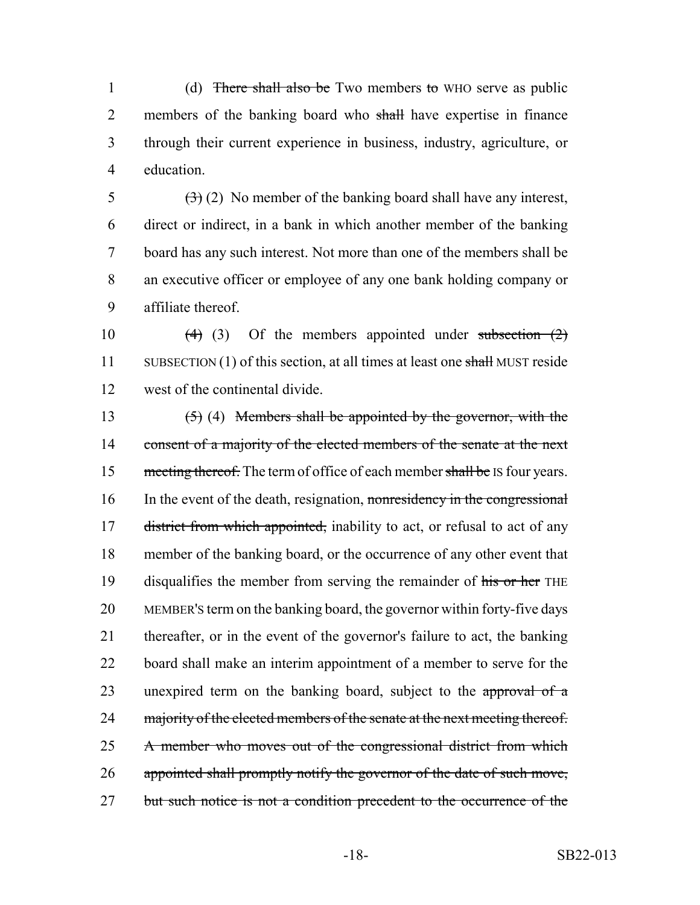(d) ~~There shall also be~~ Two members ~~to~~ WHO serve as public members of the banking board who ~~shall~~ have expertise in finance through their current experience in business, industry, agriculture, or education.

~~(3)~~ (2) No member of the banking board shall have any interest, direct or indirect, in a bank in which another member of the banking board has any such interest. Not more than one of the members shall be an executive officer or employee of any one bank holding company or affiliate thereof.

~~(4)~~ (3) Of the members appointed under ~~subsection (2)~~ SUBSECTION (1) of this section, at all times at least one ~~shall~~ MUST reside west of the continental divide.

~~(5)~~ (4) ~~Members shall be appointed by the governor, with the consent of a majority of the elected members of the senate at the next meeting thereof.~~ The term of office of each member ~~shall be~~ IS four years. In the event of the death, resignation, ~~nonresidency in the congressional district from which appointed,~~ inability to act, or refusal to act of any member of the banking board, or the occurrence of any other event that disqualifies the member from serving the remainder of ~~his or her~~ THE MEMBER'S term on the banking board, the governor within forty-five days thereafter, or in the event of the governor's failure to act, the banking board shall make an interim appointment of a member to serve for the unexpired term on the banking board, subject to the ~~approval of a majority of the elected members of the senate at the next meeting thereof. A member who moves out of the congressional district from which appointed shall promptly notify the governor of the date of such move, but such notice is not a condition precedent to the occurrence of the~~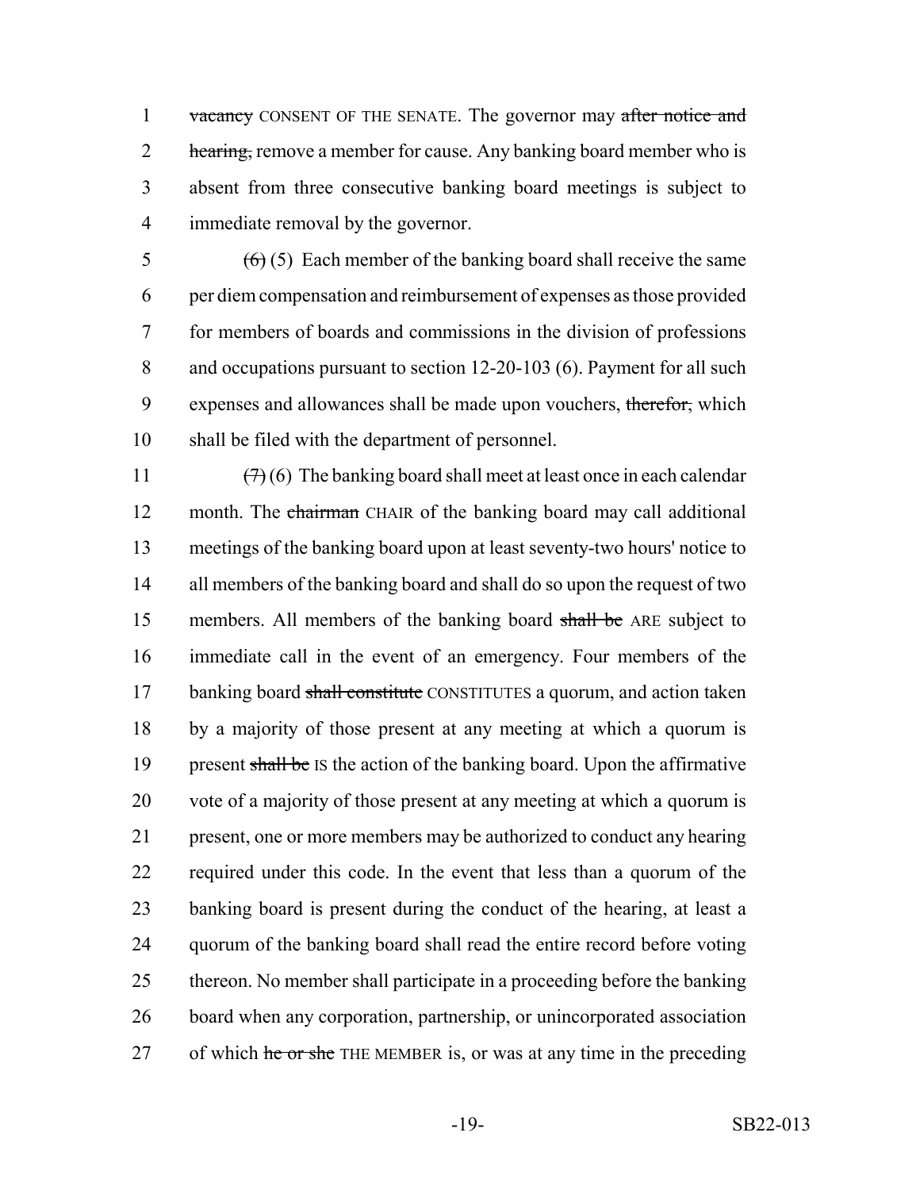vacancy CONSENT OF THE SENATE. The governor may after notice and hearing, remove a member for cause. Any banking board member who is absent from three consecutive banking board meetings is subject to immediate removal by the governor.

(6) (5) Each member of the banking board shall receive the same per diem compensation and reimbursement of expenses as those provided for members of boards and commissions in the division of professions and occupations pursuant to section 12-20-103 (6). Payment for all such expenses and allowances shall be made upon vouchers, therefor, which shall be filed with the department of personnel.

(7) (6) The banking board shall meet at least once in each calendar month. The chairman CHAIR of the banking board may call additional meetings of the banking board upon at least seventy-two hours' notice to all members of the banking board and shall do so upon the request of two members. All members of the banking board shall be ARE subject to immediate call in the event of an emergency. Four members of the banking board shall constitute CONSTITUTES a quorum, and action taken by a majority of those present at any meeting at which a quorum is present shall be IS the action of the banking board. Upon the affirmative vote of a majority of those present at any meeting at which a quorum is present, one or more members may be authorized to conduct any hearing required under this code. In the event that less than a quorum of the banking board is present during the conduct of the hearing, at least a quorum of the banking board shall read the entire record before voting thereon. No member shall participate in a proceeding before the banking board when any corporation, partnership, or unincorporated association of which he or she THE MEMBER is, or was at any time in the preceding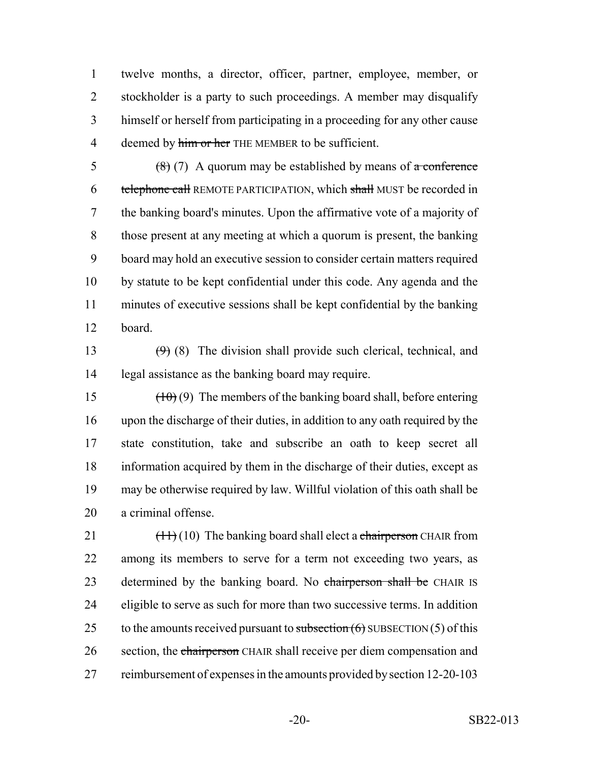twelve months, a director, officer, partner, employee, member, or stockholder is a party to such proceedings. A member may disqualify himself or herself from participating in a proceeding for any other cause deemed by ~~him or her~~ THE MEMBER to be sufficient.

~~(8)~~ (7) A quorum may be established by means of ~~a conference telephone call~~ REMOTE PARTICIPATION, which ~~shall~~ MUST be recorded in the banking board's minutes. Upon the affirmative vote of a majority of those present at any meeting at which a quorum is present, the banking board may hold an executive session to consider certain matters required by statute to be kept confidential under this code. Any agenda and the minutes of executive sessions shall be kept confidential by the banking board.

~~(9)~~ (8) The division shall provide such clerical, technical, and legal assistance as the banking board may require.

~~(10)~~ (9) The members of the banking board shall, before entering upon the discharge of their duties, in addition to any oath required by the state constitution, take and subscribe an oath to keep secret all information acquired by them in the discharge of their duties, except as may be otherwise required by law. Willful violation of this oath shall be a criminal offense.

~~(11)~~ (10) The banking board shall elect a ~~chairperson~~ CHAIR from among its members to serve for a term not exceeding two years, as determined by the banking board. No ~~chairperson shall be~~ CHAIR IS eligible to serve as such for more than two successive terms. In addition to the amounts received pursuant to ~~subsection (6)~~ SUBSECTION (5) of this section, the ~~chairperson~~ CHAIR shall receive per diem compensation and reimbursement of expenses in the amounts provided by section 12-20-103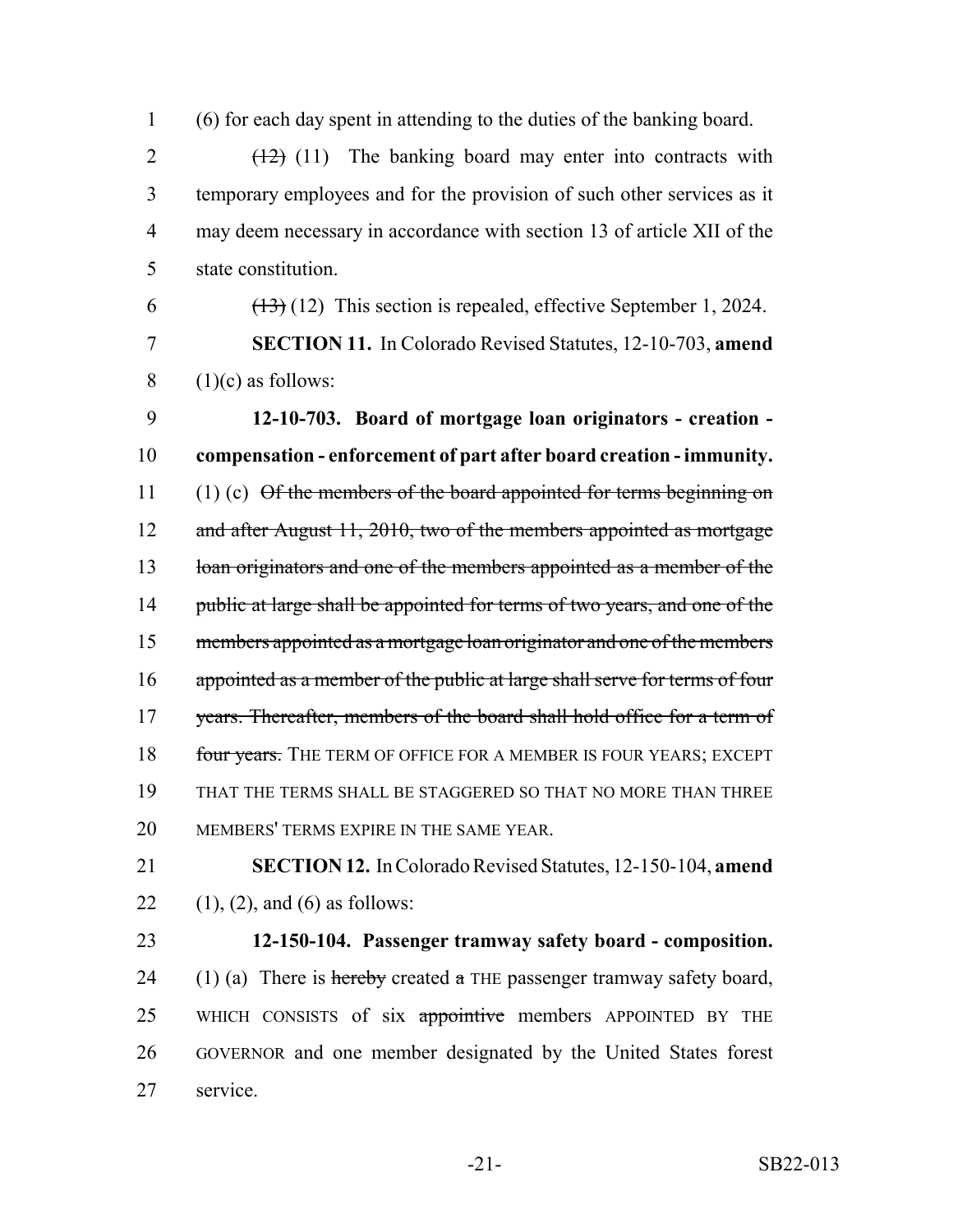(6) for each day spent in attending to the duties of the banking board.

~~(12)~~ (11) The banking board may enter into contracts with temporary employees and for the provision of such other services as it may deem necessary in accordance with section 13 of article XII of the state constitution.

~~(13)~~ (12) This section is repealed, effective September 1, 2024.

**SECTION 11.** In Colorado Revised Statutes, 12-10-703, **amend** (1)(c) as follows:

**12-10-703. Board of mortgage loan originators - creation - compensation - enforcement of part after board creation - immunity.** (1) (c) ~~Of the members of the board appointed for terms beginning on and after August 11, 2010, two of the members appointed as mortgage loan originators and one of the members appointed as a member of the public at large shall be appointed for terms of two years, and one of the members appointed as a mortgage loan originator and one of the members appointed as a member of the public at large shall serve for terms of four years. Thereafter, members of the board shall hold office for a term of four years.~~ THE TERM OF OFFICE FOR A MEMBER IS FOUR YEARS; EXCEPT THAT THE TERMS SHALL BE STAGGERED SO THAT NO MORE THAN THREE MEMBERS' TERMS EXPIRE IN THE SAME YEAR.

**SECTION 12.** In Colorado Revised Statutes, 12-150-104, **amend** (1), (2), and (6) as follows:

**12-150-104. Passenger tramway safety board - composition.** (1) (a) There is ~~hereby~~ created ~~a~~ THE passenger tramway safety board, WHICH CONSISTS of six ~~appointive~~ members APPOINTED BY THE GOVERNOR and one member designated by the United States forest service.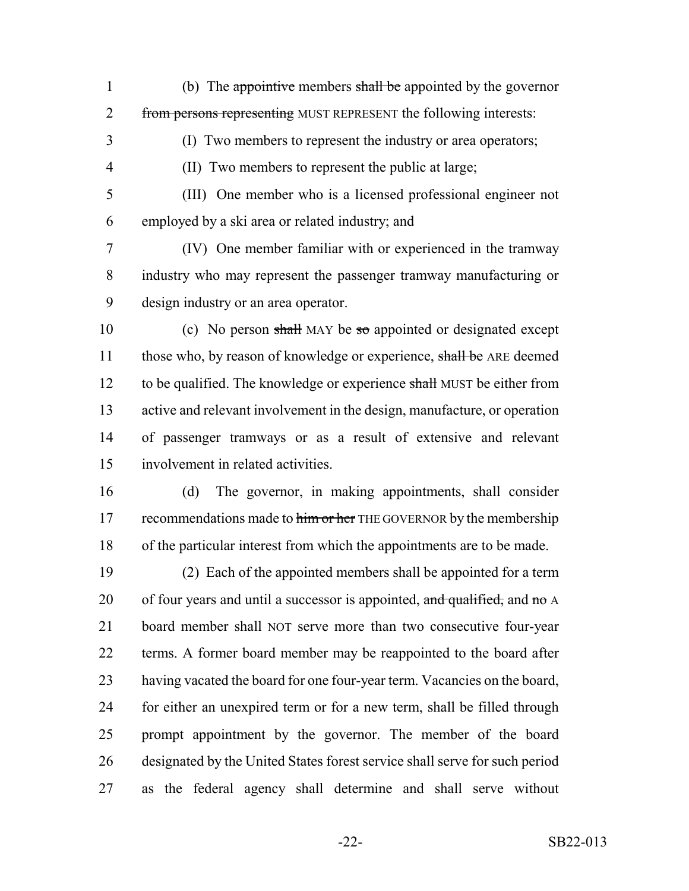(b) The ~~appointive~~ members ~~shall be~~ appointed by the governor ~~from persons representing~~ MUST REPRESENT the following interests:

(I) Two members to represent the industry or area operators;

(II) Two members to represent the public at large;

(III) One member who is a licensed professional engineer not employed by a ski area or related industry; and

(IV) One member familiar with or experienced in the tramway industry who may represent the passenger tramway manufacturing or design industry or an area operator.

(c) No person ~~shall~~ MAY be ~~so~~ appointed or designated except those who, by reason of knowledge or experience, ~~shall be~~ ARE deemed to be qualified. The knowledge or experience ~~shall~~ MUST be either from active and relevant involvement in the design, manufacture, or operation of passenger tramways or as a result of extensive and relevant involvement in related activities.

(d) The governor, in making appointments, shall consider recommendations made to ~~him or her~~ THE GOVERNOR by the membership of the particular interest from which the appointments are to be made.

(2) Each of the appointed members shall be appointed for a term of four years and until a successor is appointed, ~~and qualified,~~ and ~~no~~ A board member shall NOT serve more than two consecutive four-year terms. A former board member may be reappointed to the board after having vacated the board for one four-year term. Vacancies on the board, for either an unexpired term or for a new term, shall be filled through prompt appointment by the governor. The member of the board designated by the United States forest service shall serve for such period as the federal agency shall determine and shall serve without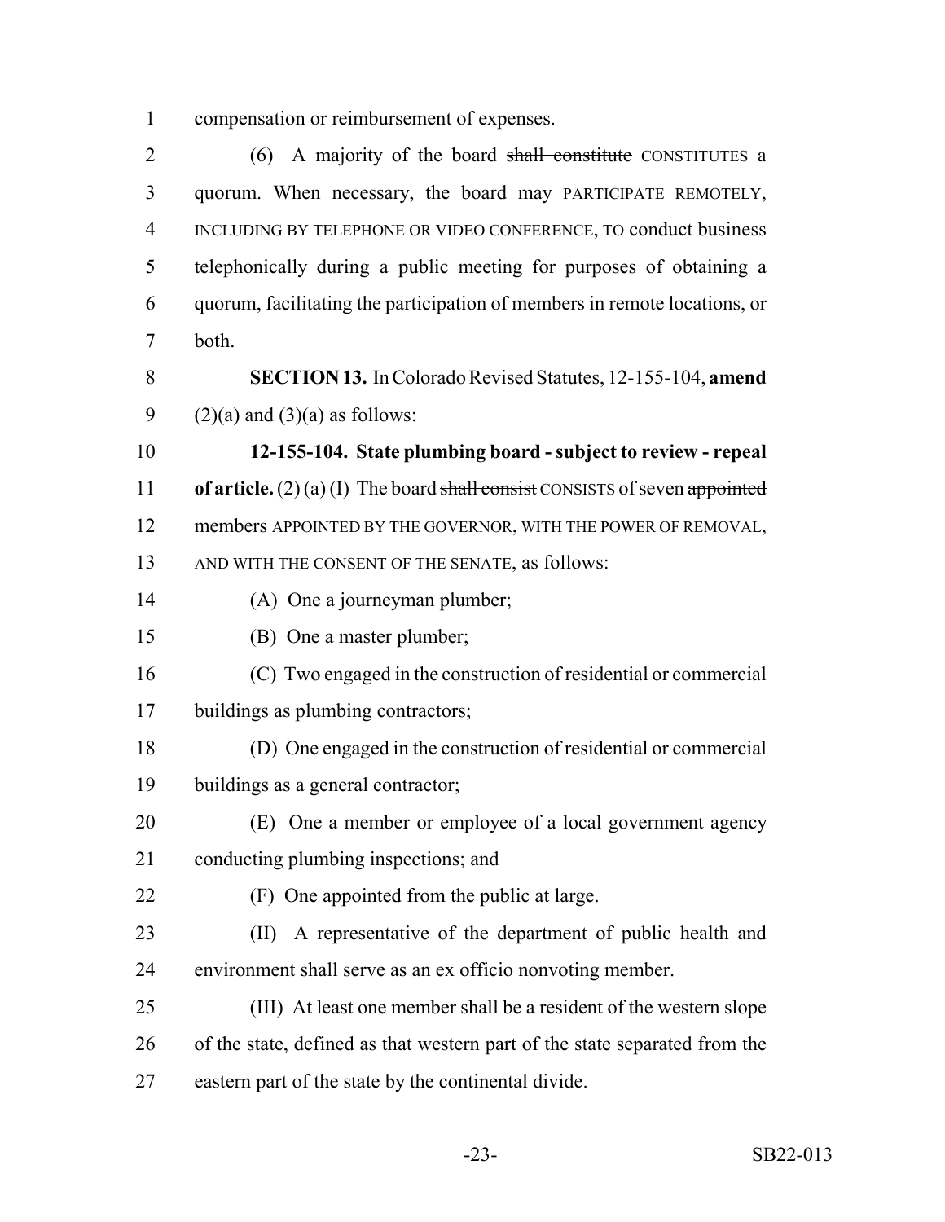compensation or reimbursement of expenses.

(6) A majority of the board ~~shall constitute~~ CONSTITUTES a quorum. When necessary, the board may PARTICIPATE REMOTELY, INCLUDING BY TELEPHONE OR VIDEO CONFERENCE, TO conduct business ~~telephonically~~ during a public meeting for purposes of obtaining a quorum, facilitating the participation of members in remote locations, or both.

**SECTION 13.** In Colorado Revised Statutes, 12-155-104, **amend** (2)(a) and (3)(a) as follows:

**12-155-104. State plumbing board - subject to review - repeal of article.** (2) (a) (I) The board ~~shall consist~~ CONSISTS of seven ~~appointed~~ members APPOINTED BY THE GOVERNOR, WITH THE POWER OF REMOVAL, AND WITH THE CONSENT OF THE SENATE, as follows:

(A) One a journeyman plumber;

(B) One a master plumber;

(C) Two engaged in the construction of residential or commercial buildings as plumbing contractors;

(D) One engaged in the construction of residential or commercial buildings as a general contractor;

(E) One a member or employee of a local government agency conducting plumbing inspections; and

(F) One appointed from the public at large.

(II) A representative of the department of public health and environment shall serve as an ex officio nonvoting member.

(III) At least one member shall be a resident of the western slope of the state, defined as that western part of the state separated from the eastern part of the state by the continental divide.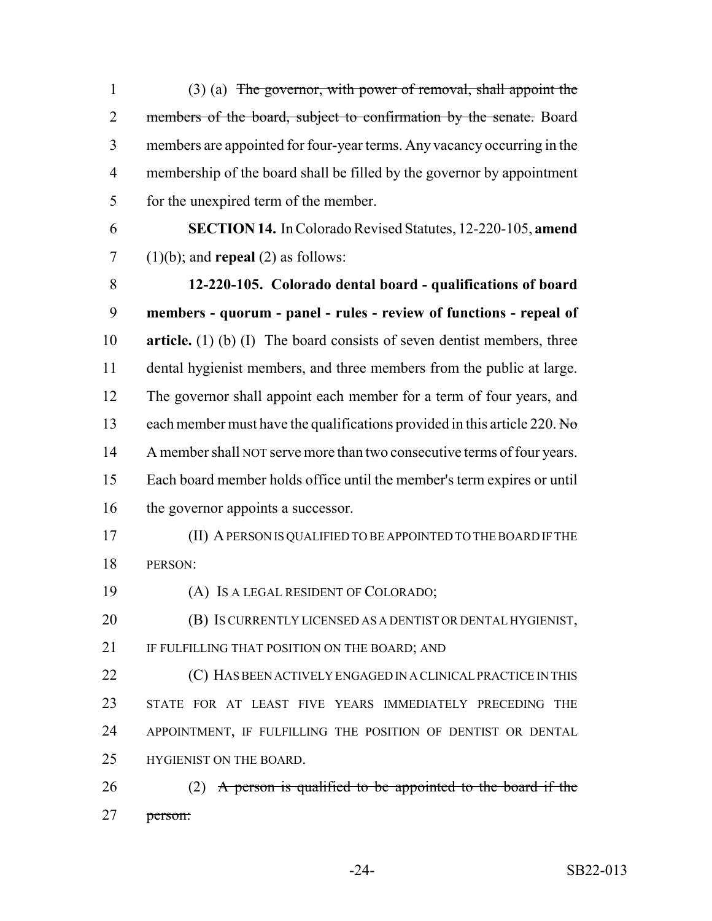(3) (a) ~~The governor, with power of removal, shall appoint the members of the board, subject to confirmation by the senate.~~ Board members are appointed for four-year terms. Any vacancy occurring in the membership of the board shall be filled by the governor by appointment for the unexpired term of the member.

**SECTION 14.** In Colorado Revised Statutes, 12-220-105, **amend** (1)(b); and **repeal** (2) as follows:

**12-220-105. Colorado dental board - qualifications of board members - quorum - panel - rules - review of functions - repeal of article.** (1) (b) (I) The board consists of seven dentist members, three dental hygienist members, and three members from the public at large. The governor shall appoint each member for a term of four years, and each member must have the qualifications provided in this article 220. ~~No~~ A member shall NOT serve more than two consecutive terms of four years. Each board member holds office until the member's term expires or until the governor appoints a successor.

(II) A PERSON IS QUALIFIED TO BE APPOINTED TO THE BOARD IF THE PERSON:

(A) IS A LEGAL RESIDENT OF COLORADO;

(B) IS CURRENTLY LICENSED AS A DENTIST OR DENTAL HYGIENIST, IF FULFILLING THAT POSITION ON THE BOARD; AND

(C) HAS BEEN ACTIVELY ENGAGED IN A CLINICAL PRACTICE IN THIS STATE FOR AT LEAST FIVE YEARS IMMEDIATELY PRECEDING THE APPOINTMENT, IF FULFILLING THE POSITION OF DENTIST OR DENTAL HYGIENIST ON THE BOARD.

(2) ~~A person is qualified to be appointed to the board if the person:~~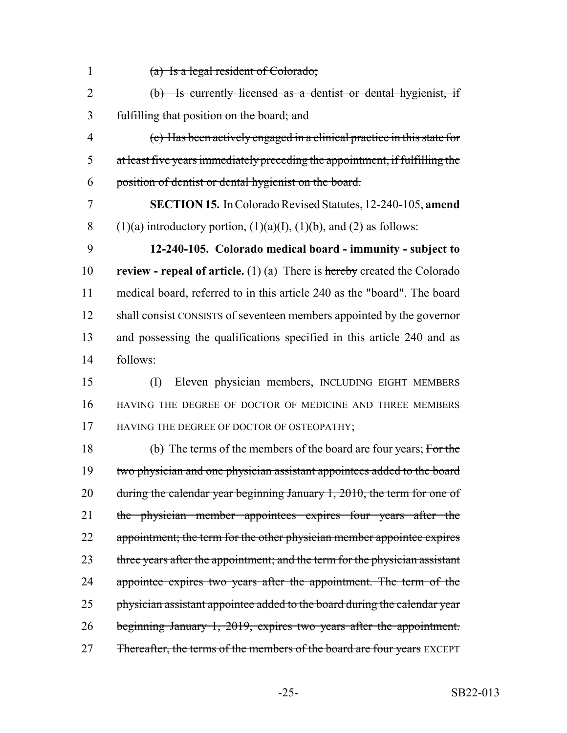~~(a) Is a legal resident of Colorado;~~

~~(b) Is currently licensed as a dentist or dental hygienist, if fulfilling that position on the board; and~~

~~(c) Has been actively engaged in a clinical practice in this state for at least five years immediately preceding the appointment, if fulfilling the position of dentist or dental hygienist on the board.~~

**SECTION 15.** In Colorado Revised Statutes, 12-240-105, **amend** (1)(a) introductory portion, (1)(a)(I), (1)(b), and (2) as follows:

**12-240-105. Colorado medical board - immunity - subject to review - repeal of article.** (1) (a) There is ~~hereby~~ created the Colorado medical board, referred to in this article 240 as the "board". The board ~~shall consist~~ CONSISTS of seventeen members appointed by the governor and possessing the qualifications specified in this article 240 and as follows:

(I) Eleven physician members, INCLUDING EIGHT MEMBERS HAVING THE DEGREE OF DOCTOR OF MEDICINE AND THREE MEMBERS HAVING THE DEGREE OF DOCTOR OF OSTEOPATHY;

(b) The terms of the members of the board are four years; ~~For the two physician and one physician assistant appointees added to the board during the calendar year beginning January 1, 2010, the term for one of the physician member appointees expires four years after the appointment; the term for the other physician member appointee expires three years after the appointment; and the term for the physician assistant appointee expires two years after the appointment. The term of the physician assistant appointee added to the board during the calendar year beginning January 1, 2019, expires two years after the appointment. Thereafter, the terms of the members of the board are four years~~ EXCEPT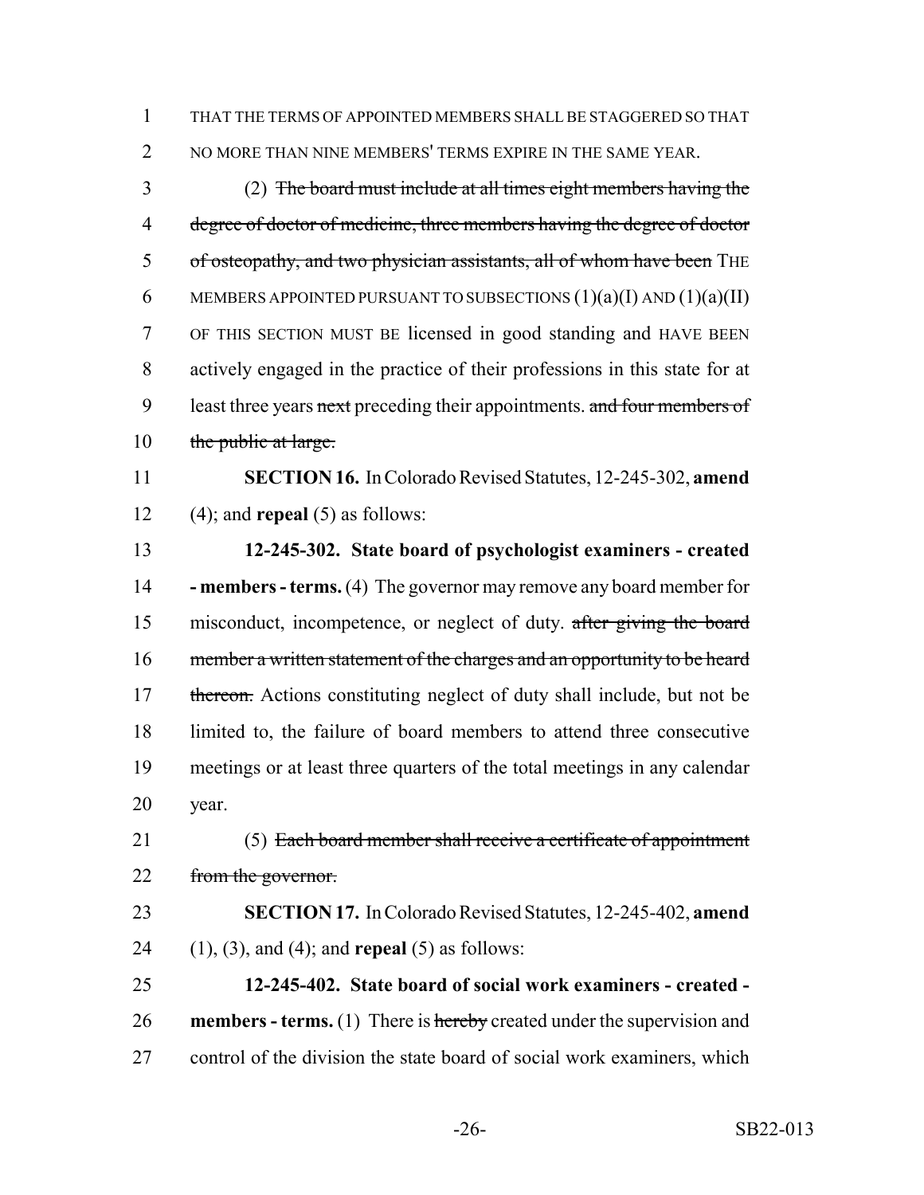THAT THE TERMS OF APPOINTED MEMBERS SHALL BE STAGGERED SO THAT NO MORE THAN NINE MEMBERS' TERMS EXPIRE IN THE SAME YEAR.

(2) ~~The board must include at all times eight members having the degree of doctor of medicine, three members having the degree of doctor of osteopathy, and two physician assistants, all of whom have been~~ THE MEMBERS APPOINTED PURSUANT TO SUBSECTIONS (1)(a)(I) AND (1)(a)(II) OF THIS SECTION MUST BE licensed in good standing and HAVE BEEN actively engaged in the practice of their professions in this state for at least three years ~~next~~ preceding their appointments. ~~and four members of the public at large.~~

**SECTION 16.** In Colorado Revised Statutes, 12-245-302, **amend** (4); and **repeal** (5) as follows:

**12-245-302. State board of psychologist examiners - created - members - terms.** (4) The governor may remove any board member for misconduct, incompetence, or neglect of duty. ~~after giving the board member a written statement of the charges and an opportunity to be heard thereon.~~ Actions constituting neglect of duty shall include, but not be limited to, the failure of board members to attend three consecutive meetings or at least three quarters of the total meetings in any calendar year.

(5) ~~Each board member shall receive a certificate of appointment from the governor.~~

**SECTION 17.** In Colorado Revised Statutes, 12-245-402, **amend** (1), (3), and (4); and **repeal** (5) as follows:

**12-245-402. State board of social work examiners - created - members - terms.** (1) There is ~~hereby~~ created under the supervision and control of the division the state board of social work examiners, which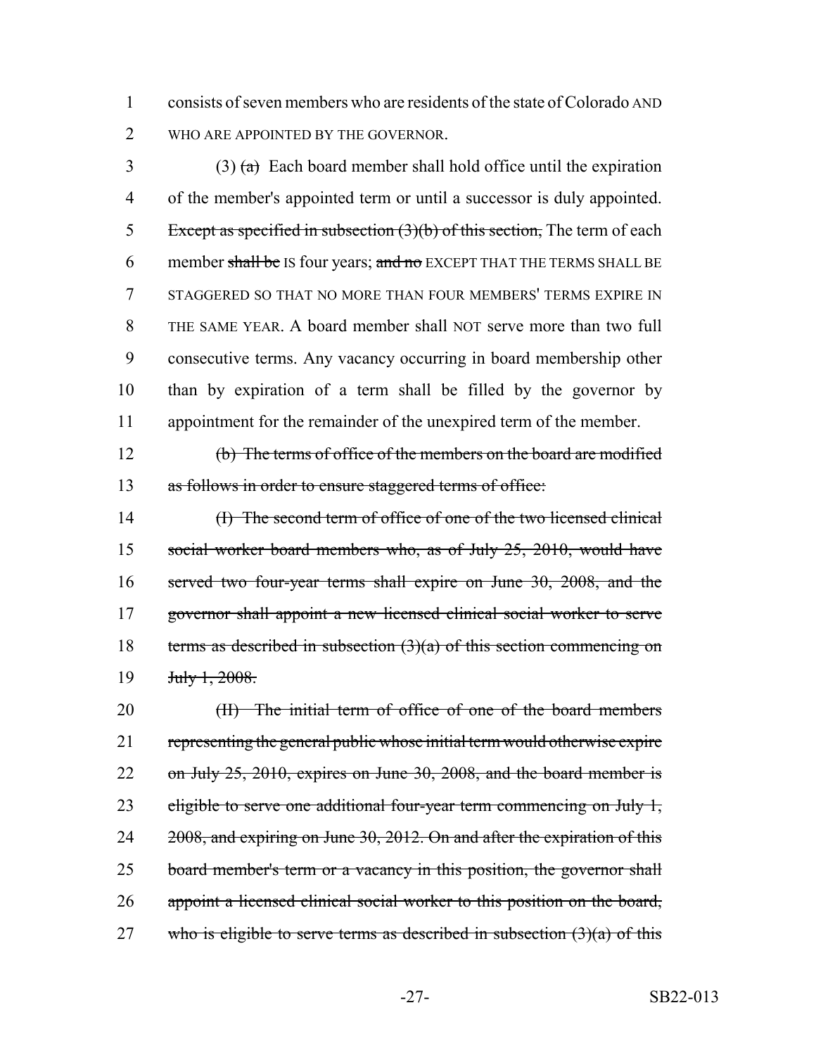1 consists of seven members who are residents of the state of Colorado AND
2 WHO ARE APPOINTED BY THE GOVERNOR.

3 (3) ~~(a)~~ Each board member shall hold office until the expiration
4 of the member's appointed term or until a successor is duly appointed.
5 ~~Except as specified in subsection (3)(b) of this section,~~ The term of each
6 member ~~shall be~~ IS four years; ~~and no~~ EXCEPT THAT THE TERMS SHALL BE
7 STAGGERED SO THAT NO MORE THAN FOUR MEMBERS' TERMS EXPIRE IN
8 THE SAME YEAR. A board member shall NOT serve more than two full
9 consecutive terms. Any vacancy occurring in board membership other
10 than by expiration of a term shall be filled by the governor by
11 appointment for the remainder of the unexpired term of the member.

12 ~~(b) The terms of office of the members on the board are modified~~
13 ~~as follows in order to ensure staggered terms of office:~~

14 ~~(I) The second term of office of one of the two licensed clinical~~
15 ~~social worker board members who, as of July 25, 2010, would have~~
16 ~~served two four-year terms shall expire on June 30, 2008, and the~~
17 ~~governor shall appoint a new licensed clinical social worker to serve~~
18 ~~terms as described in subsection (3)(a) of this section commencing on~~
19 ~~July 1, 2008.~~

20 ~~(II) The initial term of office of one of the board members~~
21 ~~representing the general public whose initial term would otherwise expire~~
22 ~~on July 25, 2010, expires on June 30, 2008, and the board member is~~
23 ~~eligible to serve one additional four-year term commencing on July 1,~~
24 ~~2008, and expiring on June 30, 2012. On and after the expiration of this~~
25 ~~board member's term or a vacancy in this position, the governor shall~~
26 ~~appoint a licensed clinical social worker to this position on the board,~~
27 ~~who is eligible to serve terms as described in subsection (3)(a) of this~~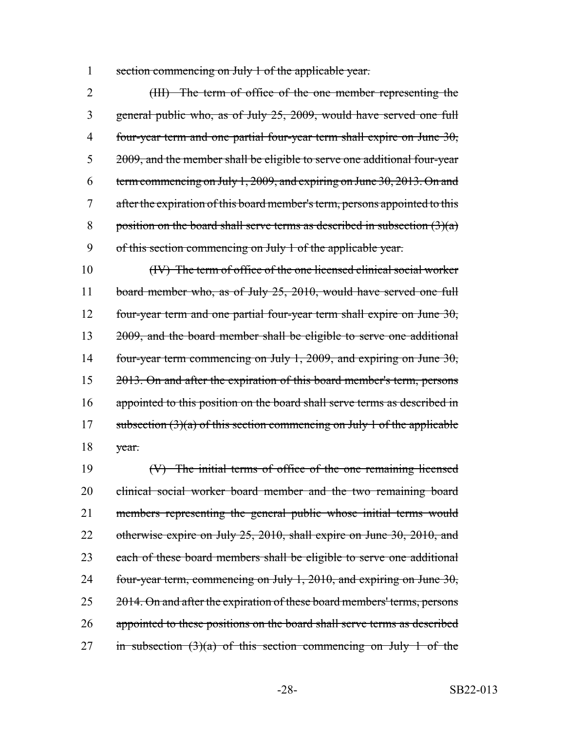section commencing on July 1 of the applicable year.

~~(III) The term of office of the one member representing the general public who, as of July 25, 2009, would have served one full four-year term and one partial four-year term shall expire on June 30, 2009, and the member shall be eligible to serve one additional four-year term commencing on July 1, 2009, and expiring on June 30, 2013. On and after the expiration of this board member's term, persons appointed to this position on the board shall serve terms as described in subsection (3)(a) of this section commencing on July 1 of the applicable year.~~

~~(IV) The term of office of the one licensed clinical social worker board member who, as of July 25, 2010, would have served one full four-year term and one partial four-year term shall expire on June 30, 2009, and the board member shall be eligible to serve one additional four-year term commencing on July 1, 2009, and expiring on June 30, 2013. On and after the expiration of this board member's term, persons appointed to this position on the board shall serve terms as described in subsection (3)(a) of this section commencing on July 1 of the applicable year.~~

~~(V) The initial terms of office of the one remaining licensed clinical social worker board member and the two remaining board members representing the general public whose initial terms would otherwise expire on July 25, 2010, shall expire on June 30, 2010, and each of these board members shall be eligible to serve one additional four-year term, commencing on July 1, 2010, and expiring on June 30, 2014. On and after the expiration of these board members' terms, persons appointed to these positions on the board shall serve terms as described in subsection (3)(a) of this section commencing on July 1 of the~~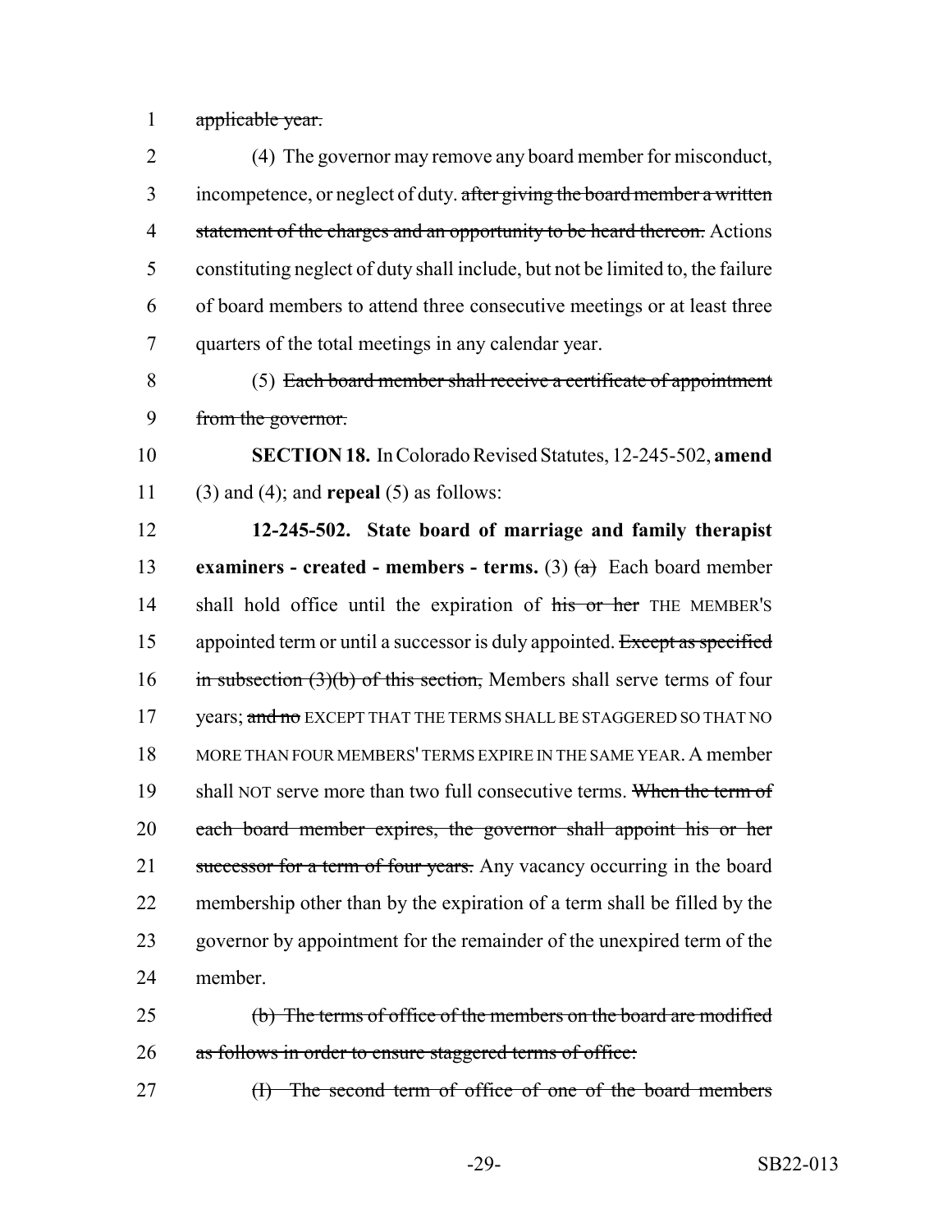applicable year.

(4) The governor may remove any board member for misconduct, incompetence, or neglect of duty. after giving the board member a written statement of the charges and an opportunity to be heard thereon. Actions constituting neglect of duty shall include, but not be limited to, the failure of board members to attend three consecutive meetings or at least three quarters of the total meetings in any calendar year.

(5) Each board member shall receive a certificate of appointment from the governor.

**SECTION 18.** In Colorado Revised Statutes, 12-245-502, **amend** (3) and (4); and **repeal** (5) as follows:

**12-245-502. State board of marriage and family therapist examiners - created - members - terms.** (3) (a) Each board member shall hold office until the expiration of his or her THE MEMBER'S appointed term or until a successor is duly appointed. Except as specified in subsection (3)(b) of this section, Members shall serve terms of four years; and no EXCEPT THAT THE TERMS SHALL BE STAGGERED SO THAT NO MORE THAN FOUR MEMBERS' TERMS EXPIRE IN THE SAME YEAR. A member shall NOT serve more than two full consecutive terms. When the term of each board member expires, the governor shall appoint his or her successor for a term of four years. Any vacancy occurring in the board membership other than by the expiration of a term shall be filled by the governor by appointment for the remainder of the unexpired term of the member.

(b) The terms of office of the members on the board are modified as follows in order to ensure staggered terms of office:

(I) The second term of office of one of the board members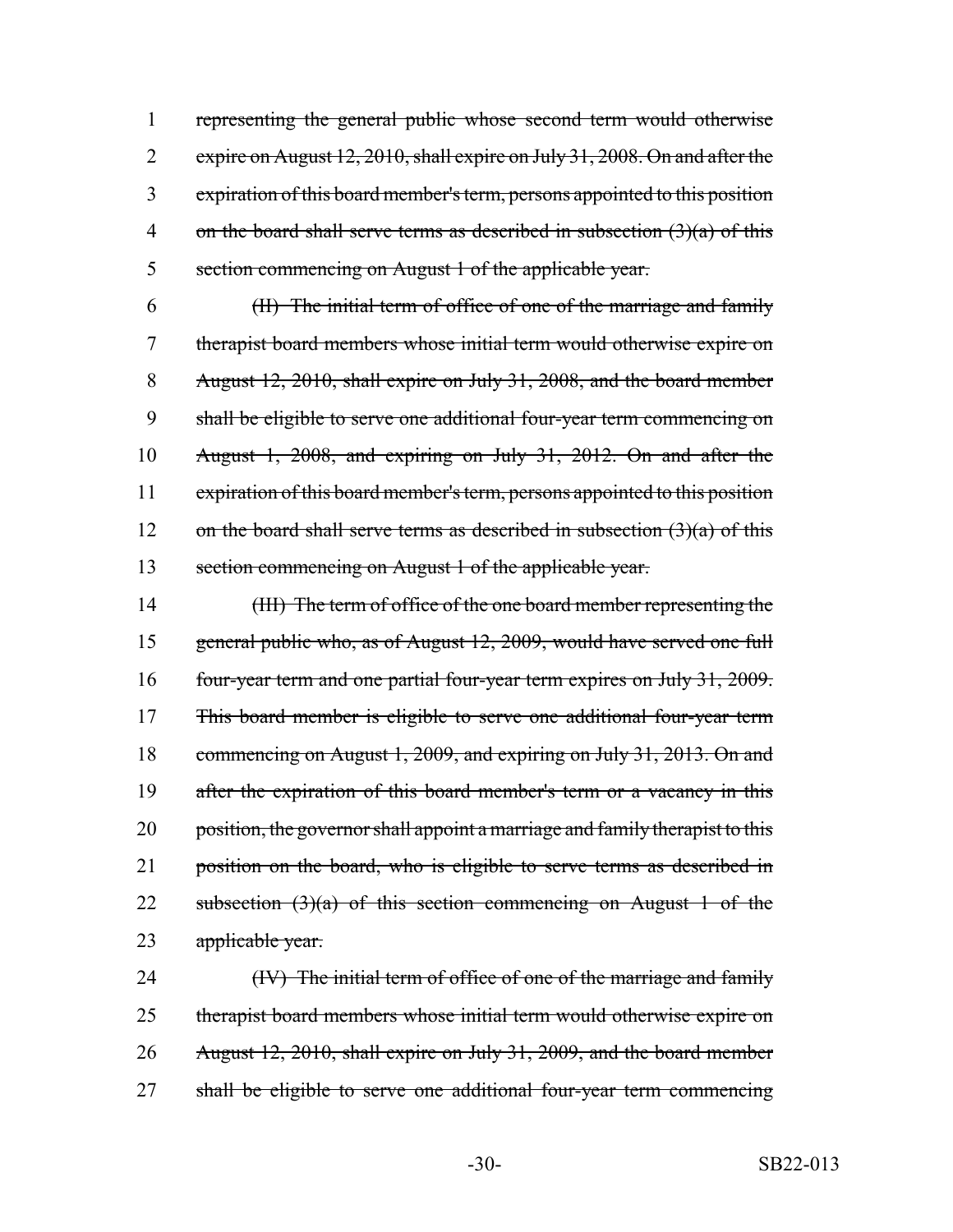representing the general public whose second term would otherwise expire on August 12, 2010, shall expire on July 31, 2008. On and after the expiration of this board member's term, persons appointed to this position on the board shall serve terms as described in subsection (3)(a) of this section commencing on August 1 of the applicable year.

(II) The initial term of office of one of the marriage and family therapist board members whose initial term would otherwise expire on August 12, 2010, shall expire on July 31, 2008, and the board member shall be eligible to serve one additional four-year term commencing on August 1, 2008, and expiring on July 31, 2012. On and after the expiration of this board member's term, persons appointed to this position on the board shall serve terms as described in subsection (3)(a) of this section commencing on August 1 of the applicable year.

(III) The term of office of the one board member representing the general public who, as of August 12, 2009, would have served one full four-year term and one partial four-year term expires on July 31, 2009. This board member is eligible to serve one additional four-year term commencing on August 1, 2009, and expiring on July 31, 2013. On and after the expiration of this board member's term or a vacancy in this position, the governor shall appoint a marriage and family therapist to this position on the board, who is eligible to serve terms as described in subsection (3)(a) of this section commencing on August 1 of the applicable year.

(IV) The initial term of office of one of the marriage and family therapist board members whose initial term would otherwise expire on August 12, 2010, shall expire on July 31, 2009, and the board member shall be eligible to serve one additional four-year term commencing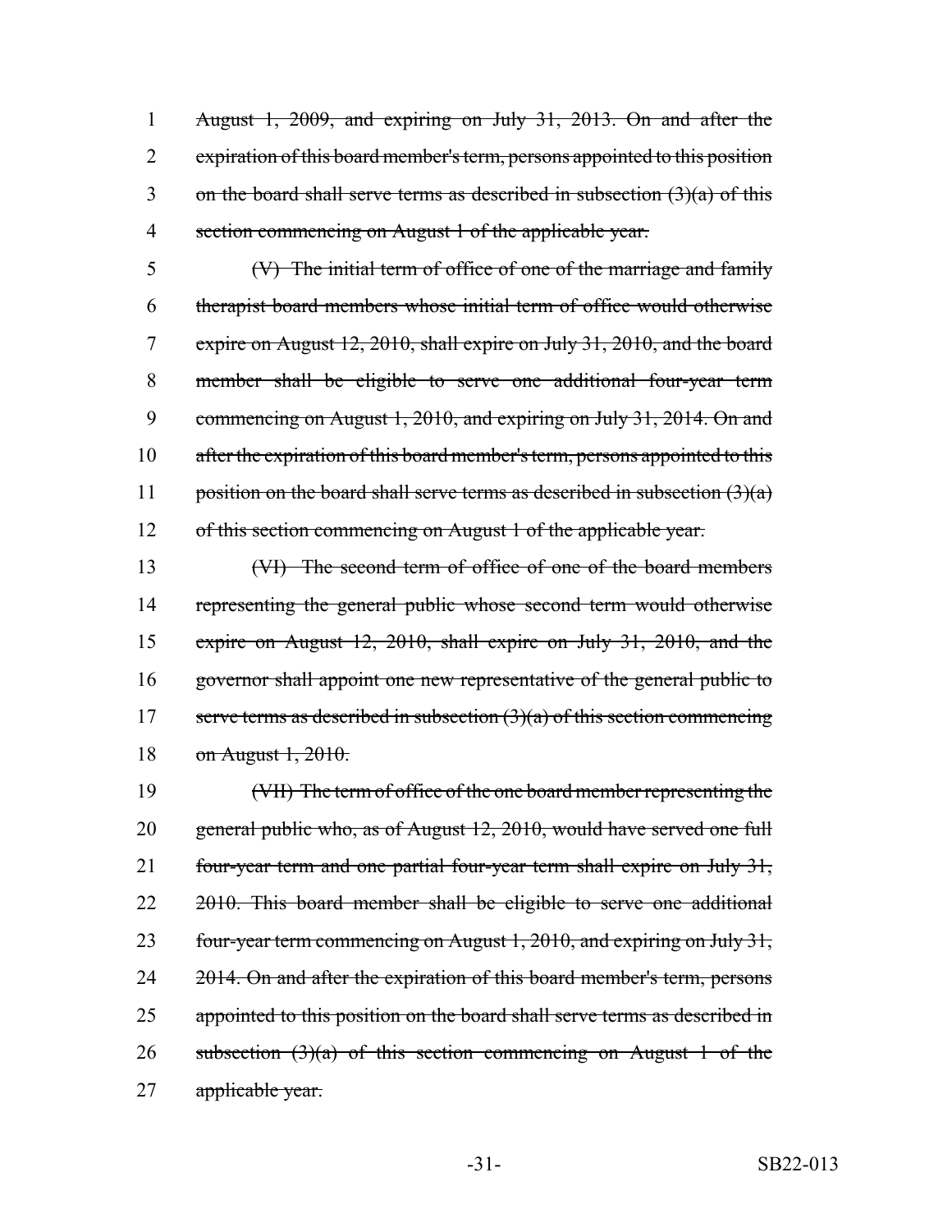August 1, 2009, and expiring on July 31, 2013. On and after the expiration of this board member's term, persons appointed to this position on the board shall serve terms as described in subsection (3)(a) of this section commencing on August 1 of the applicable year.

(V) The initial term of office of one of the marriage and family therapist board members whose initial term of office would otherwise expire on August 12, 2010, shall expire on July 31, 2010, and the board member shall be eligible to serve one additional four-year term commencing on August 1, 2010, and expiring on July 31, 2014. On and after the expiration of this board member's term, persons appointed to this position on the board shall serve terms as described in subsection (3)(a) of this section commencing on August 1 of the applicable year.

(VI) The second term of office of one of the board members representing the general public whose second term would otherwise expire on August 12, 2010, shall expire on July 31, 2010, and the governor shall appoint one new representative of the general public to serve terms as described in subsection (3)(a) of this section commencing on August 1, 2010.

(VII) The term of office of the one board member representing the general public who, as of August 12, 2010, would have served one full four-year term and one partial four-year term shall expire on July 31, 2010. This board member shall be eligible to serve one additional four-year term commencing on August 1, 2010, and expiring on July 31, 2014. On and after the expiration of this board member's term, persons appointed to this position on the board shall serve terms as described in subsection (3)(a) of this section commencing on August 1 of the applicable year.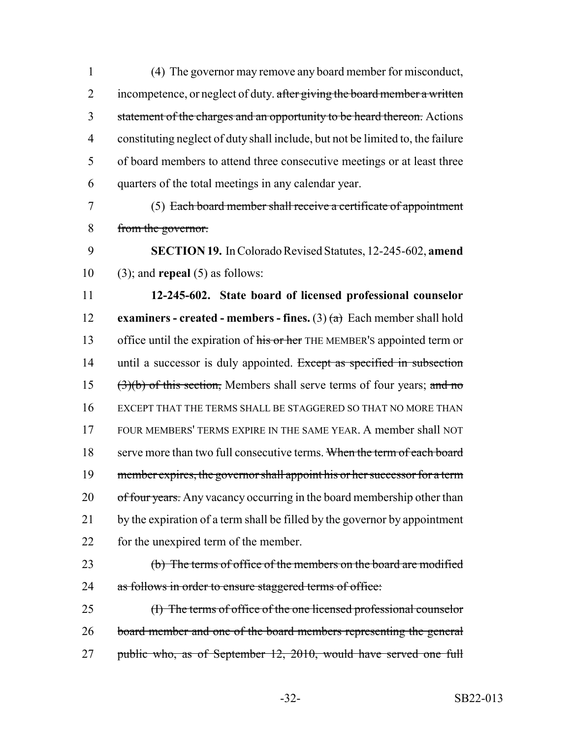(4) The governor may remove any board member for misconduct, incompetence, or neglect of duty. ~~after giving the board member a written statement of the charges and an opportunity to be heard thereon.~~ Actions constituting neglect of duty shall include, but not be limited to, the failure of board members to attend three consecutive meetings or at least three quarters of the total meetings in any calendar year.

(5) ~~Each board member shall receive a certificate of appointment from the governor.~~

**SECTION 19.** In Colorado Revised Statutes, 12-245-602, **amend** (3); and **repeal** (5) as follows:

**12-245-602. State board of licensed professional counselor examiners - created - members - fines.** (3) ~~(a)~~ Each member shall hold office until the expiration of ~~his or her~~ THE MEMBER'S appointed term or until a successor is duly appointed. ~~Except as specified in subsection (3)(b) of this section,~~ Members shall serve terms of four years; ~~and no~~ EXCEPT THAT THE TERMS SHALL BE STAGGERED SO THAT NO MORE THAN FOUR MEMBERS' TERMS EXPIRE IN THE SAME YEAR. A member shall NOT serve more than two full consecutive terms. ~~When the term of each board member expires, the governor shall appoint his or her successor for a term of four years.~~ Any vacancy occurring in the board membership other than by the expiration of a term shall be filled by the governor by appointment for the unexpired term of the member.

~~(b) The terms of office of the members on the board are modified as follows in order to ensure staggered terms of office:~~

~~(I) The terms of office of the one licensed professional counselor board member and one of the board members representing the general public who, as of September 12, 2010, would have served one full~~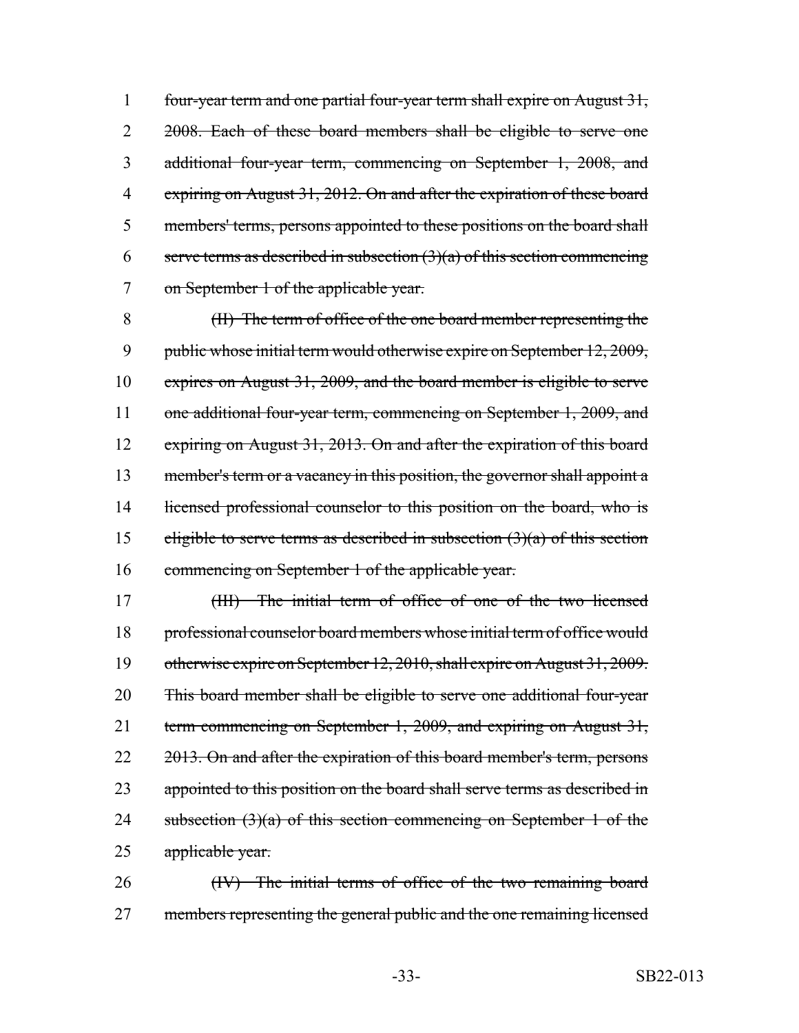~~four-year term and one partial four-year term shall expire on August 31, 2008. Each of these board members shall be eligible to serve one additional four-year term, commencing on September 1, 2008, and expiring on August 31, 2012. On and after the expiration of these board members' terms, persons appointed to these positions on the board shall serve terms as described in subsection (3)(a) of this section commencing on September 1 of the applicable year.~~

~~(II) The term of office of the one board member representing the public whose initial term would otherwise expire on September 12, 2009, expires on August 31, 2009, and the board member is eligible to serve one additional four-year term, commencing on September 1, 2009, and expiring on August 31, 2013. On and after the expiration of this board member's term or a vacancy in this position, the governor shall appoint a licensed professional counselor to this position on the board, who is eligible to serve terms as described in subsection (3)(a) of this section commencing on September 1 of the applicable year.~~

~~(III) The initial term of office of one of the two licensed professional counselor board members whose initial term of office would otherwise expire on September 12, 2010, shall expire on August 31, 2009. This board member shall be eligible to serve one additional four-year term commencing on September 1, 2009, and expiring on August 31, 2013. On and after the expiration of this board member's term, persons appointed to this position on the board shall serve terms as described in subsection (3)(a) of this section commencing on September 1 of the applicable year.~~

~~(IV) The initial terms of office of the two remaining board members representing the general public and the one remaining licensed~~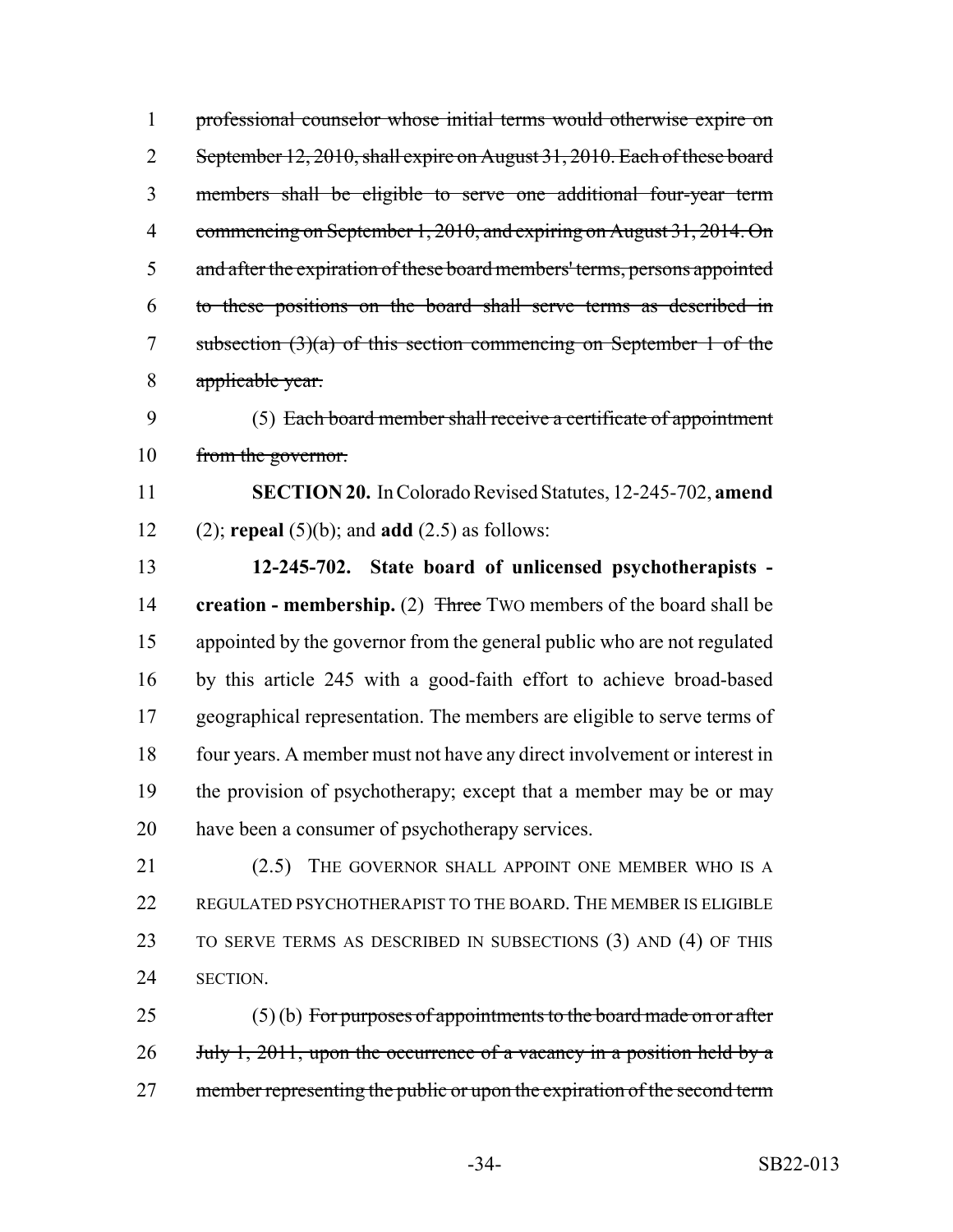~~professional counselor whose initial terms would otherwise expire on September 12, 2010, shall expire on August 31, 2010. Each of these board members shall be eligible to serve one additional four-year term commencing on September 1, 2010, and expiring on August 31, 2014. On and after the expiration of these board members' terms, persons appointed to these positions on the board shall serve terms as described in subsection (3)(a) of this section commencing on September 1 of the applicable year.~~

(5) ~~Each board member shall receive a certificate of appointment from the governor.~~

**SECTION 20.** In Colorado Revised Statutes, 12-245-702, **amend** (2); **repeal** (5)(b); and **add** (2.5) as follows:

**12-245-702. State board of unlicensed psychotherapists - creation - membership.** (2) ~~Three~~ TWO members of the board shall be appointed by the governor from the general public who are not regulated by this article 245 with a good-faith effort to achieve broad-based geographical representation. The members are eligible to serve terms of four years. A member must not have any direct involvement or interest in the provision of psychotherapy; except that a member may be or may have been a consumer of psychotherapy services.

(2.5) THE GOVERNOR SHALL APPOINT ONE MEMBER WHO IS A REGULATED PSYCHOTHERAPIST TO THE BOARD. THE MEMBER IS ELIGIBLE TO SERVE TERMS AS DESCRIBED IN SUBSECTIONS (3) AND (4) OF THIS SECTION.

(5) (b) ~~For purposes of appointments to the board made on or after July 1, 2011, upon the occurrence of a vacancy in a position held by a member representing the public or upon the expiration of the second term~~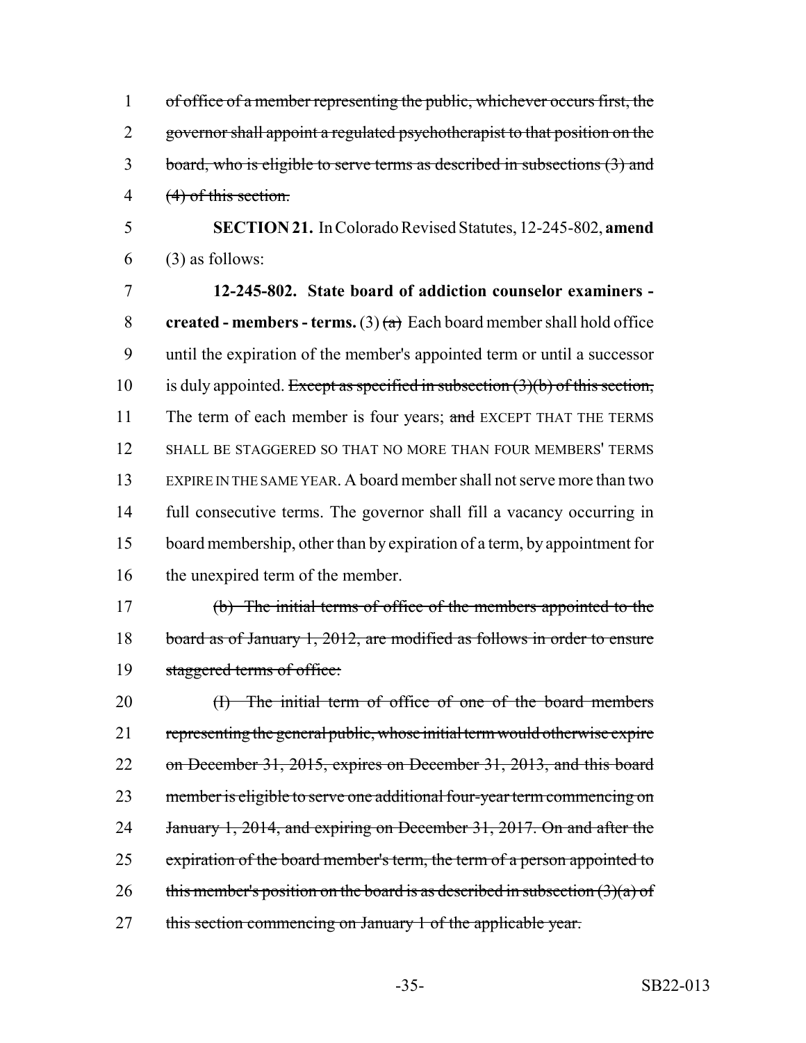of office of a member representing the public, whichever occurs first, the governor shall appoint a regulated psychotherapist to that position on the board, who is eligible to serve terms as described in subsections (3) and (4) of this section.

**SECTION 21.** In Colorado Revised Statutes, 12-245-802, **amend** (3) as follows:

**12-245-802. State board of addiction counselor examiners - created - members - terms.** (3) (a) Each board member shall hold office until the expiration of the member's appointed term or until a successor is duly appointed. Except as specified in subsection (3)(b) of this section, The term of each member is four years; and EXCEPT THAT THE TERMS SHALL BE STAGGERED SO THAT NO MORE THAN FOUR MEMBERS' TERMS EXPIRE IN THE SAME YEAR. A board member shall not serve more than two full consecutive terms. The governor shall fill a vacancy occurring in board membership, other than by expiration of a term, by appointment for the unexpired term of the member.

(b) The initial terms of office of the members appointed to the board as of January 1, 2012, are modified as follows in order to ensure staggered terms of office:

(I) The initial term of office of one of the board members representing the general public, whose initial term would otherwise expire on December 31, 2015, expires on December 31, 2013, and this board member is eligible to serve one additional four-year term commencing on January 1, 2014, and expiring on December 31, 2017. On and after the expiration of the board member's term, the term of a person appointed to this member's position on the board is as described in subsection (3)(a) of this section commencing on January 1 of the applicable year.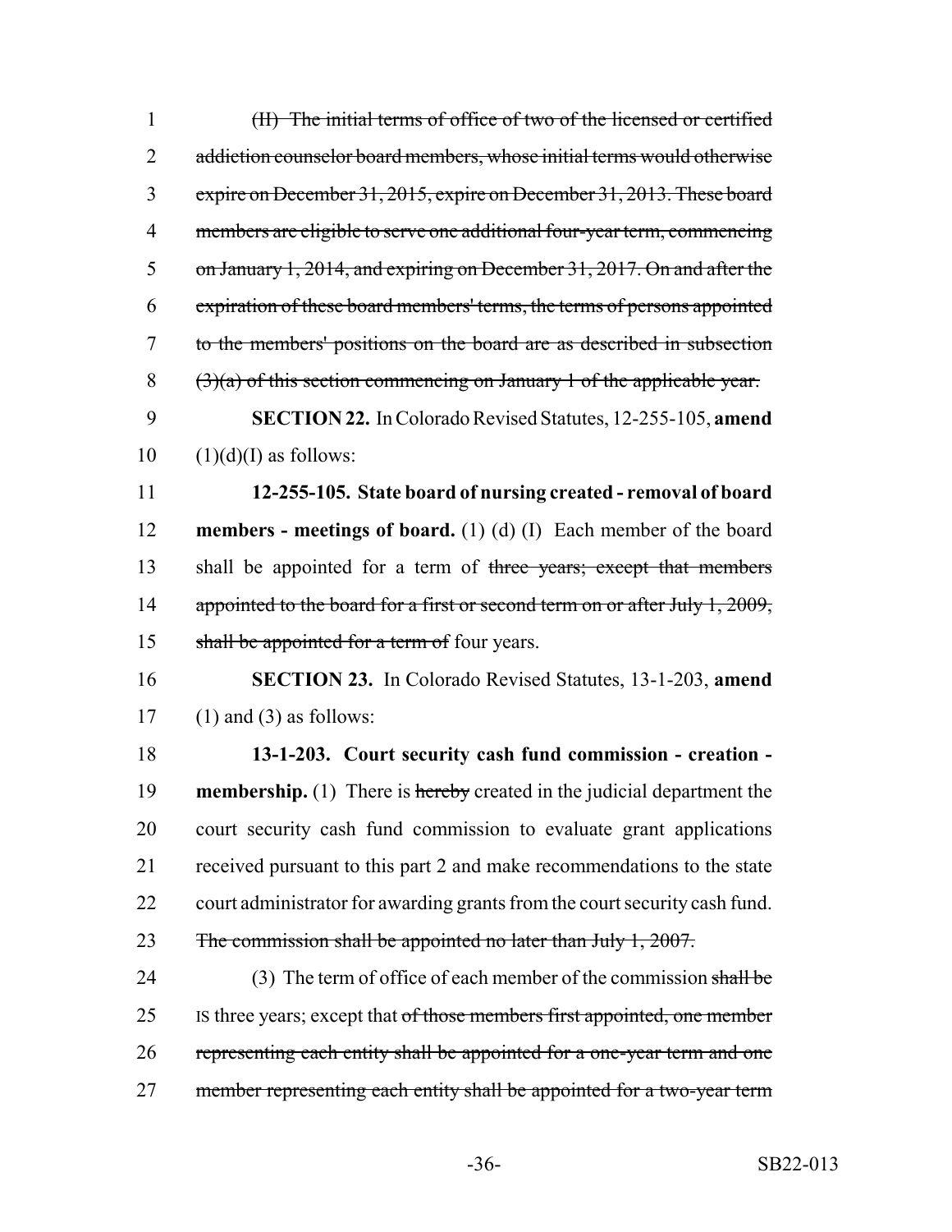(II) The initial terms of office of two of the licensed or certified addiction counselor board members, whose initial terms would otherwise expire on December 31, 2015, expire on December 31, 2013. These board members are eligible to serve one additional four-year term, commencing on January 1, 2014, and expiring on December 31, 2017. On and after the expiration of these board members' terms, the terms of persons appointed to the members' positions on the board are as described in subsection (3)(a) of this section commencing on January 1 of the applicable year.

**SECTION 22.** In Colorado Revised Statutes, 12-255-105, **amend** (1)(d)(I) as follows:

**12-255-105. State board of nursing created - removal of board members - meetings of board.** (1) (d) (I) Each member of the board shall be appointed for a term of three years; except that members appointed to the board for a first or second term on or after July 1, 2009, shall be appointed for a term of four years.

**SECTION 23.** In Colorado Revised Statutes, 13-1-203, **amend** (1) and (3) as follows:

**13-1-203. Court security cash fund commission - creation - membership.** (1) There is hereby created in the judicial department the court security cash fund commission to evaluate grant applications received pursuant to this part 2 and make recommendations to the state court administrator for awarding grants from the court security cash fund. The commission shall be appointed no later than July 1, 2007.

(3) The term of office of each member of the commission shall be IS three years; except that of those members first appointed, one member representing each entity shall be appointed for a one-year term and one member representing each entity shall be appointed for a two-year term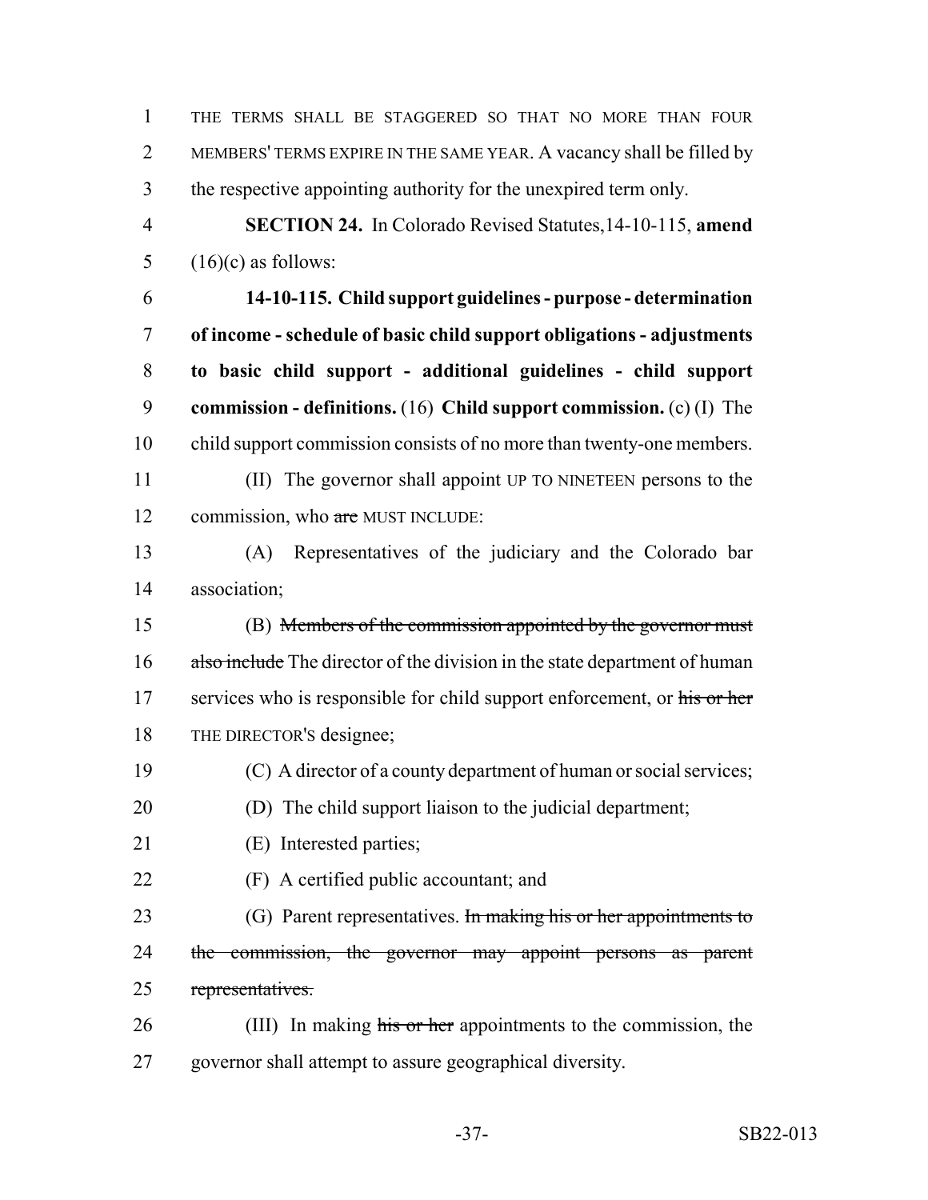THE TERMS SHALL BE STAGGERED SO THAT NO MORE THAN FOUR MEMBERS' TERMS EXPIRE IN THE SAME YEAR. A vacancy shall be filled by the respective appointing authority for the unexpired term only.

**SECTION 24.** In Colorado Revised Statutes,14-10-115, **amend** (16)(c) as follows:

**14-10-115. Child support guidelines - purpose - determination of income - schedule of basic child support obligations - adjustments to basic child support - additional guidelines - child support commission - definitions.** (16) **Child support commission.** (c) (I) The child support commission consists of no more than twenty-one members.

(II) The governor shall appoint UP TO NINETEEN persons to the commission, who ~~are~~ MUST INCLUDE:

(A) Representatives of the judiciary and the Colorado bar association;

(B) ~~Members of the commission appointed by the governor must also include~~ The director of the division in the state department of human services who is responsible for child support enforcement, or ~~his or her~~ THE DIRECTOR'S designee;

(C) A director of a county department of human or social services;

(D) The child support liaison to the judicial department;

(E) Interested parties;

(F) A certified public accountant; and

(G) Parent representatives. ~~In making his or her appointments to the commission, the governor may appoint persons as parent representatives.~~

(III) In making ~~his or her~~ appointments to the commission, the governor shall attempt to assure geographical diversity.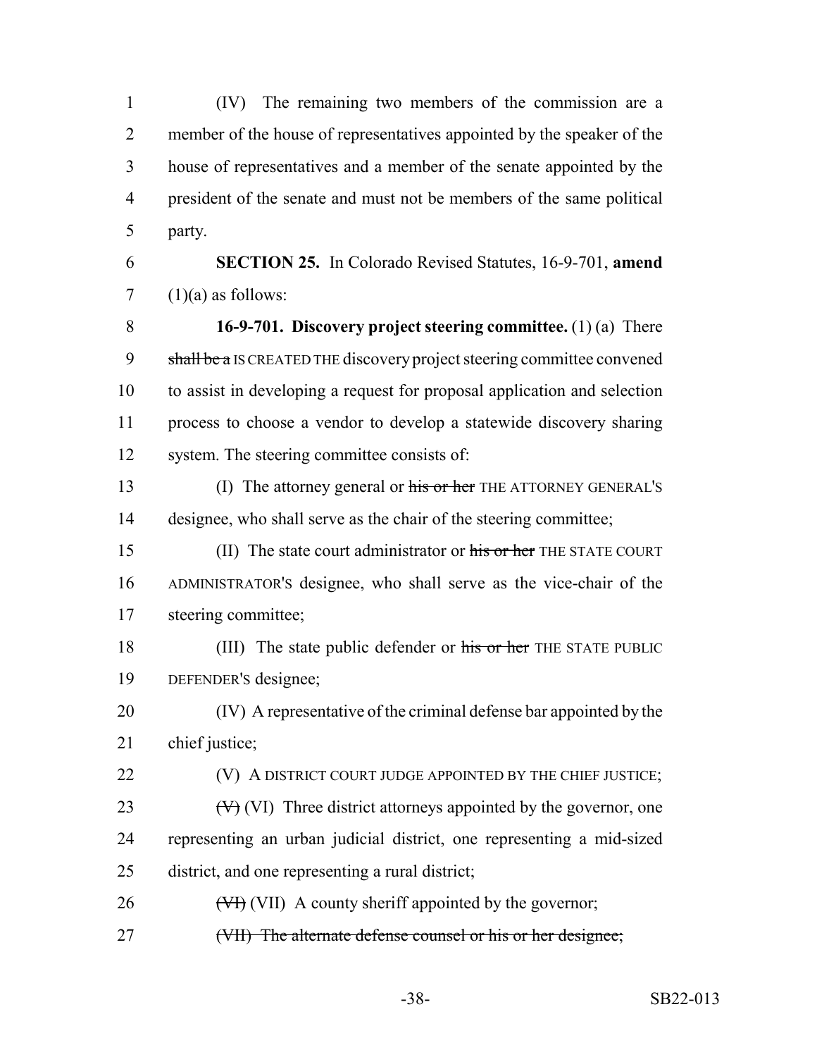(IV) The remaining two members of the commission are a member of the house of representatives appointed by the speaker of the house of representatives and a member of the senate appointed by the president of the senate and must not be members of the same political party.

**SECTION 25.** In Colorado Revised Statutes, 16-9-701, **amend** (1)(a) as follows:

**16-9-701. Discovery project steering committee.** (1) (a) There ~~shall be a~~ IS CREATED THE discovery project steering committee convened to assist in developing a request for proposal application and selection process to choose a vendor to develop a statewide discovery sharing system. The steering committee consists of:

(I) The attorney general or ~~his or her~~ THE ATTORNEY GENERAL'S designee, who shall serve as the chair of the steering committee;

(II) The state court administrator or ~~his or her~~ THE STATE COURT ADMINISTRATOR'S designee, who shall serve as the vice-chair of the steering committee;

(III) The state public defender or ~~his or her~~ THE STATE PUBLIC DEFENDER'S designee;

(IV) A representative of the criminal defense bar appointed by the chief justice;

(V) A DISTRICT COURT JUDGE APPOINTED BY THE CHIEF JUSTICE;

~~(V)~~ (VI) Three district attorneys appointed by the governor, one representing an urban judicial district, one representing a mid-sized district, and one representing a rural district;

~~(VI)~~ (VII) A county sheriff appointed by the governor;

~~(VII) The alternate defense counsel or his or her designee;~~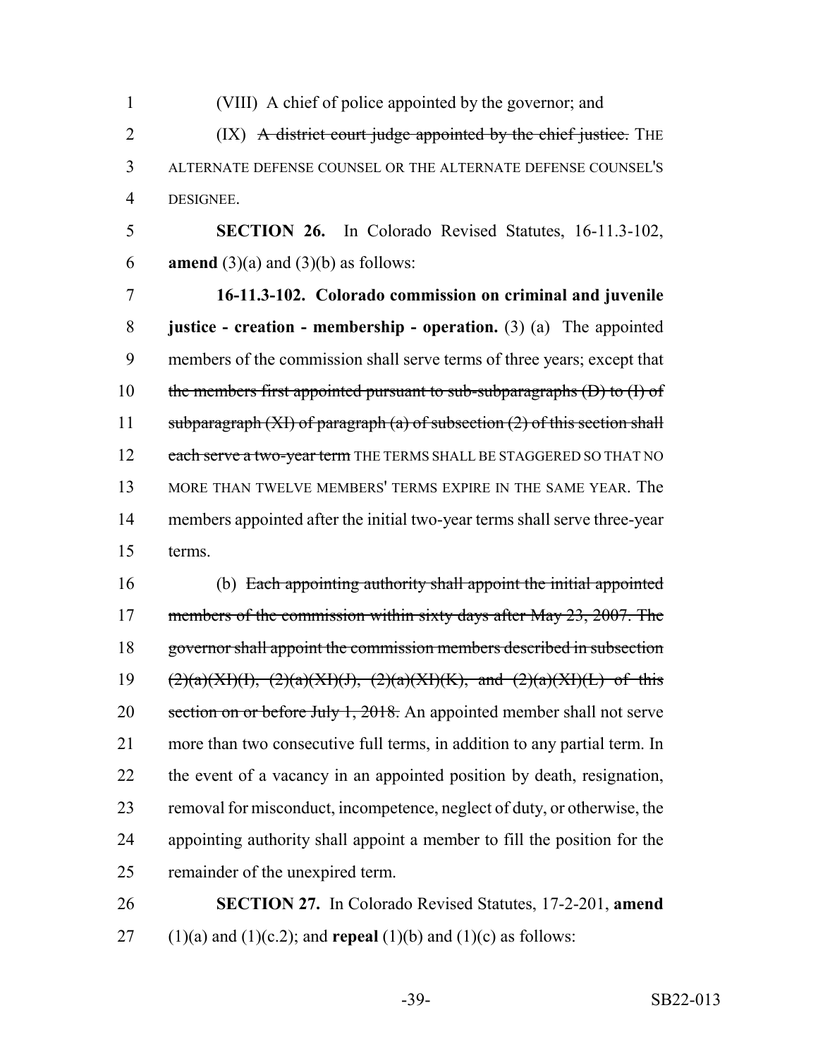(VIII) A chief of police appointed by the governor; and

(IX) ~~A district court judge appointed by the chief justice.~~ THE ALTERNATE DEFENSE COUNSEL OR THE ALTERNATE DEFENSE COUNSEL'S DESIGNEE.

**SECTION 26.** In Colorado Revised Statutes, 16-11.3-102, **amend** (3)(a) and (3)(b) as follows:

**16-11.3-102. Colorado commission on criminal and juvenile justice - creation - membership - operation.** (3) (a) The appointed members of the commission shall serve terms of three years; except that ~~the members first appointed pursuant to sub-subparagraphs (D) to (I) of subparagraph (XI) of paragraph (a) of subsection (2) of this section shall each serve a two-year term~~ THE TERMS SHALL BE STAGGERED SO THAT NO MORE THAN TWELVE MEMBERS' TERMS EXPIRE IN THE SAME YEAR. The members appointed after the initial two-year terms shall serve three-year terms.

(b) ~~Each appointing authority shall appoint the initial appointed members of the commission within sixty days after May 23, 2007. The governor shall appoint the commission members described in subsection (2)(a)(XI)(I), (2)(a)(XI)(J), (2)(a)(XI)(K), and (2)(a)(XI)(L) of this section on or before July 1, 2018.~~ An appointed member shall not serve more than two consecutive full terms, in addition to any partial term. In the event of a vacancy in an appointed position by death, resignation, removal for misconduct, incompetence, neglect of duty, or otherwise, the appointing authority shall appoint a member to fill the position for the remainder of the unexpired term.

**SECTION 27.** In Colorado Revised Statutes, 17-2-201, **amend** (1)(a) and (1)(c.2); and **repeal** (1)(b) and (1)(c) as follows: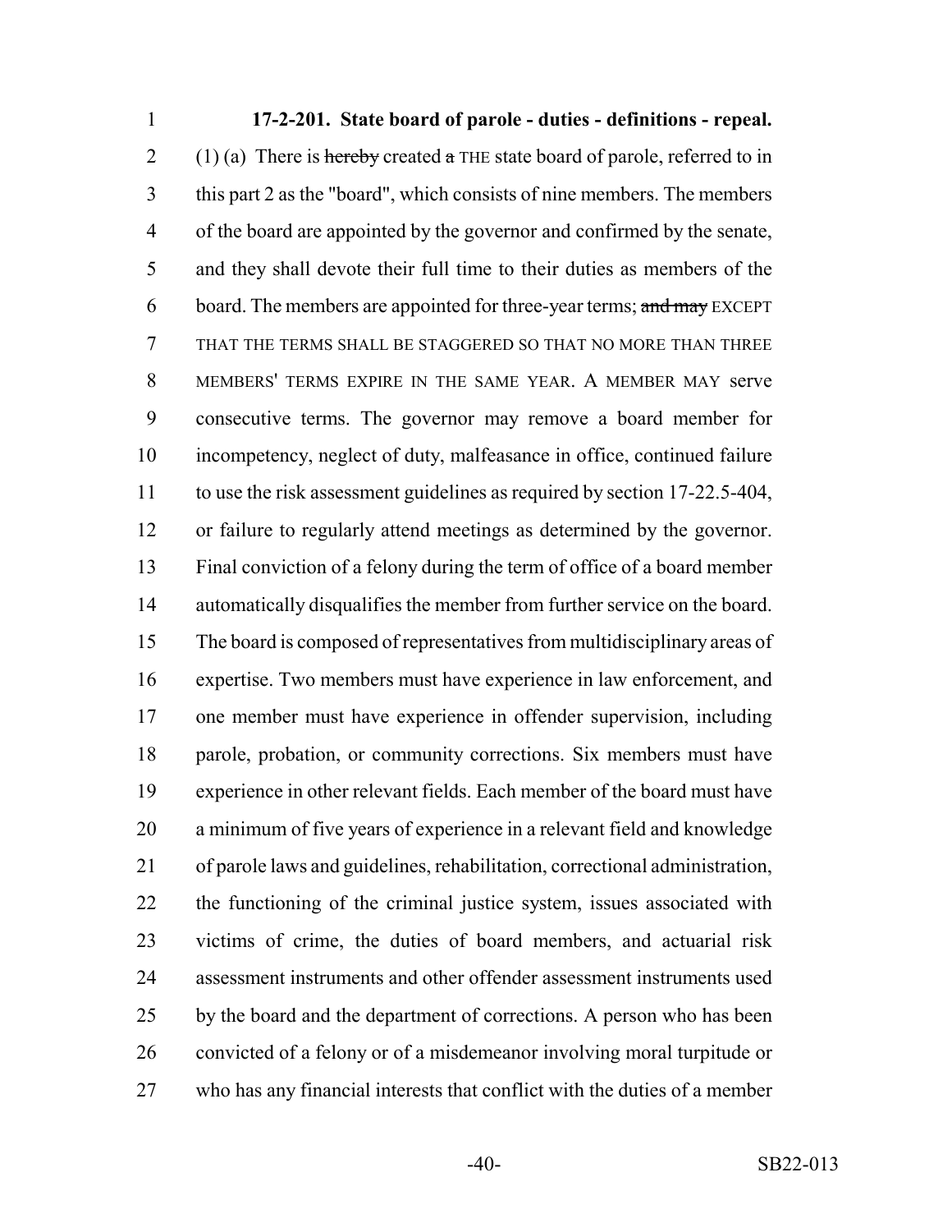**17-2-201. State board of parole - duties - definitions - repeal.** (1) (a) There is ~~hereby~~ created ~~a~~ THE state board of parole, referred to in this part 2 as the "board", which consists of nine members. The members of the board are appointed by the governor and confirmed by the senate, and they shall devote their full time to their duties as members of the board. The members are appointed for three-year terms; ~~and may~~ EXCEPT THAT THE TERMS SHALL BE STAGGERED SO THAT NO MORE THAN THREE MEMBERS' TERMS EXPIRE IN THE SAME YEAR. A MEMBER MAY serve consecutive terms. The governor may remove a board member for incompetency, neglect of duty, malfeasance in office, continued failure to use the risk assessment guidelines as required by section 17-22.5-404, or failure to regularly attend meetings as determined by the governor. Final conviction of a felony during the term of office of a board member automatically disqualifies the member from further service on the board. The board is composed of representatives from multidisciplinary areas of expertise. Two members must have experience in law enforcement, and one member must have experience in offender supervision, including parole, probation, or community corrections. Six members must have experience in other relevant fields. Each member of the board must have a minimum of five years of experience in a relevant field and knowledge of parole laws and guidelines, rehabilitation, correctional administration, the functioning of the criminal justice system, issues associated with victims of crime, the duties of board members, and actuarial risk assessment instruments and other offender assessment instruments used by the board and the department of corrections. A person who has been convicted of a felony or of a misdemeanor involving moral turpitude or who has any financial interests that conflict with the duties of a member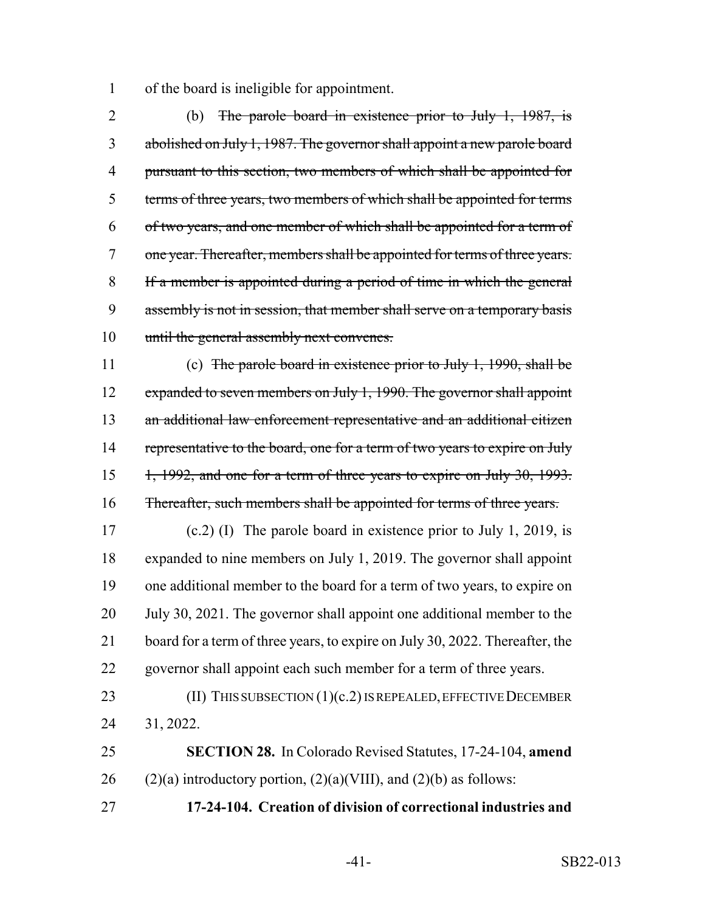of the board is ineligible for appointment.

(b) ~~The parole board in existence prior to July 1, 1987, is abolished on July 1, 1987. The governor shall appoint a new parole board pursuant to this section, two members of which shall be appointed for terms of three years, two members of which shall be appointed for terms of two years, and one member of which shall be appointed for a term of one year. Thereafter, members shall be appointed for terms of three years. If a member is appointed during a period of time in which the general assembly is not in session, that member shall serve on a temporary basis until the general assembly next convenes.~~

(c) ~~The parole board in existence prior to July 1, 1990, shall be expanded to seven members on July 1, 1990. The governor shall appoint an additional law enforcement representative and an additional citizen representative to the board, one for a term of two years to expire on July 1, 1992, and one for a term of three years to expire on July 30, 1993. Thereafter, such members shall be appointed for terms of three years.~~

(c.2) (I) The parole board in existence prior to July 1, 2019, is expanded to nine members on July 1, 2019. The governor shall appoint one additional member to the board for a term of two years, to expire on July 30, 2021. The governor shall appoint one additional member to the board for a term of three years, to expire on July 30, 2022. Thereafter, the governor shall appoint each such member for a term of three years.

(II) THIS SUBSECTION (1)(c.2) IS REPEALED, EFFECTIVE DECEMBER 31, 2022.

**SECTION 28.** In Colorado Revised Statutes, 17-24-104, **amend** (2)(a) introductory portion, (2)(a)(VIII), and (2)(b) as follows:

**17-24-104. Creation of division of correctional industries and**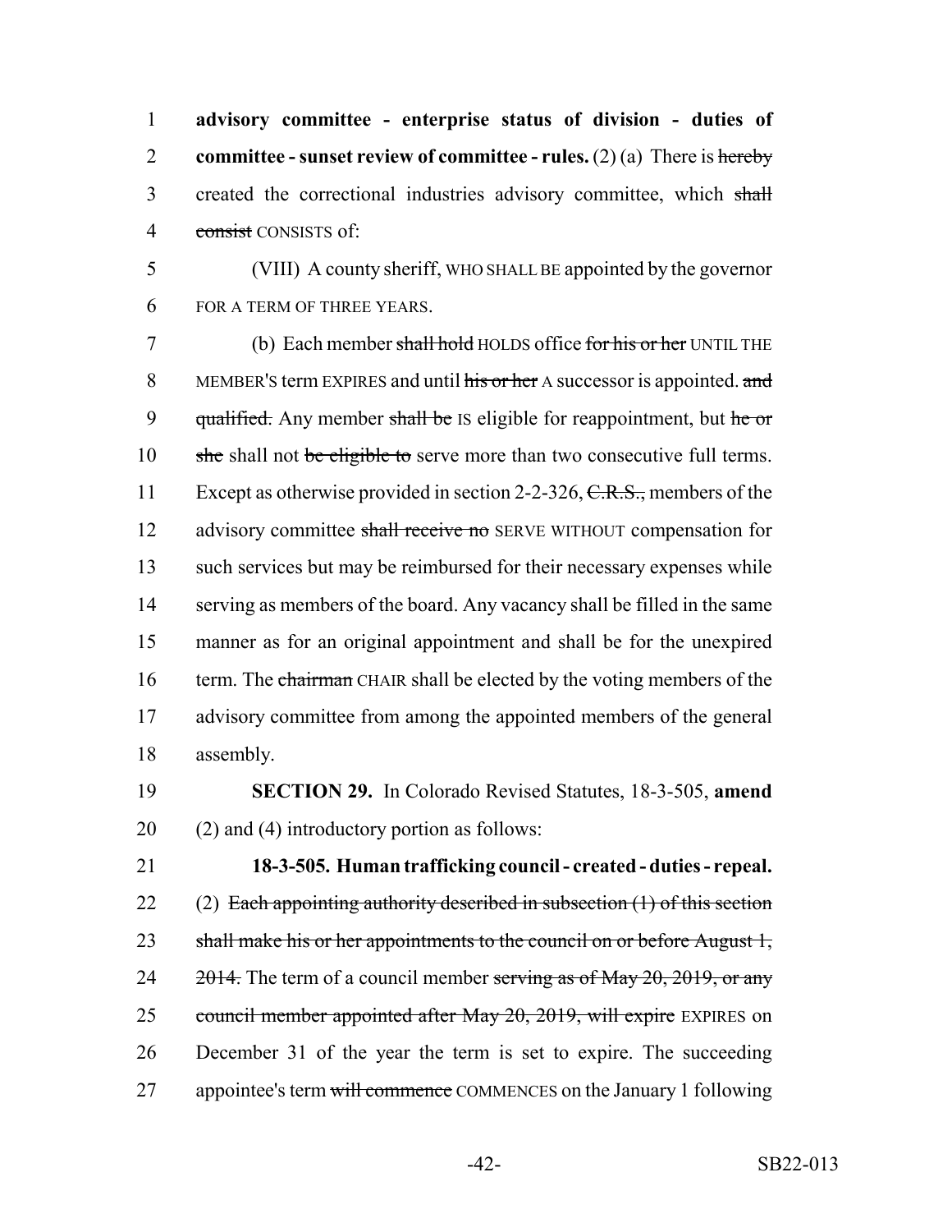**advisory committee - enterprise status of division - duties of committee - sunset review of committee - rules.** (2) (a) There is ~~hereby~~ created the correctional industries advisory committee, which ~~shall consist~~ CONSISTS of:

(VIII) A county sheriff, WHO SHALL BE appointed by the governor FOR A TERM OF THREE YEARS.

(b) Each member ~~shall hold~~ HOLDS office ~~for his or her~~ UNTIL THE MEMBER'S term EXPIRES and until ~~his or her~~ A successor is appointed. ~~and qualified.~~ Any member ~~shall be~~ IS eligible for reappointment, but ~~he or she~~ shall not ~~be eligible to~~ serve more than two consecutive full terms. Except as otherwise provided in section 2-2-326, ~~C.R.S.,~~ members of the advisory committee ~~shall receive no~~ SERVE WITHOUT compensation for such services but may be reimbursed for their necessary expenses while serving as members of the board. Any vacancy shall be filled in the same manner as for an original appointment and shall be for the unexpired term. The ~~chairman~~ CHAIR shall be elected by the voting members of the advisory committee from among the appointed members of the general assembly.

**SECTION 29.** In Colorado Revised Statutes, 18-3-505, **amend** (2) and (4) introductory portion as follows:

**18-3-505. Human trafficking council - created - duties - repeal.** (2) ~~Each appointing authority described in subsection (1) of this section shall make his or her appointments to the council on or before August 1, 2014.~~ The term of a council member ~~serving as of May 20, 2019, or any council member appointed after May 20, 2019, will expire~~ EXPIRES on December 31 of the year the term is set to expire. The succeeding appointee's term ~~will commence~~ COMMENCES on the January 1 following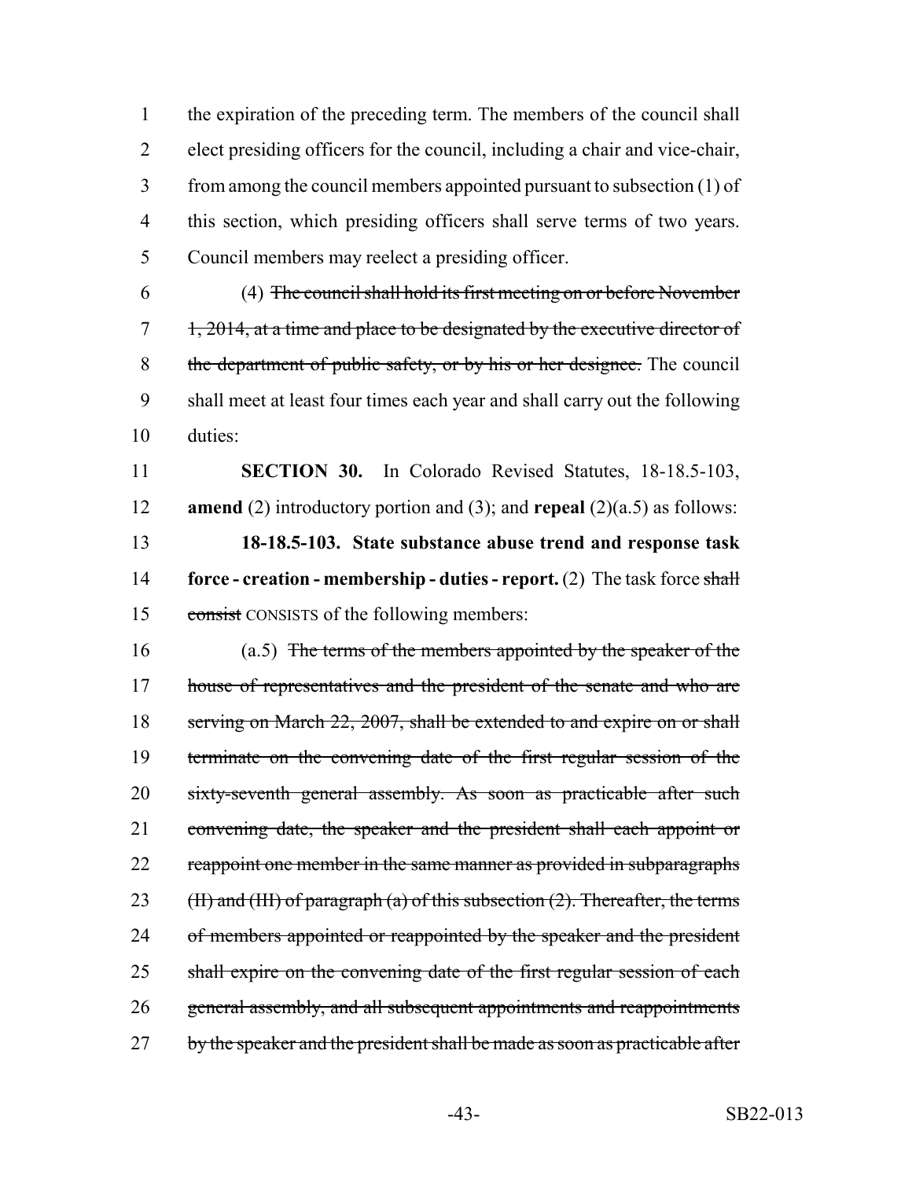the expiration of the preceding term. The members of the council shall elect presiding officers for the council, including a chair and vice-chair, from among the council members appointed pursuant to subsection (1) of this section, which presiding officers shall serve terms of two years. Council members may reelect a presiding officer.

(4) ~~The council shall hold its first meeting on or before November 1, 2014, at a time and place to be designated by the executive director of the department of public safety, or by his or her designee.~~ The council shall meet at least four times each year and shall carry out the following duties:

**SECTION 30.** In Colorado Revised Statutes, 18-18.5-103, **amend** (2) introductory portion and (3); and **repeal** (2)(a.5) as follows:

**18-18.5-103. State substance abuse trend and response task force - creation - membership - duties - report.** (2) The task force ~~shall consist~~ CONSISTS of the following members:

(a.5) ~~The terms of the members appointed by the speaker of the house of representatives and the president of the senate and who are serving on March 22, 2007, shall be extended to and expire on or shall terminate on the convening date of the first regular session of the sixty-seventh general assembly. As soon as practicable after such convening date, the speaker and the president shall each appoint or reappoint one member in the same manner as provided in subparagraphs (II) and (III) of paragraph (a) of this subsection (2). Thereafter, the terms of members appointed or reappointed by the speaker and the president shall expire on the convening date of the first regular session of each general assembly, and all subsequent appointments and reappointments by the speaker and the president shall be made as soon as practicable after~~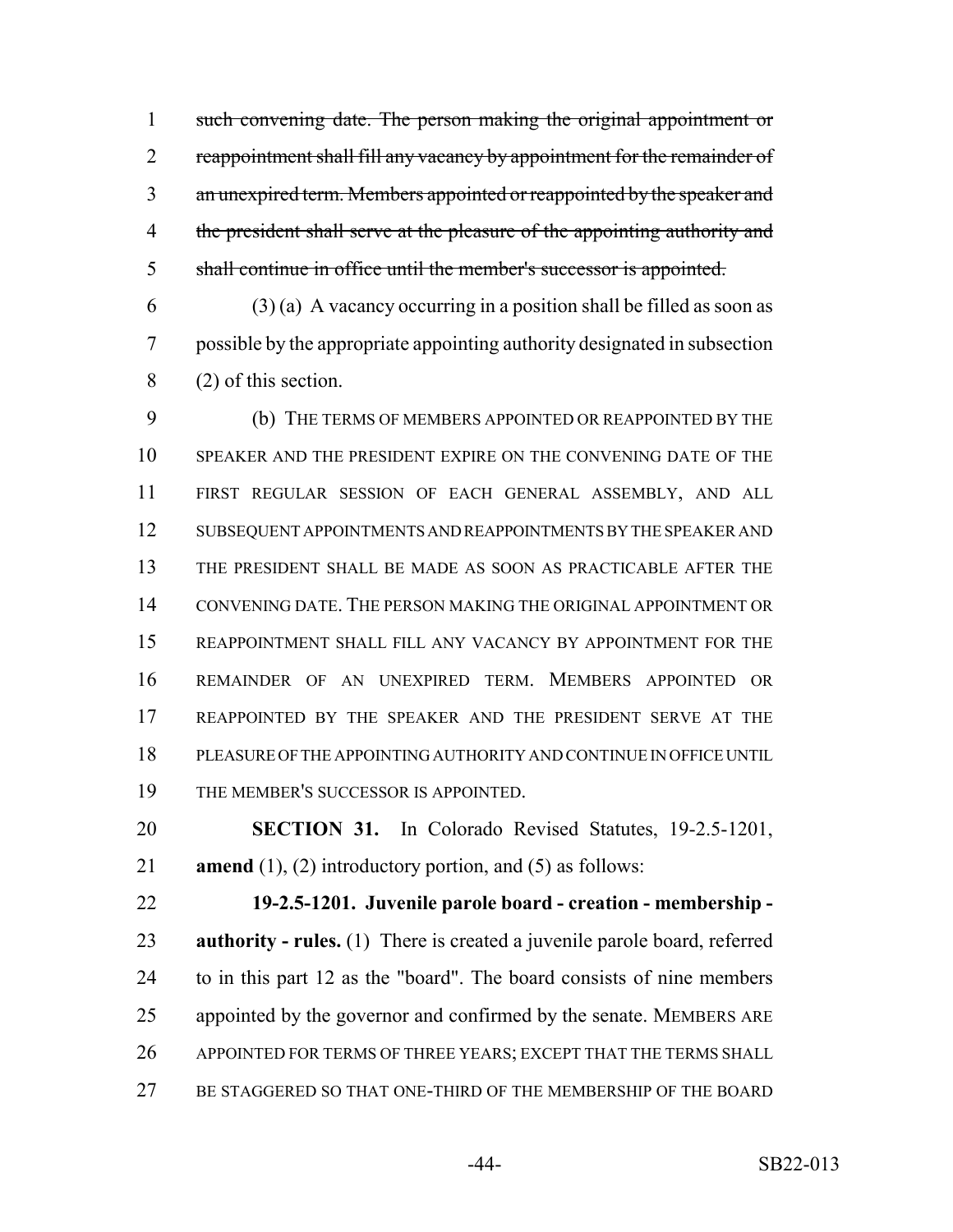~~such convening date. The person making the original appointment or reappointment shall fill any vacancy by appointment for the remainder of an unexpired term. Members appointed or reappointed by the speaker and the president shall serve at the pleasure of the appointing authority and shall continue in office until the member's successor is appointed.~~

(3) (a) A vacancy occurring in a position shall be filled as soon as possible by the appropriate appointing authority designated in subsection (2) of this section.

(b) THE TERMS OF MEMBERS APPOINTED OR REAPPOINTED BY THE SPEAKER AND THE PRESIDENT EXPIRE ON THE CONVENING DATE OF THE FIRST REGULAR SESSION OF EACH GENERAL ASSEMBLY, AND ALL SUBSEQUENT APPOINTMENTS AND REAPPOINTMENTS BY THE SPEAKER AND THE PRESIDENT SHALL BE MADE AS SOON AS PRACTICABLE AFTER THE CONVENING DATE. THE PERSON MAKING THE ORIGINAL APPOINTMENT OR REAPPOINTMENT SHALL FILL ANY VACANCY BY APPOINTMENT FOR THE REMAINDER OF AN UNEXPIRED TERM. MEMBERS APPOINTED OR REAPPOINTED BY THE SPEAKER AND THE PRESIDENT SERVE AT THE PLEASURE OF THE APPOINTING AUTHORITY AND CONTINUE IN OFFICE UNTIL THE MEMBER'S SUCCESSOR IS APPOINTED.

**SECTION 31.** In Colorado Revised Statutes, 19-2.5-1201, **amend** (1), (2) introductory portion, and (5) as follows:

**19-2.5-1201. Juvenile parole board - creation - membership - authority - rules.** (1) There is created a juvenile parole board, referred to in this part 12 as the "board". The board consists of nine members appointed by the governor and confirmed by the senate. MEMBERS ARE APPOINTED FOR TERMS OF THREE YEARS; EXCEPT THAT THE TERMS SHALL BE STAGGERED SO THAT ONE-THIRD OF THE MEMBERSHIP OF THE BOARD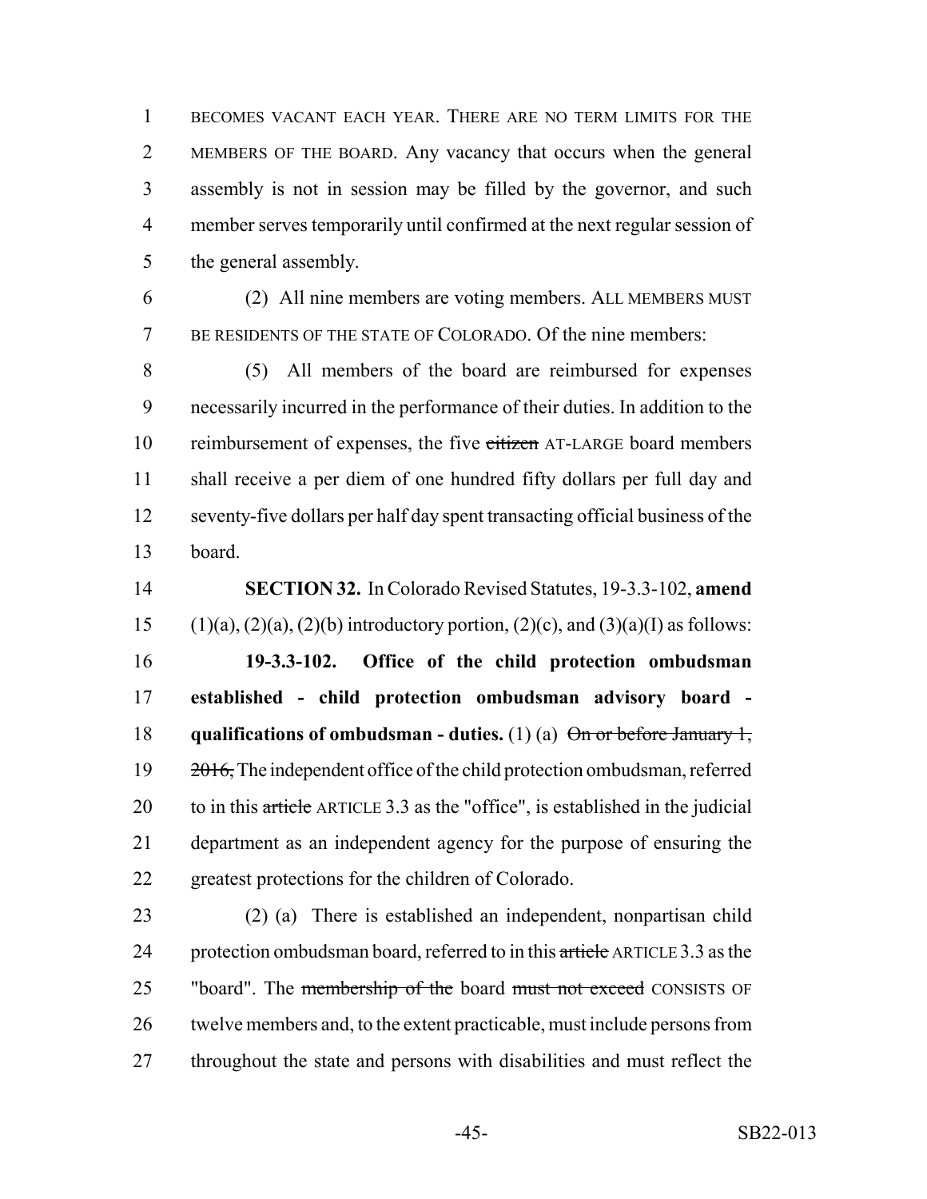BECOMES VACANT EACH YEAR. THERE ARE NO TERM LIMITS FOR THE MEMBERS OF THE BOARD. Any vacancy that occurs when the general assembly is not in session may be filled by the governor, and such member serves temporarily until confirmed at the next regular session of the general assembly.

(2) All nine members are voting members. ALL MEMBERS MUST BE RESIDENTS OF THE STATE OF COLORADO. Of the nine members:

(5) All members of the board are reimbursed for expenses necessarily incurred in the performance of their duties. In addition to the reimbursement of expenses, the five ~~citizen~~ AT-LARGE board members shall receive a per diem of one hundred fifty dollars per full day and seventy-five dollars per half day spent transacting official business of the board.

**SECTION 32.** In Colorado Revised Statutes, 19-3.3-102, **amend** (1)(a), (2)(a), (2)(b) introductory portion, (2)(c), and (3)(a)(I) as follows:

**19-3.3-102. Office of the child protection ombudsman established - child protection ombudsman advisory board - qualifications of ombudsman - duties.** (1) (a) ~~On or before January 1, 2016,~~ The independent office of the child protection ombudsman, referred to in this ~~article~~ ARTICLE 3.3 as the "office", is established in the judicial department as an independent agency for the purpose of ensuring the greatest protections for the children of Colorado.

(2) (a) There is established an independent, nonpartisan child protection ombudsman board, referred to in this ~~article~~ ARTICLE 3.3 as the "board". The ~~membership of the~~ board ~~must not exceed~~ CONSISTS OF twelve members and, to the extent practicable, must include persons from throughout the state and persons with disabilities and must reflect the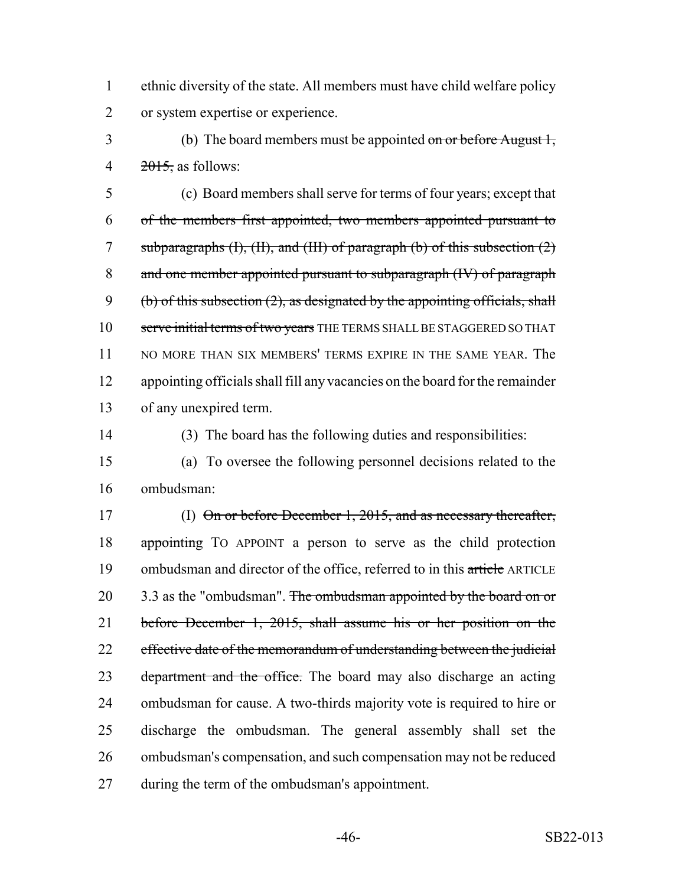ethnic diversity of the state. All members must have child welfare policy or system expertise or experience.

(b) The board members must be appointed ~~on or before August 1, 2015,~~ as follows:

(c) Board members shall serve for terms of four years; except that ~~of the members first appointed, two members appointed pursuant to subparagraphs (I), (II), and (III) of paragraph (b) of this subsection (2) and one member appointed pursuant to subparagraph (IV) of paragraph (b) of this subsection (2), as designated by the appointing officials, shall serve initial terms of two years~~ THE TERMS SHALL BE STAGGERED SO THAT NO MORE THAN SIX MEMBERS' TERMS EXPIRE IN THE SAME YEAR. The appointing officials shall fill any vacancies on the board for the remainder of any unexpired term.

(3) The board has the following duties and responsibilities:

(a) To oversee the following personnel decisions related to the ombudsman:

(I) ~~On or before December 1, 2015, and as necessary thereafter, appointing~~ TO APPOINT a person to serve as the child protection ombudsman and director of the office, referred to in this ~~article~~ ARTICLE 3.3 as the "ombudsman". ~~The ombudsman appointed by the board on or before December 1, 2015, shall assume his or her position on the effective date of the memorandum of understanding between the judicial department and the office.~~ The board may also discharge an acting ombudsman for cause. A two-thirds majority vote is required to hire or discharge the ombudsman. The general assembly shall set the ombudsman's compensation, and such compensation may not be reduced during the term of the ombudsman's appointment.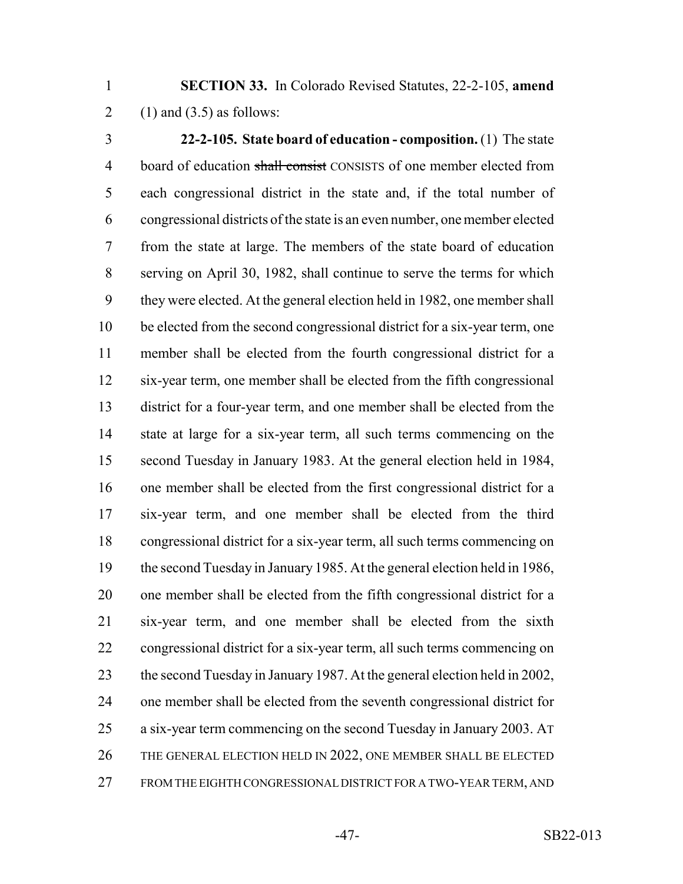**SECTION 33.** In Colorado Revised Statutes, 22-2-105, **amend** (1) and (3.5) as follows:

**22-2-105. State board of education - composition.** (1) The state board of education ~~shall consist~~ CONSISTS of one member elected from each congressional district in the state and, if the total number of congressional districts of the state is an even number, one member elected from the state at large. The members of the state board of education serving on April 30, 1982, shall continue to serve the terms for which they were elected. At the general election held in 1982, one member shall be elected from the second congressional district for a six-year term, one member shall be elected from the fourth congressional district for a six-year term, one member shall be elected from the fifth congressional district for a four-year term, and one member shall be elected from the state at large for a six-year term, all such terms commencing on the second Tuesday in January 1983. At the general election held in 1984, one member shall be elected from the first congressional district for a six-year term, and one member shall be elected from the third congressional district for a six-year term, all such terms commencing on the second Tuesday in January 1985. At the general election held in 1986, one member shall be elected from the fifth congressional district for a six-year term, and one member shall be elected from the sixth congressional district for a six-year term, all such terms commencing on the second Tuesday in January 1987. At the general election held in 2002, one member shall be elected from the seventh congressional district for a six-year term commencing on the second Tuesday in January 2003. AT THE GENERAL ELECTION HELD IN 2022, ONE MEMBER SHALL BE ELECTED FROM THE EIGHTH CONGRESSIONAL DISTRICT FOR A TWO-YEAR TERM, AND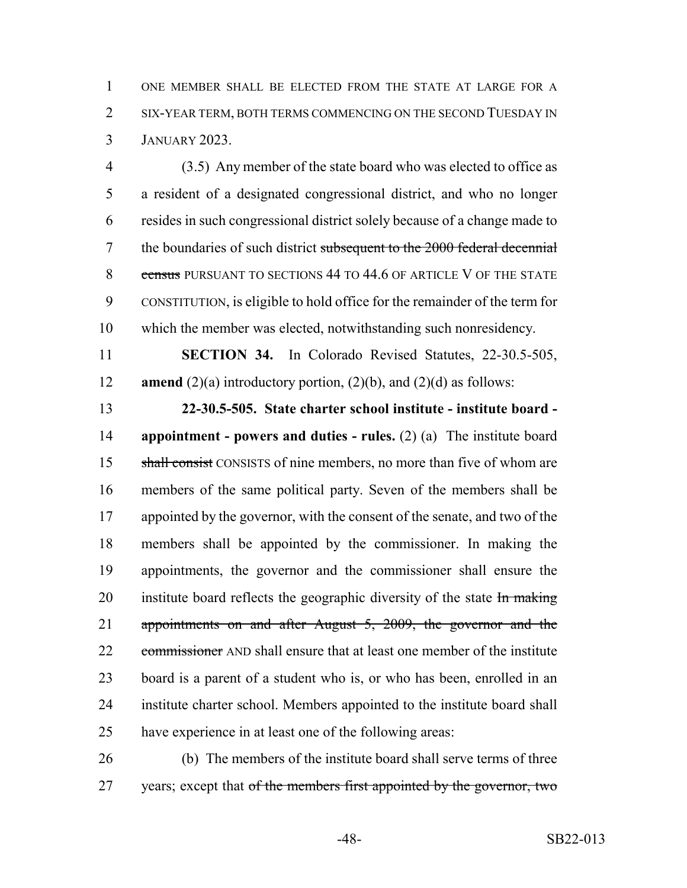ONE MEMBER SHALL BE ELECTED FROM THE STATE AT LARGE FOR A SIX-YEAR TERM, BOTH TERMS COMMENCING ON THE SECOND TUESDAY IN JANUARY 2023.

(3.5) Any member of the state board who was elected to office as a resident of a designated congressional district, and who no longer resides in such congressional district solely because of a change made to the boundaries of such district ~~subsequent to the 2000 federal decennial census~~ PURSUANT TO SECTIONS 44 TO 44.6 OF ARTICLE V OF THE STATE CONSTITUTION, is eligible to hold office for the remainder of the term for which the member was elected, notwithstanding such nonresidency.

**SECTION 34.** In Colorado Revised Statutes, 22-30.5-505, **amend** (2)(a) introductory portion, (2)(b), and (2)(d) as follows:

**22-30.5-505. State charter school institute - institute board - appointment - powers and duties - rules.** (2) (a) The institute board ~~shall consist~~ CONSISTS of nine members, no more than five of whom are members of the same political party. Seven of the members shall be appointed by the governor, with the consent of the senate, and two of the members shall be appointed by the commissioner. In making the appointments, the governor and the commissioner shall ensure the institute board reflects the geographic diversity of the state ~~In making appointments on and after August 5, 2009, the governor and the commissioner~~ AND shall ensure that at least one member of the institute board is a parent of a student who is, or who has been, enrolled in an institute charter school. Members appointed to the institute board shall have experience in at least one of the following areas:

(b) The members of the institute board shall serve terms of three years; except that ~~of the members first appointed by the governor, two~~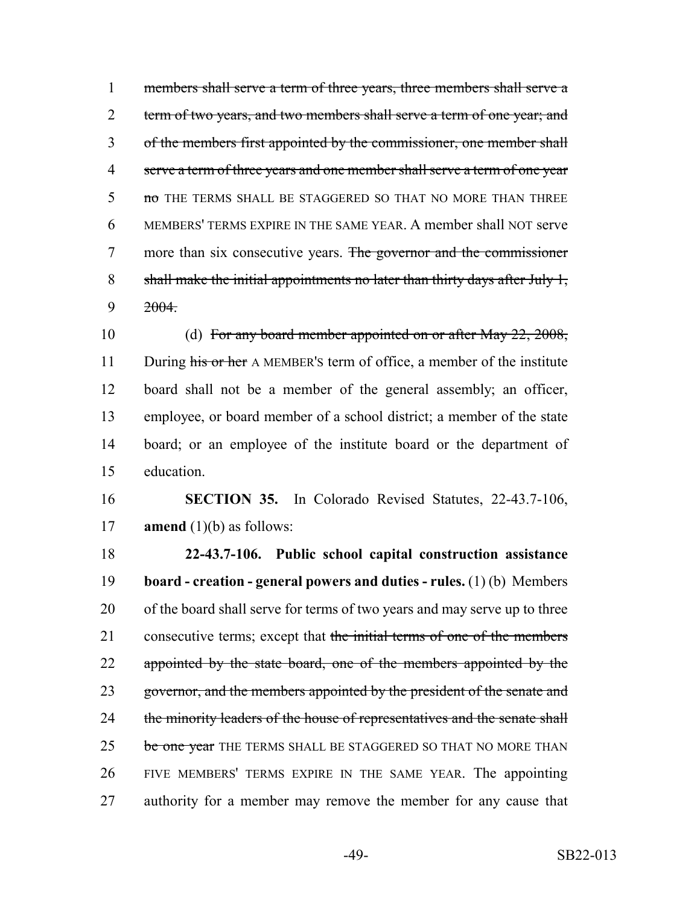~~members shall serve a term of three years, three members shall serve a term of two years, and two members shall serve a term of one year; and of the members first appointed by the commissioner, one member shall serve a term of three years and one member shall serve a term of one year no~~ THE TERMS SHALL BE STAGGERED SO THAT NO MORE THAN THREE MEMBERS' TERMS EXPIRE IN THE SAME YEAR. A member shall NOT serve more than six consecutive years. ~~The governor and the commissioner shall make the initial appointments no later than thirty days after July 1, 2004.~~

(d) ~~For any board member appointed on or after May 22, 2008,~~ During ~~his or her~~ A MEMBER'S term of office, a member of the institute board shall not be a member of the general assembly; an officer, employee, or board member of a school district; a member of the state board; or an employee of the institute board or the department of education.

**SECTION 35.** In Colorado Revised Statutes, 22-43.7-106, **amend** (1)(b) as follows:

**22-43.7-106. Public school capital construction assistance board - creation - general powers and duties - rules.** (1) (b) Members of the board shall serve for terms of two years and may serve up to three consecutive terms; except that ~~the initial terms of one of the members appointed by the state board, one of the members appointed by the governor, and the members appointed by the president of the senate and the minority leaders of the house of representatives and the senate shall be one year~~ THE TERMS SHALL BE STAGGERED SO THAT NO MORE THAN FIVE MEMBERS' TERMS EXPIRE IN THE SAME YEAR. The appointing authority for a member may remove the member for any cause that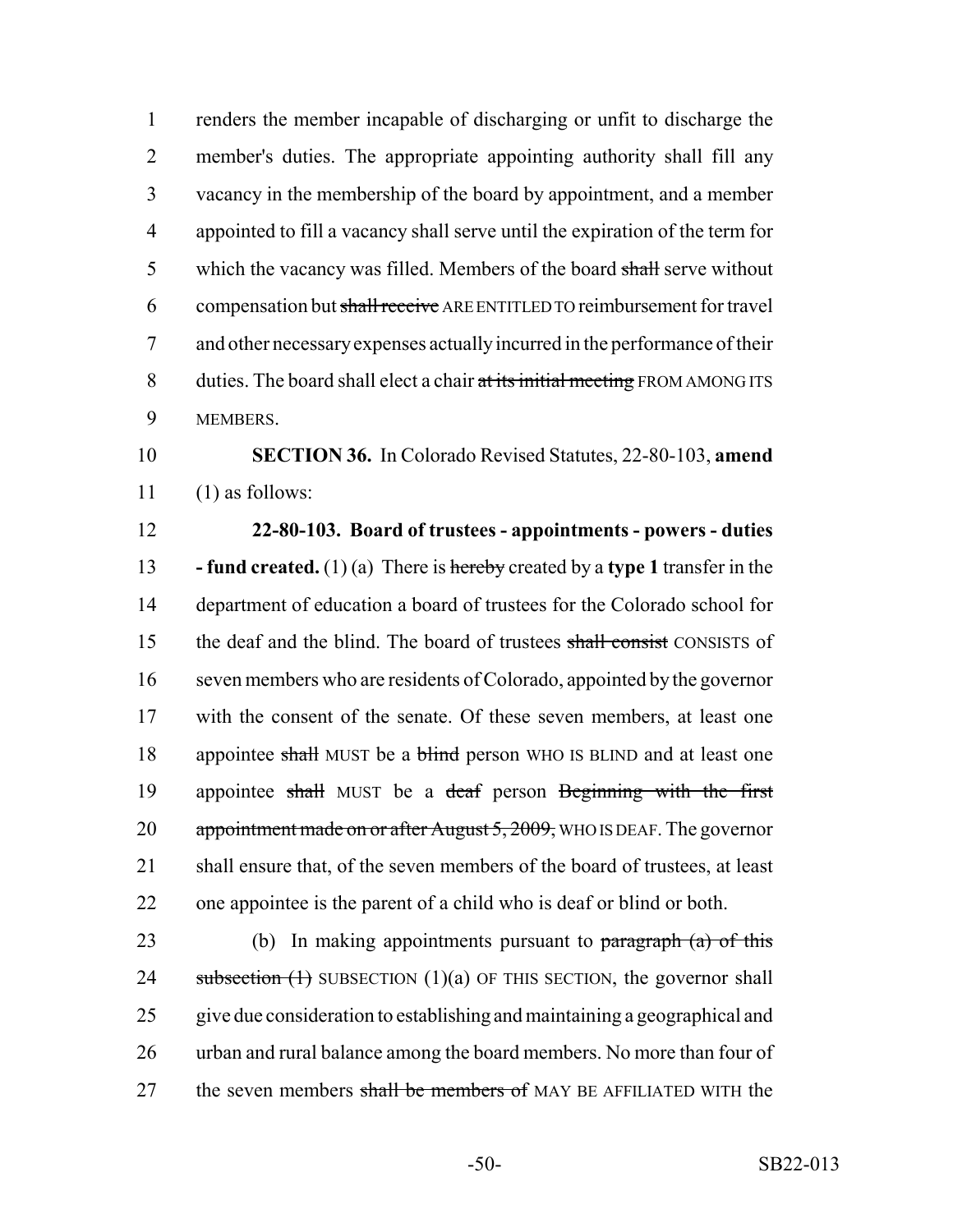renders the member incapable of discharging or unfit to discharge the member's duties. The appropriate appointing authority shall fill any vacancy in the membership of the board by appointment, and a member appointed to fill a vacancy shall serve until the expiration of the term for which the vacancy was filled. Members of the board ~~shall~~ serve without compensation but ~~shall receive~~ ARE ENTITLED TO reimbursement for travel and other necessary expenses actually incurred in the performance of their duties. The board shall elect a chair ~~at its initial meeting~~ FROM AMONG ITS MEMBERS.

**SECTION 36.** In Colorado Revised Statutes, 22-80-103, **amend** (1) as follows:

**22-80-103. Board of trustees - appointments - powers - duties - fund created.** (1) (a) There is ~~hereby~~ created by a **type 1** transfer in the department of education a board of trustees for the Colorado school for the deaf and the blind. The board of trustees ~~shall consist~~ CONSISTS of seven members who are residents of Colorado, appointed by the governor with the consent of the senate. Of these seven members, at least one appointee ~~shall~~ MUST be a ~~blind~~ person WHO IS BLIND and at least one appointee ~~shall~~ MUST be a ~~deaf~~ person ~~Beginning with the first appointment made on or after August 5, 2009,~~ WHO IS DEAF. The governor shall ensure that, of the seven members of the board of trustees, at least one appointee is the parent of a child who is deaf or blind or both.

(b) In making appointments pursuant to ~~paragraph (a) of this subsection (1)~~ SUBSECTION (1)(a) OF THIS SECTION, the governor shall give due consideration to establishing and maintaining a geographical and urban and rural balance among the board members. No more than four of the seven members ~~shall be members of~~ MAY BE AFFILIATED WITH the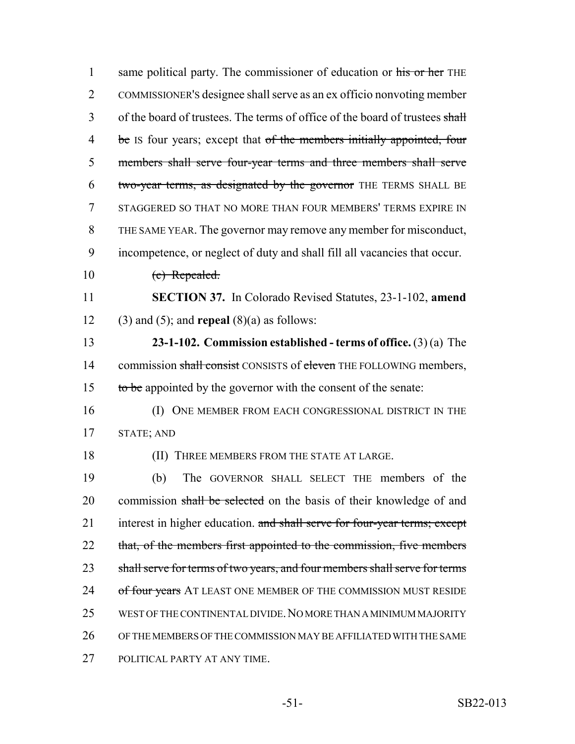same political party. The commissioner of education or ~~his or her~~ THE COMMISSIONER'S designee shall serve as an ex officio nonvoting member of the board of trustees. The terms of office of the board of trustees ~~shall be~~ IS four years; except that ~~of the members initially appointed, four members shall serve four-year terms and three members shall serve two-year terms, as designated by the governor~~ THE TERMS SHALL BE STAGGERED SO THAT NO MORE THAN FOUR MEMBERS' TERMS EXPIRE IN THE SAME YEAR. The governor may remove any member for misconduct, incompetence, or neglect of duty and shall fill all vacancies that occur.

~~(c) Repealed.~~

**SECTION 37.** In Colorado Revised Statutes, 23-1-102, **amend** (3) and (5); and **repeal** (8)(a) as follows:

**23-1-102. Commission established - terms of office.** (3) (a) The commission ~~shall consist~~ CONSISTS of ~~eleven~~ THE FOLLOWING members, ~~to be~~ appointed by the governor with the consent of the senate:

(I) ONE MEMBER FROM EACH CONGRESSIONAL DISTRICT IN THE STATE; AND

(II) THREE MEMBERS FROM THE STATE AT LARGE.

(b) The GOVERNOR SHALL SELECT THE members of the commission ~~shall be selected~~ on the basis of their knowledge of and interest in higher education. ~~and shall serve for four-year terms; except that, of the members first appointed to the commission, five members shall serve for terms of two years, and four members shall serve for terms of four years~~ AT LEAST ONE MEMBER OF THE COMMISSION MUST RESIDE WEST OF THE CONTINENTAL DIVIDE. NO MORE THAN A MINIMUM MAJORITY OF THE MEMBERS OF THE COMMISSION MAY BE AFFILIATED WITH THE SAME POLITICAL PARTY AT ANY TIME.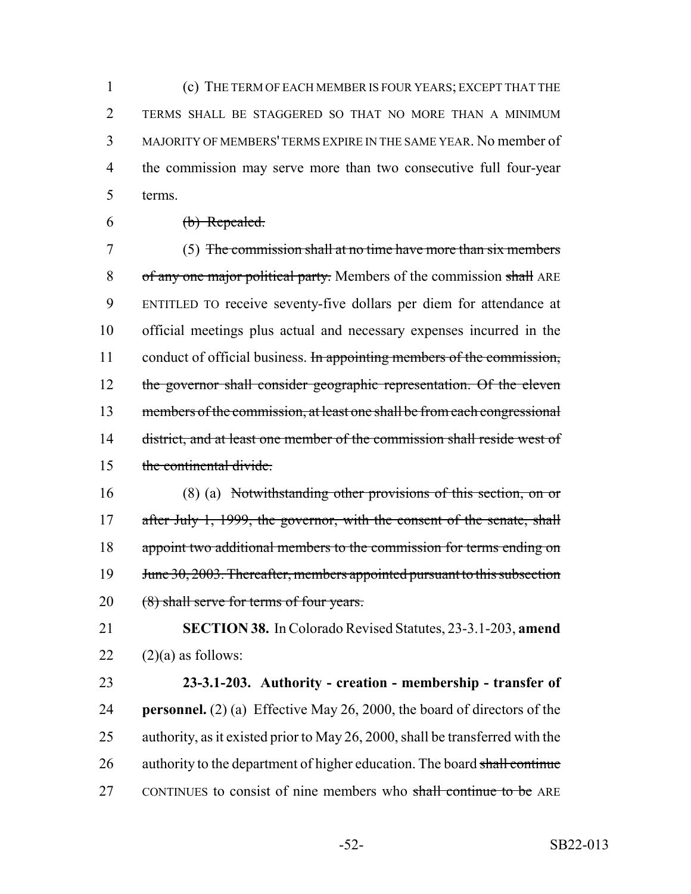(c) THE TERM OF EACH MEMBER IS FOUR YEARS; EXCEPT THAT THE TERMS SHALL BE STAGGERED SO THAT NO MORE THAN A MINIMUM MAJORITY OF MEMBERS' TERMS EXPIRE IN THE SAME YEAR. No member of the commission may serve more than two consecutive full four-year terms.

~~(b) Repealed.~~

(5) ~~The commission shall at no time have more than six members of any one major political party.~~ Members of the commission ~~shall~~ ARE ENTITLED TO receive seventy-five dollars per diem for attendance at official meetings plus actual and necessary expenses incurred in the conduct of official business. ~~In appointing members of the commission, the governor shall consider geographic representation. Of the eleven members of the commission, at least one shall be from each congressional district, and at least one member of the commission shall reside west of the continental divide.~~

(8) (a) ~~Notwithstanding other provisions of this section, on or after July 1, 1999, the governor, with the consent of the senate, shall appoint two additional members to the commission for terms ending on June 30, 2003. Thereafter, members appointed pursuant to this subsection (8) shall serve for terms of four years.~~

**SECTION 38.** In Colorado Revised Statutes, 23-3.1-203, **amend** (2)(a) as follows:

**23-3.1-203. Authority - creation - membership - transfer of personnel.** (2) (a) Effective May 26, 2000, the board of directors of the authority, as it existed prior to May 26, 2000, shall be transferred with the authority to the department of higher education. The board ~~shall continue~~ CONTINUES to consist of nine members who ~~shall continue to be~~ ARE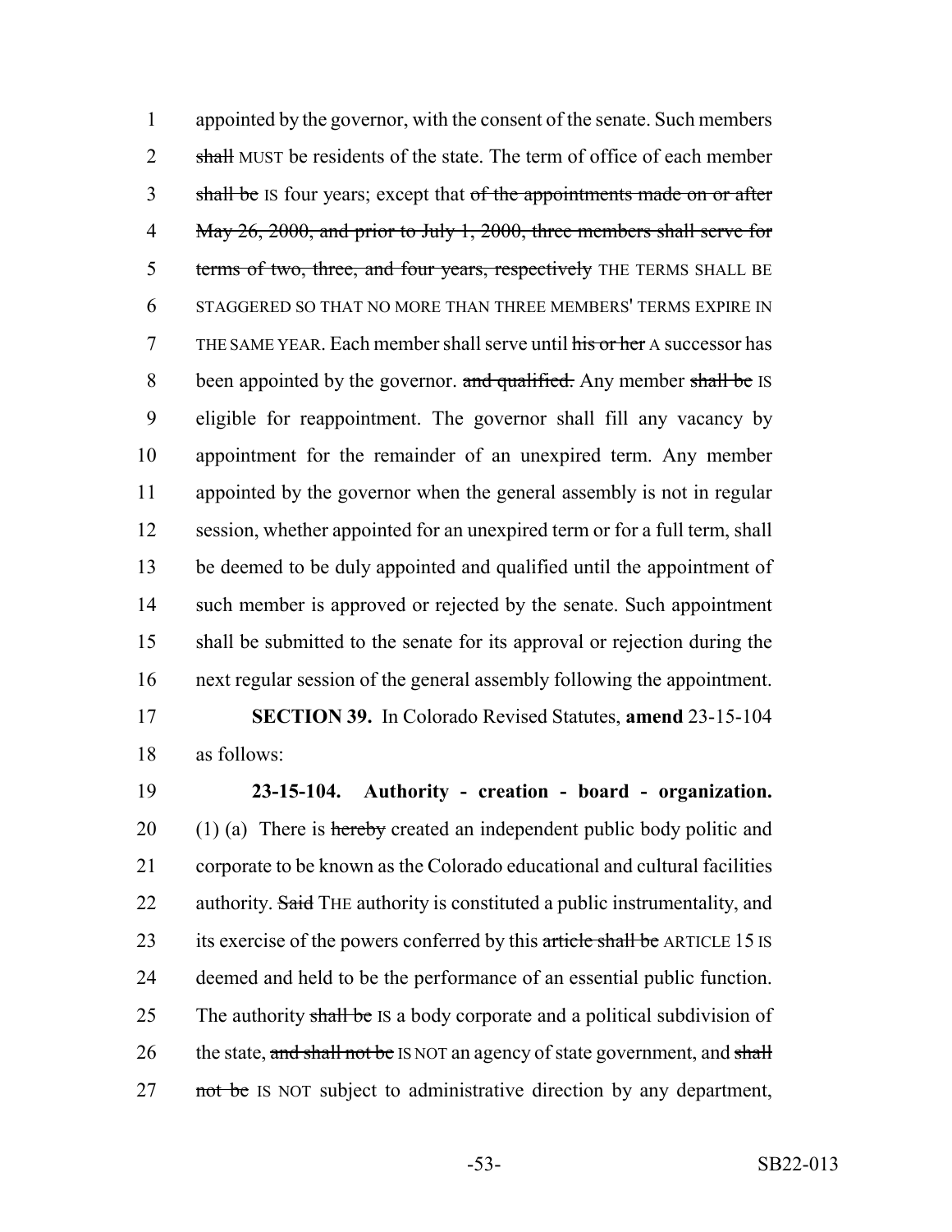appointed by the governor, with the consent of the senate. Such members ~~shall~~ MUST be residents of the state. The term of office of each member ~~shall be~~ IS four years; except that ~~of the appointments made on or after May 26, 2000, and prior to July 1, 2000, three members shall serve for terms of two, three, and four years, respectively~~ THE TERMS SHALL BE STAGGERED SO THAT NO MORE THAN THREE MEMBERS' TERMS EXPIRE IN THE SAME YEAR. Each member shall serve until ~~his or her~~ A successor has been appointed by the governor. ~~and qualified.~~ Any member ~~shall be~~ IS eligible for reappointment. The governor shall fill any vacancy by appointment for the remainder of an unexpired term. Any member appointed by the governor when the general assembly is not in regular session, whether appointed for an unexpired term or for a full term, shall be deemed to be duly appointed and qualified until the appointment of such member is approved or rejected by the senate. Such appointment shall be submitted to the senate for its approval or rejection during the next regular session of the general assembly following the appointment.

**SECTION 39.** In Colorado Revised Statutes, **amend** 23-15-104 as follows:

**23-15-104. Authority - creation - board - organization.** (1) (a) There is ~~hereby~~ created an independent public body politic and corporate to be known as the Colorado educational and cultural facilities authority. ~~Said~~ THE authority is constituted a public instrumentality, and its exercise of the powers conferred by this ~~article shall be~~ ARTICLE 15 IS deemed and held to be the performance of an essential public function. The authority ~~shall be~~ IS a body corporate and a political subdivision of the state, ~~and shall not be~~ IS NOT an agency of state government, and ~~shall not be~~ IS NOT subject to administrative direction by any department,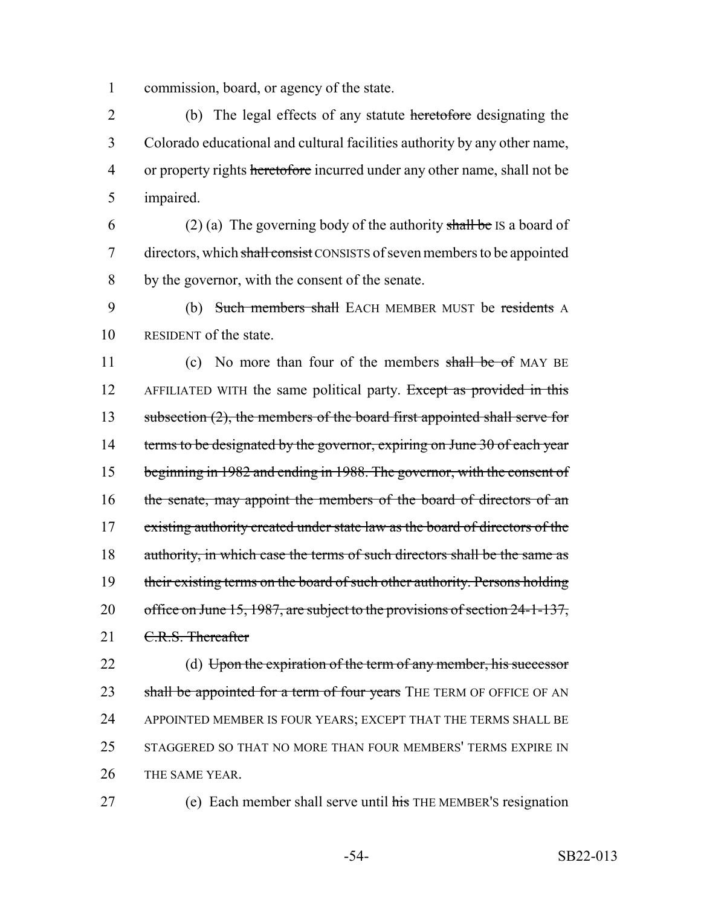commission, board, or agency of the state.

(b) The legal effects of any statute ~~heretofore~~ designating the Colorado educational and cultural facilities authority by any other name, or property rights ~~heretofore~~ incurred under any other name, shall not be impaired.

(2) (a) The governing body of the authority ~~shall be~~ IS a board of directors, which ~~shall consist~~ CONSISTS of seven members to be appointed by the governor, with the consent of the senate.

(b) ~~Such members shall~~ EACH MEMBER MUST be ~~residents~~ A RESIDENT of the state.

(c) No more than four of the members ~~shall be of~~ MAY BE AFFILIATED WITH the same political party. ~~Except as provided in this subsection (2), the members of the board first appointed shall serve for terms to be designated by the governor, expiring on June 30 of each year beginning in 1982 and ending in 1988. The governor, with the consent of the senate, may appoint the members of the board of directors of an existing authority created under state law as the board of directors of the authority, in which case the terms of such directors shall be the same as their existing terms on the board of such other authority. Persons holding office on June 15, 1987, are subject to the provisions of section 24-1-137, C.R.S. Thereafter~~

(d) ~~Upon the expiration of the term of any member, his successor shall be appointed for a term of four years~~ THE TERM OF OFFICE OF AN APPOINTED MEMBER IS FOUR YEARS; EXCEPT THAT THE TERMS SHALL BE STAGGERED SO THAT NO MORE THAN FOUR MEMBERS' TERMS EXPIRE IN THE SAME YEAR.

(e) Each member shall serve until ~~his~~ THE MEMBER'S resignation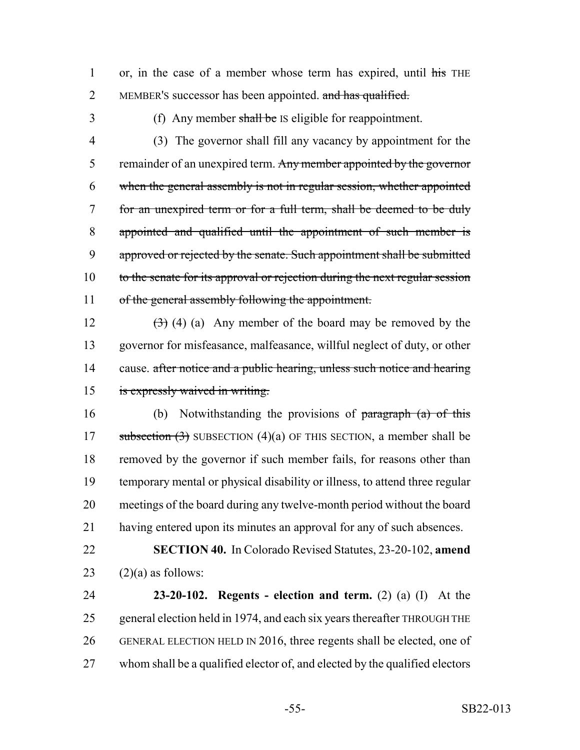or, in the case of a member whose term has expired, until ~~his~~ THE MEMBER'S successor has been appointed. ~~and has qualified.~~

(f) Any member ~~shall be~~ IS eligible for reappointment.

(3) The governor shall fill any vacancy by appointment for the remainder of an unexpired term. ~~Any member appointed by the governor when the general assembly is not in regular session, whether appointed for an unexpired term or for a full term, shall be deemed to be duly appointed and qualified until the appointment of such member is approved or rejected by the senate. Such appointment shall be submitted to the senate for its approval or rejection during the next regular session of the general assembly following the appointment.~~

~~(3)~~ (4) (a) Any member of the board may be removed by the governor for misfeasance, malfeasance, willful neglect of duty, or other cause. ~~after notice and a public hearing, unless such notice and hearing is expressly waived in writing.~~

(b) Notwithstanding the provisions of ~~paragraph (a) of this subsection (3)~~ SUBSECTION (4)(a) OF THIS SECTION, a member shall be removed by the governor if such member fails, for reasons other than temporary mental or physical disability or illness, to attend three regular meetings of the board during any twelve-month period without the board having entered upon its minutes an approval for any of such absences.

**SECTION 40.** In Colorado Revised Statutes, 23-20-102, **amend** (2)(a) as follows:

**23-20-102. Regents - election and term.** (2) (a) (I) At the general election held in 1974, and each six years thereafter THROUGH THE GENERAL ELECTION HELD IN 2016, three regents shall be elected, one of whom shall be a qualified elector of, and elected by the qualified electors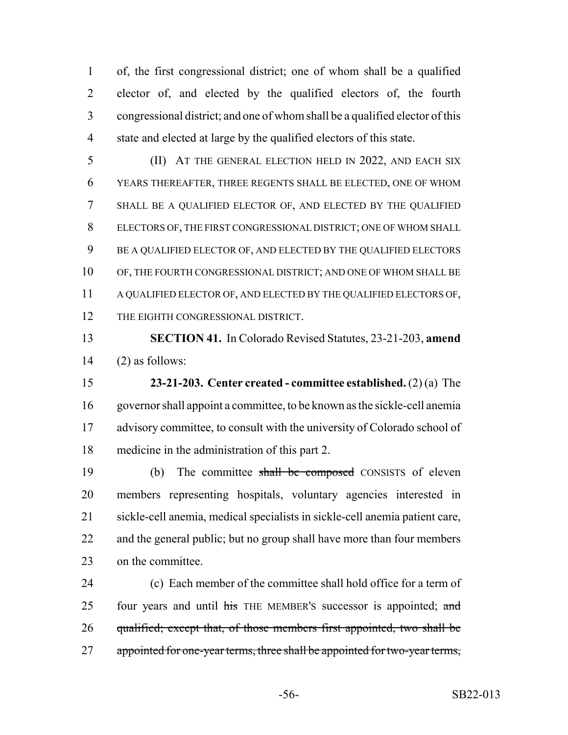of, the first congressional district; one of whom shall be a qualified elector of, and elected by the qualified electors of, the fourth congressional district; and one of whom shall be a qualified elector of this state and elected at large by the qualified electors of this state.

(II) AT THE GENERAL ELECTION HELD IN 2022, AND EACH SIX YEARS THEREAFTER, THREE REGENTS SHALL BE ELECTED, ONE OF WHOM SHALL BE A QUALIFIED ELECTOR OF, AND ELECTED BY THE QUALIFIED ELECTORS OF, THE FIRST CONGRESSIONAL DISTRICT; ONE OF WHOM SHALL BE A QUALIFIED ELECTOR OF, AND ELECTED BY THE QUALIFIED ELECTORS OF, THE FOURTH CONGRESSIONAL DISTRICT; AND ONE OF WHOM SHALL BE A QUALIFIED ELECTOR OF, AND ELECTED BY THE QUALIFIED ELECTORS OF, THE EIGHTH CONGRESSIONAL DISTRICT.

**SECTION 41.** In Colorado Revised Statutes, 23-21-203, **amend** (2) as follows:

**23-21-203. Center created - committee established.** (2) (a) The governor shall appoint a committee, to be known as the sickle-cell anemia advisory committee, to consult with the university of Colorado school of medicine in the administration of this part 2.

(b) The committee ~~shall be composed~~ CONSISTS of eleven members representing hospitals, voluntary agencies interested in sickle-cell anemia, medical specialists in sickle-cell anemia patient care, and the general public; but no group shall have more than four members on the committee.

(c) Each member of the committee shall hold office for a term of four years and until ~~his~~ THE MEMBER'S successor is appointed; ~~and qualified; except that, of those members first appointed, two shall be appointed for one-year terms, three shall be appointed for two-year terms,~~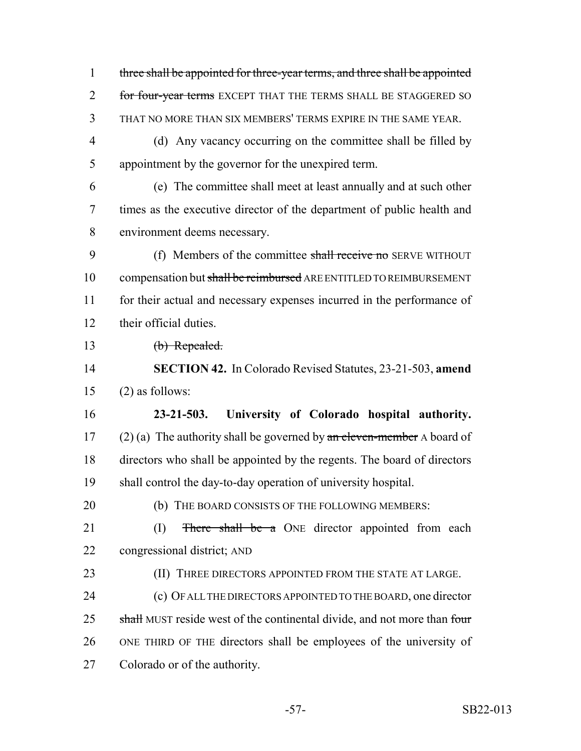three shall be appointed for three-year terms, and three shall be appointed for four-year terms EXCEPT THAT THE TERMS SHALL BE STAGGERED SO THAT NO MORE THAN SIX MEMBERS' TERMS EXPIRE IN THE SAME YEAR.

(d) Any vacancy occurring on the committee shall be filled by appointment by the governor for the unexpired term.

(e) The committee shall meet at least annually and at such other times as the executive director of the department of public health and environment deems necessary.

(f) Members of the committee shall receive no SERVE WITHOUT compensation but shall be reimbursed ARE ENTITLED TO REIMBURSEMENT for their actual and necessary expenses incurred in the performance of their official duties.

(b) Repealed.

**SECTION 42.** In Colorado Revised Statutes, 23-21-503, **amend** (2) as follows:

**23-21-503. University of Colorado hospital authority.** (2) (a) The authority shall be governed by an eleven-member A board of directors who shall be appointed by the regents. The board of directors shall control the day-to-day operation of university hospital.

(b) THE BOARD CONSISTS OF THE FOLLOWING MEMBERS:

(I) There shall be a ONE director appointed from each congressional district; AND

(II) THREE DIRECTORS APPOINTED FROM THE STATE AT LARGE.

(c) OF ALL THE DIRECTORS APPOINTED TO THE BOARD, one director shall MUST reside west of the continental divide, and not more than four ONE THIRD OF THE directors shall be employees of the university of Colorado or of the authority.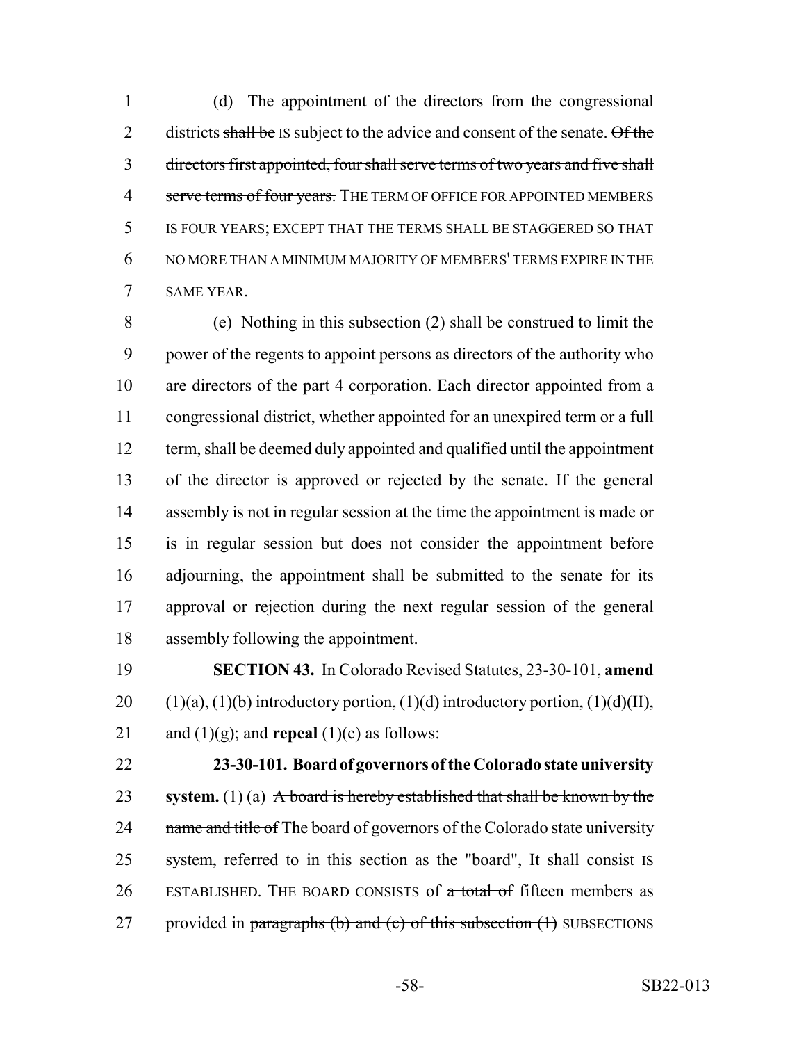(d) The appointment of the directors from the congressional districts ~~shall be~~ IS subject to the advice and consent of the senate. ~~Of the directors first appointed, four shall serve terms of two years and five shall serve terms of four years.~~ THE TERM OF OFFICE FOR APPOINTED MEMBERS IS FOUR YEARS; EXCEPT THAT THE TERMS SHALL BE STAGGERED SO THAT NO MORE THAN A MINIMUM MAJORITY OF MEMBERS' TERMS EXPIRE IN THE SAME YEAR.

(e) Nothing in this subsection (2) shall be construed to limit the power of the regents to appoint persons as directors of the authority who are directors of the part 4 corporation. Each director appointed from a congressional district, whether appointed for an unexpired term or a full term, shall be deemed duly appointed and qualified until the appointment of the director is approved or rejected by the senate. If the general assembly is not in regular session at the time the appointment is made or is in regular session but does not consider the appointment before adjourning, the appointment shall be submitted to the senate for its approval or rejection during the next regular session of the general assembly following the appointment.

**SECTION 43.** In Colorado Revised Statutes, 23-30-101, **amend** (1)(a), (1)(b) introductory portion, (1)(d) introductory portion, (1)(d)(II), and (1)(g); and **repeal** (1)(c) as follows:

**23-30-101. Board of governors of the Colorado state university system.** (1) (a) ~~A board is hereby established that shall be known by the name and title of~~ The board of governors of the Colorado state university system, referred to in this section as the "board", ~~It shall consist~~ IS ESTABLISHED. THE BOARD CONSISTS of ~~a total of~~ fifteen members as provided in ~~paragraphs (b) and (c) of this subsection (1)~~ SUBSECTIONS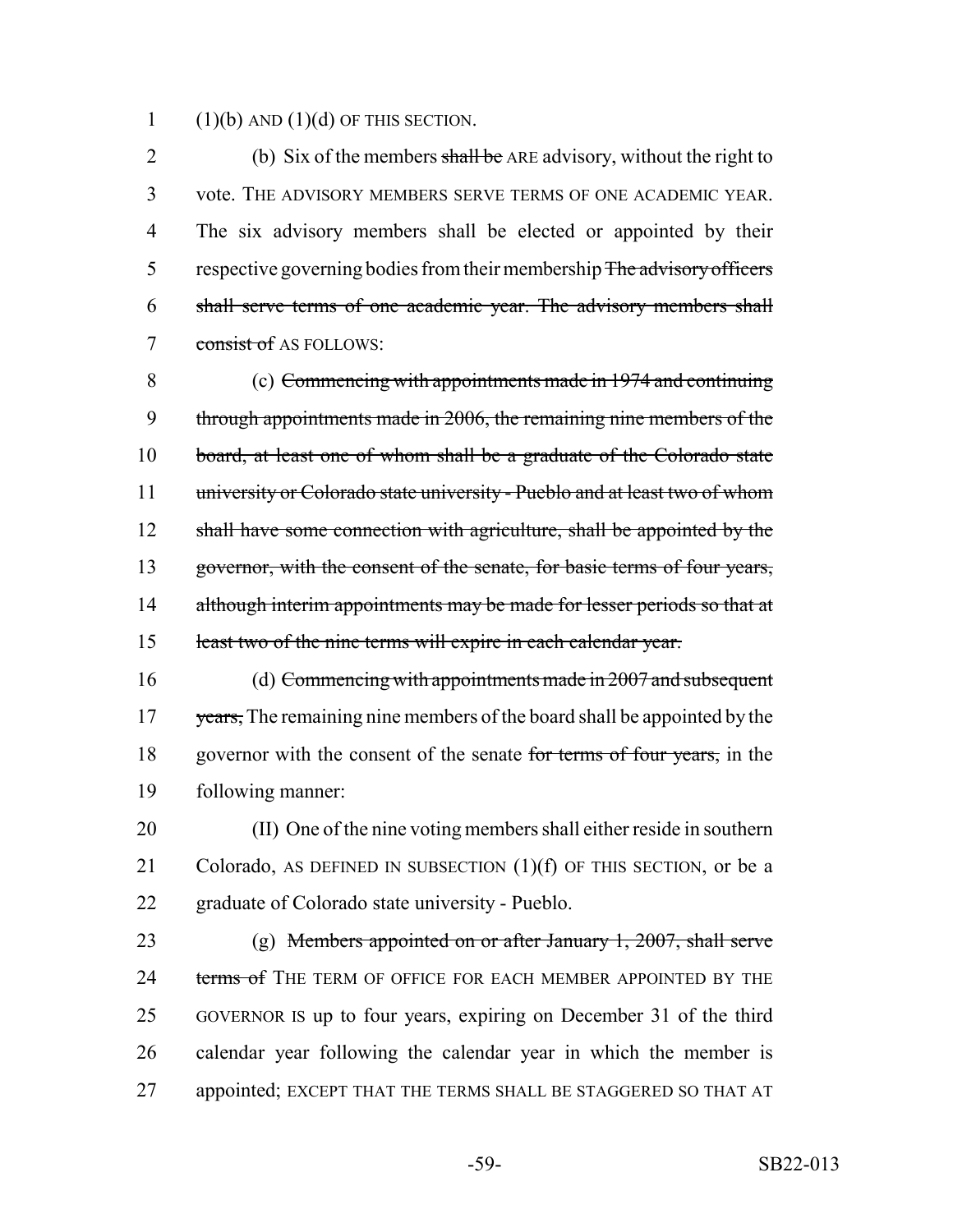(1)(b) AND (1)(d) OF THIS SECTION.

(b) Six of the members ~~shall be~~ ARE advisory, without the right to vote. THE ADVISORY MEMBERS SERVE TERMS OF ONE ACADEMIC YEAR. The six advisory members shall be elected or appointed by their respective governing bodies from their membership ~~The advisory officers shall serve terms of one academic year. The advisory members shall consist of~~ AS FOLLOWS:

(c) ~~Commencing with appointments made in 1974 and continuing through appointments made in 2006, the remaining nine members of the board, at least one of whom shall be a graduate of the Colorado state university or Colorado state university - Pueblo and at least two of whom shall have some connection with agriculture, shall be appointed by the governor, with the consent of the senate, for basic terms of four years, although interim appointments may be made for lesser periods so that at least two of the nine terms will expire in each calendar year.~~

(d) ~~Commencing with appointments made in 2007 and subsequent years,~~ The remaining nine members of the board shall be appointed by the governor with the consent of the senate ~~for terms of four years,~~ in the following manner:

(II) One of the nine voting members shall either reside in southern Colorado, AS DEFINED IN SUBSECTION (1)(f) OF THIS SECTION, or be a graduate of Colorado state university - Pueblo.

(g) ~~Members appointed on or after January 1, 2007, shall serve terms of~~ THE TERM OF OFFICE FOR EACH MEMBER APPOINTED BY THE GOVERNOR IS up to four years, expiring on December 31 of the third calendar year following the calendar year in which the member is appointed; EXCEPT THAT THE TERMS SHALL BE STAGGERED SO THAT AT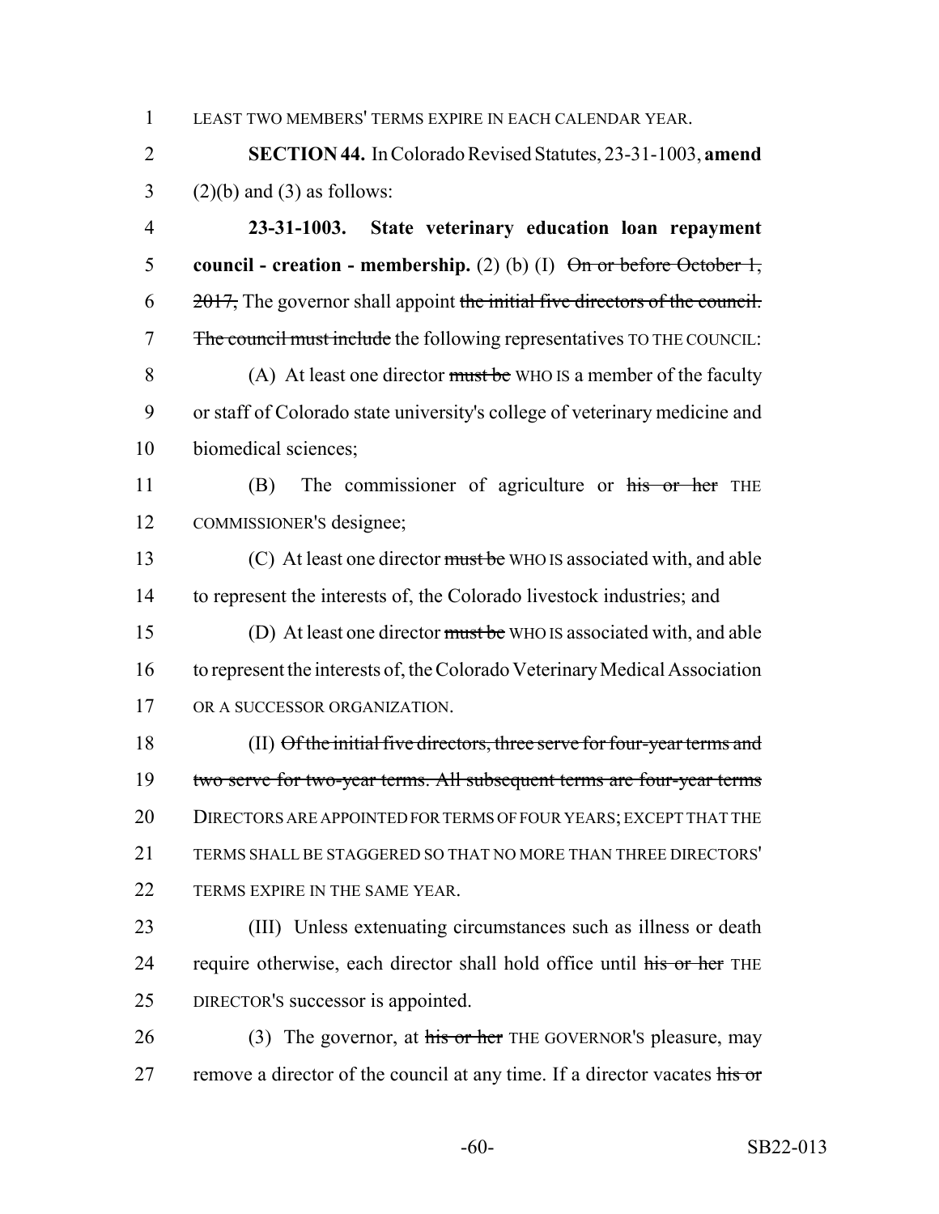LEAST TWO MEMBERS' TERMS EXPIRE IN EACH CALENDAR YEAR.

**SECTION 44.** In Colorado Revised Statutes, 23-31-1003, **amend** (2)(b) and (3) as follows:

**23-31-1003. State veterinary education loan repayment council - creation - membership.** (2) (b) (I) ~~On or before October 1, 2017,~~ The governor shall appoint ~~the initial five directors of the council. The council must include~~ the following representatives TO THE COUNCIL:

(A) At least one director ~~must be~~ WHO IS a member of the faculty or staff of Colorado state university's college of veterinary medicine and biomedical sciences;

(B) The commissioner of agriculture or ~~his or her~~ THE COMMISSIONER'S designee;

(C) At least one director ~~must be~~ WHO IS associated with, and able to represent the interests of, the Colorado livestock industries; and

(D) At least one director ~~must be~~ WHO IS associated with, and able to represent the interests of, the Colorado Veterinary Medical Association OR A SUCCESSOR ORGANIZATION.

(II) ~~Of the initial five directors, three serve for four-year terms and two serve for two-year terms. All subsequent terms are four-year terms~~ DIRECTORS ARE APPOINTED FOR TERMS OF FOUR YEARS; EXCEPT THAT THE TERMS SHALL BE STAGGERED SO THAT NO MORE THAN THREE DIRECTORS' TERMS EXPIRE IN THE SAME YEAR.

(III) Unless extenuating circumstances such as illness or death require otherwise, each director shall hold office until ~~his or her~~ THE DIRECTOR'S successor is appointed.

(3) The governor, at ~~his or her~~ THE GOVERNOR'S pleasure, may remove a director of the council at any time. If a director vacates ~~his or~~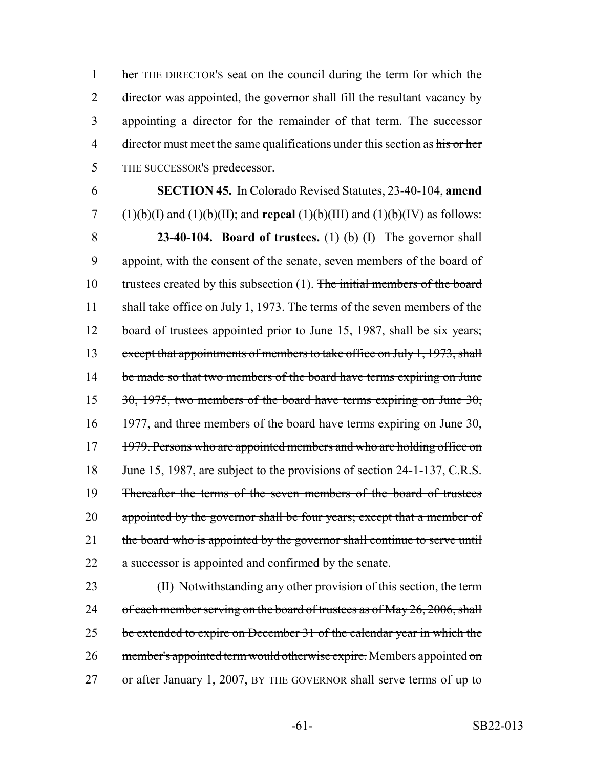her THE DIRECTOR'S seat on the council during the term for which the director was appointed, the governor shall fill the resultant vacancy by appointing a director for the remainder of that term. The successor director must meet the same qualifications under this section as his or her THE SUCCESSOR'S predecessor.

**SECTION 45.** In Colorado Revised Statutes, 23-40-104, **amend** (1)(b)(I) and (1)(b)(II); and **repeal** (1)(b)(III) and (1)(b)(IV) as follows:

**23-40-104. Board of trustees.** (1) (b) (I) The governor shall appoint, with the consent of the senate, seven members of the board of trustees created by this subsection (1). The initial members of the board shall take office on July 1, 1973. The terms of the seven members of the board of trustees appointed prior to June 15, 1987, shall be six years; except that appointments of members to take office on July 1, 1973, shall be made so that two members of the board have terms expiring on June 30, 1975, two members of the board have terms expiring on June 30, 1977, and three members of the board have terms expiring on June 30, 1979. Persons who are appointed members and who are holding office on June 15, 1987, are subject to the provisions of section 24-1-137, C.R.S. Thereafter the terms of the seven members of the board of trustees appointed by the governor shall be four years; except that a member of the board who is appointed by the governor shall continue to serve until a successor is appointed and confirmed by the senate.

(II) Notwithstanding any other provision of this section, the term of each member serving on the board of trustees as of May 26, 2006, shall be extended to expire on December 31 of the calendar year in which the member's appointed term would otherwise expire. Members appointed on or after January 1, 2007, BY THE GOVERNOR shall serve terms of up to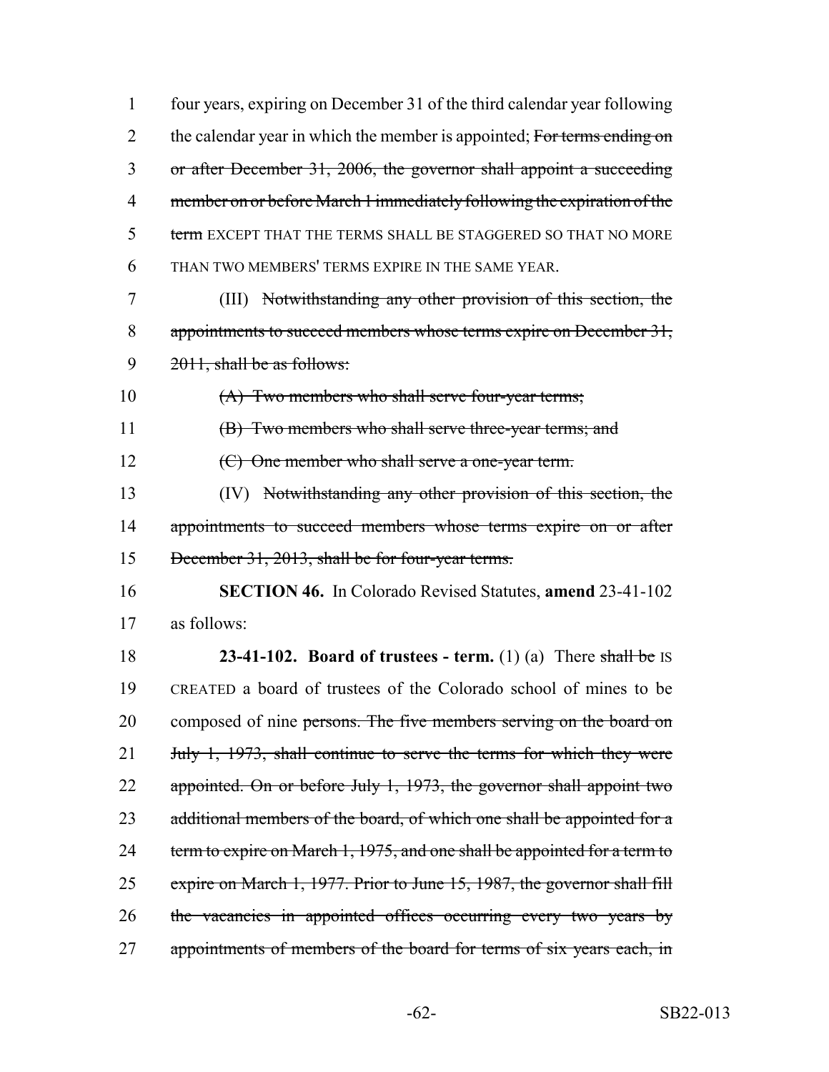four years, expiring on December 31 of the third calendar year following the calendar year in which the member is appointed; ~~For terms ending on or after December 31, 2006, the governor shall appoint a succeeding member on or before March 1 immediately following the expiration of the term~~ EXCEPT THAT THE TERMS SHALL BE STAGGERED SO THAT NO MORE THAN TWO MEMBERS' TERMS EXPIRE IN THE SAME YEAR.

(III) ~~Notwithstanding any other provision of this section, the appointments to succeed members whose terms expire on December 31, 2011, shall be as follows:~~

~~(A) Two members who shall serve four-year terms;~~

~~(B) Two members who shall serve three-year terms; and~~

~~(C) One member who shall serve a one-year term.~~

(IV) ~~Notwithstanding any other provision of this section, the appointments to succeed members whose terms expire on or after December 31, 2013, shall be for four-year terms.~~

**SECTION 46.** In Colorado Revised Statutes, **amend** 23-41-102 as follows:

**23-41-102. Board of trustees - term.** (1) (a) There ~~shall be~~ IS CREATED a board of trustees of the Colorado school of mines to be composed of nine ~~persons. The five members serving on the board on July 1, 1973, shall continue to serve the terms for which they were appointed. On or before July 1, 1973, the governor shall appoint two additional members of the board, of which one shall be appointed for a term to expire on March 1, 1975, and one shall be appointed for a term to expire on March 1, 1977. Prior to June 15, 1987, the governor shall fill the vacancies in appointed offices occurring every two years by appointments of members of the board for terms of six years each, in~~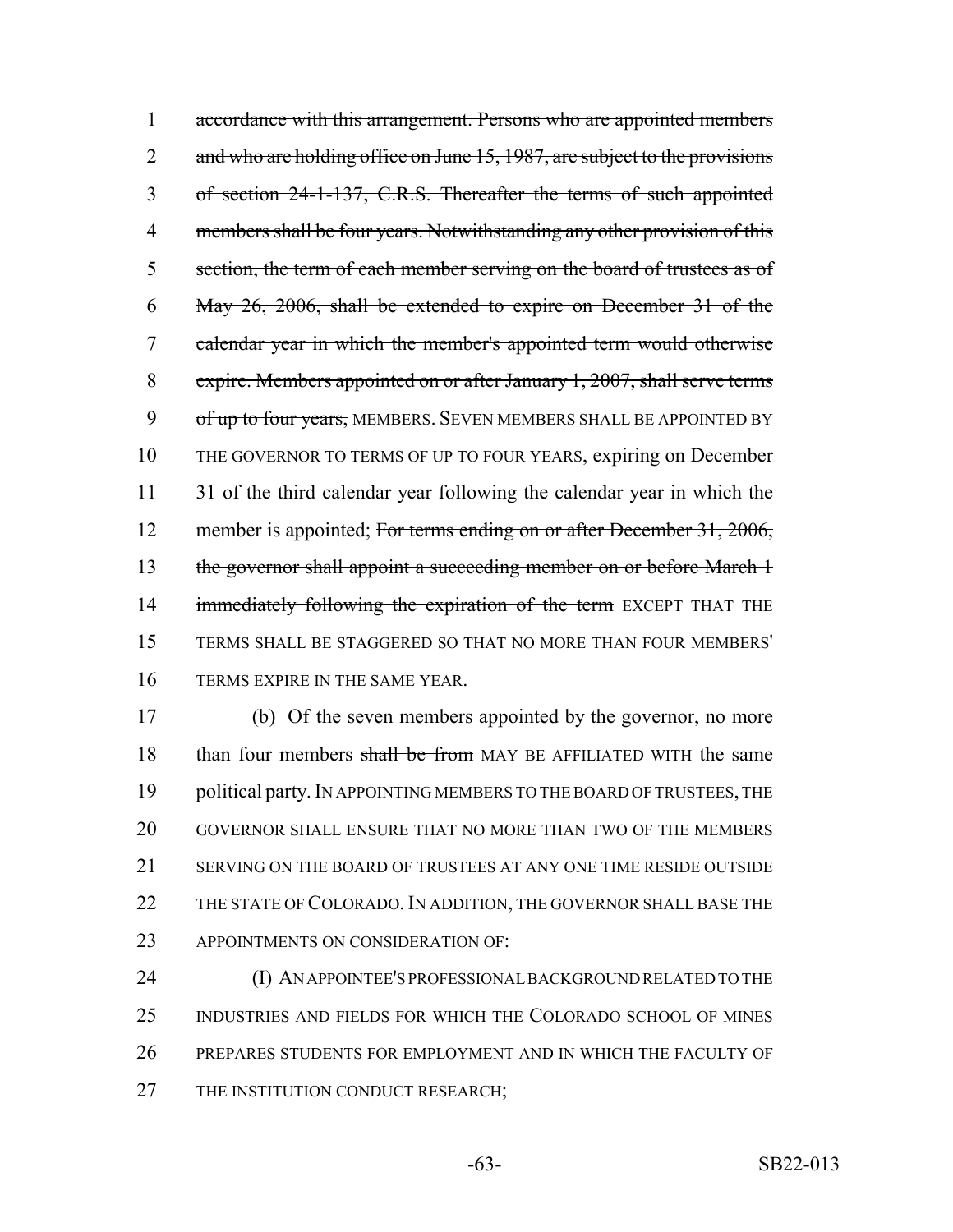accordance with this arrangement. Persons who are appointed members and who are holding office on June 15, 1987, are subject to the provisions of section 24-1-137, C.R.S. Thereafter the terms of such appointed members shall be four years. Notwithstanding any other provision of this section, the term of each member serving on the board of trustees as of May 26, 2006, shall be extended to expire on December 31 of the calendar year in which the member's appointed term would otherwise expire. Members appointed on or after January 1, 2007, shall serve terms of up to four years, MEMBERS. SEVEN MEMBERS SHALL BE APPOINTED BY THE GOVERNOR TO TERMS OF UP TO FOUR YEARS, expiring on December 31 of the third calendar year following the calendar year in which the member is appointed; For terms ending on or after December 31, 2006, the governor shall appoint a succeeding member on or before March 1 immediately following the expiration of the term EXCEPT THAT THE TERMS SHALL BE STAGGERED SO THAT NO MORE THAN FOUR MEMBERS' TERMS EXPIRE IN THE SAME YEAR.

(b) Of the seven members appointed by the governor, no more than four members shall be from MAY BE AFFILIATED WITH the same political party. IN APPOINTING MEMBERS TO THE BOARD OF TRUSTEES, THE GOVERNOR SHALL ENSURE THAT NO MORE THAN TWO OF THE MEMBERS SERVING ON THE BOARD OF TRUSTEES AT ANY ONE TIME RESIDE OUTSIDE THE STATE OF COLORADO. IN ADDITION, THE GOVERNOR SHALL BASE THE APPOINTMENTS ON CONSIDERATION OF:

(I) AN APPOINTEE'S PROFESSIONAL BACKGROUND RELATED TO THE INDUSTRIES AND FIELDS FOR WHICH THE COLORADO SCHOOL OF MINES PREPARES STUDENTS FOR EMPLOYMENT AND IN WHICH THE FACULTY OF THE INSTITUTION CONDUCT RESEARCH;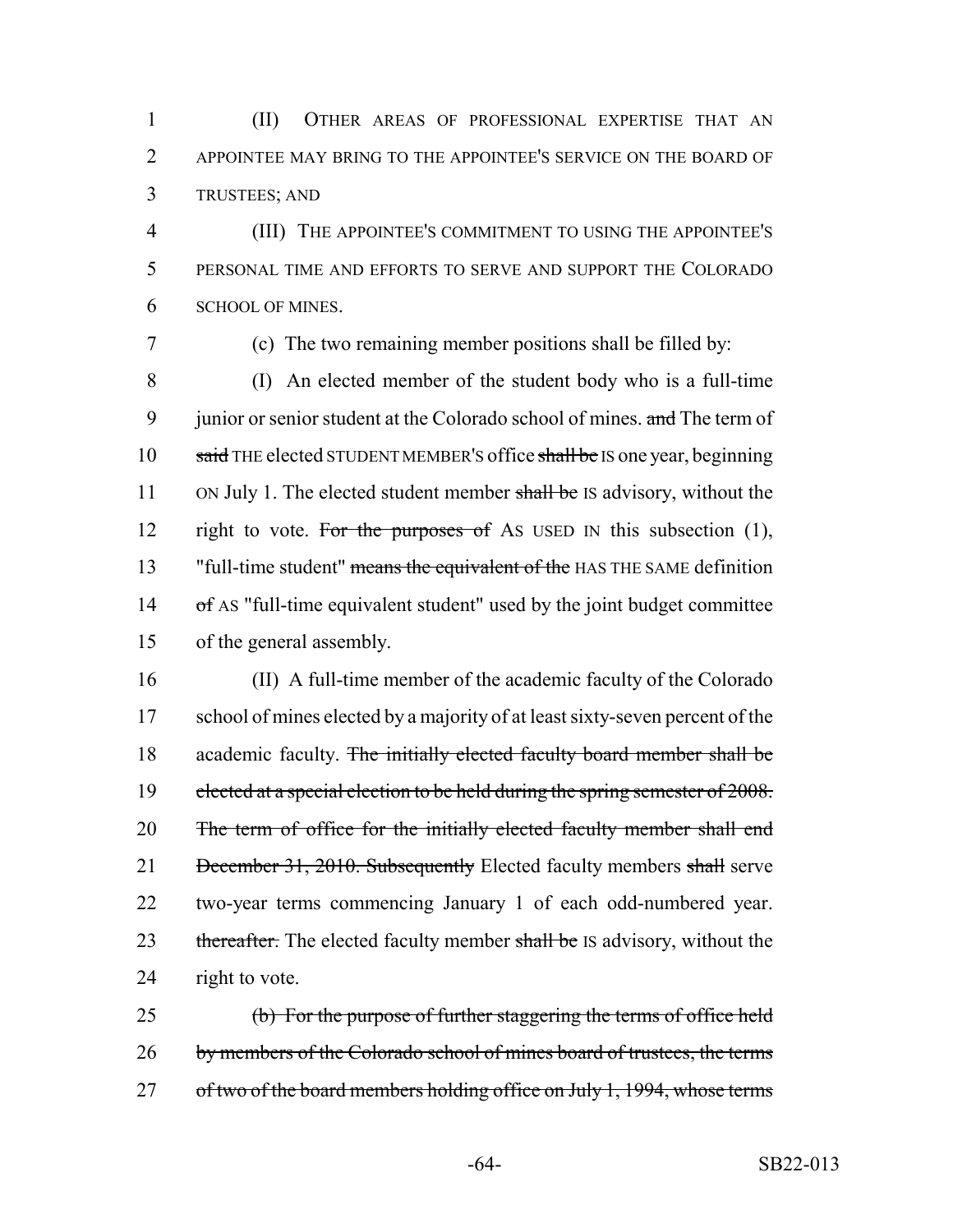(II) OTHER AREAS OF PROFESSIONAL EXPERTISE THAT AN APPOINTEE MAY BRING TO THE APPOINTEE'S SERVICE ON THE BOARD OF TRUSTEES; AND

(III) THE APPOINTEE'S COMMITMENT TO USING THE APPOINTEE'S PERSONAL TIME AND EFFORTS TO SERVE AND SUPPORT THE COLORADO SCHOOL OF MINES.

(c) The two remaining member positions shall be filled by:

(I) An elected member of the student body who is a full-time junior or senior student at the Colorado school of mines. ~~and~~ The term of ~~said~~ THE elected STUDENT MEMBER'S office ~~shall be~~ IS one year, beginning ON July 1. The elected student member ~~shall be~~ IS advisory, without the right to vote. ~~For the purposes of~~ AS USED IN this subsection (1), "full-time student" ~~means the equivalent of the~~ HAS THE SAME definition ~~of~~ AS "full-time equivalent student" used by the joint budget committee of the general assembly.

(II) A full-time member of the academic faculty of the Colorado school of mines elected by a majority of at least sixty-seven percent of the academic faculty. ~~The initially elected faculty board member shall be elected at a special election to be held during the spring semester of 2008. The term of office for the initially elected faculty member shall end December 31, 2010. Subsequently~~ Elected faculty members ~~shall~~ serve two-year terms commencing January 1 of each odd-numbered year. ~~thereafter.~~ The elected faculty member ~~shall be~~ IS advisory, without the right to vote.

~~(b) For the purpose of further staggering the terms of office held by members of the Colorado school of mines board of trustees, the terms of two of the board members holding office on July 1, 1994, whose terms~~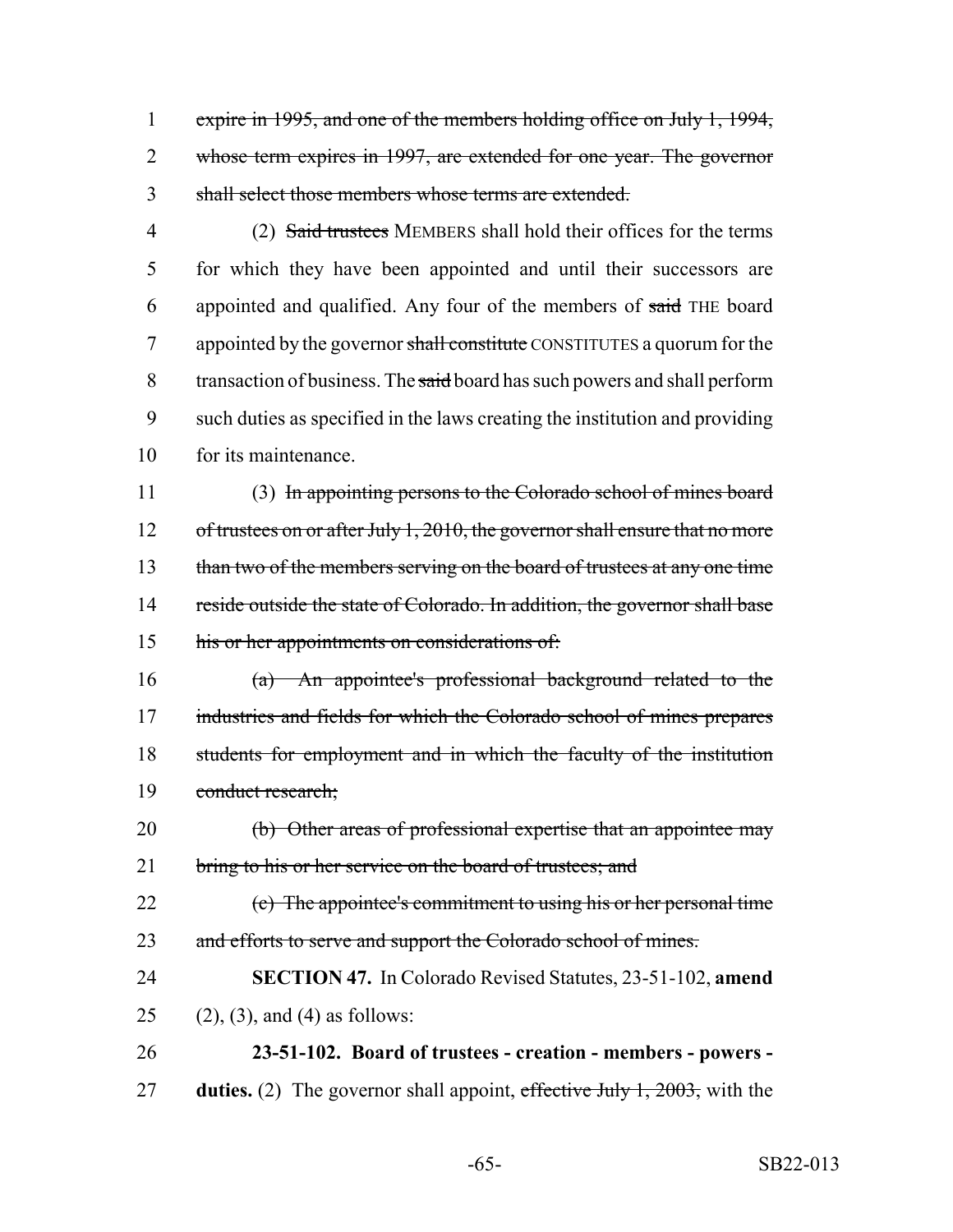~~expire in 1995, and one of the members holding office on July 1, 1994, whose term expires in 1997, are extended for one year. The governor shall select those members whose terms are extended.~~

(2) ~~Said trustees~~ MEMBERS shall hold their offices for the terms for which they have been appointed and until their successors are appointed and qualified. Any four of the members of ~~said~~ THE board appointed by the governor ~~shall constitute~~ CONSTITUTES a quorum for the transaction of business. The ~~said~~ board has such powers and shall perform such duties as specified in the laws creating the institution and providing for its maintenance.

(3) ~~In appointing persons to the Colorado school of mines board of trustees on or after July 1, 2010, the governor shall ensure that no more than two of the members serving on the board of trustees at any one time reside outside the state of Colorado. In addition, the governor shall base his or her appointments on considerations of:~~

~~(a) An appointee's professional background related to the industries and fields for which the Colorado school of mines prepares students for employment and in which the faculty of the institution conduct research;~~

~~(b) Other areas of professional expertise that an appointee may bring to his or her service on the board of trustees; and~~

~~(c) The appointee's commitment to using his or her personal time and efforts to serve and support the Colorado school of mines.~~

**SECTION 47.** In Colorado Revised Statutes, 23-51-102, **amend** (2), (3), and (4) as follows:

**23-51-102. Board of trustees - creation - members - powers - duties.** (2) The governor shall appoint, ~~effective July 1, 2003,~~ with the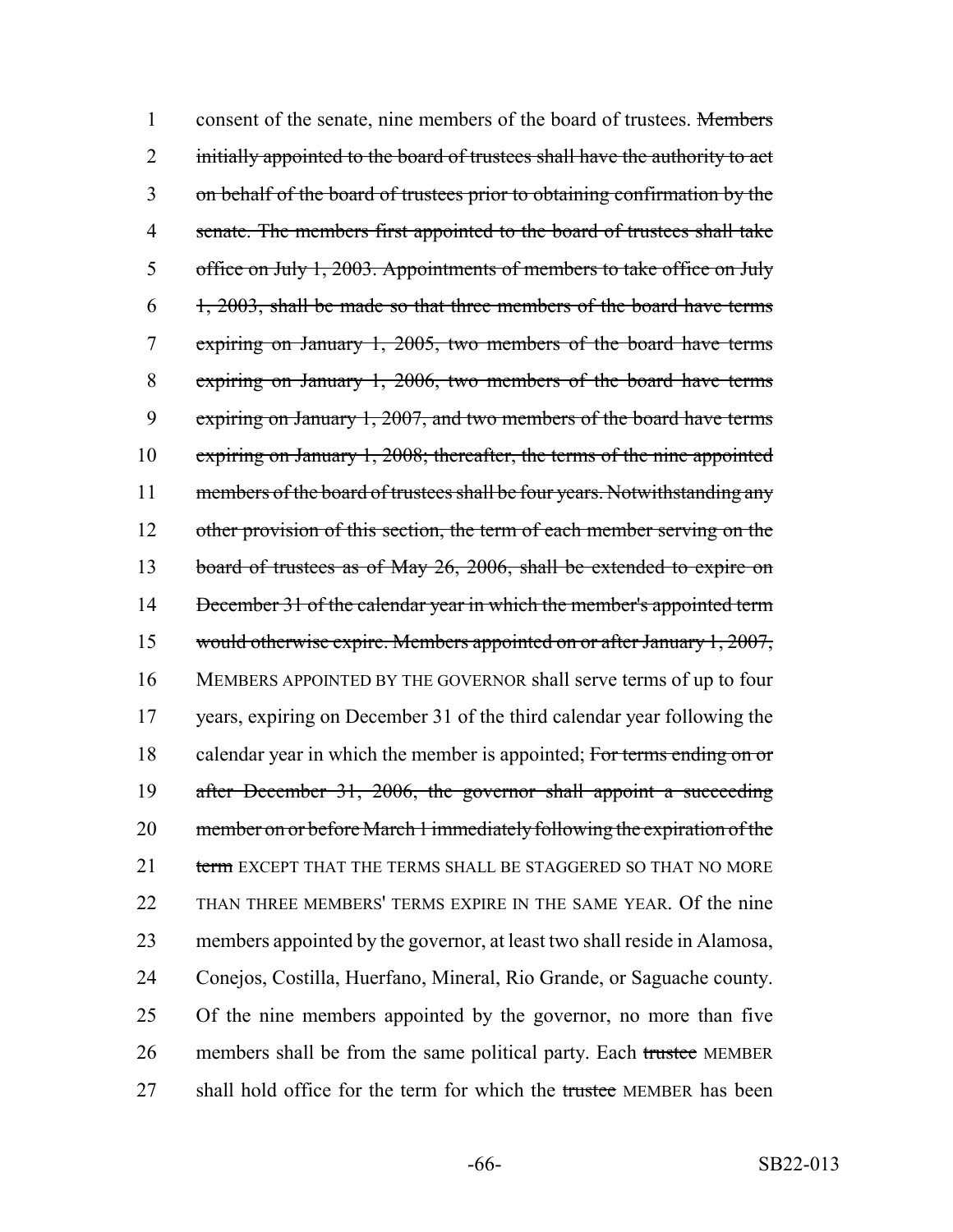1 consent of the senate, nine members of the board of trustees. ~~Members~~
2 ~~initially appointed to the board of trustees shall have the authority to act~~
3 ~~on behalf of the board of trustees prior to obtaining confirmation by the~~
4 ~~senate. The members first appointed to the board of trustees shall take~~
5 ~~office on July 1, 2003. Appointments of members to take office on July~~
6 ~~1, 2003, shall be made so that three members of the board have terms~~
7 ~~expiring on January 1, 2005, two members of the board have terms~~
8 ~~expiring on January 1, 2006, two members of the board have terms~~
9 ~~expiring on January 1, 2007, and two members of the board have terms~~
10 ~~expiring on January 1, 2008; thereafter, the terms of the nine appointed~~
11 ~~members of the board of trustees shall be four years. Notwithstanding any~~
12 ~~other provision of this section, the term of each member serving on the~~
13 ~~board of trustees as of May 26, 2006, shall be extended to expire on~~
14 ~~December 31 of the calendar year in which the member's appointed term~~
15 ~~would otherwise expire. Members appointed on or after January 1, 2007,~~
16 MEMBERS APPOINTED BY THE GOVERNOR shall serve terms of up to four
17 years, expiring on December 31 of the third calendar year following the
18 calendar year in which the member is appointed; ~~For terms ending on or~~
19 ~~after December 31, 2006, the governor shall appoint a succeeding~~
20 ~~member on or before March 1 immediately following the expiration of the~~
21 ~~term~~ EXCEPT THAT THE TERMS SHALL BE STAGGERED SO THAT NO MORE
22 THAN THREE MEMBERS' TERMS EXPIRE IN THE SAME YEAR. Of the nine
23 members appointed by the governor, at least two shall reside in Alamosa,
24 Conejos, Costilla, Huerfano, Mineral, Rio Grande, or Saguache county.
25 Of the nine members appointed by the governor, no more than five
26 members shall be from the same political party. Each ~~trustee~~ MEMBER
27 shall hold office for the term for which the ~~trustee~~ MEMBER has been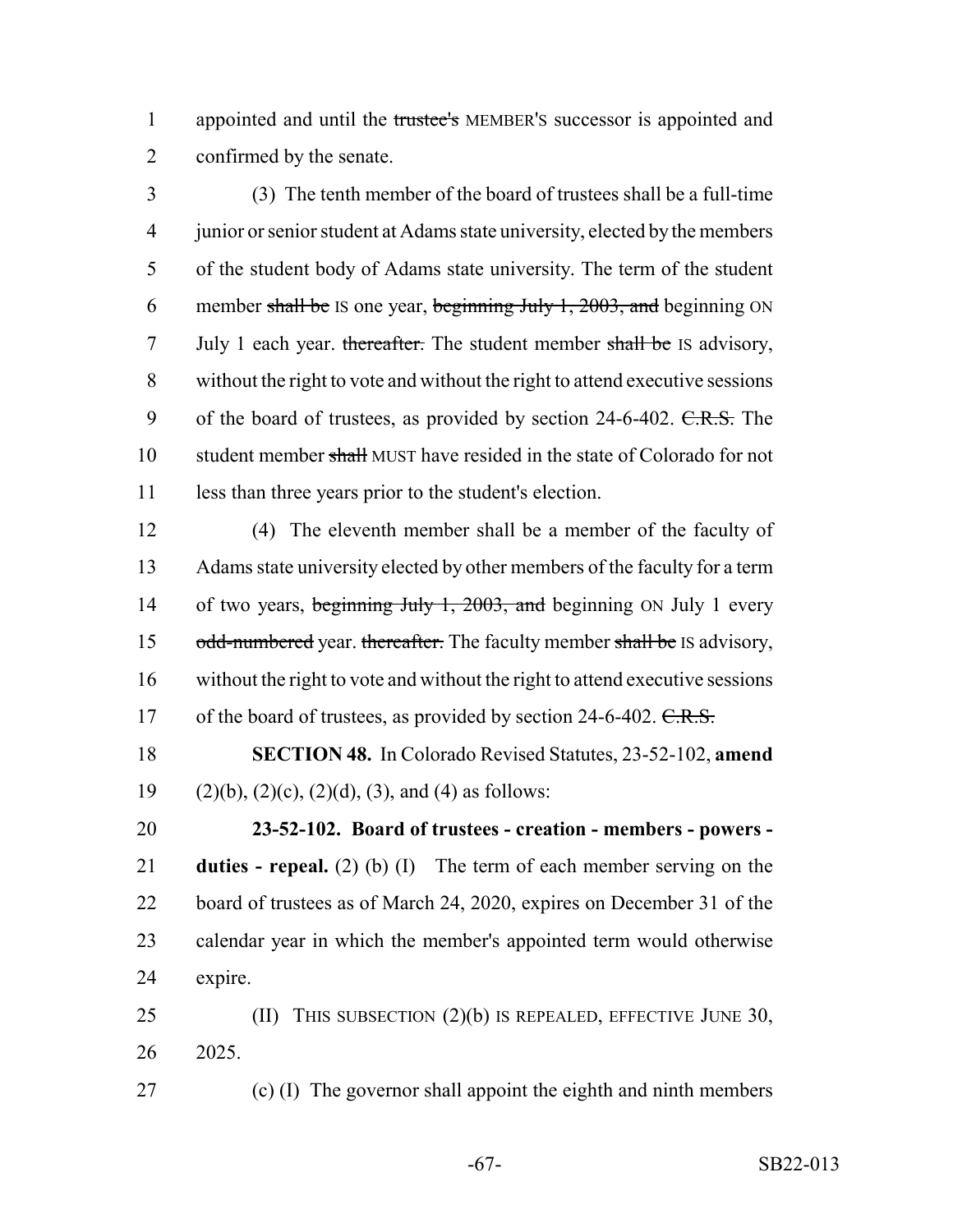appointed and until the ~~trustee's~~ MEMBER'S successor is appointed and confirmed by the senate.

(3) The tenth member of the board of trustees shall be a full-time junior or senior student at Adams state university, elected by the members of the student body of Adams state university. The term of the student member ~~shall be~~ IS one year, ~~beginning July 1, 2003, and~~ beginning ON July 1 each year. ~~thereafter.~~ The student member ~~shall be~~ IS advisory, without the right to vote and without the right to attend executive sessions of the board of trustees, as provided by section 24-6-402. ~~C.R.S.~~ The student member ~~shall~~ MUST have resided in the state of Colorado for not less than three years prior to the student's election.

(4) The eleventh member shall be a member of the faculty of Adams state university elected by other members of the faculty for a term of two years, ~~beginning July 1, 2003, and~~ beginning ON July 1 every ~~odd-numbered~~ year. ~~thereafter.~~ The faculty member ~~shall be~~ IS advisory, without the right to vote and without the right to attend executive sessions of the board of trustees, as provided by section 24-6-402. ~~C.R.S.~~

**SECTION 48.** In Colorado Revised Statutes, 23-52-102, **amend** (2)(b), (2)(c), (2)(d), (3), and (4) as follows:

**23-52-102. Board of trustees - creation - members - powers - duties - repeal.** (2) (b) (I) The term of each member serving on the board of trustees as of March 24, 2020, expires on December 31 of the calendar year in which the member's appointed term would otherwise expire.

(II) THIS SUBSECTION (2)(b) IS REPEALED, EFFECTIVE JUNE 30, 2025.

(c) (I) The governor shall appoint the eighth and ninth members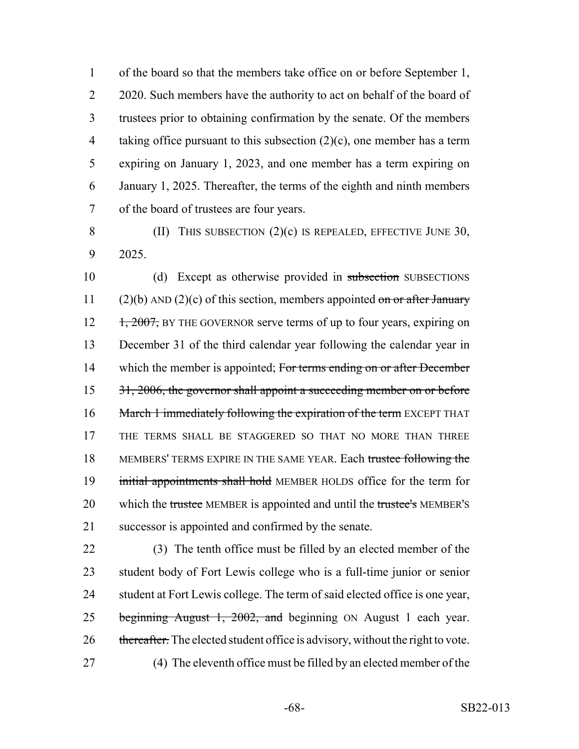of the board so that the members take office on or before September 1, 2020. Such members have the authority to act on behalf of the board of trustees prior to obtaining confirmation by the senate. Of the members taking office pursuant to this subsection (2)(c), one member has a term expiring on January 1, 2023, and one member has a term expiring on January 1, 2025. Thereafter, the terms of the eighth and ninth members of the board of trustees are four years.

(II) THIS SUBSECTION (2)(c) IS REPEALED, EFFECTIVE JUNE 30, 2025.

(d) Except as otherwise provided in ~~subsection~~ SUBSECTIONS (2)(b) AND (2)(c) of this section, members appointed ~~on or after January 1, 2007,~~ BY THE GOVERNOR serve terms of up to four years, expiring on December 31 of the third calendar year following the calendar year in which the member is appointed; ~~For terms ending on or after December 31, 2006, the governor shall appoint a succeeding member on or before March 1 immediately following the expiration of the term~~ EXCEPT THAT THE TERMS SHALL BE STAGGERED SO THAT NO MORE THAN THREE MEMBERS' TERMS EXPIRE IN THE SAME YEAR. Each ~~trustee following the initial appointments shall hold~~ MEMBER HOLDS office for the term for which the ~~trustee~~ MEMBER is appointed and until the ~~trustee's~~ MEMBER'S successor is appointed and confirmed by the senate.

(3) The tenth office must be filled by an elected member of the student body of Fort Lewis college who is a full-time junior or senior student at Fort Lewis college. The term of said elected office is one year, ~~beginning August 1, 2002, and~~ beginning ON August 1 each year. ~~thereafter.~~ The elected student office is advisory, without the right to vote.

(4) The eleventh office must be filled by an elected member of the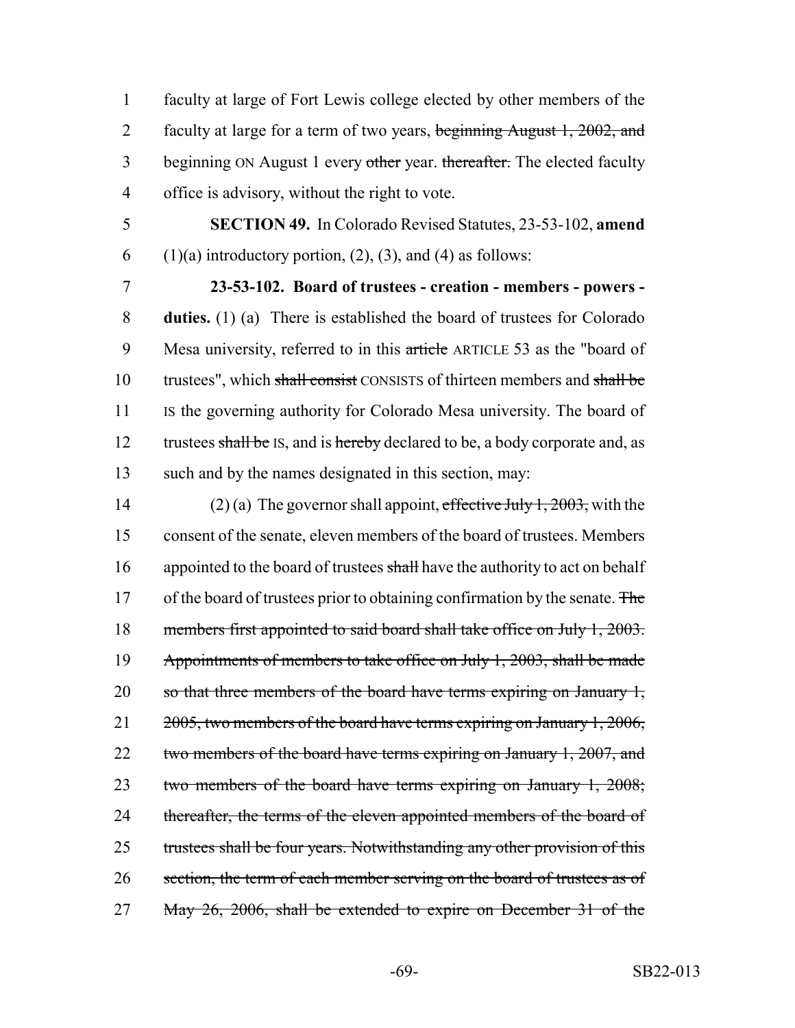faculty at large of Fort Lewis college elected by other members of the faculty at large for a term of two years, ~~beginning August 1, 2002, and~~ beginning ON August 1 every ~~other~~ year. ~~thereafter.~~ The elected faculty office is advisory, without the right to vote.

**SECTION 49.** In Colorado Revised Statutes, 23-53-102, **amend** (1)(a) introductory portion, (2), (3), and (4) as follows:

**23-53-102. Board of trustees - creation - members - powers - duties.** (1) (a) There is established the board of trustees for Colorado Mesa university, referred to in this ~~article~~ ARTICLE 53 as the "board of trustees", which ~~shall consist~~ CONSISTS of thirteen members and ~~shall be~~ IS the governing authority for Colorado Mesa university. The board of trustees ~~shall be~~ IS, and is ~~hereby~~ declared to be, a body corporate and, as such and by the names designated in this section, may:

(2) (a) The governor shall appoint, ~~effective July 1, 2003,~~ with the consent of the senate, eleven members of the board of trustees. Members appointed to the board of trustees ~~shall~~ have the authority to act on behalf of the board of trustees prior to obtaining confirmation by the senate. ~~The members first appointed to said board shall take office on July 1, 2003. Appointments of members to take office on July 1, 2003, shall be made so that three members of the board have terms expiring on January 1, 2005, two members of the board have terms expiring on January 1, 2006, two members of the board have terms expiring on January 1, 2007, and two members of the board have terms expiring on January 1, 2008; thereafter, the terms of the eleven appointed members of the board of trustees shall be four years. Notwithstanding any other provision of this section, the term of each member serving on the board of trustees as of May 26, 2006, shall be extended to expire on December 31 of the~~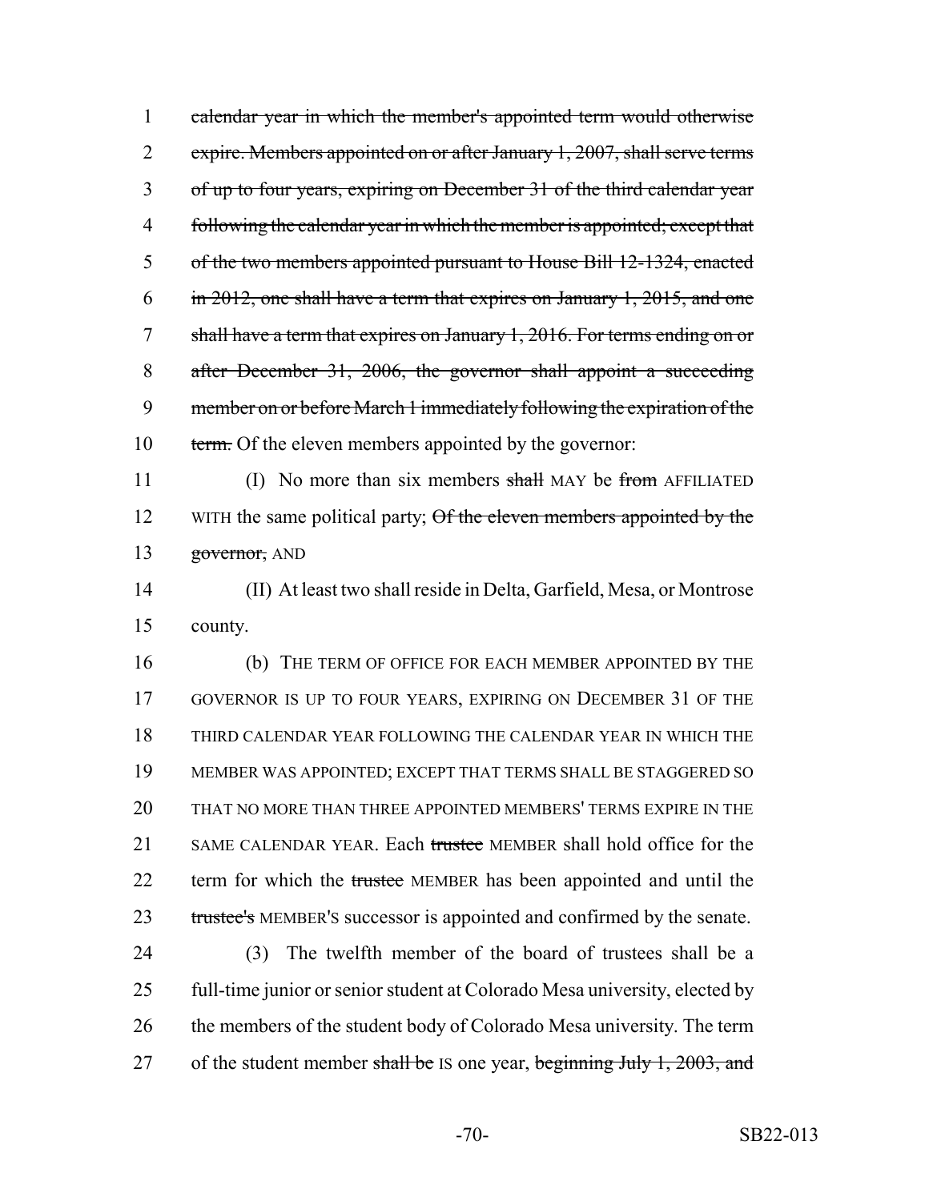calendar year in which the member's appointed term would otherwise expire. Members appointed on or after January 1, 2007, shall serve terms of up to four years, expiring on December 31 of the third calendar year following the calendar year in which the member is appointed; except that of the two members appointed pursuant to House Bill 12-1324, enacted in 2012, one shall have a term that expires on January 1, 2015, and one shall have a term that expires on January 1, 2016. For terms ending on or after December 31, 2006, the governor shall appoint a succeeding member on or before March 1 immediately following the expiration of the term. Of the eleven members appointed by the governor:

(I) No more than six members shall MAY be from AFFILIATED WITH the same political party; Of the eleven members appointed by the governor, AND

(II) At least two shall reside in Delta, Garfield, Mesa, or Montrose county.

(b) THE TERM OF OFFICE FOR EACH MEMBER APPOINTED BY THE GOVERNOR IS UP TO FOUR YEARS, EXPIRING ON DECEMBER 31 OF THE THIRD CALENDAR YEAR FOLLOWING THE CALENDAR YEAR IN WHICH THE MEMBER WAS APPOINTED; EXCEPT THAT TERMS SHALL BE STAGGERED SO THAT NO MORE THAN THREE APPOINTED MEMBERS' TERMS EXPIRE IN THE SAME CALENDAR YEAR. Each trustee MEMBER shall hold office for the term for which the trustee MEMBER has been appointed and until the trustee's MEMBER'S successor is appointed and confirmed by the senate.

(3) The twelfth member of the board of trustees shall be a full-time junior or senior student at Colorado Mesa university, elected by the members of the student body of Colorado Mesa university. The term of the student member shall be IS one year, beginning July 1, 2003, and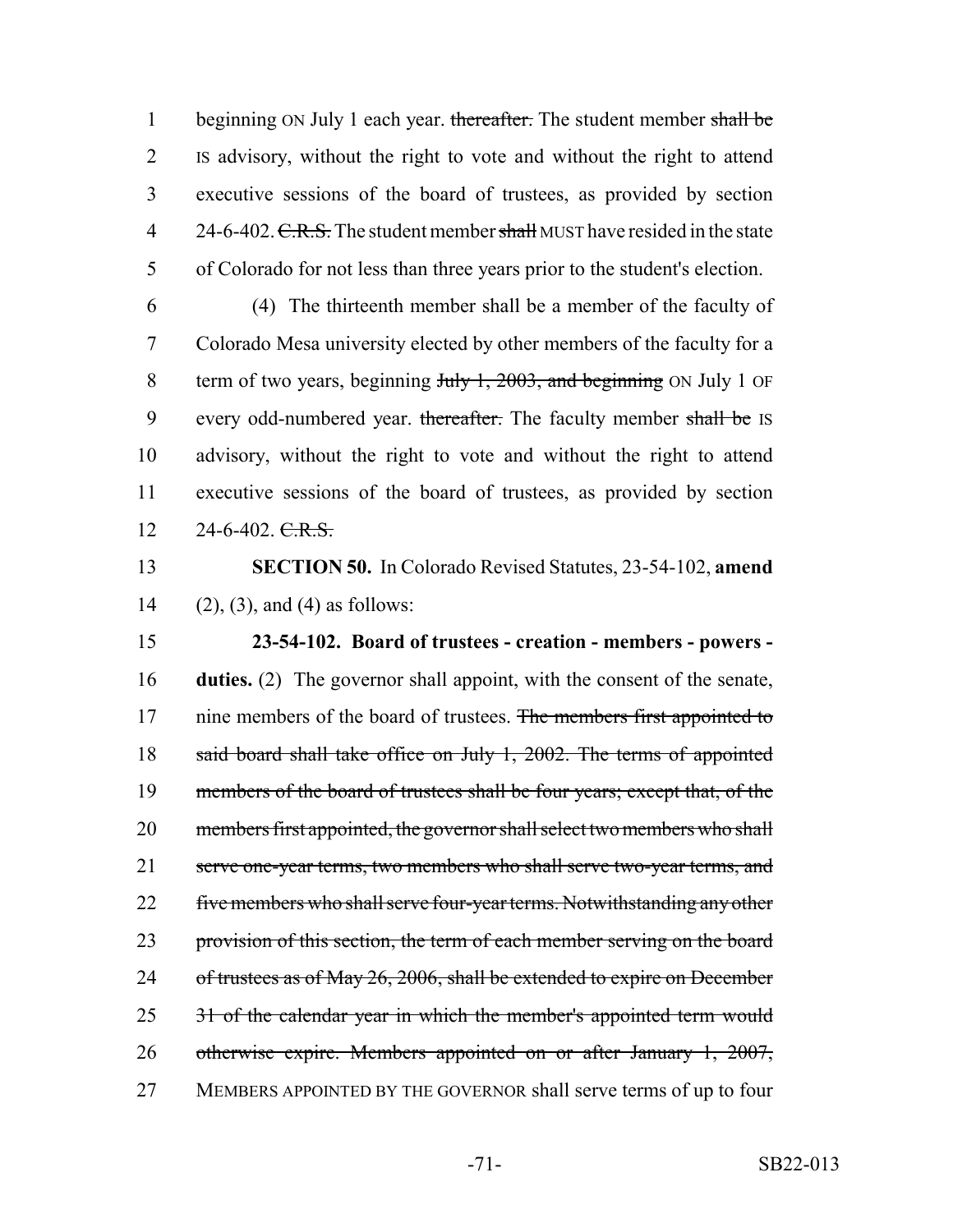beginning ON July 1 each year. ~~thereafter.~~ The student member ~~shall be~~ IS advisory, without the right to vote and without the right to attend executive sessions of the board of trustees, as provided by section 24-6-402. ~~C.R.S.~~ The student member ~~shall~~ MUST have resided in the state of Colorado for not less than three years prior to the student's election.

(4) The thirteenth member shall be a member of the faculty of Colorado Mesa university elected by other members of the faculty for a term of two years, beginning ~~July 1, 2003, and beginning~~ ON July 1 OF every odd-numbered year. ~~thereafter.~~ The faculty member ~~shall be~~ IS advisory, without the right to vote and without the right to attend executive sessions of the board of trustees, as provided by section 24-6-402. ~~C.R.S.~~

**SECTION 50.** In Colorado Revised Statutes, 23-54-102, **amend** (2), (3), and (4) as follows:

**23-54-102. Board of trustees - creation - members - powers - duties.** (2) The governor shall appoint, with the consent of the senate, nine members of the board of trustees. ~~The members first appointed to said board shall take office on July 1, 2002. The terms of appointed members of the board of trustees shall be four years; except that, of the members first appointed, the governor shall select two members who shall serve one-year terms, two members who shall serve two-year terms, and five members who shall serve four-year terms. Notwithstanding any other provision of this section, the term of each member serving on the board of trustees as of May 26, 2006, shall be extended to expire on December 31 of the calendar year in which the member's appointed term would otherwise expire. Members appointed on or after January 1, 2007,~~ MEMBERS APPOINTED BY THE GOVERNOR shall serve terms of up to four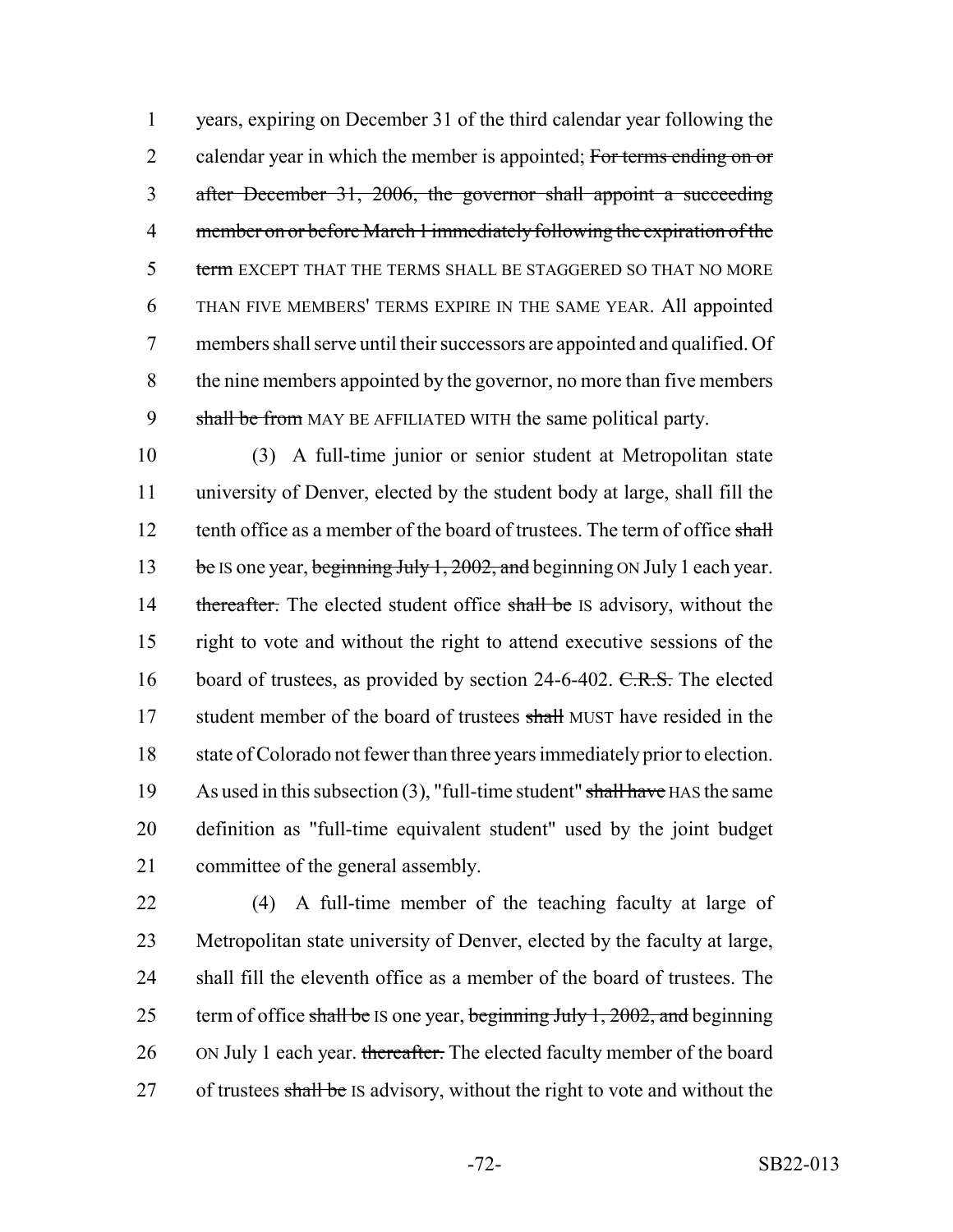years, expiring on December 31 of the third calendar year following the calendar year in which the member is appointed; ~~For terms ending on or after December 31, 2006, the governor shall appoint a succeeding member on or before March 1 immediately following the expiration of the term~~ EXCEPT THAT THE TERMS SHALL BE STAGGERED SO THAT NO MORE THAN FIVE MEMBERS' TERMS EXPIRE IN THE SAME YEAR. All appointed members shall serve until their successors are appointed and qualified. Of the nine members appointed by the governor, no more than five members ~~shall be from~~ MAY BE AFFILIATED WITH the same political party.

(3) A full-time junior or senior student at Metropolitan state university of Denver, elected by the student body at large, shall fill the tenth office as a member of the board of trustees. The term of office ~~shall be~~ IS one year, ~~beginning July 1, 2002, and~~ beginning ON July 1 each year. ~~thereafter.~~ The elected student office ~~shall be~~ IS advisory, without the right to vote and without the right to attend executive sessions of the board of trustees, as provided by section 24-6-402. ~~C.R.S.~~ The elected student member of the board of trustees ~~shall~~ MUST have resided in the state of Colorado not fewer than three years immediately prior to election. As used in this subsection (3), "full-time student" ~~shall have~~ HAS the same definition as "full-time equivalent student" used by the joint budget committee of the general assembly.

(4) A full-time member of the teaching faculty at large of Metropolitan state university of Denver, elected by the faculty at large, shall fill the eleventh office as a member of the board of trustees. The term of office ~~shall be~~ IS one year, ~~beginning July 1, 2002, and~~ beginning ON July 1 each year. ~~thereafter.~~ The elected faculty member of the board of trustees ~~shall be~~ IS advisory, without the right to vote and without the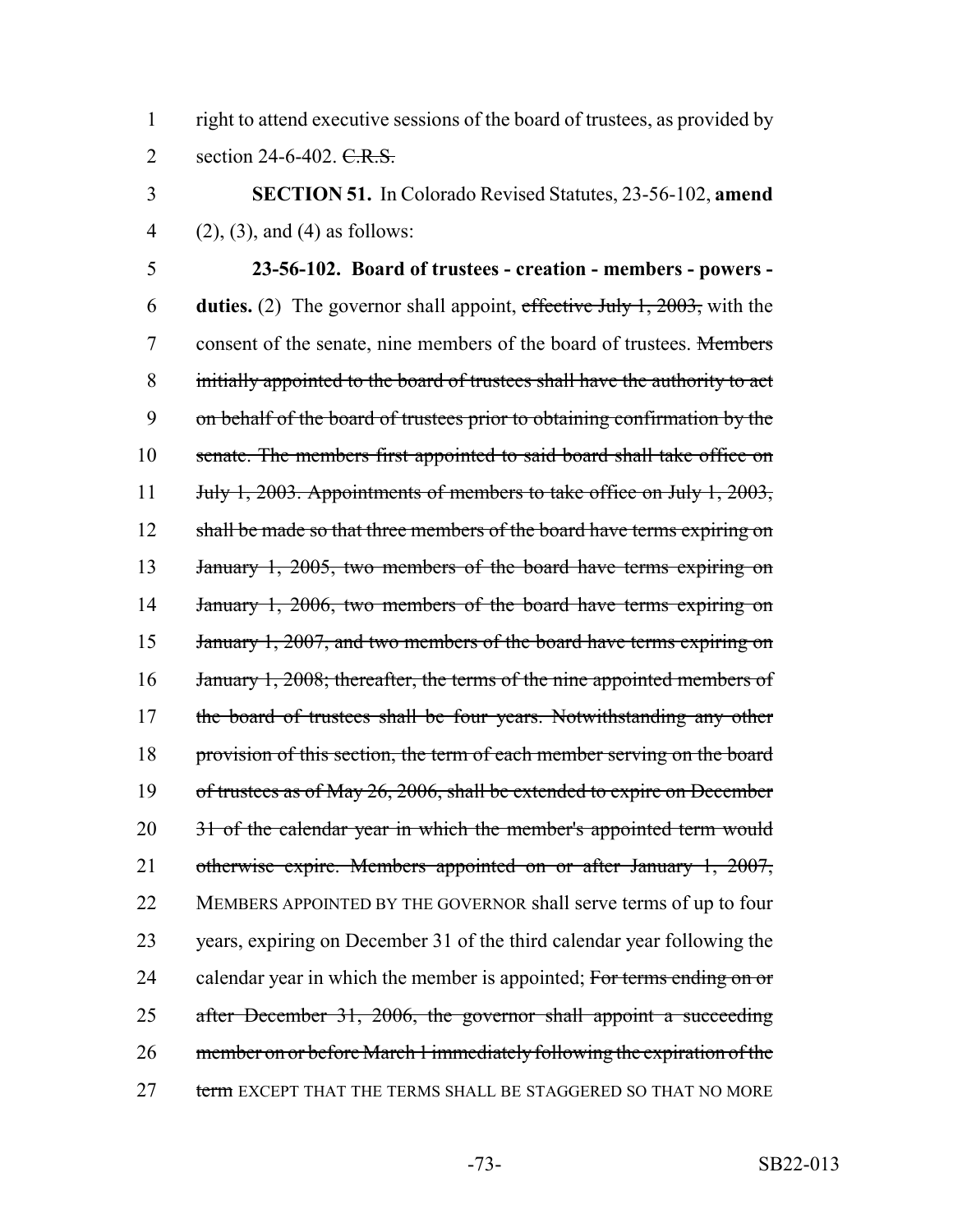right to attend executive sessions of the board of trustees, as provided by section 24-6-402. ~~C.R.S.~~

**SECTION 51.** In Colorado Revised Statutes, 23-56-102, **amend** (2), (3), and (4) as follows:

**23-56-102. Board of trustees - creation - members - powers - duties.** (2) The governor shall appoint, ~~effective July 1, 2003,~~ with the consent of the senate, nine members of the board of trustees. ~~Members initially appointed to the board of trustees shall have the authority to act on behalf of the board of trustees prior to obtaining confirmation by the senate. The members first appointed to said board shall take office on July 1, 2003. Appointments of members to take office on July 1, 2003, shall be made so that three members of the board have terms expiring on January 1, 2005, two members of the board have terms expiring on January 1, 2006, two members of the board have terms expiring on January 1, 2007, and two members of the board have terms expiring on January 1, 2008; thereafter, the terms of the nine appointed members of the board of trustees shall be four years. Notwithstanding any other provision of this section, the term of each member serving on the board of trustees as of May 26, 2006, shall be extended to expire on December 31 of the calendar year in which the member's appointed term would otherwise expire. Members appointed on or after January 1, 2007,~~ MEMBERS APPOINTED BY THE GOVERNOR shall serve terms of up to four years, expiring on December 31 of the third calendar year following the calendar year in which the member is appointed; ~~For terms ending on or after December 31, 2006, the governor shall appoint a succeeding member on or before March 1 immediately following the expiration of the term~~ EXCEPT THAT THE TERMS SHALL BE STAGGERED SO THAT NO MORE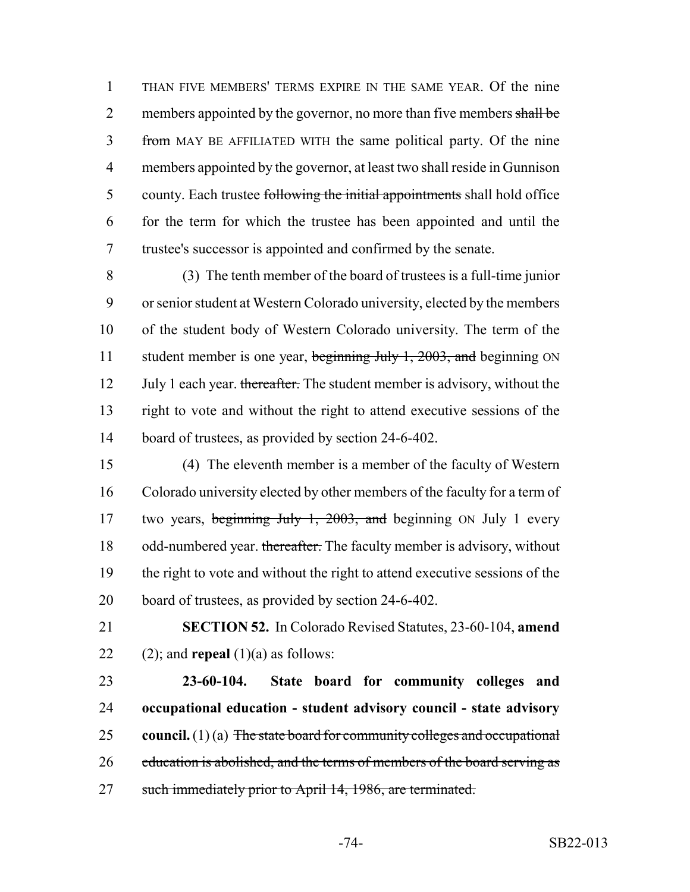THAN FIVE MEMBERS' TERMS EXPIRE IN THE SAME YEAR. Of the nine members appointed by the governor, no more than five members ~~shall be from~~ MAY BE AFFILIATED WITH the same political party. Of the nine members appointed by the governor, at least two shall reside in Gunnison county. Each trustee ~~following the initial appointments~~ shall hold office for the term for which the trustee has been appointed and until the trustee's successor is appointed and confirmed by the senate.

(3) The tenth member of the board of trustees is a full-time junior or senior student at Western Colorado university, elected by the members of the student body of Western Colorado university. The term of the student member is one year, ~~beginning July 1, 2003, and~~ beginning ON July 1 each year. ~~thereafter.~~ The student member is advisory, without the right to vote and without the right to attend executive sessions of the board of trustees, as provided by section 24-6-402.

(4) The eleventh member is a member of the faculty of Western Colorado university elected by other members of the faculty for a term of two years, ~~beginning July 1, 2003, and~~ beginning ON July 1 every odd-numbered year. ~~thereafter.~~ The faculty member is advisory, without the right to vote and without the right to attend executive sessions of the board of trustees, as provided by section 24-6-402.

**SECTION 52.** In Colorado Revised Statutes, 23-60-104, **amend** (2); and **repeal** (1)(a) as follows:

**23-60-104. State board for community colleges and occupational education - student advisory council - state advisory council.** (1) (a) ~~The state board for community colleges and occupational education is abolished, and the terms of members of the board serving as such immediately prior to April 14, 1986, are terminated.~~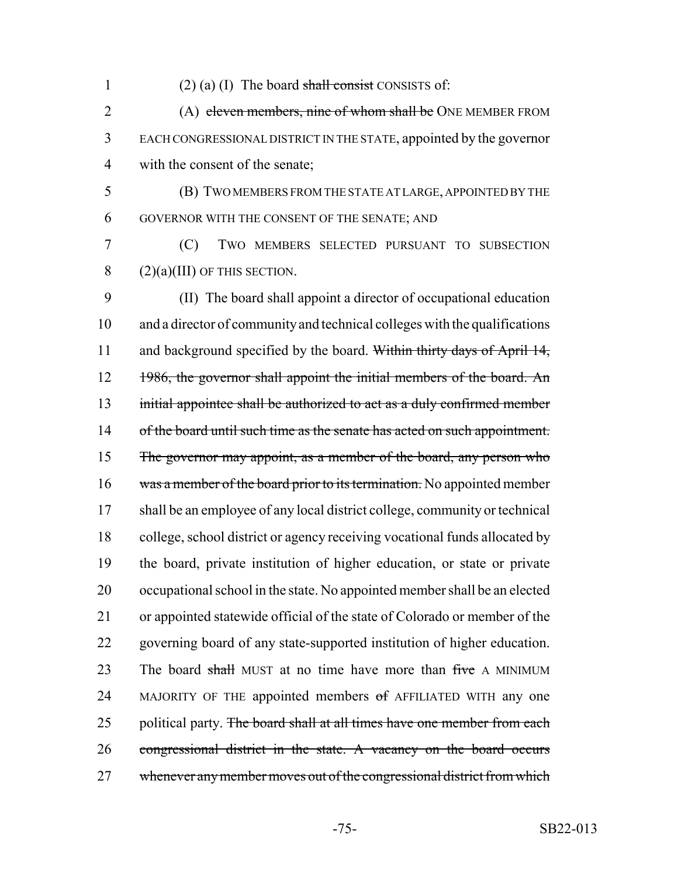(2) (a) (I) The board ~~shall consist~~ CONSISTS of:

(A) ~~eleven members, nine of whom shall be~~ ONE MEMBER FROM EACH CONGRESSIONAL DISTRICT IN THE STATE, appointed by the governor with the consent of the senate;

(B) TWO MEMBERS FROM THE STATE AT LARGE, APPOINTED BY THE GOVERNOR WITH THE CONSENT OF THE SENATE; AND

(C) TWO MEMBERS SELECTED PURSUANT TO SUBSECTION (2)(a)(III) OF THIS SECTION.

(II) The board shall appoint a director of occupational education and a director of community and technical colleges with the qualifications and background specified by the board. ~~Within thirty days of April 14, 1986, the governor shall appoint the initial members of the board. An initial appointee shall be authorized to act as a duly confirmed member of the board until such time as the senate has acted on such appointment. The governor may appoint, as a member of the board, any person who was a member of the board prior to its termination.~~ No appointed member shall be an employee of any local district college, community or technical college, school district or agency receiving vocational funds allocated by the board, private institution of higher education, or state or private occupational school in the state. No appointed member shall be an elected or appointed statewide official of the state of Colorado or member of the governing board of any state-supported institution of higher education. The board ~~shall~~ MUST at no time have more than ~~five~~ A MINIMUM MAJORITY OF THE appointed members ~~of~~ AFFILIATED WITH any one political party. ~~The board shall at all times have one member from each congressional district in the state. A vacancy on the board occurs whenever any member moves out of the congressional district from which~~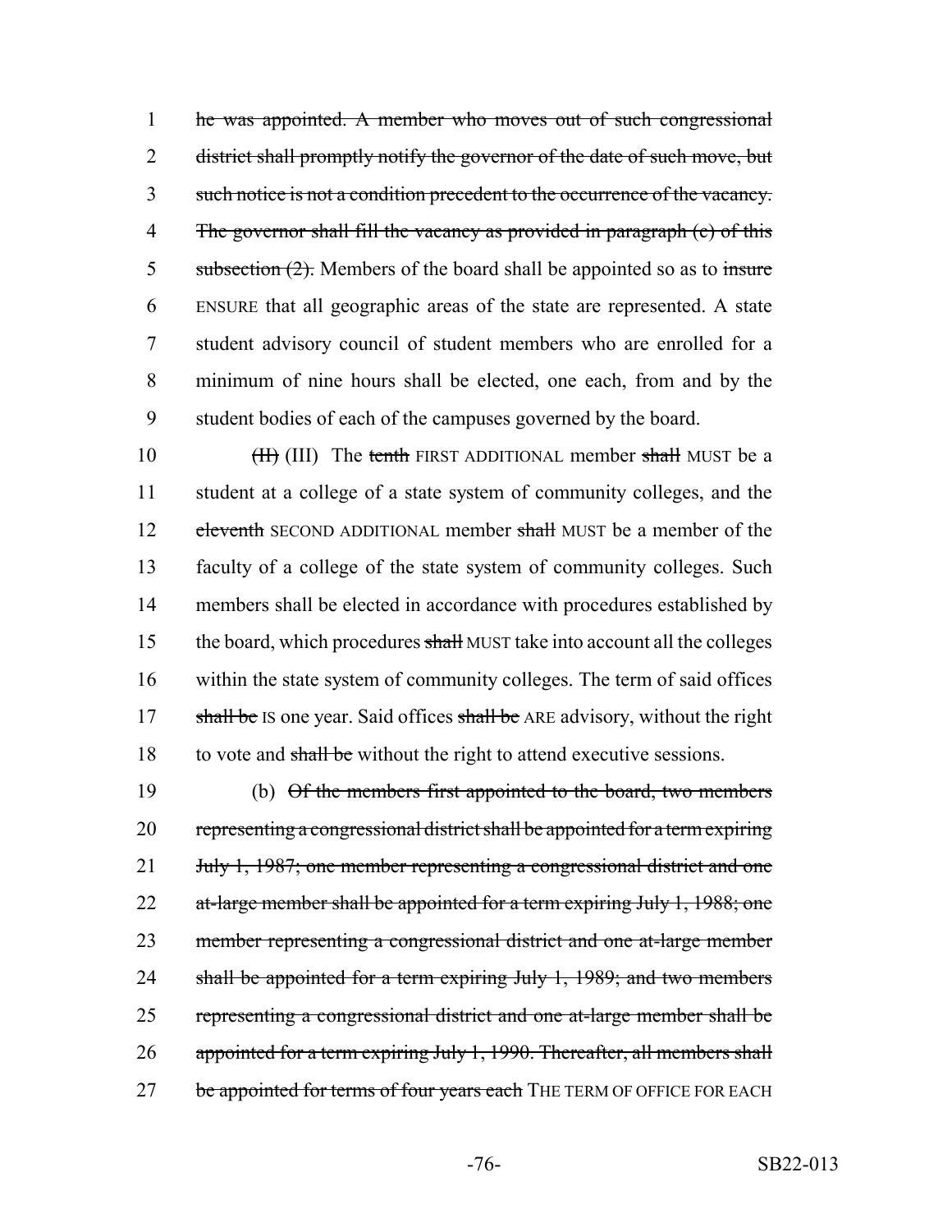1 ~~he was appointed. A member who moves out of such congressional~~
2 ~~district shall promptly notify the governor of the date of such move, but~~
3 ~~such notice is not a condition precedent to the occurrence of the vacancy.~~
4 ~~The governor shall fill the vacancy as provided in paragraph (c) of this~~
5 ~~subsection (2).~~ Members of the board shall be appointed so as to ~~insure~~
6 ENSURE that all geographic areas of the state are represented. A state
7 student advisory council of student members who are enrolled for a
8 minimum of nine hours shall be elected, one each, from and by the
9 student bodies of each of the campuses governed by the board.

10 ~~(II)~~ (III) The ~~tenth~~ FIRST ADDITIONAL member ~~shall~~ MUST be a
11 student at a college of a state system of community colleges, and the
12 ~~eleventh~~ SECOND ADDITIONAL member ~~shall~~ MUST be a member of the
13 faculty of a college of the state system of community colleges. Such
14 members shall be elected in accordance with procedures established by
15 the board, which procedures ~~shall~~ MUST take into account all the colleges
16 within the state system of community colleges. The term of said offices
17 ~~shall be~~ IS one year. Said offices ~~shall be~~ ARE advisory, without the right
18 to vote and ~~shall be~~ without the right to attend executive sessions.

19 (b) ~~Of the members first appointed to the board, two members~~
20 ~~representing a congressional district shall be appointed for a term expiring~~
21 ~~July 1, 1987; one member representing a congressional district and one~~
22 ~~at-large member shall be appointed for a term expiring July 1, 1988; one~~
23 ~~member representing a congressional district and one at-large member~~
24 ~~shall be appointed for a term expiring July 1, 1989; and two members~~
25 ~~representing a congressional district and one at-large member shall be~~
26 ~~appointed for a term expiring July 1, 1990. Thereafter, all members shall~~
27 ~~be appointed for terms of four years each~~ THE TERM OF OFFICE FOR EACH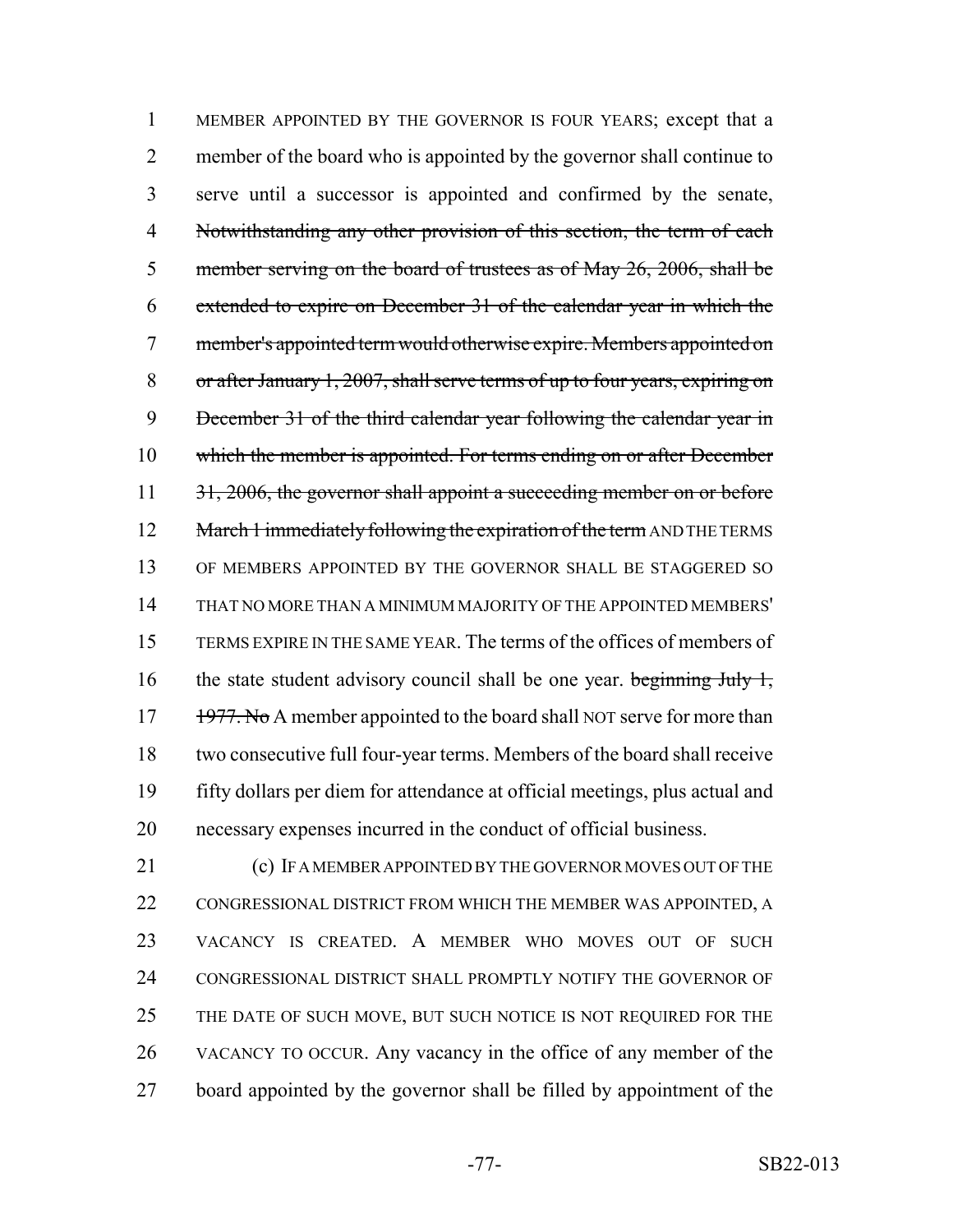MEMBER APPOINTED BY THE GOVERNOR IS FOUR YEARS; except that a member of the board who is appointed by the governor shall continue to serve until a successor is appointed and confirmed by the senate, ~~Notwithstanding any other provision of this section, the term of each member serving on the board of trustees as of May 26, 2006, shall be extended to expire on December 31 of the calendar year in which the member's appointed term would otherwise expire. Members appointed on or after January 1, 2007, shall serve terms of up to four years, expiring on December 31 of the third calendar year following the calendar year in which the member is appointed. For terms ending on or after December 31, 2006, the governor shall appoint a succeeding member on or before March 1 immediately following the expiration of the term~~ AND THE TERMS OF MEMBERS APPOINTED BY THE GOVERNOR SHALL BE STAGGERED SO THAT NO MORE THAN A MINIMUM MAJORITY OF THE APPOINTED MEMBERS' TERMS EXPIRE IN THE SAME YEAR. The terms of the offices of members of the state student advisory council shall be one year. ~~beginning July 1, 1977. No~~ A member appointed to the board shall NOT serve for more than two consecutive full four-year terms. Members of the board shall receive fifty dollars per diem for attendance at official meetings, plus actual and necessary expenses incurred in the conduct of official business.

(c) IF A MEMBER APPOINTED BY THE GOVERNOR MOVES OUT OF THE CONGRESSIONAL DISTRICT FROM WHICH THE MEMBER WAS APPOINTED, A VACANCY IS CREATED. A MEMBER WHO MOVES OUT OF SUCH CONGRESSIONAL DISTRICT SHALL PROMPTLY NOTIFY THE GOVERNOR OF THE DATE OF SUCH MOVE, BUT SUCH NOTICE IS NOT REQUIRED FOR THE VACANCY TO OCCUR. Any vacancy in the office of any member of the board appointed by the governor shall be filled by appointment of the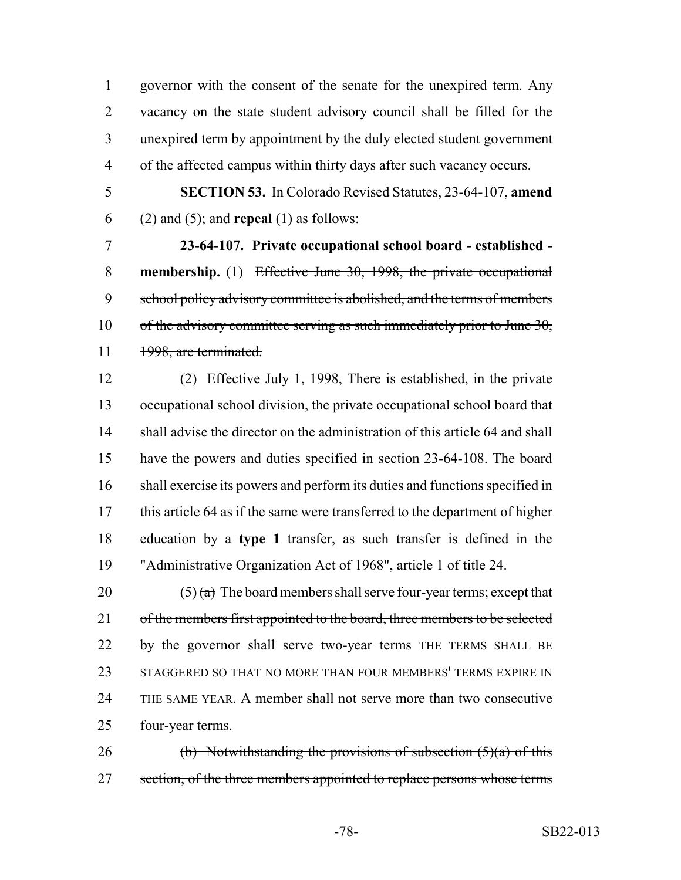governor with the consent of the senate for the unexpired term. Any vacancy on the state student advisory council shall be filled for the unexpired term by appointment by the duly elected student government of the affected campus within thirty days after such vacancy occurs.

**SECTION 53.** In Colorado Revised Statutes, 23-64-107, **amend** (2) and (5); and **repeal** (1) as follows:

**23-64-107. Private occupational school board - established - membership.** (1) ~~Effective June 30, 1998, the private occupational school policy advisory committee is abolished, and the terms of members of the advisory committee serving as such immediately prior to June 30, 1998, are terminated.~~

(2) ~~Effective July 1, 1998,~~ There is established, in the private occupational school division, the private occupational school board that shall advise the director on the administration of this article 64 and shall have the powers and duties specified in section 23-64-108. The board shall exercise its powers and perform its duties and functions specified in this article 64 as if the same were transferred to the department of higher education by a **type 1** transfer, as such transfer is defined in the "Administrative Organization Act of 1968", article 1 of title 24.

(5) ~~(a)~~ The board members shall serve four-year terms; except that ~~of the members first appointed to the board, three members to be selected by the governor shall serve two-year terms~~ THE TERMS SHALL BE STAGGERED SO THAT NO MORE THAN FOUR MEMBERS' TERMS EXPIRE IN THE SAME YEAR. A member shall not serve more than two consecutive four-year terms.

~~(b) Notwithstanding the provisions of subsection (5)(a) of this section, of the three members appointed to replace persons whose terms~~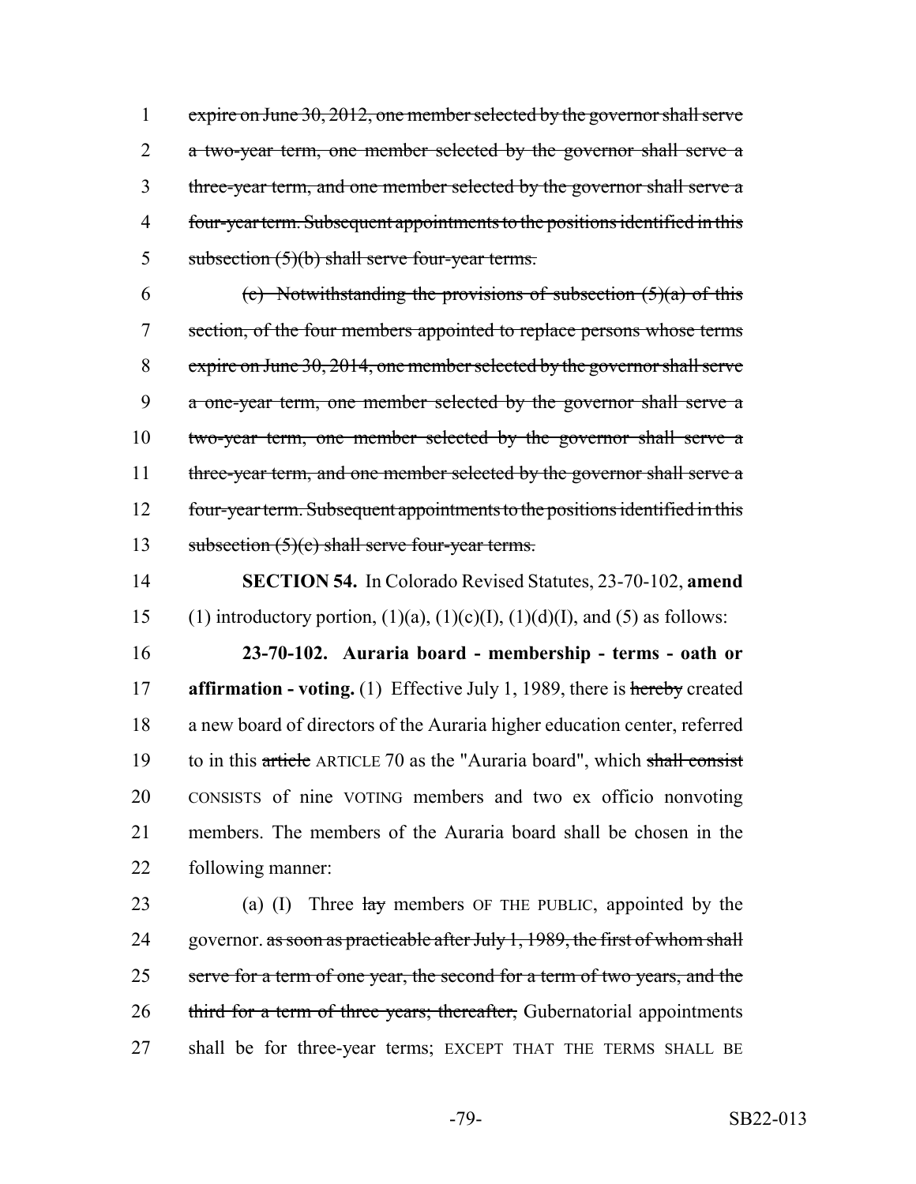expire on June 30, 2012, one member selected by the governor shall serve a two-year term, one member selected by the governor shall serve a three-year term, and one member selected by the governor shall serve a four-year term. Subsequent appointments to the positions identified in this subsection (5)(b) shall serve four-year terms.

(c) Notwithstanding the provisions of subsection (5)(a) of this section, of the four members appointed to replace persons whose terms expire on June 30, 2014, one member selected by the governor shall serve a one-year term, one member selected by the governor shall serve a two-year term, one member selected by the governor shall serve a three-year term, and one member selected by the governor shall serve a four-year term. Subsequent appointments to the positions identified in this subsection (5)(c) shall serve four-year terms.

**SECTION 54.** In Colorado Revised Statutes, 23-70-102, **amend** (1) introductory portion, (1)(a), (1)(c)(I), (1)(d)(I), and (5) as follows:

**23-70-102. Auraria board - membership - terms - oath or affirmation - voting.** (1) Effective July 1, 1989, there is hereby created a new board of directors of the Auraria higher education center, referred to in this article ARTICLE 70 as the "Auraria board", which shall consist CONSISTS of nine VOTING members and two ex officio nonvoting members. The members of the Auraria board shall be chosen in the following manner:

(a) (I) Three lay members OF THE PUBLIC, appointed by the governor. as soon as practicable after July 1, 1989, the first of whom shall serve for a term of one year, the second for a term of two years, and the third for a term of three years; thereafter, Gubernatorial appointments shall be for three-year terms; EXCEPT THAT THE TERMS SHALL BE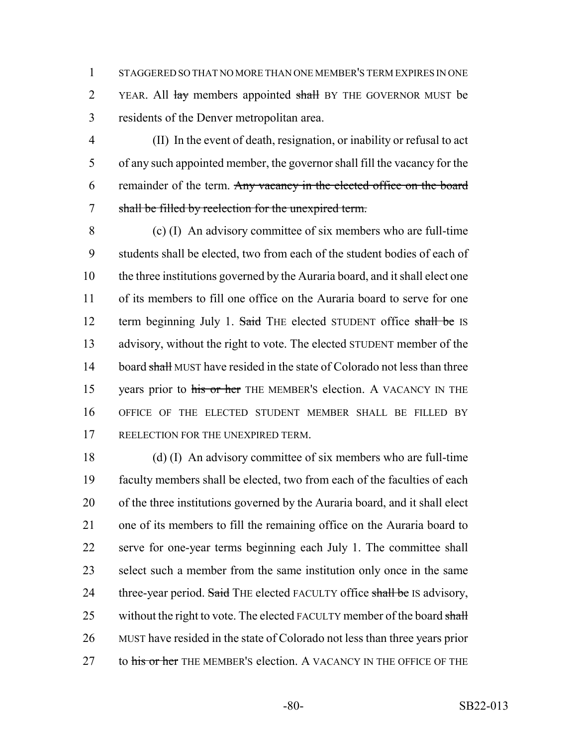STAGGERED SO THAT NO MORE THAN ONE MEMBER'S TERM EXPIRES IN ONE YEAR. All ~~lay~~ members appointed ~~shall~~ BY THE GOVERNOR MUST be residents of the Denver metropolitan area.

(II) In the event of death, resignation, or inability or refusal to act of any such appointed member, the governor shall fill the vacancy for the remainder of the term. ~~Any vacancy in the elected office on the board shall be filled by reelection for the unexpired term.~~

(c) (I) An advisory committee of six members who are full-time students shall be elected, two from each of the student bodies of each of the three institutions governed by the Auraria board, and it shall elect one of its members to fill one office on the Auraria board to serve for one term beginning July 1. ~~Said~~ THE elected STUDENT office ~~shall be~~ IS advisory, without the right to vote. The elected STUDENT member of the board ~~shall~~ MUST have resided in the state of Colorado not less than three years prior to ~~his or her~~ THE MEMBER'S election. A VACANCY IN THE OFFICE OF THE ELECTED STUDENT MEMBER SHALL BE FILLED BY REELECTION FOR THE UNEXPIRED TERM.

(d) (I) An advisory committee of six members who are full-time faculty members shall be elected, two from each of the faculties of each of the three institutions governed by the Auraria board, and it shall elect one of its members to fill the remaining office on the Auraria board to serve for one-year terms beginning each July 1. The committee shall select such a member from the same institution only once in the same three-year period. ~~Said~~ THE elected FACULTY office ~~shall be~~ IS advisory, without the right to vote. The elected FACULTY member of the board ~~shall~~ MUST have resided in the state of Colorado not less than three years prior to ~~his or her~~ THE MEMBER'S election. A VACANCY IN THE OFFICE OF THE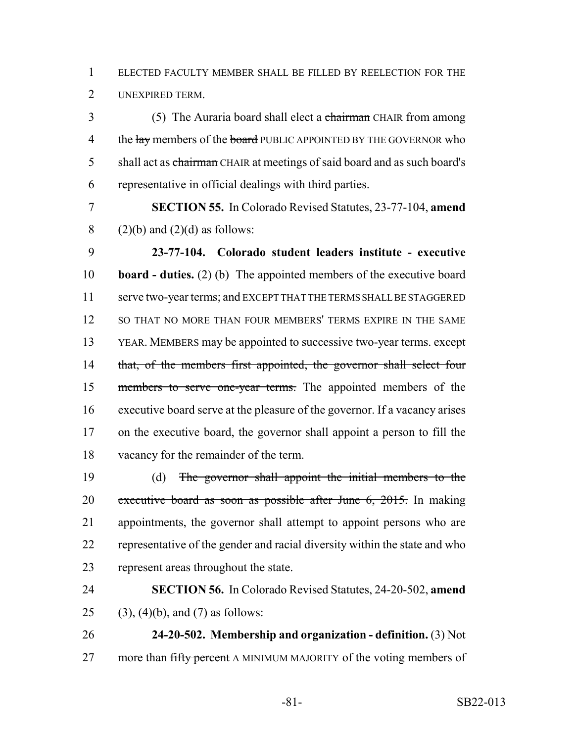ELECTED FACULTY MEMBER SHALL BE FILLED BY REELECTION FOR THE UNEXPIRED TERM.

(5) The Auraria board shall elect a ~~chairman~~ CHAIR from among the ~~lay~~ members of the ~~board~~ PUBLIC APPOINTED BY THE GOVERNOR who shall act as ~~chairman~~ CHAIR at meetings of said board and as such board's representative in official dealings with third parties.

**SECTION 55.** In Colorado Revised Statutes, 23-77-104, **amend** (2)(b) and (2)(d) as follows:

**23-77-104. Colorado student leaders institute - executive board - duties.** (2) (b) The appointed members of the executive board serve two-year terms; ~~and~~ EXCEPT THAT THE TERMS SHALL BE STAGGERED SO THAT NO MORE THAN FOUR MEMBERS' TERMS EXPIRE IN THE SAME YEAR. MEMBERS may be appointed to successive two-year terms. ~~except that, of the members first appointed, the governor shall select four members to serve one-year terms.~~ The appointed members of the executive board serve at the pleasure of the governor. If a vacancy arises on the executive board, the governor shall appoint a person to fill the vacancy for the remainder of the term.

(d) ~~The governor shall appoint the initial members to the executive board as soon as possible after June 6, 2015.~~ In making appointments, the governor shall attempt to appoint persons who are representative of the gender and racial diversity within the state and who represent areas throughout the state.

**SECTION 56.** In Colorado Revised Statutes, 24-20-502, **amend** (3), (4)(b), and (7) as follows:

**24-20-502. Membership and organization - definition.** (3) Not more than ~~fifty percent~~ A MINIMUM MAJORITY of the voting members of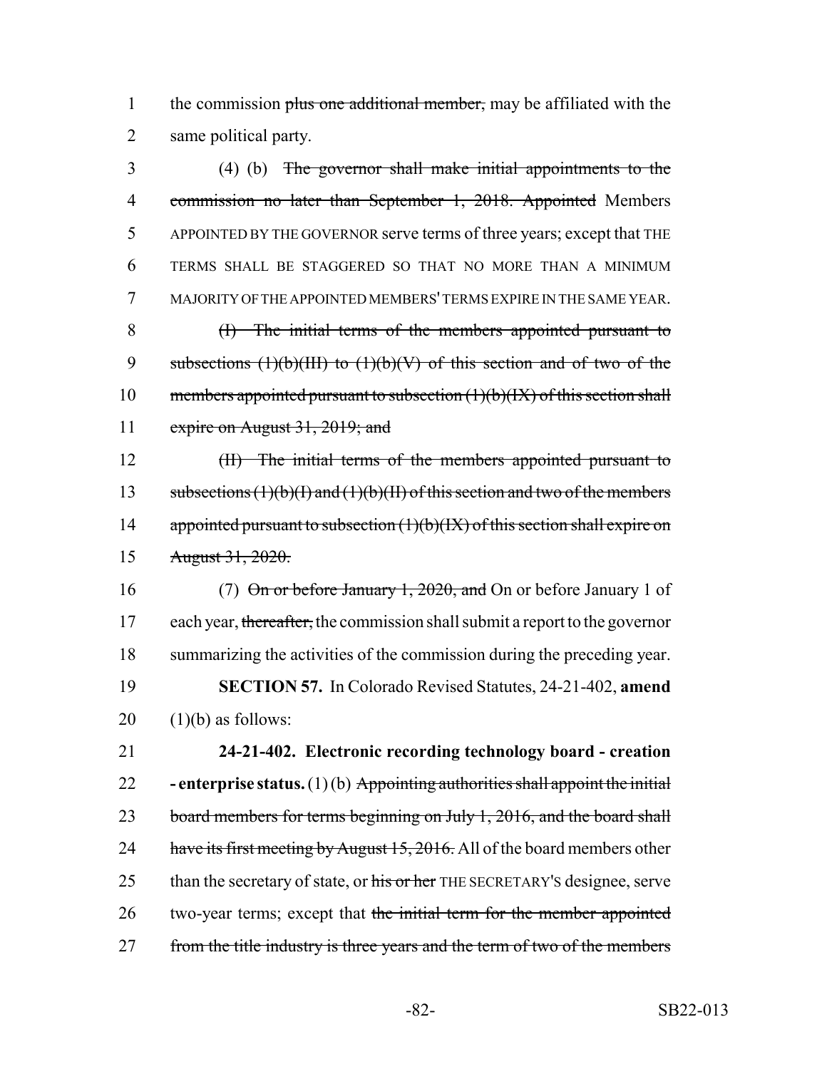the commission ~~plus one additional member,~~ may be affiliated with the same political party.

(4) (b) ~~The governor shall make initial appointments to the commission no later than September 1, 2018. Appointed~~ Members APPOINTED BY THE GOVERNOR serve terms of three years; except that THE TERMS SHALL BE STAGGERED SO THAT NO MORE THAN A MINIMUM MAJORITY OF THE APPOINTED MEMBERS' TERMS EXPIRE IN THE SAME YEAR.

~~(I) The initial terms of the members appointed pursuant to subsections (1)(b)(III) to (1)(b)(V) of this section and of two of the members appointed pursuant to subsection (1)(b)(IX) of this section shall expire on August 31, 2019; and~~

~~(II) The initial terms of the members appointed pursuant to subsections (1)(b)(I) and (1)(b)(II) of this section and two of the members appointed pursuant to subsection (1)(b)(IX) of this section shall expire on August 31, 2020.~~

(7) ~~On or before January 1, 2020, and~~ On or before January 1 of each year, ~~thereafter,~~ the commission shall submit a report to the governor summarizing the activities of the commission during the preceding year.

**SECTION 57.** In Colorado Revised Statutes, 24-21-402, **amend** (1)(b) as follows:

**24-21-402. Electronic recording technology board - creation - enterprise status.** (1) (b) ~~Appointing authorities shall appoint the initial board members for terms beginning on July 1, 2016, and the board shall have its first meeting by August 15, 2016.~~ All of the board members other than the secretary of state, or ~~his or her~~ THE SECRETARY'S designee, serve two-year terms; except that ~~the initial term for the member appointed from the title industry is three years and the term of two of the members~~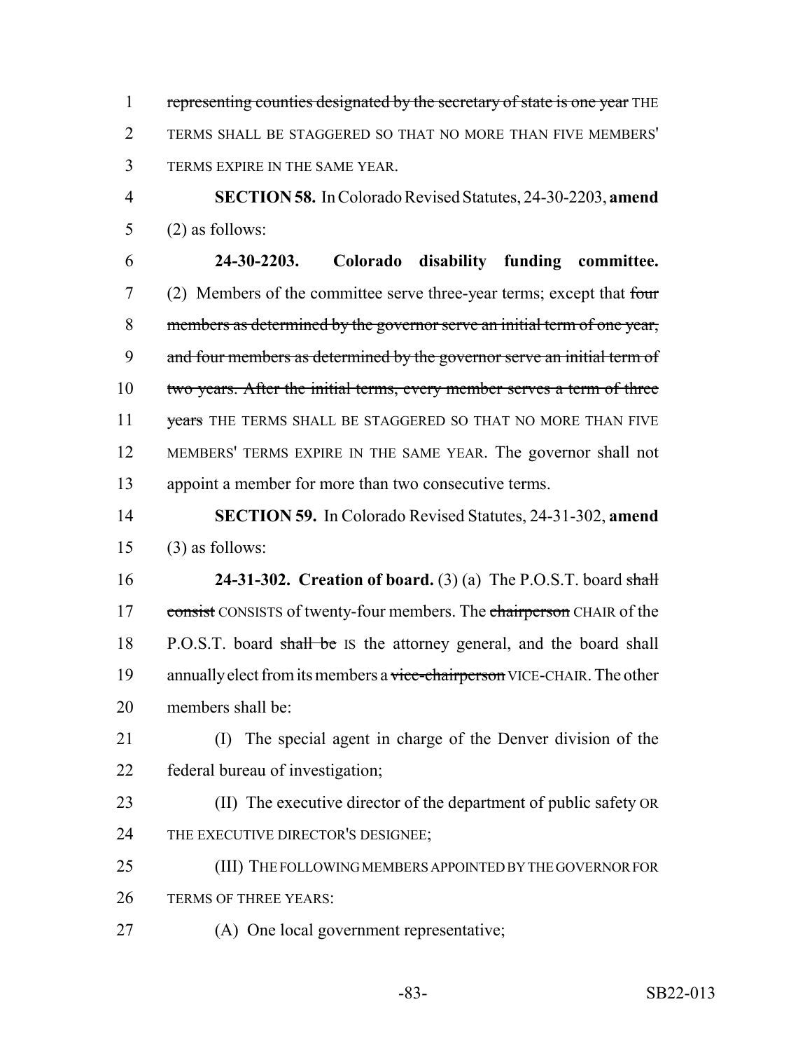representing counties designated by the secretary of state is one year THE TERMS SHALL BE STAGGERED SO THAT NO MORE THAN FIVE MEMBERS' TERMS EXPIRE IN THE SAME YEAR.

**SECTION 58.** In Colorado Revised Statutes, 24-30-2203, **amend** (2) as follows:

**24-30-2203. Colorado disability funding committee.** (2) Members of the committee serve three-year terms; except that four members as determined by the governor serve an initial term of one year, and four members as determined by the governor serve an initial term of two years. After the initial terms, every member serves a term of three years THE TERMS SHALL BE STAGGERED SO THAT NO MORE THAN FIVE MEMBERS' TERMS EXPIRE IN THE SAME YEAR. The governor shall not appoint a member for more than two consecutive terms.

**SECTION 59.** In Colorado Revised Statutes, 24-31-302, **amend** (3) as follows:

**24-31-302. Creation of board.** (3) (a) The P.O.S.T. board shall consist CONSISTS of twenty-four members. The chairperson CHAIR of the P.O.S.T. board shall be IS the attorney general, and the board shall annually elect from its members a vice-chairperson VICE-CHAIR. The other members shall be:

(I) The special agent in charge of the Denver division of the federal bureau of investigation;

(II) The executive director of the department of public safety OR THE EXECUTIVE DIRECTOR'S DESIGNEE;

(III) THE FOLLOWING MEMBERS APPOINTED BY THE GOVERNOR FOR TERMS OF THREE YEARS:

(A) One local government representative;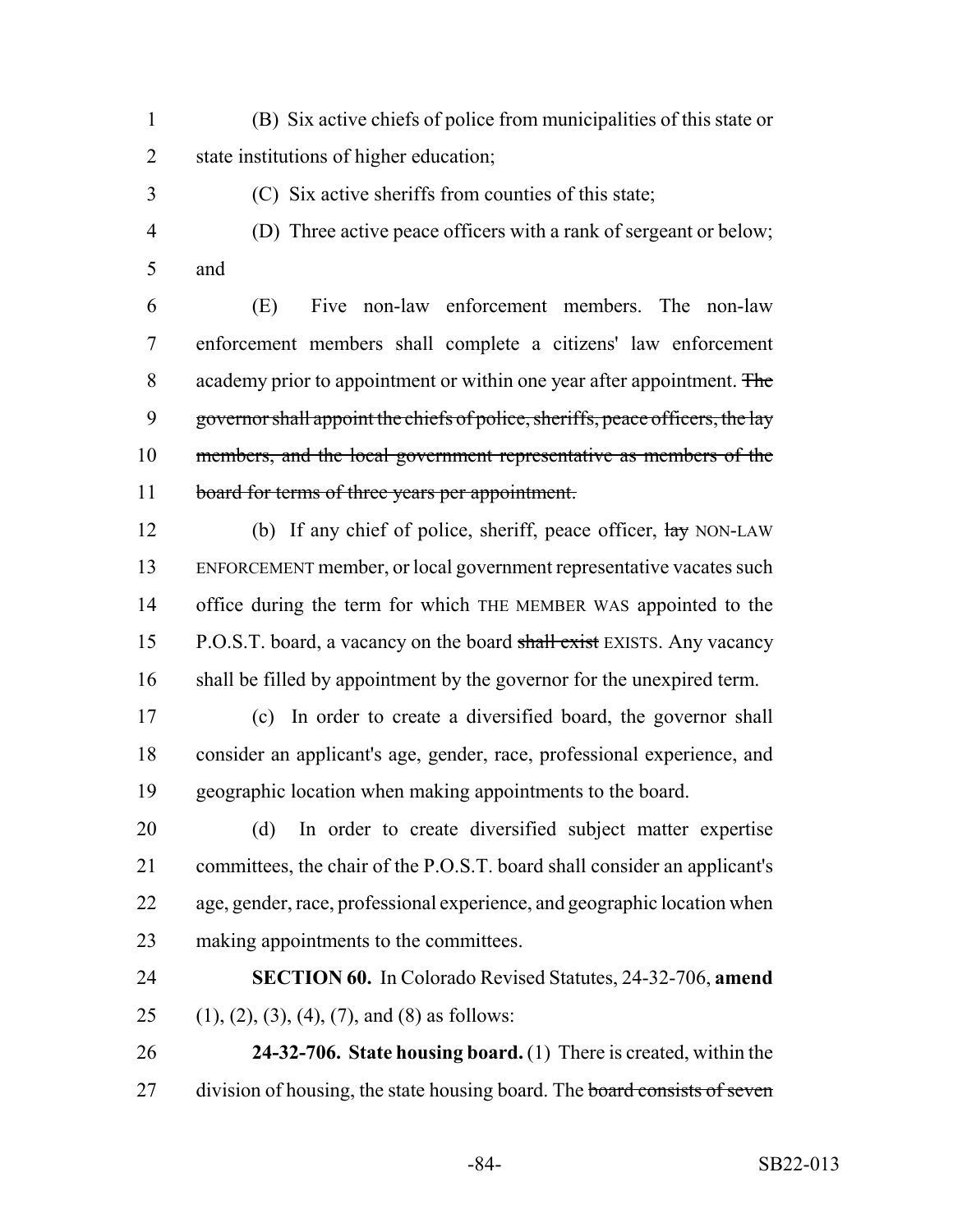(B) Six active chiefs of police from municipalities of this state or state institutions of higher education;

(C) Six active sheriffs from counties of this state;

(D) Three active peace officers with a rank of sergeant or below; and

(E) Five non-law enforcement members. The non-law enforcement members shall complete a citizens' law enforcement academy prior to appointment or within one year after appointment. ~~The governor shall appoint the chiefs of police, sheriffs, peace officers, the lay members, and the local government representative as members of the board for terms of three years per appointment.~~

(b) If any chief of police, sheriff, peace officer, ~~lay~~ NON-LAW ENFORCEMENT member, or local government representative vacates such office during the term for which THE MEMBER WAS appointed to the P.O.S.T. board, a vacancy on the board ~~shall exist~~ EXISTS. Any vacancy shall be filled by appointment by the governor for the unexpired term.

(c) In order to create a diversified board, the governor shall consider an applicant's age, gender, race, professional experience, and geographic location when making appointments to the board.

(d) In order to create diversified subject matter expertise committees, the chair of the P.O.S.T. board shall consider an applicant's age, gender, race, professional experience, and geographic location when making appointments to the committees.

**SECTION 60.** In Colorado Revised Statutes, 24-32-706, **amend** (1), (2), (3), (4), (7), and (8) as follows:

**24-32-706. State housing board.** (1) There is created, within the division of housing, the state housing board. The ~~board consists of seven~~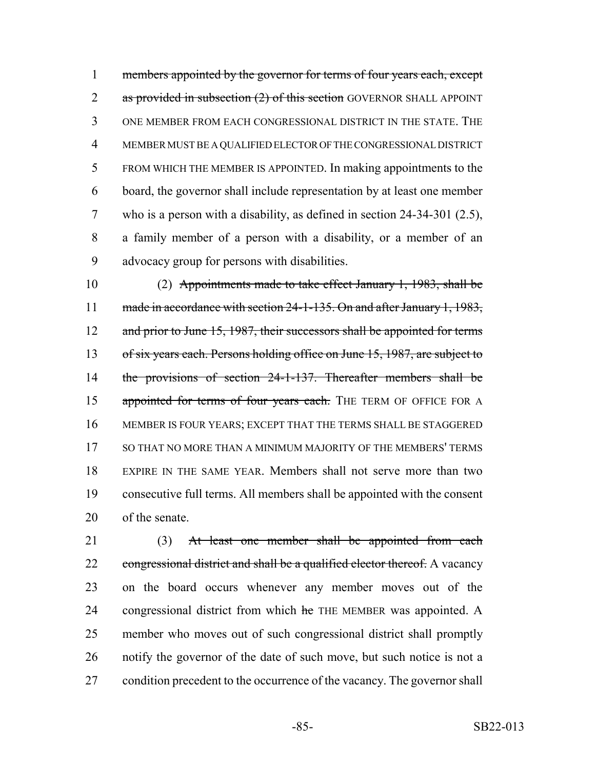1 ~~members appointed by the governor for terms of four years each, except~~
2 ~~as provided in subsection (2) of this section~~ GOVERNOR SHALL APPOINT
3 ONE MEMBER FROM EACH CONGRESSIONAL DISTRICT IN THE STATE. THE
4 MEMBER MUST BE A QUALIFIED ELECTOR OF THE CONGRESSIONAL DISTRICT
5 FROM WHICH THE MEMBER IS APPOINTED. In making appointments to the
6 board, the governor shall include representation by at least one member
7 who is a person with a disability, as defined in section 24-34-301 (2.5),
8 a family member of a person with a disability, or a member of an
9 advocacy group for persons with disabilities.

10 (2) ~~Appointments made to take effect January 1, 1983, shall be~~
11 ~~made in accordance with section 24-1-135. On and after January 1, 1983,~~
12 ~~and prior to June 15, 1987, their successors shall be appointed for terms~~
13 ~~of six years each. Persons holding office on June 15, 1987, are subject to~~
14 ~~the provisions of section 24-1-137. Thereafter members shall be~~
15 ~~appointed for terms of four years each.~~ THE TERM OF OFFICE FOR A
16 MEMBER IS FOUR YEARS; EXCEPT THAT THE TERMS SHALL BE STAGGERED
17 SO THAT NO MORE THAN A MINIMUM MAJORITY OF THE MEMBERS' TERMS
18 EXPIRE IN THE SAME YEAR. Members shall not serve more than two
19 consecutive full terms. All members shall be appointed with the consent
20 of the senate.

21 (3) ~~At least one member shall be appointed from each~~
22 ~~congressional district and shall be a qualified elector thereof.~~ A vacancy
23 on the board occurs whenever any member moves out of the
24 congressional district from which ~~he~~ THE MEMBER was appointed. A
25 member who moves out of such congressional district shall promptly
26 notify the governor of the date of such move, but such notice is not a
27 condition precedent to the occurrence of the vacancy. The governor shall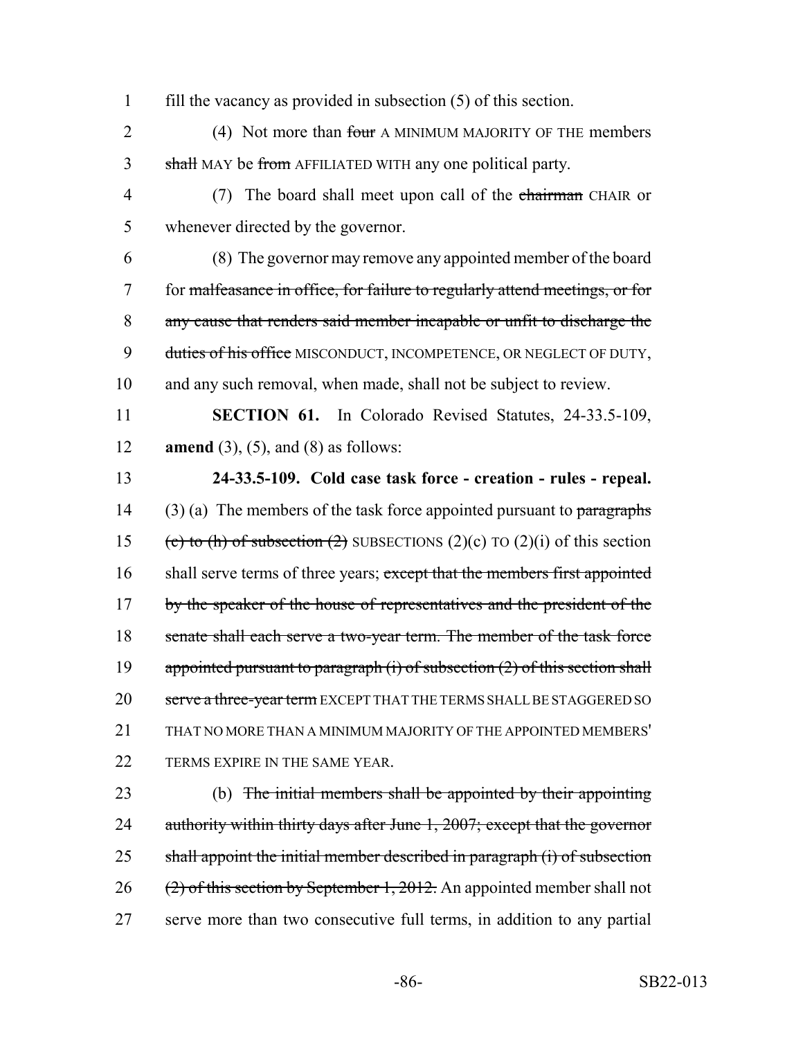fill the vacancy as provided in subsection (5) of this section.

(4) Not more than ~~four~~ A MINIMUM MAJORITY OF THE members ~~shall~~ MAY be ~~from~~ AFFILIATED WITH any one political party.

(7) The board shall meet upon call of the ~~chairman~~ CHAIR or whenever directed by the governor.

(8) The governor may remove any appointed member of the board for ~~malfeasance in office, for failure to regularly attend meetings, or for any cause that renders said member incapable or unfit to discharge the duties of his office~~ MISCONDUCT, INCOMPETENCE, OR NEGLECT OF DUTY, and any such removal, when made, shall not be subject to review.

**SECTION 61.** In Colorado Revised Statutes, 24-33.5-109, **amend** (3), (5), and (8) as follows:

**24-33.5-109. Cold case task force - creation - rules - repeal.** (3) (a) The members of the task force appointed pursuant to ~~paragraphs (c) to (h) of subsection (2)~~ SUBSECTIONS (2)(c) TO (2)(i) of this section shall serve terms of three years; ~~except that the members first appointed by the speaker of the house of representatives and the president of the senate shall each serve a two-year term. The member of the task force appointed pursuant to paragraph (i) of subsection (2) of this section shall serve a three-year term~~ EXCEPT THAT THE TERMS SHALL BE STAGGERED SO THAT NO MORE THAN A MINIMUM MAJORITY OF THE APPOINTED MEMBERS' TERMS EXPIRE IN THE SAME YEAR.

(b) ~~The initial members shall be appointed by their appointing authority within thirty days after June 1, 2007; except that the governor shall appoint the initial member described in paragraph (i) of subsection (2) of this section by September 1, 2012.~~ An appointed member shall not serve more than two consecutive full terms, in addition to any partial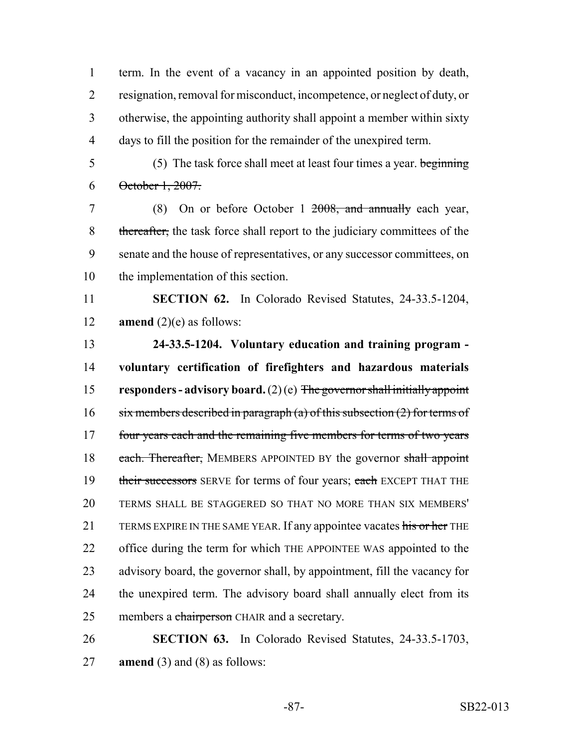term. In the event of a vacancy in an appointed position by death, resignation, removal for misconduct, incompetence, or neglect of duty, or otherwise, the appointing authority shall appoint a member within sixty days to fill the position for the remainder of the unexpired term.

(5) The task force shall meet at least four times a year. ~~beginning October 1, 2007.~~

(8) On or before October 1 ~~2008, and annually~~ each year, ~~thereafter,~~ the task force shall report to the judiciary committees of the senate and the house of representatives, or any successor committees, on the implementation of this section.

**SECTION 62.** In Colorado Revised Statutes, 24-33.5-1204, **amend** (2)(e) as follows:

**24-33.5-1204. Voluntary education and training program - voluntary certification of firefighters and hazardous materials responders - advisory board.** (2) (e) ~~The governor shall initially appoint six members described in paragraph (a) of this subsection (2) for terms of four years each and the remaining five members for terms of two years each. Thereafter,~~ MEMBERS APPOINTED BY the governor ~~shall appoint their successors~~ SERVE for terms of four years; ~~each~~ EXCEPT THAT THE TERMS SHALL BE STAGGERED SO THAT NO MORE THAN SIX MEMBERS' TERMS EXPIRE IN THE SAME YEAR. If any appointee vacates ~~his or her~~ THE office during the term for which THE APPOINTEE WAS appointed to the advisory board, the governor shall, by appointment, fill the vacancy for the unexpired term. The advisory board shall annually elect from its members a ~~chairperson~~ CHAIR and a secretary.

**SECTION 63.** In Colorado Revised Statutes, 24-33.5-1703, **amend** (3) and (8) as follows: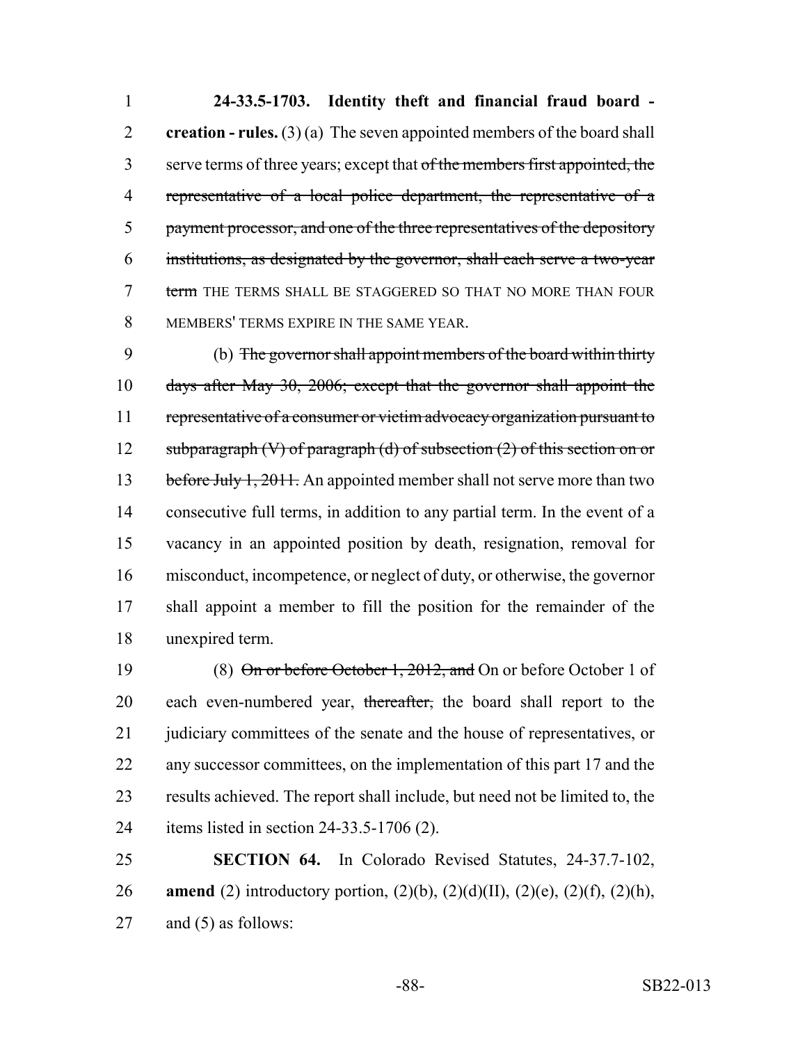**24-33.5-1703. Identity theft and financial fraud board - creation - rules.** (3) (a) The seven appointed members of the board shall serve terms of three years; except that ~~of the members first appointed, the representative of a local police department, the representative of a payment processor, and one of the three representatives of the depository institutions, as designated by the governor, shall each serve a two-year term~~ THE TERMS SHALL BE STAGGERED SO THAT NO MORE THAN FOUR MEMBERS' TERMS EXPIRE IN THE SAME YEAR.

(b) ~~The governor shall appoint members of the board within thirty days after May 30, 2006; except that the governor shall appoint the representative of a consumer or victim advocacy organization pursuant to subparagraph (V) of paragraph (d) of subsection (2) of this section on or before July 1, 2011.~~ An appointed member shall not serve more than two consecutive full terms, in addition to any partial term. In the event of a vacancy in an appointed position by death, resignation, removal for misconduct, incompetence, or neglect of duty, or otherwise, the governor shall appoint a member to fill the position for the remainder of the unexpired term.

(8) ~~On or before October 1, 2012, and~~ On or before October 1 of each even-numbered year, ~~thereafter,~~ the board shall report to the judiciary committees of the senate and the house of representatives, or any successor committees, on the implementation of this part 17 and the results achieved. The report shall include, but need not be limited to, the items listed in section 24-33.5-1706 (2).

**SECTION 64.** In Colorado Revised Statutes, 24-37.7-102, **amend** (2) introductory portion, (2)(b), (2)(d)(II), (2)(e), (2)(f), (2)(h), and (5) as follows: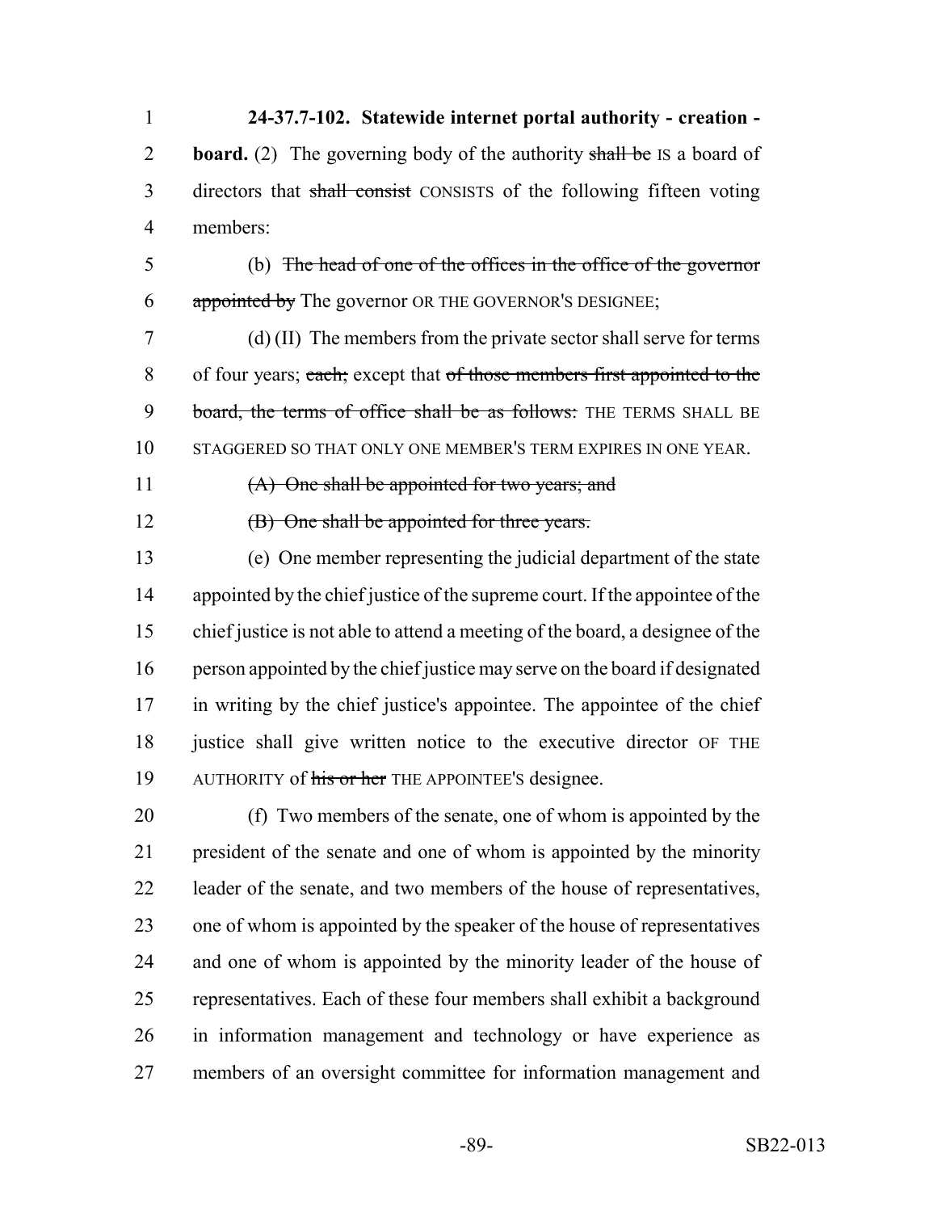**24-37.7-102. Statewide internet portal authority - creation - board.** (2) The governing body of the authority ~~shall be~~ IS a board of directors that ~~shall consist~~ CONSISTS of the following fifteen voting members:

(b) ~~The head of one of the offices in the office of the governor appointed by~~ The governor OR THE GOVERNOR'S DESIGNEE;

(d) (II) The members from the private sector shall serve for terms of four years; ~~each;~~ except that ~~of those members first appointed to the board, the terms of office shall be as follows:~~ THE TERMS SHALL BE STAGGERED SO THAT ONLY ONE MEMBER'S TERM EXPIRES IN ONE YEAR.

~~(A) One shall be appointed for two years; and~~

~~(B) One shall be appointed for three years.~~

(e) One member representing the judicial department of the state appointed by the chief justice of the supreme court. If the appointee of the chief justice is not able to attend a meeting of the board, a designee of the person appointed by the chief justice may serve on the board if designated in writing by the chief justice's appointee. The appointee of the chief justice shall give written notice to the executive director OF THE AUTHORITY of ~~his or her~~ THE APPOINTEE'S designee.

(f) Two members of the senate, one of whom is appointed by the president of the senate and one of whom is appointed by the minority leader of the senate, and two members of the house of representatives, one of whom is appointed by the speaker of the house of representatives and one of whom is appointed by the minority leader of the house of representatives. Each of these four members shall exhibit a background in information management and technology or have experience as members of an oversight committee for information management and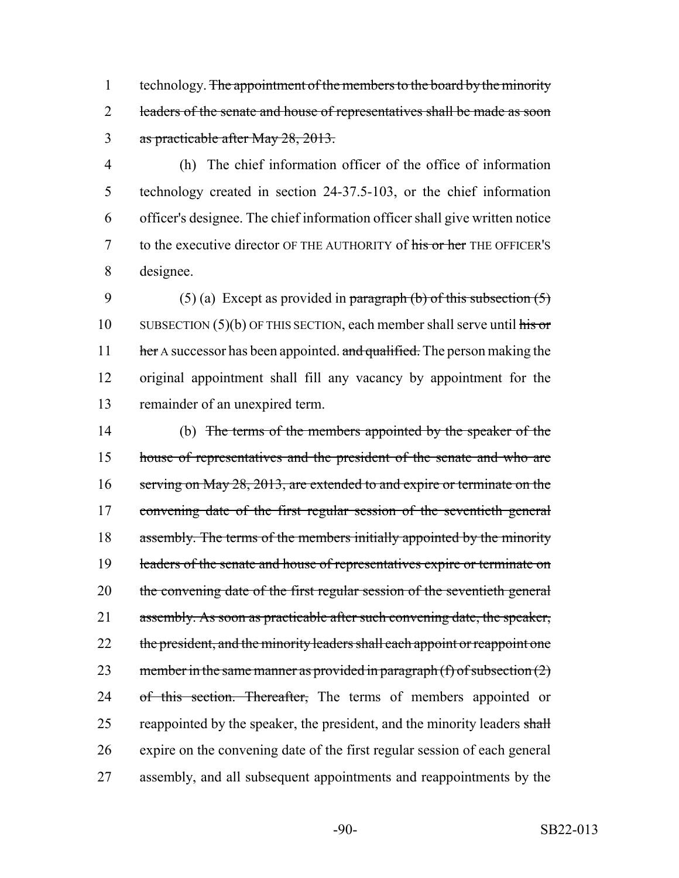technology. ~~The appointment of the members to the board by the minority leaders of the senate and house of representatives shall be made as soon as practicable after May 28, 2013.~~

(h) The chief information officer of the office of information technology created in section 24-37.5-103, or the chief information officer's designee. The chief information officer shall give written notice to the executive director OF THE AUTHORITY of ~~his or her~~ THE OFFICER'S designee.

(5) (a) Except as provided in ~~paragraph (b) of this subsection (5)~~ SUBSECTION (5)(b) OF THIS SECTION, each member shall serve until ~~his or her~~ A successor has been appointed. ~~and qualified.~~ The person making the original appointment shall fill any vacancy by appointment for the remainder of an unexpired term.

(b) ~~The terms of the members appointed by the speaker of the house of representatives and the president of the senate and who are serving on May 28, 2013, are extended to and expire or terminate on the convening date of the first regular session of the seventieth general assembly. The terms of the members initially appointed by the minority leaders of the senate and house of representatives expire or terminate on the convening date of the first regular session of the seventieth general assembly. As soon as practicable after such convening date, the speaker, the president, and the minority leaders shall each appoint or reappoint one member in the same manner as provided in paragraph (f) of subsection (2) of this section. Thereafter,~~ The terms of members appointed or reappointed by the speaker, the president, and the minority leaders ~~shall~~ expire on the convening date of the first regular session of each general assembly, and all subsequent appointments and reappointments by the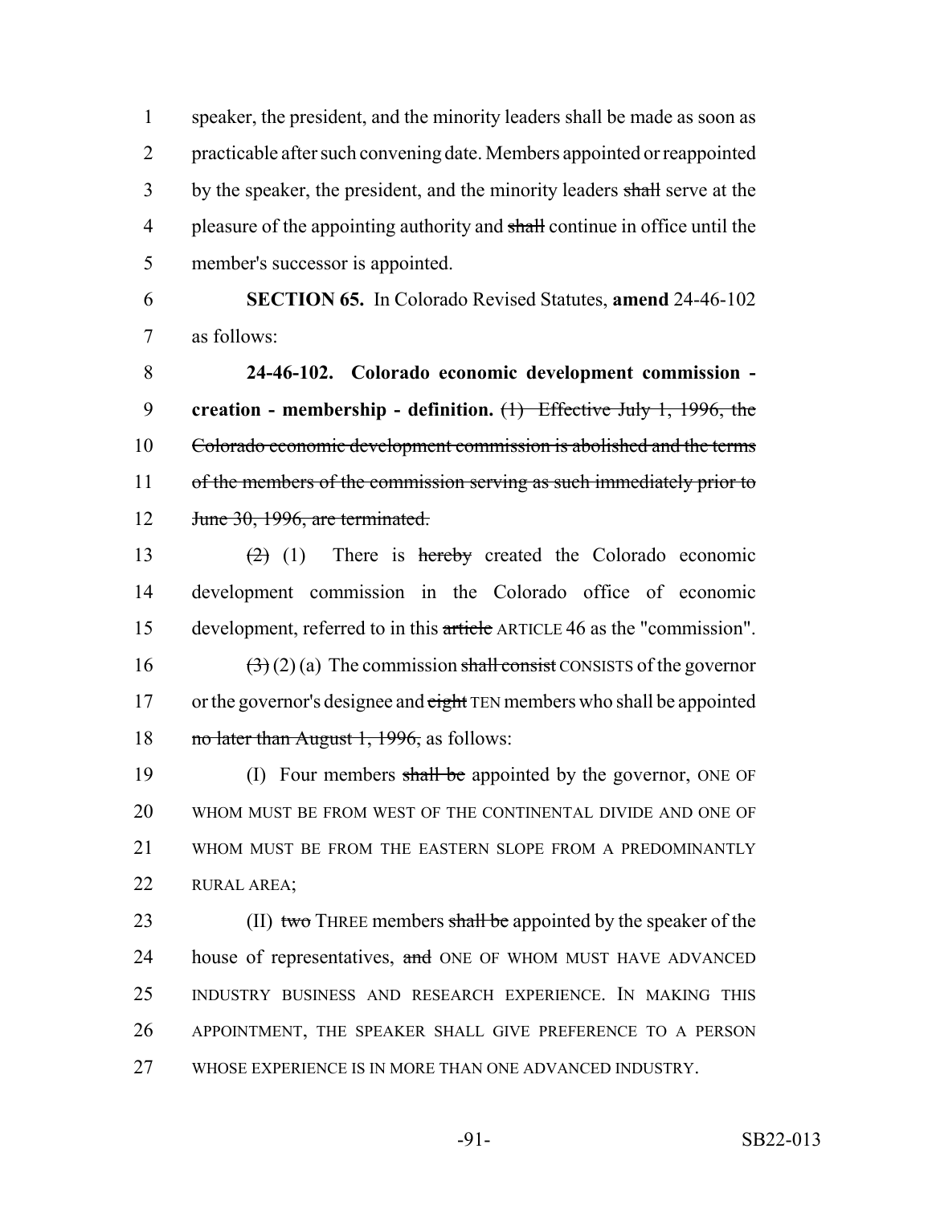speaker, the president, and the minority leaders shall be made as soon as practicable after such convening date. Members appointed or reappointed by the speaker, the president, and the minority leaders ~~shall~~ serve at the pleasure of the appointing authority and ~~shall~~ continue in office until the member's successor is appointed.

**SECTION 65.** In Colorado Revised Statutes, **amend** 24-46-102 as follows:

**24-46-102. Colorado economic development commission - creation - membership - definition.** ~~(1) Effective July 1, 1996, the Colorado economic development commission is abolished and the terms of the members of the commission serving as such immediately prior to June 30, 1996, are terminated.~~

~~(2)~~ (1) There is ~~hereby~~ created the Colorado economic development commission in the Colorado office of economic development, referred to in this ~~article~~ ARTICLE 46 as the "commission".

~~(3)~~ (2) (a) The commission ~~shall consist~~ CONSISTS of the governor or the governor's designee and ~~eight~~ TEN members who shall be appointed ~~no later than August 1, 1996,~~ as follows:

(I) Four members ~~shall be~~ appointed by the governor, ONE OF WHOM MUST BE FROM WEST OF THE CONTINENTAL DIVIDE AND ONE OF WHOM MUST BE FROM THE EASTERN SLOPE FROM A PREDOMINANTLY RURAL AREA;

(II) ~~two~~ THREE members ~~shall be~~ appointed by the speaker of the house of representatives, ~~and~~ ONE OF WHOM MUST HAVE ADVANCED INDUSTRY BUSINESS AND RESEARCH EXPERIENCE. IN MAKING THIS APPOINTMENT, THE SPEAKER SHALL GIVE PREFERENCE TO A PERSON WHOSE EXPERIENCE IS IN MORE THAN ONE ADVANCED INDUSTRY.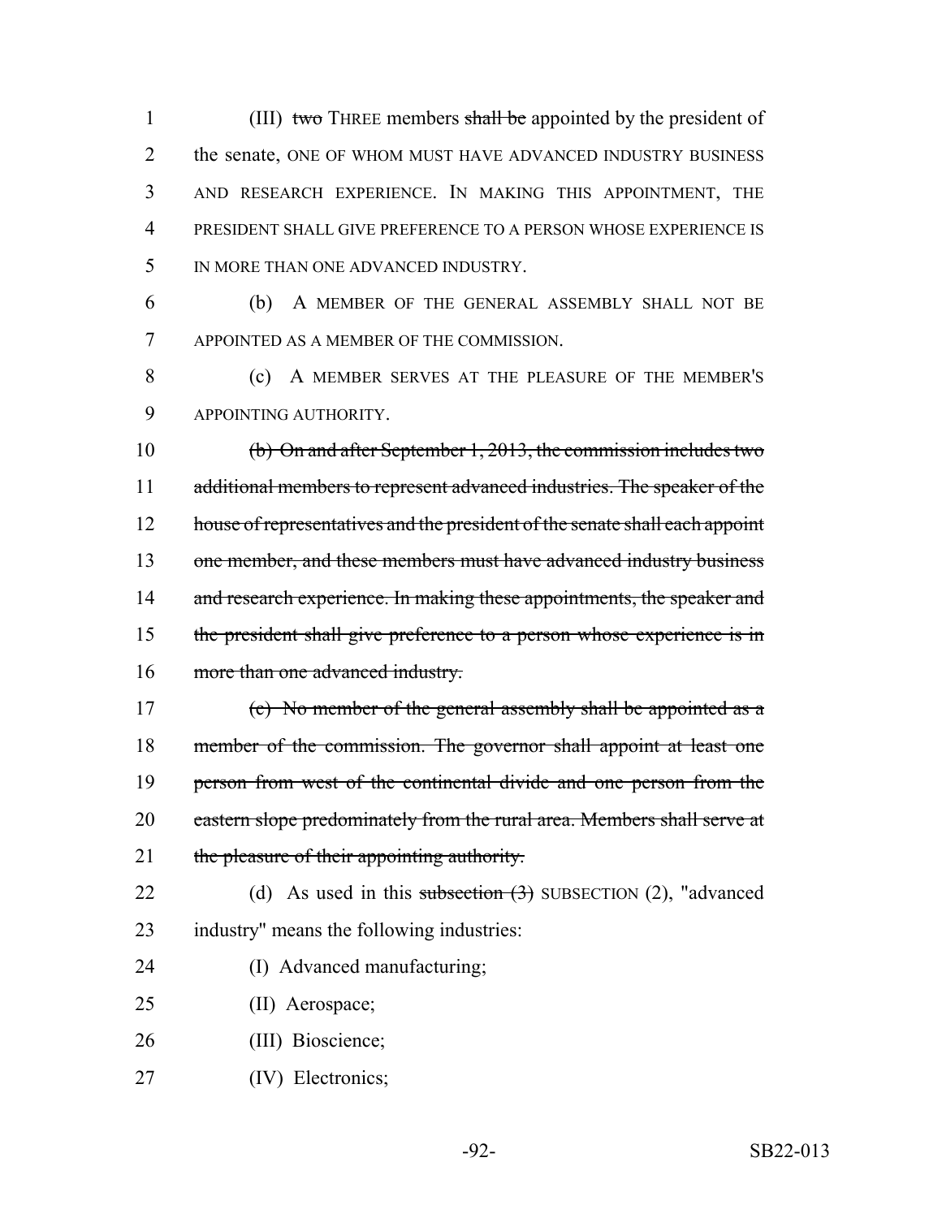(III) ~~two~~ THREE members ~~shall be~~ appointed by the president of the senate, ONE OF WHOM MUST HAVE ADVANCED INDUSTRY BUSINESS AND RESEARCH EXPERIENCE. IN MAKING THIS APPOINTMENT, THE PRESIDENT SHALL GIVE PREFERENCE TO A PERSON WHOSE EXPERIENCE IS IN MORE THAN ONE ADVANCED INDUSTRY.

(b) A MEMBER OF THE GENERAL ASSEMBLY SHALL NOT BE APPOINTED AS A MEMBER OF THE COMMISSION.

(c) A MEMBER SERVES AT THE PLEASURE OF THE MEMBER'S APPOINTING AUTHORITY.

~~(b) On and after September 1, 2013, the commission includes two additional members to represent advanced industries. The speaker of the house of representatives and the president of the senate shall each appoint one member, and these members must have advanced industry business and research experience. In making these appointments, the speaker and the president shall give preference to a person whose experience is in more than one advanced industry.~~

~~(c) No member of the general assembly shall be appointed as a member of the commission. The governor shall appoint at least one person from west of the continental divide and one person from the eastern slope predominately from the rural area. Members shall serve at the pleasure of their appointing authority.~~

(d) As used in this ~~subsection (3)~~ SUBSECTION (2), "advanced industry" means the following industries:

(I) Advanced manufacturing;

(II) Aerospace;

(III) Bioscience;

(IV) Electronics;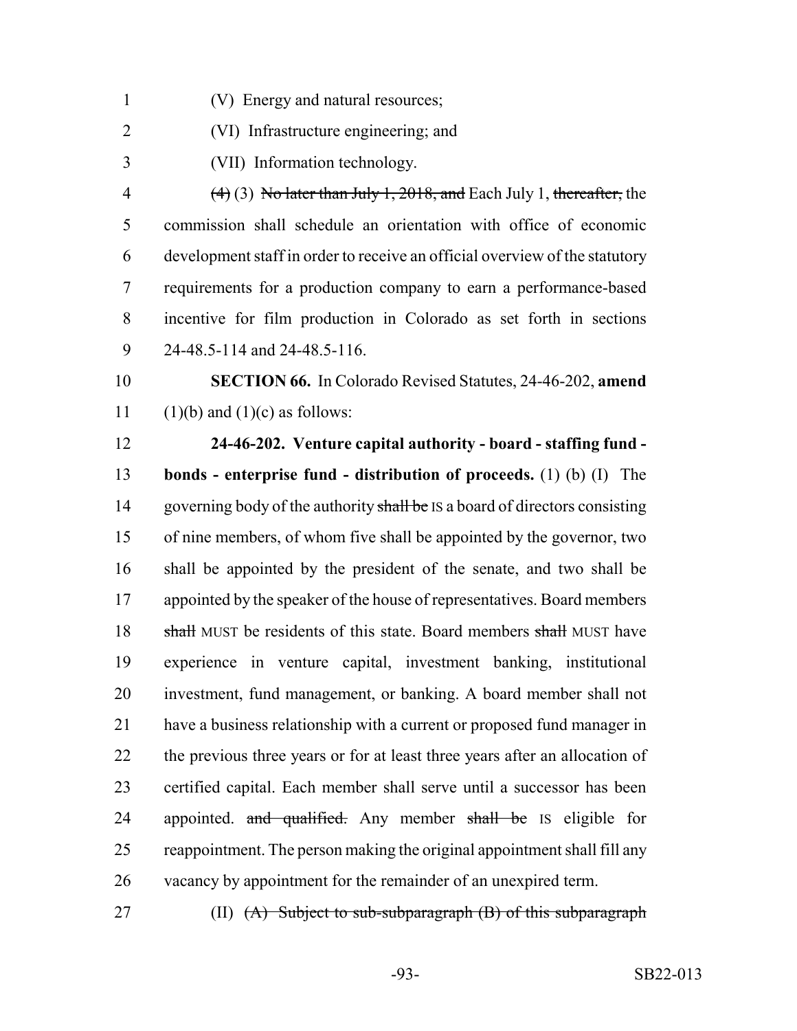(V) Energy and natural resources;

(VI) Infrastructure engineering; and

(VII) Information technology.

~~(4)~~ (3) ~~No later than July 1, 2018, and~~ Each July 1, ~~thereafter,~~ the commission shall schedule an orientation with office of economic development staff in order to receive an official overview of the statutory requirements for a production company to earn a performance-based incentive for film production in Colorado as set forth in sections 24-48.5-114 and 24-48.5-116.

**SECTION 66.** In Colorado Revised Statutes, 24-46-202, **amend** (1)(b) and (1)(c) as follows:

**24-46-202. Venture capital authority - board - staffing fund - bonds - enterprise fund - distribution of proceeds.** (1) (b) (I) The governing body of the authority ~~shall be~~ IS a board of directors consisting of nine members, of whom five shall be appointed by the governor, two shall be appointed by the president of the senate, and two shall be appointed by the speaker of the house of representatives. Board members ~~shall~~ MUST be residents of this state. Board members ~~shall~~ MUST have experience in venture capital, investment banking, institutional investment, fund management, or banking. A board member shall not have a business relationship with a current or proposed fund manager in the previous three years or for at least three years after an allocation of certified capital. Each member shall serve until a successor has been appointed. ~~and qualified.~~ Any member ~~shall be~~ IS eligible for reappointment. The person making the original appointment shall fill any vacancy by appointment for the remainder of an unexpired term.

(II) ~~(A) Subject to sub-subparagraph (B) of this subparagraph~~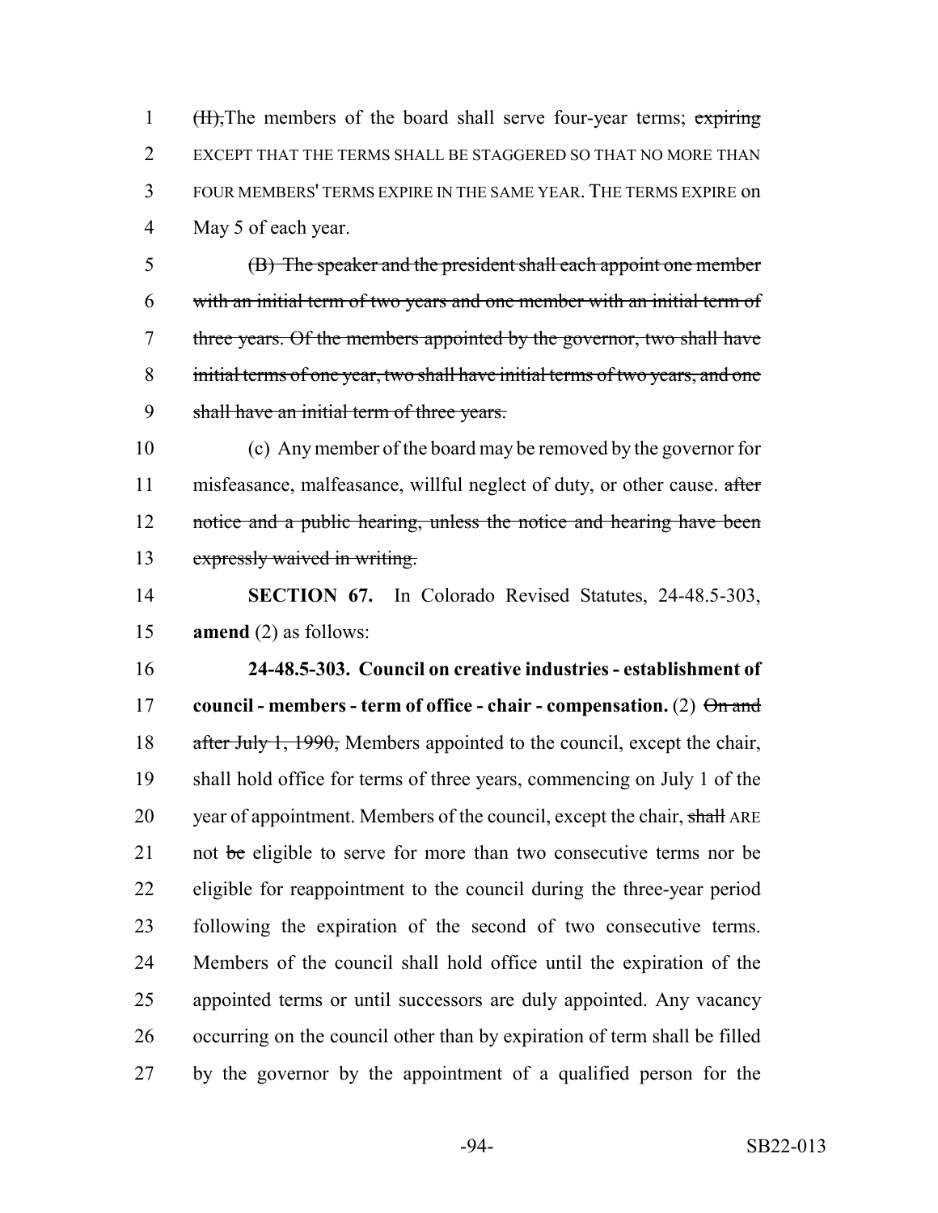(II),The members of the board shall serve four-year terms; ~~expiring~~ EXCEPT THAT THE TERMS SHALL BE STAGGERED SO THAT NO MORE THAN FOUR MEMBERS' TERMS EXPIRE IN THE SAME YEAR. THE TERMS EXPIRE on May 5 of each year.

~~(B) The speaker and the president shall each appoint one member with an initial term of two years and one member with an initial term of three years. Of the members appointed by the governor, two shall have initial terms of one year, two shall have initial terms of two years, and one shall have an initial term of three years.~~

(c) Any member of the board may be removed by the governor for misfeasance, malfeasance, willful neglect of duty, or other cause. ~~after notice and a public hearing, unless the notice and hearing have been expressly waived in writing.~~

**SECTION 67.** In Colorado Revised Statutes, 24-48.5-303, **amend** (2) as follows:

**24-48.5-303. Council on creative industries - establishment of council - members - term of office - chair - compensation.** (2) ~~On and after July 1, 1990,~~ Members appointed to the council, except the chair, shall hold office for terms of three years, commencing on July 1 of the year of appointment. Members of the council, except the chair, ~~shall~~ ARE not ~~be~~ eligible to serve for more than two consecutive terms nor be eligible for reappointment to the council during the three-year period following the expiration of the second of two consecutive terms. Members of the council shall hold office until the expiration of the appointed terms or until successors are duly appointed. Any vacancy occurring on the council other than by expiration of term shall be filled by the governor by the appointment of a qualified person for the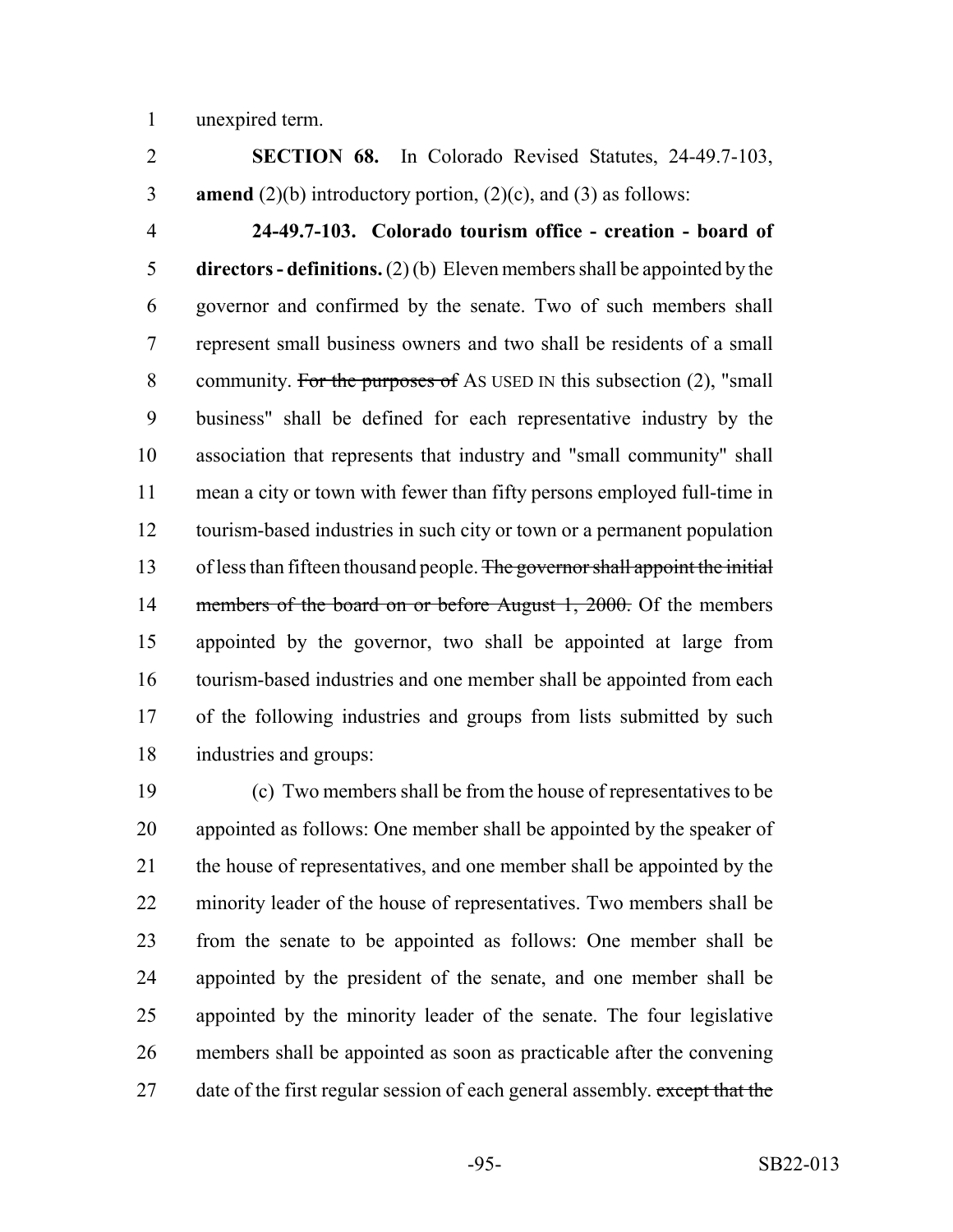unexpired term.

**SECTION 68.** In Colorado Revised Statutes, 24-49.7-103, **amend** (2)(b) introductory portion, (2)(c), and (3) as follows:

**24-49.7-103. Colorado tourism office - creation - board of directors - definitions.** (2) (b) Eleven members shall be appointed by the governor and confirmed by the senate. Two of such members shall represent small business owners and two shall be residents of a small community. ~~For the purposes of~~ AS USED IN this subsection (2), "small business" shall be defined for each representative industry by the association that represents that industry and "small community" shall mean a city or town with fewer than fifty persons employed full-time in tourism-based industries in such city or town or a permanent population of less than fifteen thousand people. ~~The governor shall appoint the initial members of the board on or before August 1, 2000.~~ Of the members appointed by the governor, two shall be appointed at large from tourism-based industries and one member shall be appointed from each of the following industries and groups from lists submitted by such industries and groups:

(c) Two members shall be from the house of representatives to be appointed as follows: One member shall be appointed by the speaker of the house of representatives, and one member shall be appointed by the minority leader of the house of representatives. Two members shall be from the senate to be appointed as follows: One member shall be appointed by the president of the senate, and one member shall be appointed by the minority leader of the senate. The four legislative members shall be appointed as soon as practicable after the convening date of the first regular session of each general assembly. ~~except that the~~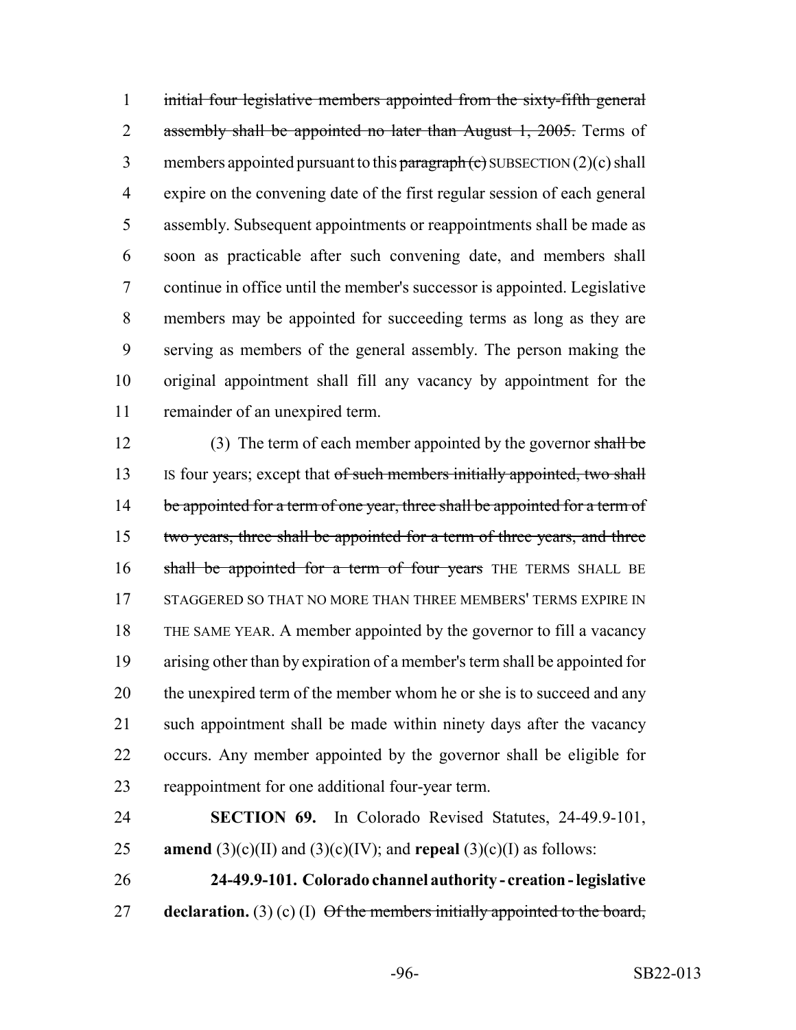initial four legislative members appointed from the sixty-fifth general assembly shall be appointed no later than August 1, 2005. Terms of members appointed pursuant to this paragraph (c) SUBSECTION (2)(c) shall expire on the convening date of the first regular session of each general assembly. Subsequent appointments or reappointments shall be made as soon as practicable after such convening date, and members shall continue in office until the member's successor is appointed. Legislative members may be appointed for succeeding terms as long as they are serving as members of the general assembly. The person making the original appointment shall fill any vacancy by appointment for the remainder of an unexpired term.

(3) The term of each member appointed by the governor shall be IS four years; except that of such members initially appointed, two shall be appointed for a term of one year, three shall be appointed for a term of two years, three shall be appointed for a term of three years, and three shall be appointed for a term of four years THE TERMS SHALL BE STAGGERED SO THAT NO MORE THAN THREE MEMBERS' TERMS EXPIRE IN THE SAME YEAR. A member appointed by the governor to fill a vacancy arising other than by expiration of a member's term shall be appointed for the unexpired term of the member whom he or she is to succeed and any such appointment shall be made within ninety days after the vacancy occurs. Any member appointed by the governor shall be eligible for reappointment for one additional four-year term.

**SECTION 69.** In Colorado Revised Statutes, 24-49.9-101, **amend** (3)(c)(II) and (3)(c)(IV); and **repeal** (3)(c)(I) as follows:

**24-49.9-101. Colorado channel authority - creation - legislative declaration.** (3) (c) (I) Of the members initially appointed to the board,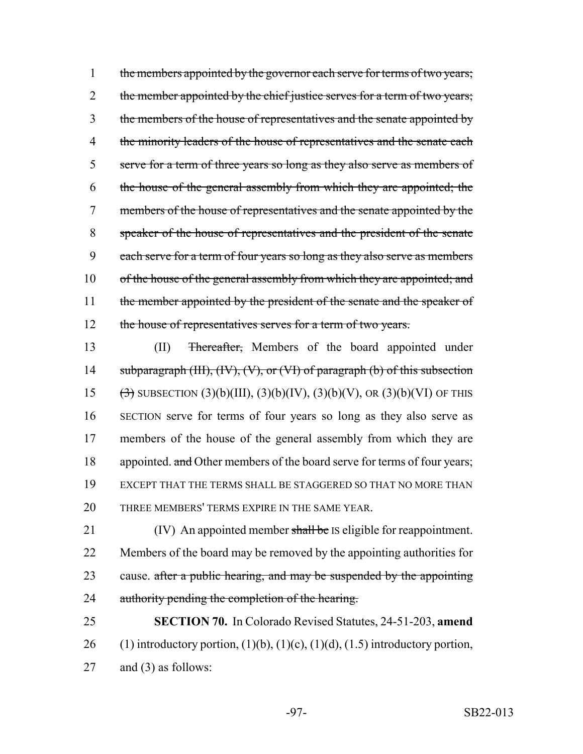~~the members appointed by the governor each serve for terms of two years; the member appointed by the chief justice serves for a term of two years; the members of the house of representatives and the senate appointed by the minority leaders of the house of representatives and the senate each serve for a term of three years so long as they also serve as members of the house of the general assembly from which they are appointed; the members of the house of representatives and the senate appointed by the speaker of the house of representatives and the president of the senate each serve for a term of four years so long as they also serve as members of the house of the general assembly from which they are appointed; and the member appointed by the president of the senate and the speaker of the house of representatives serves for a term of two years.~~

(II) ~~Thereafter,~~ Members of the board appointed under ~~subparagraph (III), (IV), (V), or (VI) of paragraph (b) of this subsection (3)~~ SUBSECTION (3)(b)(III), (3)(b)(IV), (3)(b)(V), OR (3)(b)(VI) OF THIS SECTION serve for terms of four years so long as they also serve as members of the house of the general assembly from which they are appointed. ~~and~~ Other members of the board serve for terms of four years; EXCEPT THAT THE TERMS SHALL BE STAGGERED SO THAT NO MORE THAN THREE MEMBERS' TERMS EXPIRE IN THE SAME YEAR.

(IV) An appointed member ~~shall be~~ IS eligible for reappointment. Members of the board may be removed by the appointing authorities for cause. ~~after a public hearing, and may be suspended by the appointing authority pending the completion of the hearing.~~

**SECTION 70.** In Colorado Revised Statutes, 24-51-203, **amend** (1) introductory portion, (1)(b), (1)(c), (1)(d), (1.5) introductory portion, and (3) as follows: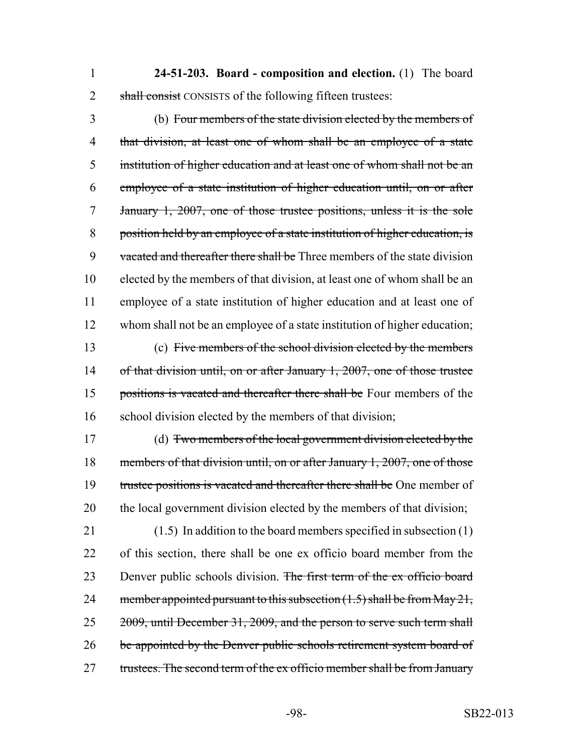**24-51-203. Board - composition and election.** (1) The board ~~shall consist~~ CONSISTS of the following fifteen trustees:

(b) ~~Four members of the state division elected by the members of that division, at least one of whom shall be an employee of a state institution of higher education and at least one of whom shall not be an employee of a state institution of higher education until, on or after January 1, 2007, one of those trustee positions, unless it is the sole position held by an employee of a state institution of higher education, is vacated and thereafter there shall be~~ Three members of the state division elected by the members of that division, at least one of whom shall be an employee of a state institution of higher education and at least one of whom shall not be an employee of a state institution of higher education;

(c) ~~Five members of the school division elected by the members of that division until, on or after January 1, 2007, one of those trustee positions is vacated and thereafter there shall be~~ Four members of the school division elected by the members of that division;

(d) ~~Two members of the local government division elected by the members of that division until, on or after January 1, 2007, one of those trustee positions is vacated and thereafter there shall be~~ One member of the local government division elected by the members of that division;

(1.5) In addition to the board members specified in subsection (1) of this section, there shall be one ex officio board member from the Denver public schools division. ~~The first term of the ex officio board member appointed pursuant to this subsection (1.5) shall be from May 21, 2009, until December 31, 2009, and the person to serve such term shall be appointed by the Denver public schools retirement system board of trustees. The second term of the ex officio member shall be from January~~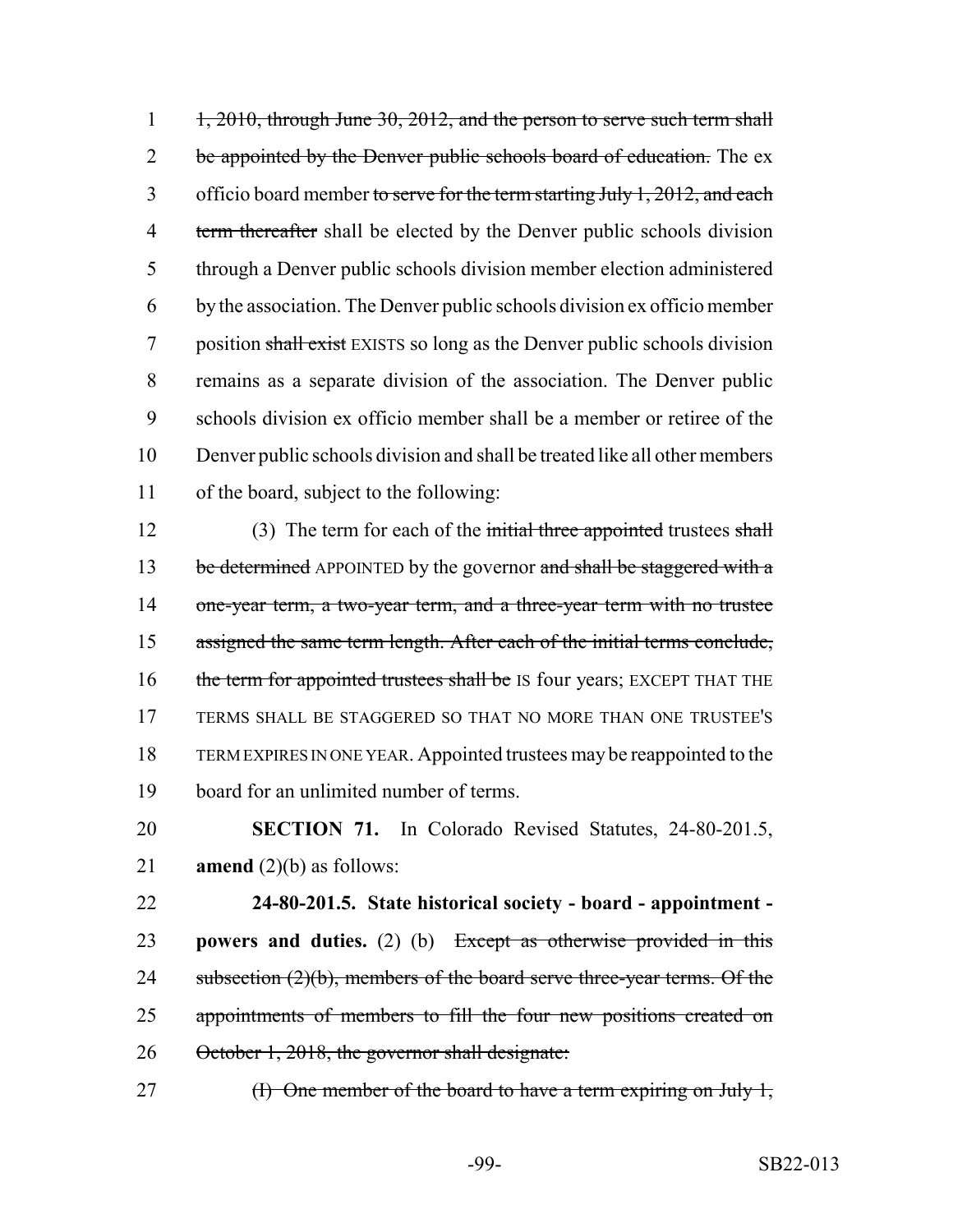1, 2010, through June 30, 2012, and the person to serve such term shall be appointed by the Denver public schools board of education. The ex officio board member to serve for the term starting July 1, 2012, and each term thereafter shall be elected by the Denver public schools division through a Denver public schools division member election administered by the association. The Denver public schools division ex officio member position shall exist EXISTS so long as the Denver public schools division remains as a separate division of the association. The Denver public schools division ex officio member shall be a member or retiree of the Denver public schools division and shall be treated like all other members of the board, subject to the following:

(3) The term for each of the initial three appointed trustees shall be determined APPOINTED by the governor and shall be staggered with a one-year term, a two-year term, and a three-year term with no trustee assigned the same term length. After each of the initial terms conclude, the term for appointed trustees shall be IS four years; EXCEPT THAT THE TERMS SHALL BE STAGGERED SO THAT NO MORE THAN ONE TRUSTEE'S TERM EXPIRES IN ONE YEAR. Appointed trustees may be reappointed to the board for an unlimited number of terms.

**SECTION 71.** In Colorado Revised Statutes, 24-80-201.5, **amend** (2)(b) as follows:

**24-80-201.5. State historical society - board - appointment - powers and duties.** (2) (b) Except as otherwise provided in this subsection (2)(b), members of the board serve three-year terms. Of the appointments of members to fill the four new positions created on October 1, 2018, the governor shall designate:

(I) One member of the board to have a term expiring on July 1,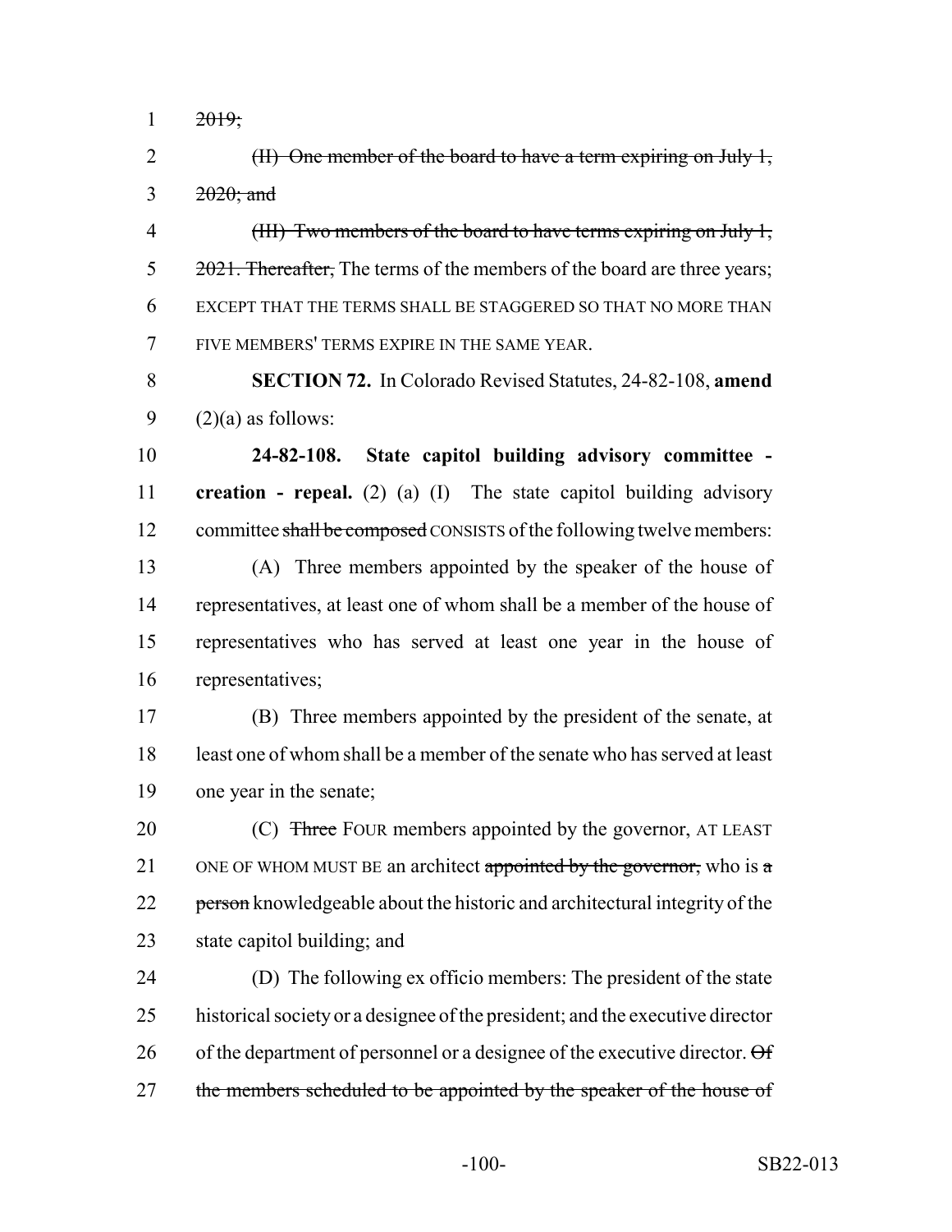2019;

(II) One member of the board to have a term expiring on July 1, 2020; and

(III) Two members of the board to have terms expiring on July 1, 2021. Thereafter, The terms of the members of the board are three years; EXCEPT THAT THE TERMS SHALL BE STAGGERED SO THAT NO MORE THAN FIVE MEMBERS' TERMS EXPIRE IN THE SAME YEAR.

**SECTION 72.** In Colorado Revised Statutes, 24-82-108, **amend** (2)(a) as follows:

**24-82-108. State capitol building advisory committee - creation - repeal.** (2) (a) (I) The state capitol building advisory committee shall be composed CONSISTS of the following twelve members:

(A) Three members appointed by the speaker of the house of representatives, at least one of whom shall be a member of the house of representatives who has served at least one year in the house of representatives;

(B) Three members appointed by the president of the senate, at least one of whom shall be a member of the senate who has served at least one year in the senate;

(C) Three FOUR members appointed by the governor, AT LEAST ONE OF WHOM MUST BE an architect appointed by the governor, who is a person knowledgeable about the historic and architectural integrity of the state capitol building; and

(D) The following ex officio members: The president of the state historical society or a designee of the president; and the executive director of the department of personnel or a designee of the executive director. Of the members scheduled to be appointed by the speaker of the house of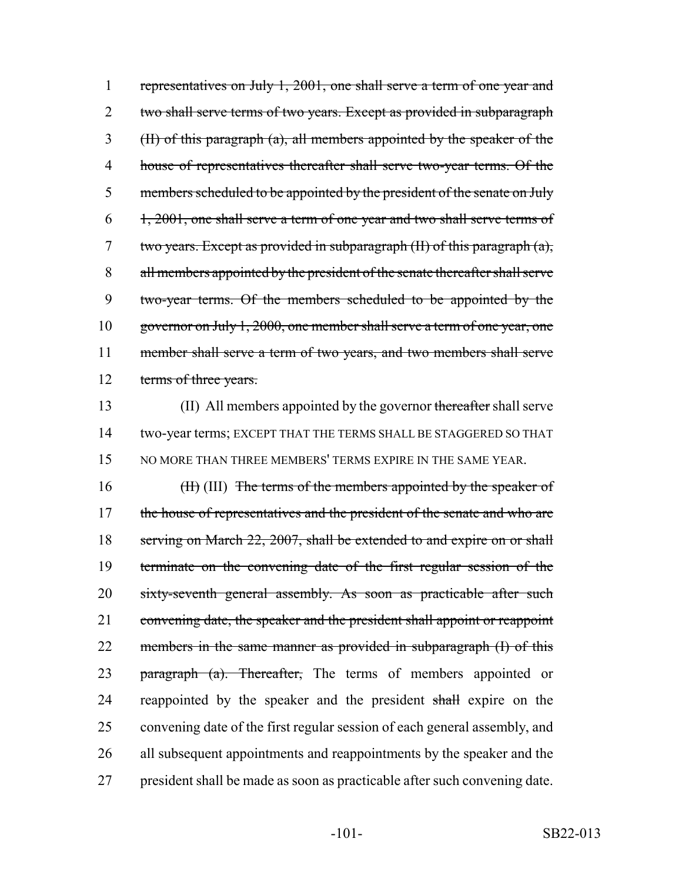1 ~~representatives on July 1, 2001, one shall serve a term of one year and~~
2 ~~two shall serve terms of two years. Except as provided in subparagraph~~
3 ~~(II) of this paragraph (a), all members appointed by the speaker of the~~
4 ~~house of representatives thereafter shall serve two-year terms. Of the~~
5 ~~members scheduled to be appointed by the president of the senate on July~~
6 ~~1, 2001, one shall serve a term of one year and two shall serve terms of~~
7 ~~two years. Except as provided in subparagraph (II) of this paragraph (a),~~
8 ~~all members appointed by the president of the senate thereafter shall serve~~
9 ~~two-year terms. Of the members scheduled to be appointed by the~~
10 ~~governor on July 1, 2000, one member shall serve a term of one year, one~~
11 ~~member shall serve a term of two years, and two members shall serve~~
12 ~~terms of three years.~~

13 (II) All members appointed by the governor ~~thereafter~~ shall serve
14 two-year terms; EXCEPT THAT THE TERMS SHALL BE STAGGERED SO THAT
15 NO MORE THAN THREE MEMBERS' TERMS EXPIRE IN THE SAME YEAR.

16 ~~(II)~~ (III) ~~The terms of the members appointed by the speaker of~~
17 ~~the house of representatives and the president of the senate and who are~~
18 ~~serving on March 22, 2007, shall be extended to and expire on or shall~~
19 ~~terminate on the convening date of the first regular session of the~~
20 ~~sixty-seventh general assembly. As soon as practicable after such~~
21 ~~convening date, the speaker and the president shall appoint or reappoint~~
22 ~~members in the same manner as provided in subparagraph (I) of this~~
23 ~~paragraph (a). Thereafter,~~ The terms of members appointed or
24 reappointed by the speaker and the president ~~shall~~ expire on the
25 convening date of the first regular session of each general assembly, and
26 all subsequent appointments and reappointments by the speaker and the
27 president shall be made as soon as practicable after such convening date.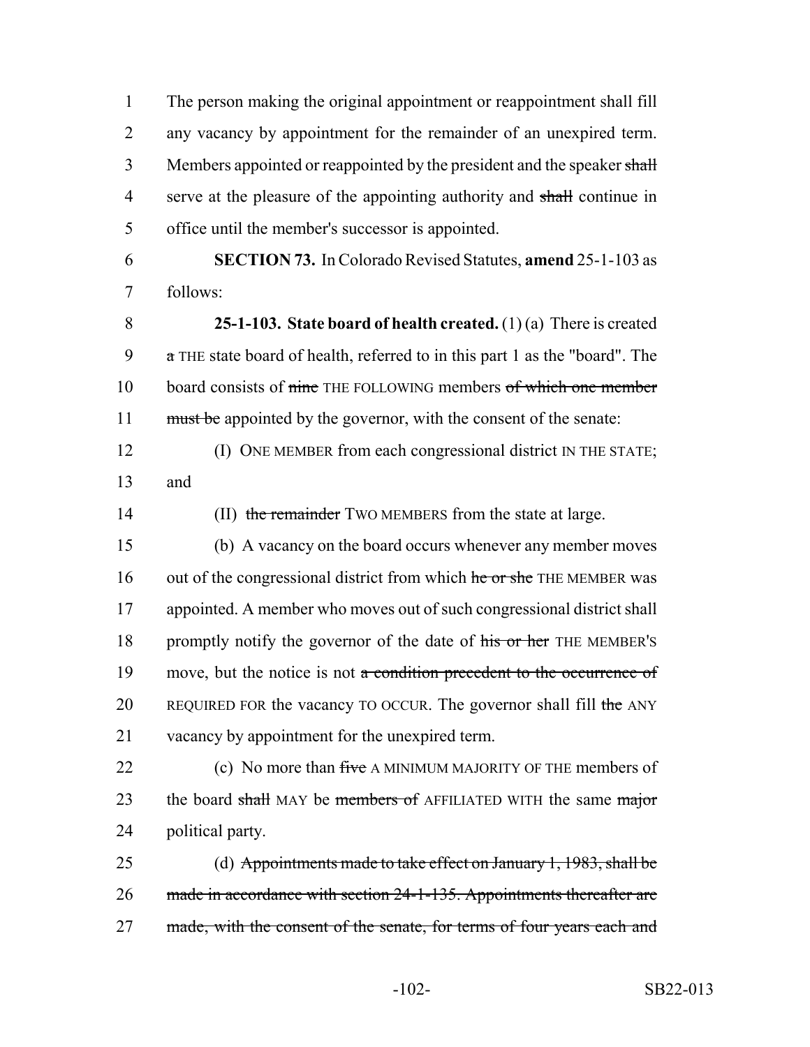The person making the original appointment or reappointment shall fill any vacancy by appointment for the remainder of an unexpired term. Members appointed or reappointed by the president and the speaker ~~shall~~ serve at the pleasure of the appointing authority and ~~shall~~ continue in office until the member's successor is appointed.

**SECTION 73.** In Colorado Revised Statutes, **amend** 25-1-103 as follows:

**25-1-103. State board of health created.** (1) (a) There is created ~~a~~ THE state board of health, referred to in this part 1 as the "board". The board consists of ~~nine~~ THE FOLLOWING members ~~of which one member must be~~ appointed by the governor, with the consent of the senate:

(I) ONE MEMBER from each congressional district IN THE STATE; and

(II) ~~the remainder~~ TWO MEMBERS from the state at large.

(b) A vacancy on the board occurs whenever any member moves out of the congressional district from which ~~he or she~~ THE MEMBER was appointed. A member who moves out of such congressional district shall promptly notify the governor of the date of ~~his or her~~ THE MEMBER'S move, but the notice is not ~~a condition precedent to the occurrence of~~ REQUIRED FOR the vacancy TO OCCUR. The governor shall fill ~~the~~ ANY vacancy by appointment for the unexpired term.

(c) No more than ~~five~~ A MINIMUM MAJORITY OF THE members of the board ~~shall~~ MAY be ~~members of~~ AFFILIATED WITH the same ~~major~~ political party.

(d) ~~Appointments made to take effect on January 1, 1983, shall be made in accordance with section 24-1-135. Appointments thereafter are made, with the consent of the senate, for terms of four years each and~~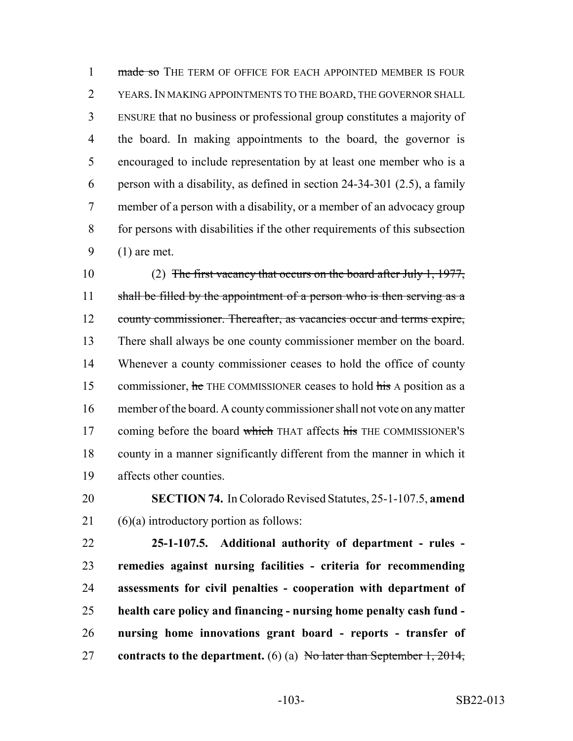made so THE TERM OF OFFICE FOR EACH APPOINTED MEMBER IS FOUR YEARS. IN MAKING APPOINTMENTS TO THE BOARD, THE GOVERNOR SHALL ENSURE that no business or professional group constitutes a majority of the board. In making appointments to the board, the governor is encouraged to include representation by at least one member who is a person with a disability, as defined in section 24-34-301 (2.5), a family member of a person with a disability, or a member of an advocacy group for persons with disabilities if the other requirements of this subsection (1) are met.

(2) The first vacancy that occurs on the board after July 1, 1977, shall be filled by the appointment of a person who is then serving as a county commissioner. Thereafter, as vacancies occur and terms expire, There shall always be one county commissioner member on the board. Whenever a county commissioner ceases to hold the office of county commissioner, he THE COMMISSIONER ceases to hold his A position as a member of the board. A county commissioner shall not vote on any matter coming before the board which THAT affects his THE COMMISSIONER'S county in a manner significantly different from the manner in which it affects other counties.

**SECTION 74.** In Colorado Revised Statutes, 25-1-107.5, **amend** (6)(a) introductory portion as follows:

**25-1-107.5. Additional authority of department - rules - remedies against nursing facilities - criteria for recommending assessments for civil penalties - cooperation with department of health care policy and financing - nursing home penalty cash fund - nursing home innovations grant board - reports - transfer of contracts to the department.** (6) (a) No later than September 1, 2014,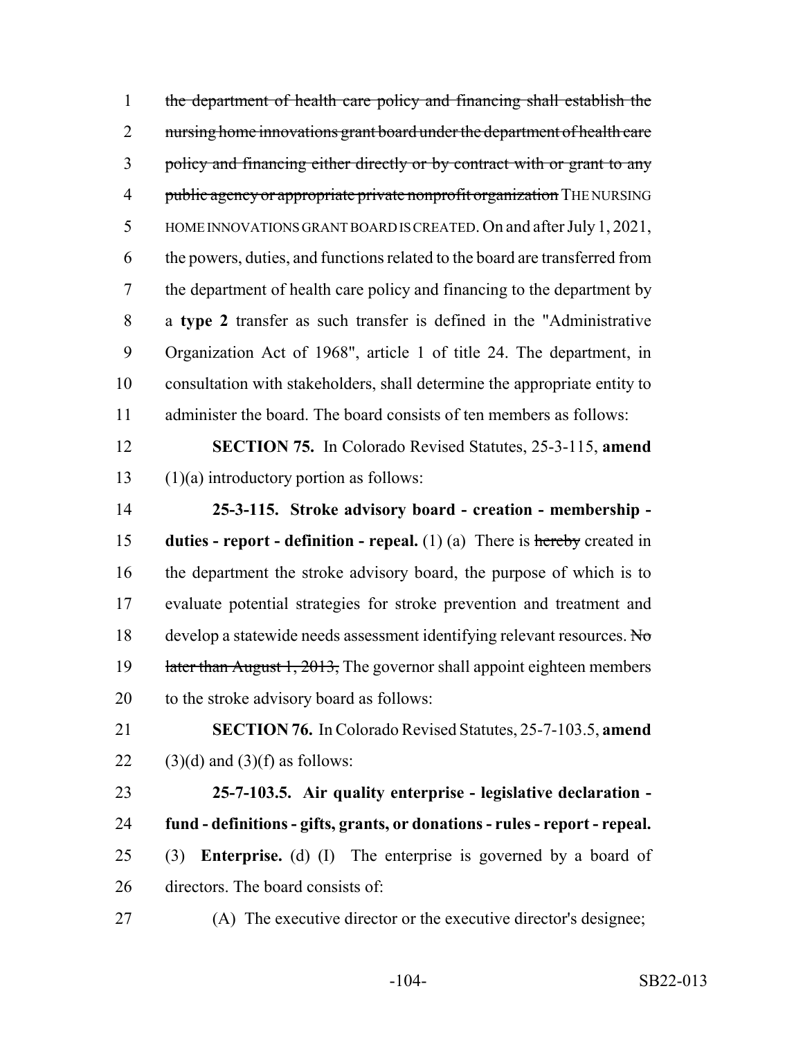the department of health care policy and financing shall establish the nursing home innovations grant board under the department of health care policy and financing either directly or by contract with or grant to any public agency or appropriate private nonprofit organization THE NURSING HOME INNOVATIONS GRANT BOARD IS CREATED. On and after July 1, 2021, the powers, duties, and functions related to the board are transferred from the department of health care policy and financing to the department by a **type 2** transfer as such transfer is defined in the "Administrative Organization Act of 1968", article 1 of title 24. The department, in consultation with stakeholders, shall determine the appropriate entity to administer the board. The board consists of ten members as follows:

**SECTION 75.** In Colorado Revised Statutes, 25-3-115, **amend** (1)(a) introductory portion as follows:

**25-3-115. Stroke advisory board - creation - membership - duties - report - definition - repeal.** (1) (a) There is hereby created in the department the stroke advisory board, the purpose of which is to evaluate potential strategies for stroke prevention and treatment and develop a statewide needs assessment identifying relevant resources. No later than August 1, 2013, The governor shall appoint eighteen members to the stroke advisory board as follows:

**SECTION 76.** In Colorado Revised Statutes, 25-7-103.5, **amend** (3)(d) and (3)(f) as follows:

**25-7-103.5. Air quality enterprise - legislative declaration - fund - definitions - gifts, grants, or donations - rules - report - repeal.** (3) **Enterprise.** (d) (I) The enterprise is governed by a board of directors. The board consists of:

(A) The executive director or the executive director's designee;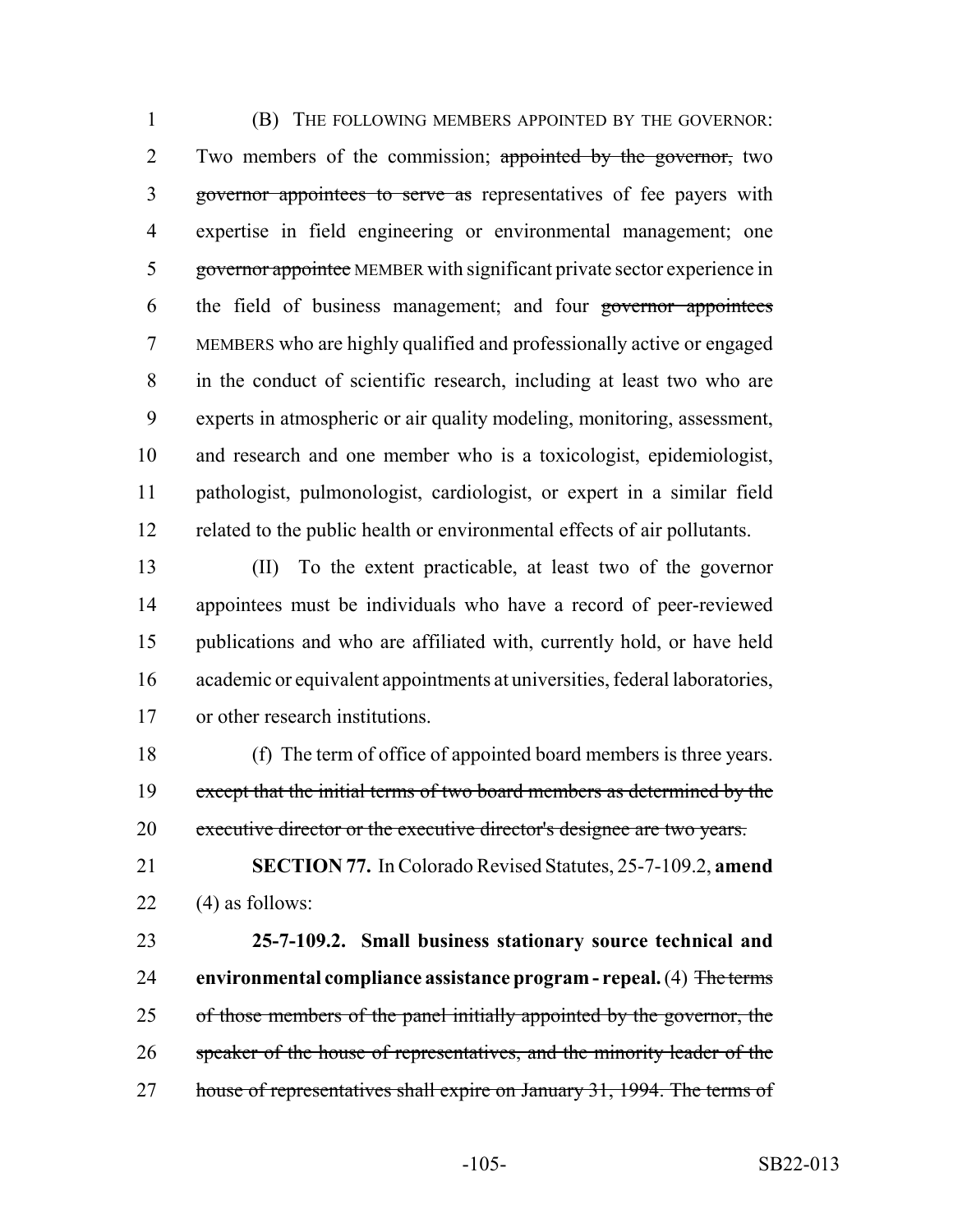(B) THE FOLLOWING MEMBERS APPOINTED BY THE GOVERNOR: Two members of the commission; ~~appointed by the governor,~~ two ~~governor appointees to serve as~~ representatives of fee payers with expertise in field engineering or environmental management; one ~~governor appointee~~ MEMBER with significant private sector experience in the field of business management; and four ~~governor appointees~~ MEMBERS who are highly qualified and professionally active or engaged in the conduct of scientific research, including at least two who are experts in atmospheric or air quality modeling, monitoring, assessment, and research and one member who is a toxicologist, epidemiologist, pathologist, pulmonologist, cardiologist, or expert in a similar field related to the public health or environmental effects of air pollutants.

(II) To the extent practicable, at least two of the governor appointees must be individuals who have a record of peer-reviewed publications and who are affiliated with, currently hold, or have held academic or equivalent appointments at universities, federal laboratories, or other research institutions.

(f) The term of office of appointed board members is three years. ~~except that the initial terms of two board members as determined by the executive director or the executive director's designee are two years.~~

**SECTION 77.** In Colorado Revised Statutes, 25-7-109.2, **amend** (4) as follows:

**25-7-109.2. Small business stationary source technical and environmental compliance assistance program - repeal.** (4) ~~The terms of those members of the panel initially appointed by the governor, the speaker of the house of representatives, and the minority leader of the house of representatives shall expire on January 31, 1994. The terms of~~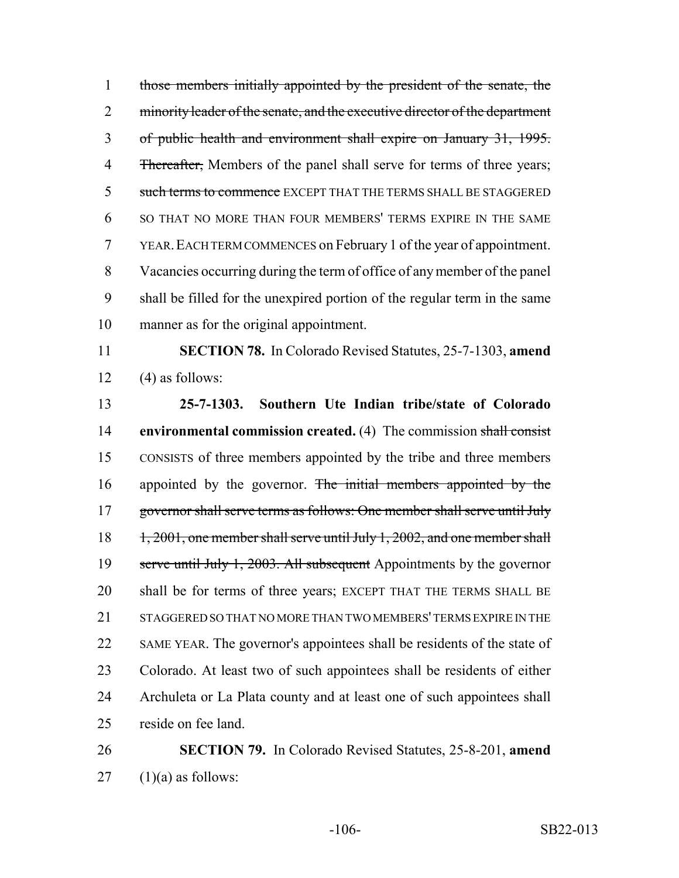1 those members initially appointed by the president of the senate, the 2 minority leader of the senate, and the executive director of the department 3 of public health and environment shall expire on January 31, 1995. 4 Thereafter, Members of the panel shall serve for terms of three years; 5 such terms to commence EXCEPT THAT THE TERMS SHALL BE STAGGERED 6 SO THAT NO MORE THAN FOUR MEMBERS' TERMS EXPIRE IN THE SAME 7 YEAR. EACH TERM COMMENCES on February 1 of the year of appointment. 8 Vacancies occurring during the term of office of any member of the panel 9 shall be filled for the unexpired portion of the regular term in the same 10 manner as for the original appointment.

11 **SECTION 78.** In Colorado Revised Statutes, 25-7-1303, **amend** 12 (4) as follows:

13 **25-7-1303. Southern Ute Indian tribe/state of Colorado** 14 **environmental commission created.** (4) The commission shall consist 15 CONSISTS of three members appointed by the tribe and three members 16 appointed by the governor. The initial members appointed by the 17 governor shall serve terms as follows: One member shall serve until July 18 1, 2001, one member shall serve until July 1, 2002, and one member shall 19 serve until July 1, 2003. All subsequent Appointments by the governor 20 shall be for terms of three years; EXCEPT THAT THE TERMS SHALL BE 21 STAGGERED SO THAT NO MORE THAN TWO MEMBERS' TERMS EXPIRE IN THE 22 SAME YEAR. The governor's appointees shall be residents of the state of 23 Colorado. At least two of such appointees shall be residents of either 24 Archuleta or La Plata county and at least one of such appointees shall 25 reside on fee land.

26 **SECTION 79.** In Colorado Revised Statutes, 25-8-201, **amend** 27 (1)(a) as follows: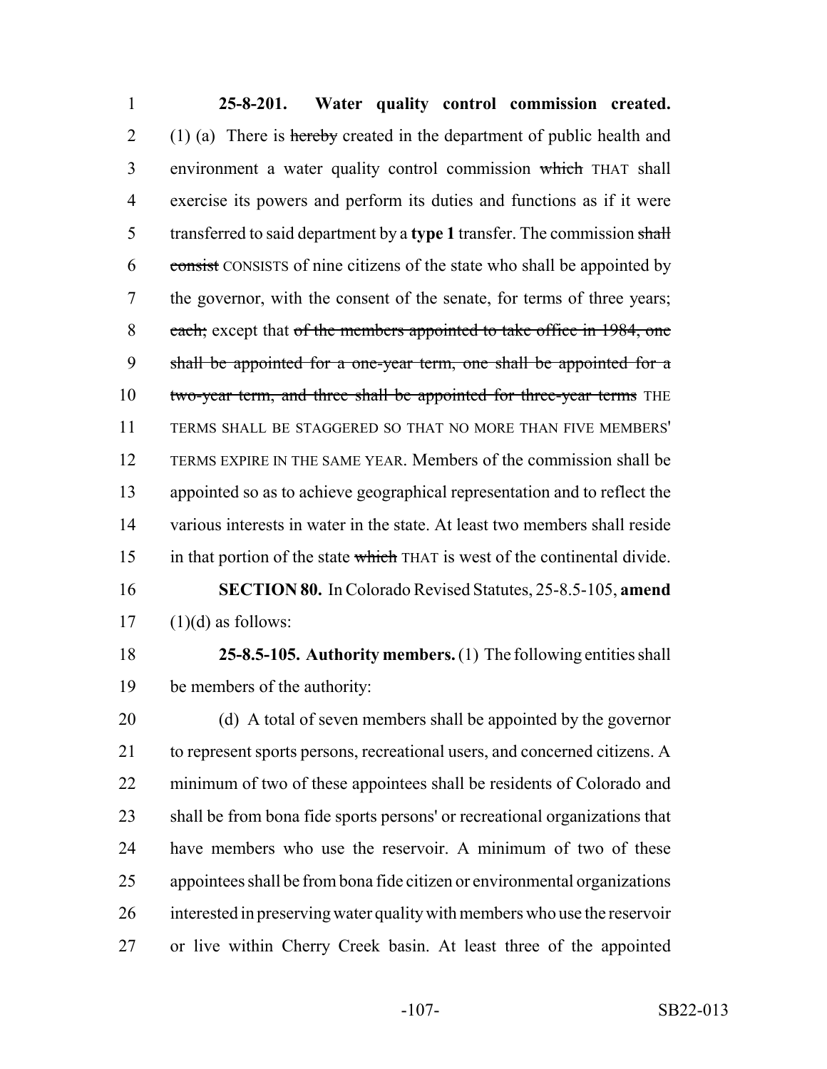**25-8-201. Water quality control commission created.** (1) (a) There is ~~hereby~~ created in the department of public health and environment a water quality control commission ~~which~~ THAT shall exercise its powers and perform its duties and functions as if it were transferred to said department by a **type 1** transfer. The commission ~~shall consist~~ CONSISTS of nine citizens of the state who shall be appointed by the governor, with the consent of the senate, for terms of three years; ~~each;~~ except that ~~of the members appointed to take office in 1984, one shall be appointed for a one-year term, one shall be appointed for a two-year term, and three shall be appointed for three-year terms~~ THE TERMS SHALL BE STAGGERED SO THAT NO MORE THAN FIVE MEMBERS' TERMS EXPIRE IN THE SAME YEAR. Members of the commission shall be appointed so as to achieve geographical representation and to reflect the various interests in water in the state. At least two members shall reside in that portion of the state ~~which~~ THAT is west of the continental divide.

**SECTION 80.** In Colorado Revised Statutes, 25-8.5-105, **amend** (1)(d) as follows:

**25-8.5-105. Authority members.** (1) The following entities shall be members of the authority:

(d) A total of seven members shall be appointed by the governor to represent sports persons, recreational users, and concerned citizens. A minimum of two of these appointees shall be residents of Colorado and shall be from bona fide sports persons' or recreational organizations that have members who use the reservoir. A minimum of two of these appointees shall be from bona fide citizen or environmental organizations interested in preserving water quality with members who use the reservoir or live within Cherry Creek basin. At least three of the appointed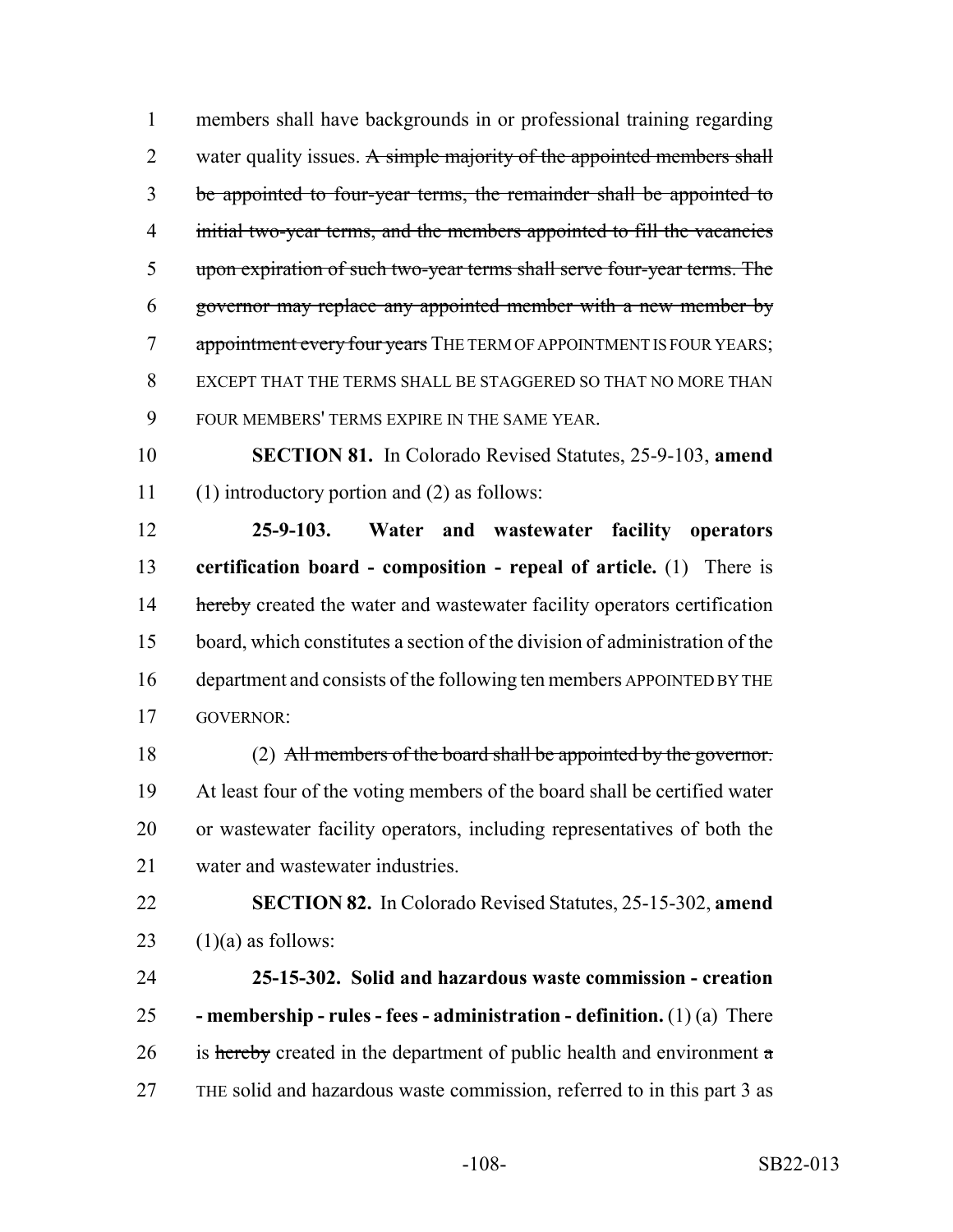members shall have backgrounds in or professional training regarding water quality issues. ~~A simple majority of the appointed members shall be appointed to four-year terms, the remainder shall be appointed to initial two-year terms, and the members appointed to fill the vacancies upon expiration of such two-year terms shall serve four-year terms. The governor may replace any appointed member with a new member by appointment every four years~~ THE TERM OF APPOINTMENT IS FOUR YEARS; EXCEPT THAT THE TERMS SHALL BE STAGGERED SO THAT NO MORE THAN FOUR MEMBERS' TERMS EXPIRE IN THE SAME YEAR.

**SECTION 81.** In Colorado Revised Statutes, 25-9-103, **amend** (1) introductory portion and (2) as follows:

**25-9-103. Water and wastewater facility operators certification board - composition - repeal of article.** (1) There is ~~hereby~~ created the water and wastewater facility operators certification board, which constitutes a section of the division of administration of the department and consists of the following ten members APPOINTED BY THE GOVERNOR:

(2) ~~All members of the board shall be appointed by the governor.~~ At least four of the voting members of the board shall be certified water or wastewater facility operators, including representatives of both the water and wastewater industries.

**SECTION 82.** In Colorado Revised Statutes, 25-15-302, **amend** (1)(a) as follows:

**25-15-302. Solid and hazardous waste commission - creation - membership - rules - fees - administration - definition.** (1) (a) There is ~~hereby~~ created in the department of public health and environment ~~a~~ THE solid and hazardous waste commission, referred to in this part 3 as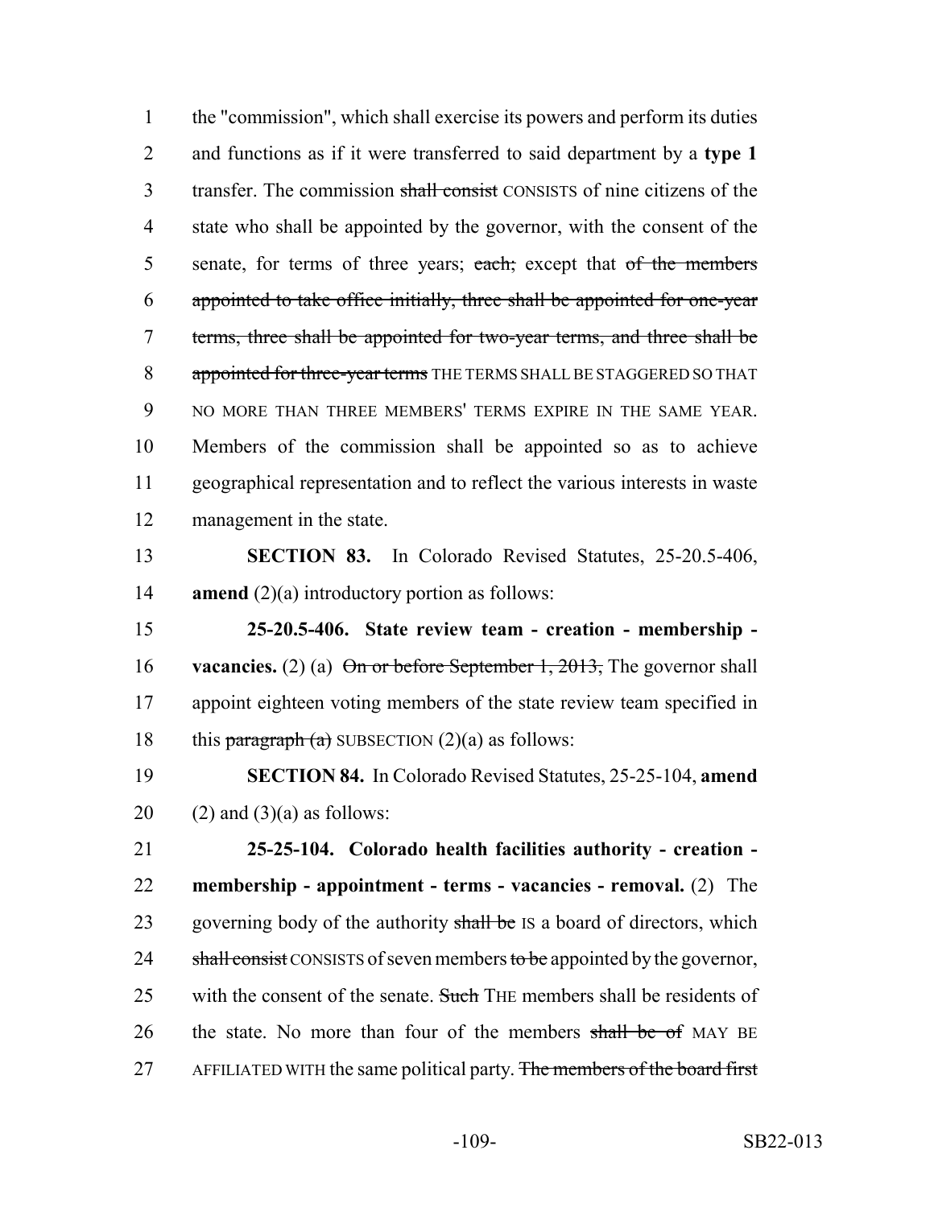the "commission", which shall exercise its powers and perform its duties and functions as if it were transferred to said department by a **type 1** transfer. The commission ~~shall consist~~ CONSISTS of nine citizens of the state who shall be appointed by the governor, with the consent of the senate, for terms of three years; ~~each;~~ except that ~~of the members appointed to take office initially, three shall be appointed for one-year terms, three shall be appointed for two-year terms, and three shall be appointed for three-year terms~~ THE TERMS SHALL BE STAGGERED SO THAT NO MORE THAN THREE MEMBERS' TERMS EXPIRE IN THE SAME YEAR. Members of the commission shall be appointed so as to achieve geographical representation and to reflect the various interests in waste management in the state.

**SECTION 83.** In Colorado Revised Statutes, 25-20.5-406, **amend** (2)(a) introductory portion as follows:

**25-20.5-406. State review team - creation - membership - vacancies.** (2) (a) ~~On or before September 1, 2013,~~ The governor shall appoint eighteen voting members of the state review team specified in this ~~paragraph (a)~~ SUBSECTION (2)(a) as follows:

**SECTION 84.** In Colorado Revised Statutes, 25-25-104, **amend** (2) and (3)(a) as follows:

**25-25-104. Colorado health facilities authority - creation - membership - appointment - terms - vacancies - removal.** (2) The governing body of the authority ~~shall be~~ IS a board of directors, which ~~shall consist~~ CONSISTS of seven members ~~to be~~ appointed by the governor, with the consent of the senate. ~~Such~~ THE members shall be residents of the state. No more than four of the members ~~shall be of~~ MAY BE AFFILIATED WITH the same political party. ~~The members of the board first~~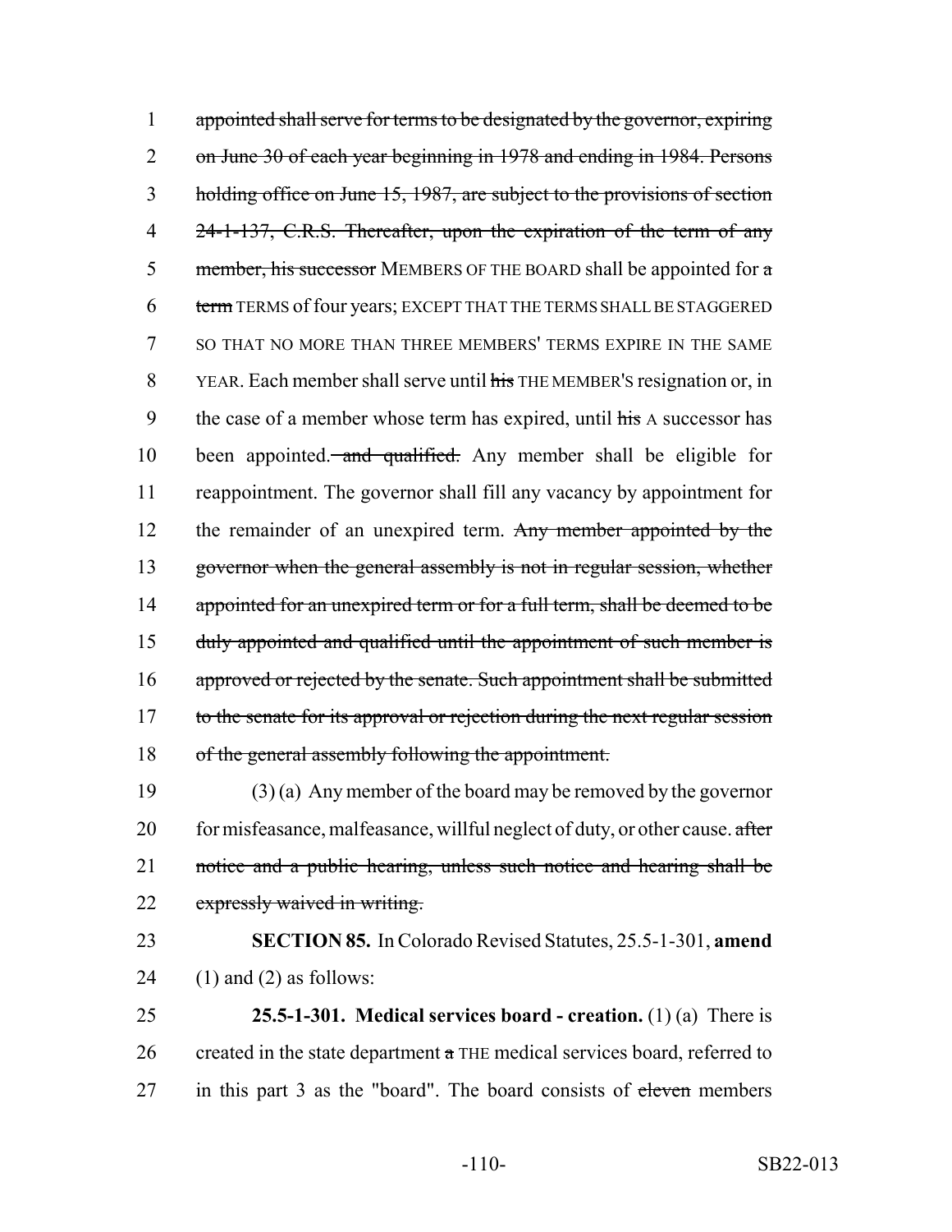appointed shall serve for terms to be designated by the governor, expiring on June 30 of each year beginning in 1978 and ending in 1984. Persons holding office on June 15, 1987, are subject to the provisions of section 24-1-137, C.R.S. Thereafter, upon the expiration of the term of any member, his successor MEMBERS OF THE BOARD shall be appointed for a term TERMS of four years; EXCEPT THAT THE TERMS SHALL BE STAGGERED SO THAT NO MORE THAN THREE MEMBERS' TERMS EXPIRE IN THE SAME YEAR. Each member shall serve until his THE MEMBER'S resignation or, in the case of a member whose term has expired, until his A successor has been appointed. and qualified. Any member shall be eligible for reappointment. The governor shall fill any vacancy by appointment for the remainder of an unexpired term. Any member appointed by the governor when the general assembly is not in regular session, whether appointed for an unexpired term or for a full term, shall be deemed to be duly appointed and qualified until the appointment of such member is approved or rejected by the senate. Such appointment shall be submitted to the senate for its approval or rejection during the next regular session of the general assembly following the appointment.

(3) (a) Any member of the board may be removed by the governor for misfeasance, malfeasance, willful neglect of duty, or other cause. after notice and a public hearing, unless such notice and hearing shall be expressly waived in writing.

**SECTION 85.** In Colorado Revised Statutes, 25.5-1-301, **amend** (1) and (2) as follows:

**25.5-1-301. Medical services board - creation.** (1) (a) There is created in the state department a THE medical services board, referred to in this part 3 as the "board". The board consists of eleven members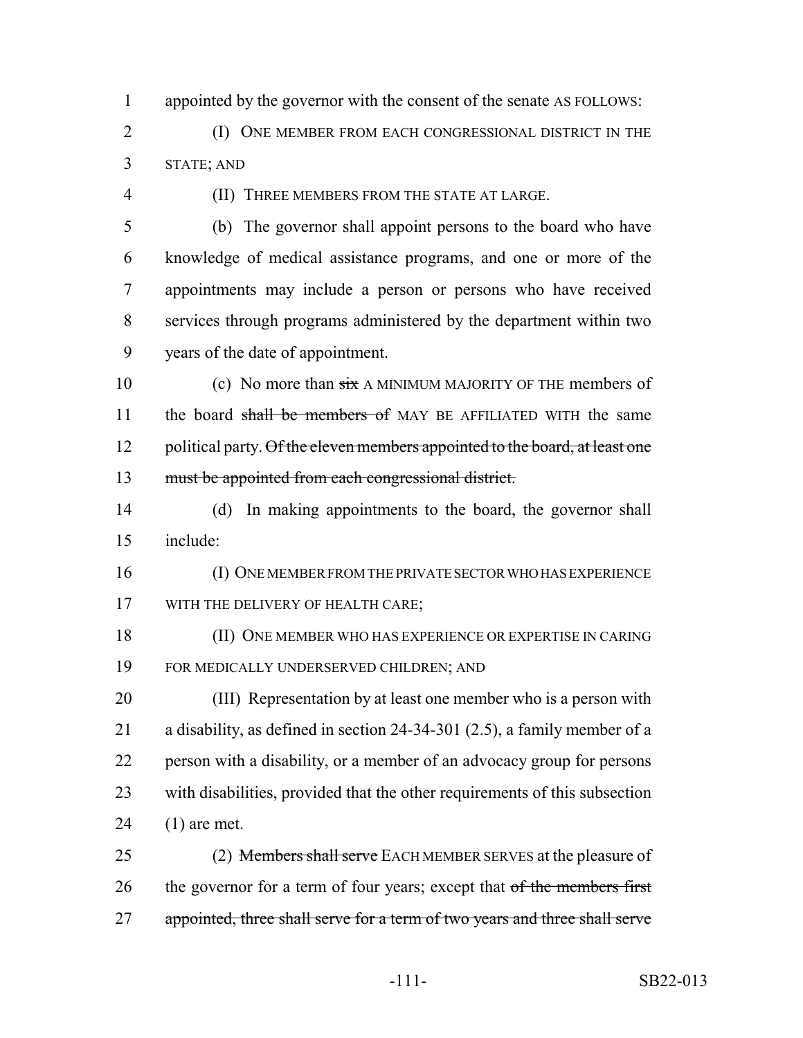appointed by the governor with the consent of the senate AS FOLLOWS:

(I) ONE MEMBER FROM EACH CONGRESSIONAL DISTRICT IN THE STATE; AND

(II) THREE MEMBERS FROM THE STATE AT LARGE.

(b) The governor shall appoint persons to the board who have knowledge of medical assistance programs, and one or more of the appointments may include a person or persons who have received services through programs administered by the department within two years of the date of appointment.

(c) No more than ~~six~~ A MINIMUM MAJORITY OF THE members of the board ~~shall be members of~~ MAY BE AFFILIATED WITH the same political party. ~~Of the eleven members appointed to the board, at least one must be appointed from each congressional district.~~

(d) In making appointments to the board, the governor shall include:

(I) ONE MEMBER FROM THE PRIVATE SECTOR WHO HAS EXPERIENCE WITH THE DELIVERY OF HEALTH CARE;

(II) ONE MEMBER WHO HAS EXPERIENCE OR EXPERTISE IN CARING FOR MEDICALLY UNDERSERVED CHILDREN; AND

(III) Representation by at least one member who is a person with a disability, as defined in section 24-34-301 (2.5), a family member of a person with a disability, or a member of an advocacy group for persons with disabilities, provided that the other requirements of this subsection (1) are met.

(2) ~~Members shall serve~~ EACH MEMBER SERVES at the pleasure of the governor for a term of four years; except that ~~of the members first appointed, three shall serve for a term of two years and three shall serve~~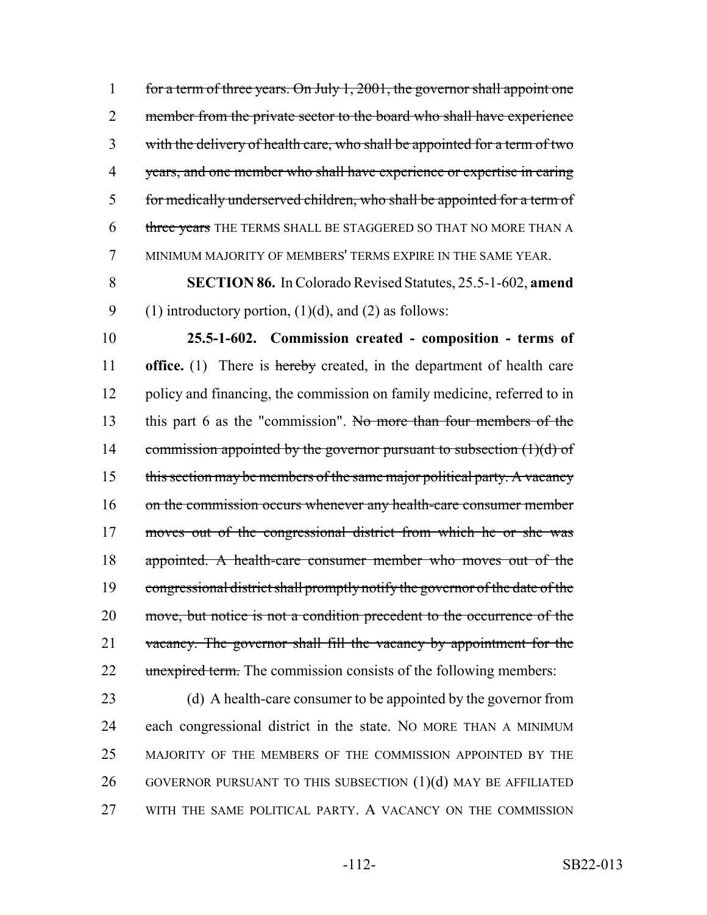for a term of three years. On July 1, 2001, the governor shall appoint one member from the private sector to the board who shall have experience with the delivery of health care, who shall be appointed for a term of two years, and one member who shall have experience or expertise in caring for medically underserved children, who shall be appointed for a term of three years THE TERMS SHALL BE STAGGERED SO THAT NO MORE THAN A MINIMUM MAJORITY OF MEMBERS' TERMS EXPIRE IN THE SAME YEAR.

**SECTION 86.** In Colorado Revised Statutes, 25.5-1-602, **amend** (1) introductory portion, (1)(d), and (2) as follows:

**25.5-1-602. Commission created - composition - terms of office.** (1) There is hereby created, in the department of health care policy and financing, the commission on family medicine, referred to in this part 6 as the "commission". No more than four members of the commission appointed by the governor pursuant to subsection (1)(d) of this section may be members of the same major political party. A vacancy on the commission occurs whenever any health-care consumer member moves out of the congressional district from which he or she was appointed. A health-care consumer member who moves out of the congressional district shall promptly notify the governor of the date of the move, but notice is not a condition precedent to the occurrence of the vacancy. The governor shall fill the vacancy by appointment for the unexpired term. The commission consists of the following members:

(d) A health-care consumer to be appointed by the governor from each congressional district in the state. NO MORE THAN A MINIMUM MAJORITY OF THE MEMBERS OF THE COMMISSION APPOINTED BY THE GOVERNOR PURSUANT TO THIS SUBSECTION (1)(d) MAY BE AFFILIATED WITH THE SAME POLITICAL PARTY. A VACANCY ON THE COMMISSION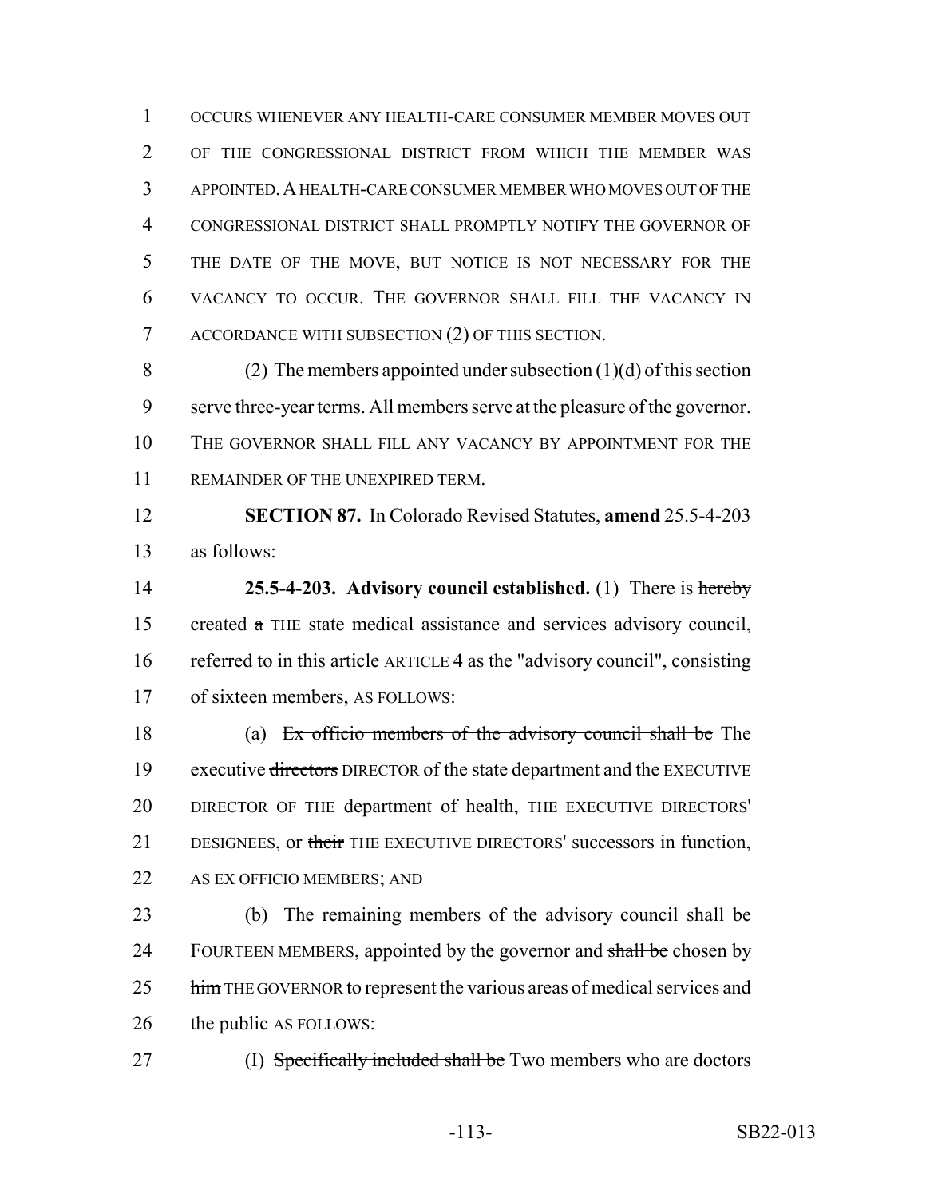OCCURS WHENEVER ANY HEALTH-CARE CONSUMER MEMBER MOVES OUT OF THE CONGRESSIONAL DISTRICT FROM WHICH THE MEMBER WAS APPOINTED. A HEALTH-CARE CONSUMER MEMBER WHO MOVES OUT OF THE CONGRESSIONAL DISTRICT SHALL PROMPTLY NOTIFY THE GOVERNOR OF THE DATE OF THE MOVE, BUT NOTICE IS NOT NECESSARY FOR THE VACANCY TO OCCUR. THE GOVERNOR SHALL FILL THE VACANCY IN ACCORDANCE WITH SUBSECTION (2) OF THIS SECTION.

(2) The members appointed under subsection (1)(d) of this section serve three-year terms. All members serve at the pleasure of the governor. THE GOVERNOR SHALL FILL ANY VACANCY BY APPOINTMENT FOR THE REMAINDER OF THE UNEXPIRED TERM.

**SECTION 87.** In Colorado Revised Statutes, **amend** 25.5-4-203 as follows:

**25.5-4-203. Advisory council established.** (1) There is ~~hereby~~ created ~~a~~ THE state medical assistance and services advisory council, referred to in this ~~article~~ ARTICLE 4 as the "advisory council", consisting of sixteen members, AS FOLLOWS:

(a) ~~Ex officio members of the advisory council shall be~~ The executive ~~directors~~ DIRECTOR of the state department and the EXECUTIVE DIRECTOR OF THE department of health, THE EXECUTIVE DIRECTORS' DESIGNEES, or ~~their~~ THE EXECUTIVE DIRECTORS' successors in function, AS EX OFFICIO MEMBERS; AND

(b) ~~The remaining members of the advisory council shall be~~ FOURTEEN MEMBERS, appointed by the governor and ~~shall be~~ chosen by ~~him~~ THE GOVERNOR to represent the various areas of medical services and the public AS FOLLOWS:

(I) ~~Specifically included shall be~~ Two members who are doctors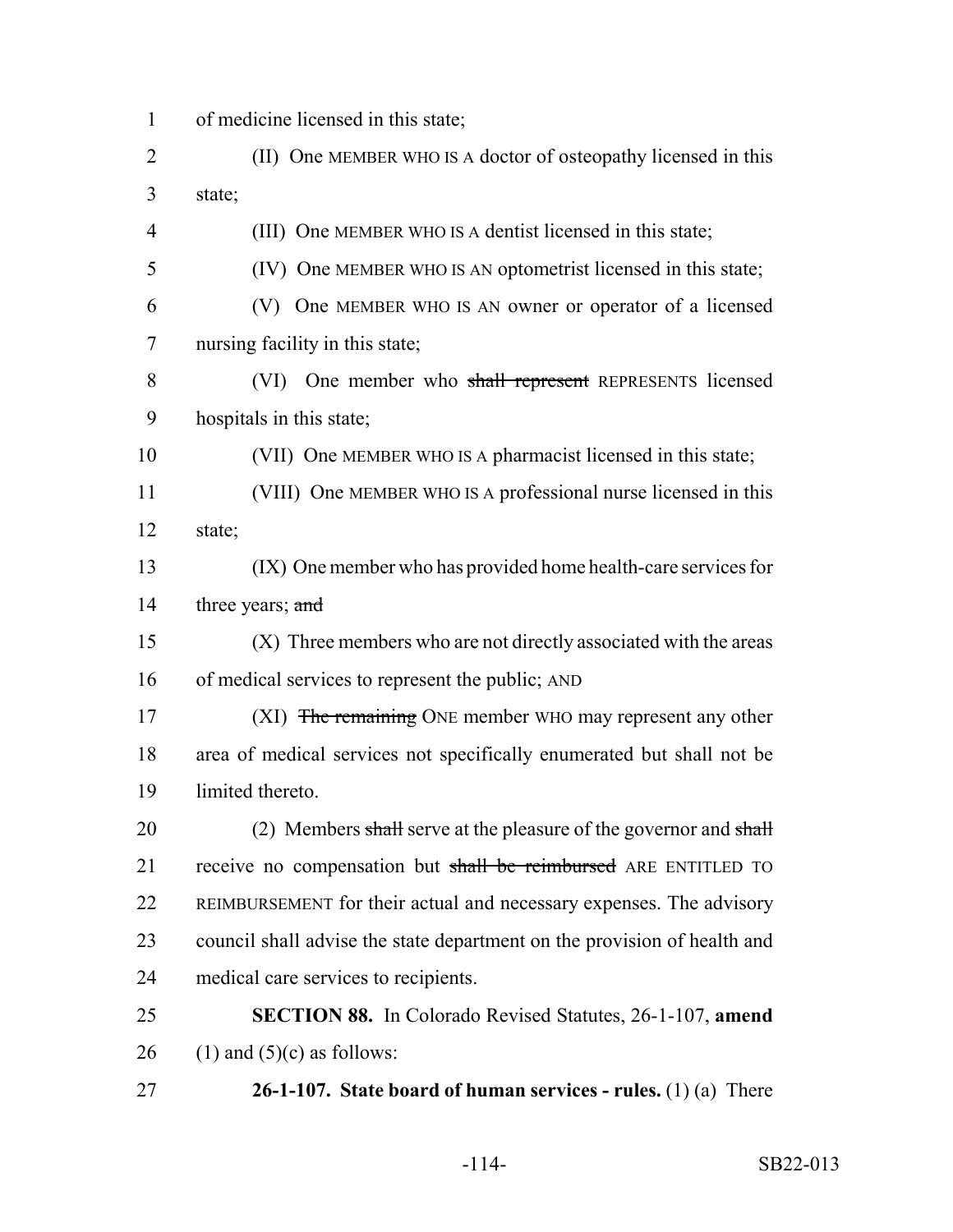of medicine licensed in this state;

(II) One MEMBER WHO IS A doctor of osteopathy licensed in this state;

(III) One MEMBER WHO IS A dentist licensed in this state;

(IV) One MEMBER WHO IS AN optometrist licensed in this state;

(V) One MEMBER WHO IS AN owner or operator of a licensed nursing facility in this state;

(VI) One member who ~~shall represent~~ REPRESENTS licensed hospitals in this state;

(VII) One MEMBER WHO IS A pharmacist licensed in this state;

(VIII) One MEMBER WHO IS A professional nurse licensed in this state;

(IX) One member who has provided home health-care services for three years; ~~and~~

(X) Three members who are not directly associated with the areas of medical services to represent the public; AND

(XI) ~~The remaining~~ ONE member WHO may represent any other area of medical services not specifically enumerated but shall not be limited thereto.

(2) Members ~~shall~~ serve at the pleasure of the governor and ~~shall~~ receive no compensation but ~~shall be reimbursed~~ ARE ENTITLED TO REIMBURSEMENT for their actual and necessary expenses. The advisory council shall advise the state department on the provision of health and medical care services to recipients.

**SECTION 88.** In Colorado Revised Statutes, 26-1-107, **amend** (1) and (5)(c) as follows:

**26-1-107. State board of human services - rules.** (1) (a) There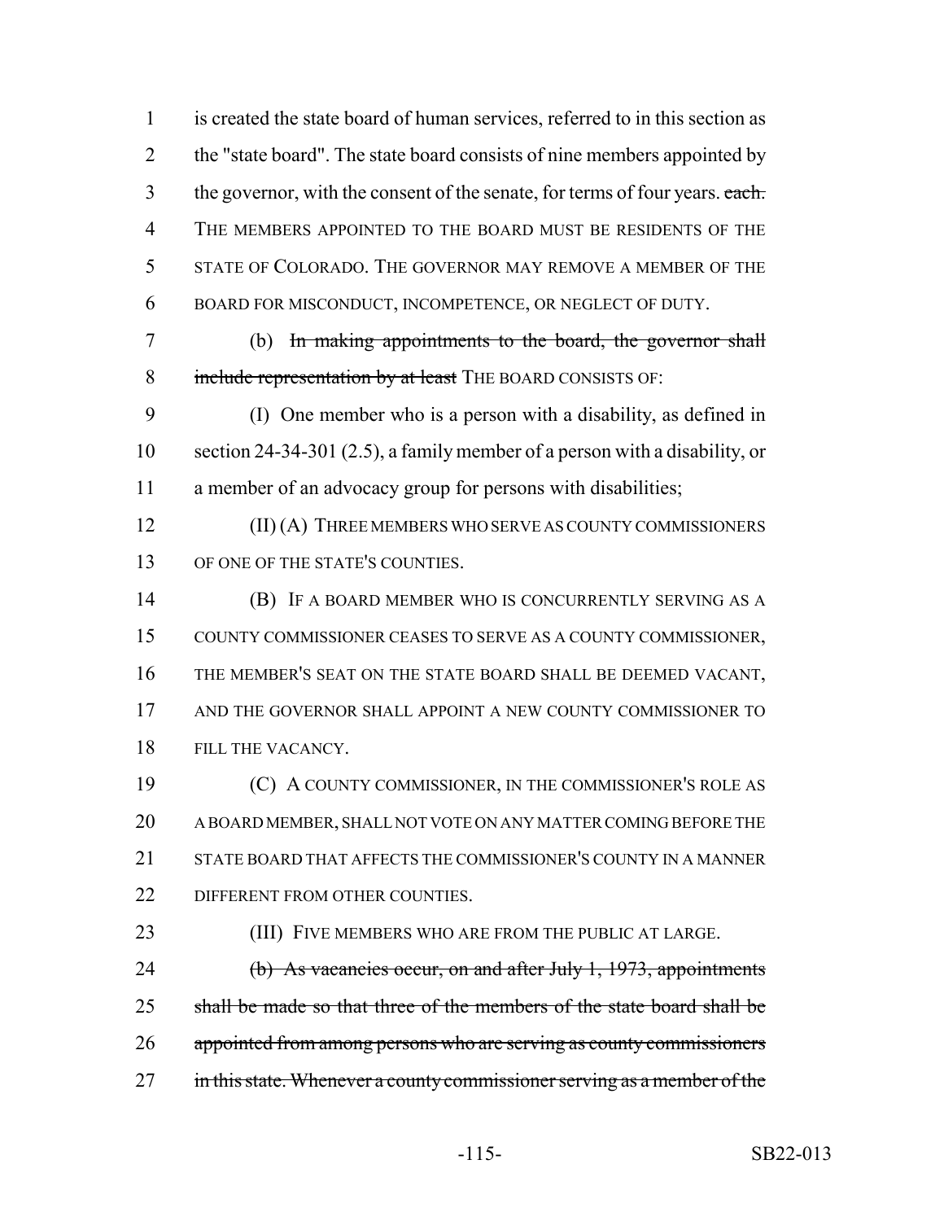1 is created the state board of human services, referred to in this section as
2 the "state board". The state board consists of nine members appointed by
3 the governor, with the consent of the senate, for terms of four years. ~~each.~~
4 THE MEMBERS APPOINTED TO THE BOARD MUST BE RESIDENTS OF THE
5 STATE OF COLORADO. THE GOVERNOR MAY REMOVE A MEMBER OF THE
6 BOARD FOR MISCONDUCT, INCOMPETENCE, OR NEGLECT OF DUTY.

7 (b) ~~In making appointments to the board, the governor shall~~
8 ~~include representation by at least~~ THE BOARD CONSISTS OF:

9 (I) One member who is a person with a disability, as defined in
10 section 24-34-301 (2.5), a family member of a person with a disability, or
11 a member of an advocacy group for persons with disabilities;

12 (II) (A) THREE MEMBERS WHO SERVE AS COUNTY COMMISSIONERS
13 OF ONE OF THE STATE'S COUNTIES.

14 (B) IF A BOARD MEMBER WHO IS CONCURRENTLY SERVING AS A
15 COUNTY COMMISSIONER CEASES TO SERVE AS A COUNTY COMMISSIONER,
16 THE MEMBER'S SEAT ON THE STATE BOARD SHALL BE DEEMED VACANT,
17 AND THE GOVERNOR SHALL APPOINT A NEW COUNTY COMMISSIONER TO
18 FILL THE VACANCY.

19 (C) A COUNTY COMMISSIONER, IN THE COMMISSIONER'S ROLE AS
20 A BOARD MEMBER, SHALL NOT VOTE ON ANY MATTER COMING BEFORE THE
21 STATE BOARD THAT AFFECTS THE COMMISSIONER'S COUNTY IN A MANNER
22 DIFFERENT FROM OTHER COUNTIES.

23 (III) FIVE MEMBERS WHO ARE FROM THE PUBLIC AT LARGE.

24 ~~(b) As vacancies occur, on and after July 1, 1973, appointments~~
25 ~~shall be made so that three of the members of the state board shall be~~
26 ~~appointed from among persons who are serving as county commissioners~~
27 ~~in this state. Whenever a county commissioner serving as a member of the~~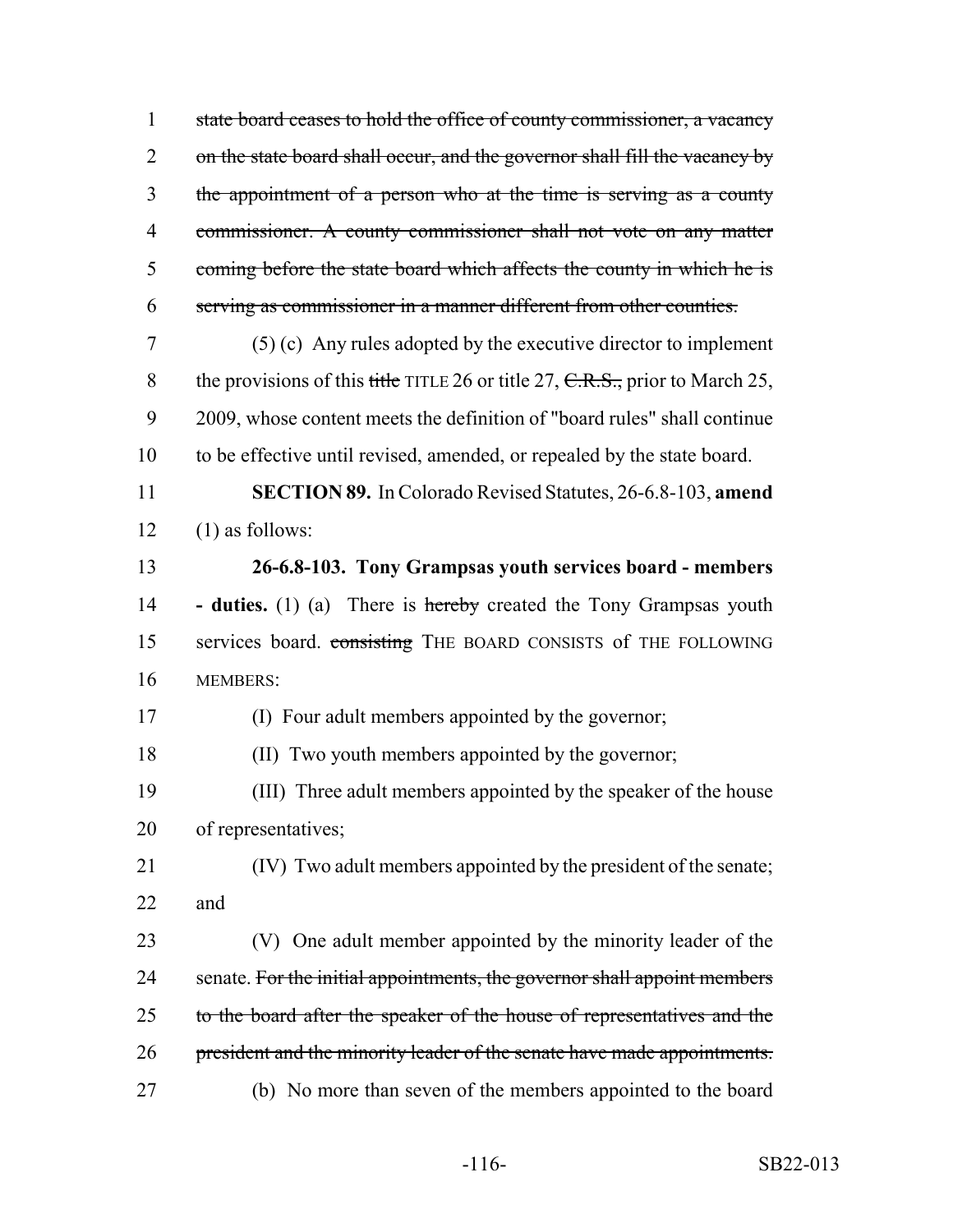state board ceases to hold the office of county commissioner, a vacancy on the state board shall occur, and the governor shall fill the vacancy by the appointment of a person who at the time is serving as a county commissioner. A county commissioner shall not vote on any matter coming before the state board which affects the county in which he is serving as commissioner in a manner different from other counties.

(5) (c) Any rules adopted by the executive director to implement the provisions of this title TITLE 26 or title 27, C.R.S., prior to March 25, 2009, whose content meets the definition of "board rules" shall continue to be effective until revised, amended, or repealed by the state board.

**SECTION 89.** In Colorado Revised Statutes, 26-6.8-103, **amend** (1) as follows:

**26-6.8-103. Tony Grampsas youth services board - members - duties.** (1) (a) There is hereby created the Tony Grampsas youth services board. consisting THE BOARD CONSISTS of THE FOLLOWING MEMBERS:

(I) Four adult members appointed by the governor;

(II) Two youth members appointed by the governor;

(III) Three adult members appointed by the speaker of the house of representatives;

(IV) Two adult members appointed by the president of the senate; and

(V) One adult member appointed by the minority leader of the senate. For the initial appointments, the governor shall appoint members to the board after the speaker of the house of representatives and the president and the minority leader of the senate have made appointments.

(b) No more than seven of the members appointed to the board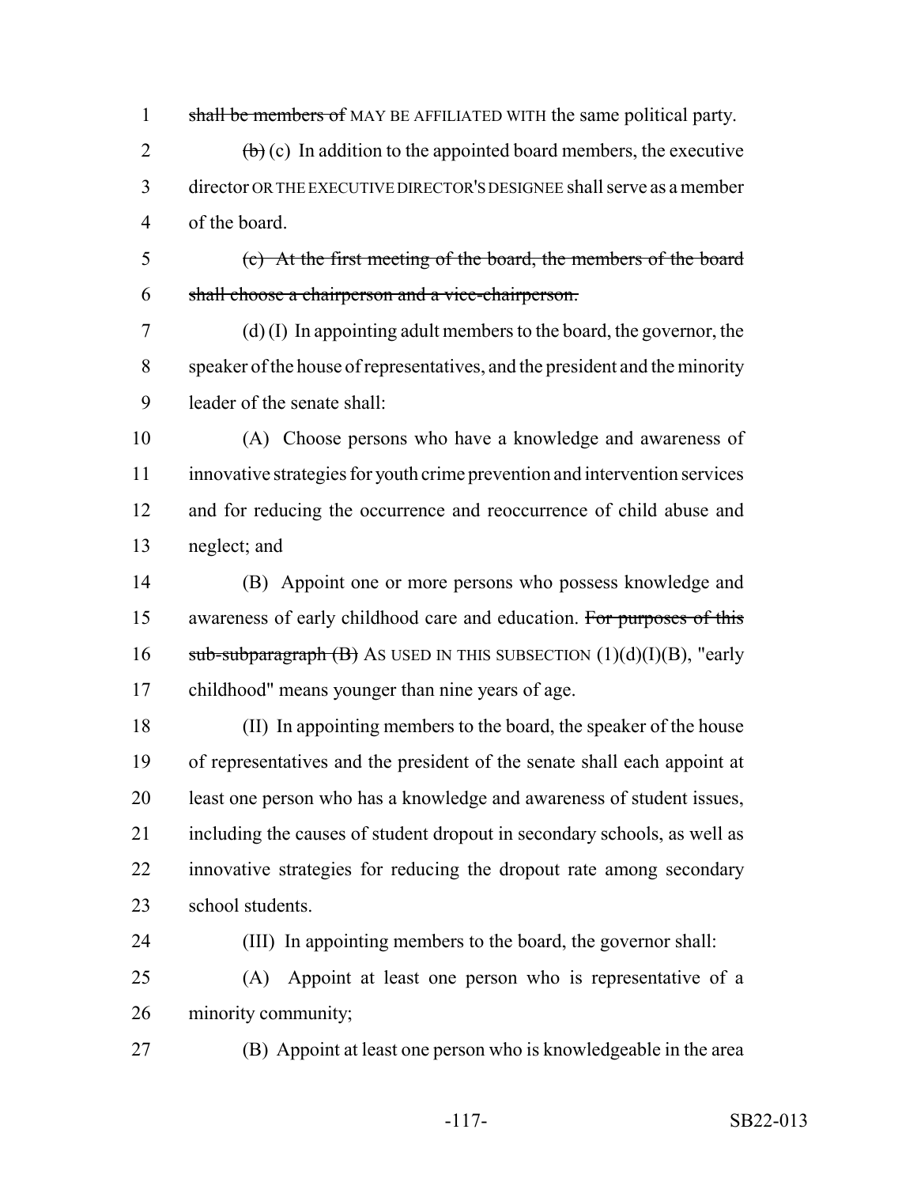1 ~~shall be members of~~ MAY BE AFFILIATED WITH the same political party.

2 ~~(b)~~ (c) In addition to the appointed board members, the executive 3 director OR THE EXECUTIVE DIRECTOR'S DESIGNEE shall serve as a member 4 of the board.

5 ~~(c) At the first meeting of the board, the members of the board~~ 6 ~~shall choose a chairperson and a vice-chairperson.~~

7 (d) (I) In appointing adult members to the board, the governor, the 8 speaker of the house of representatives, and the president and the minority 9 leader of the senate shall:

10 (A) Choose persons who have a knowledge and awareness of 11 innovative strategies for youth crime prevention and intervention services 12 and for reducing the occurrence and reoccurrence of child abuse and 13 neglect; and

14 (B) Appoint one or more persons who possess knowledge and 15 awareness of early childhood care and education. ~~For purposes of this~~ 16 ~~sub-subparagraph (B)~~ AS USED IN THIS SUBSECTION (1)(d)(I)(B), "early 17 childhood" means younger than nine years of age.

18 (II) In appointing members to the board, the speaker of the house 19 of representatives and the president of the senate shall each appoint at 20 least one person who has a knowledge and awareness of student issues, 21 including the causes of student dropout in secondary schools, as well as 22 innovative strategies for reducing the dropout rate among secondary 23 school students.

24 (III) In appointing members to the board, the governor shall:

25 (A) Appoint at least one person who is representative of a 26 minority community;

27 (B) Appoint at least one person who is knowledgeable in the area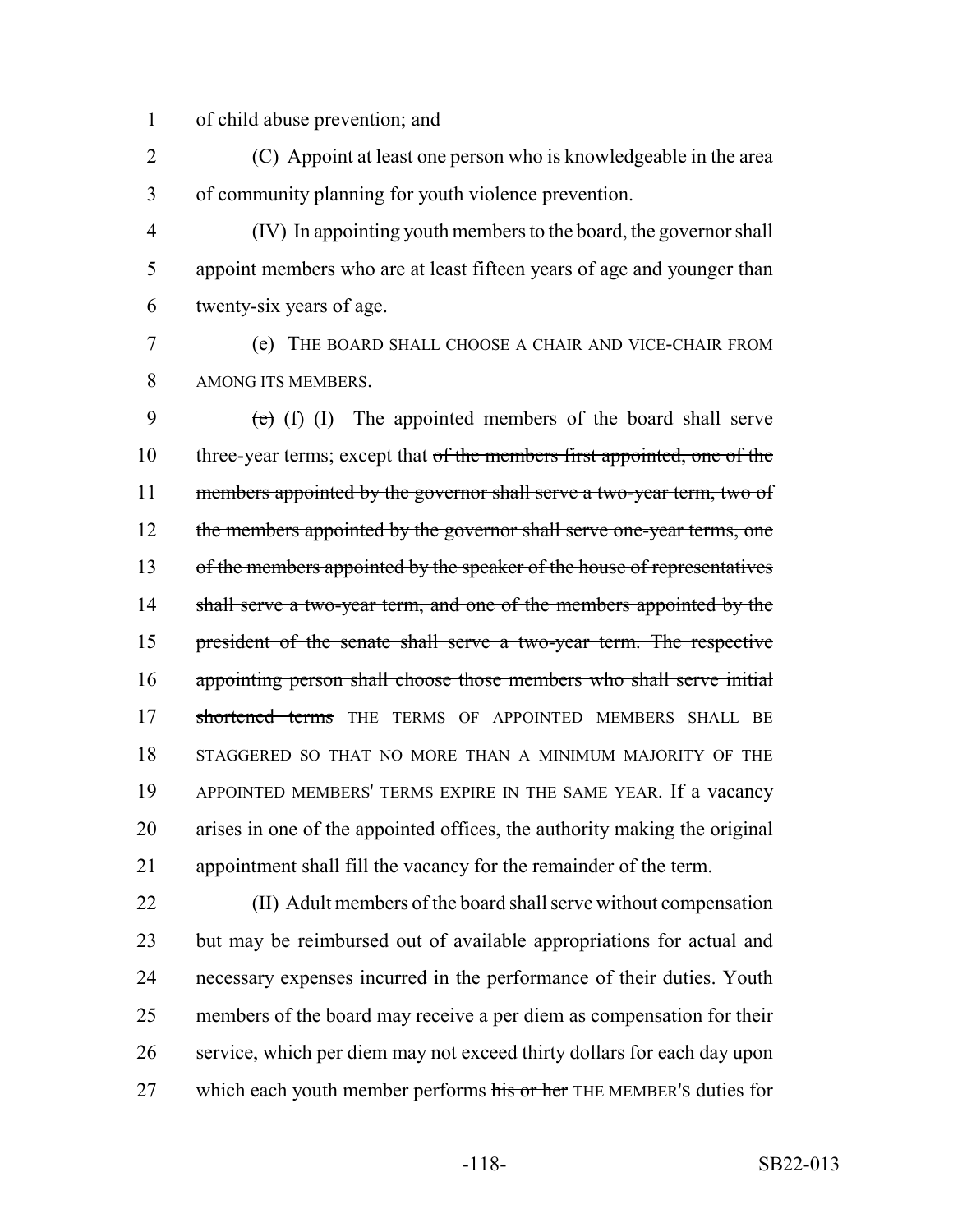of child abuse prevention; and

(C) Appoint at least one person who is knowledgeable in the area of community planning for youth violence prevention.

(IV) In appointing youth members to the board, the governor shall appoint members who are at least fifteen years of age and younger than twenty-six years of age.

(e) THE BOARD SHALL CHOOSE A CHAIR AND VICE-CHAIR FROM AMONG ITS MEMBERS.

~~(e)~~ (f) (I) The appointed members of the board shall serve three-year terms; except that ~~of the members first appointed, one of the members appointed by the governor shall serve a two-year term, two of the members appointed by the governor shall serve one-year terms, one of the members appointed by the speaker of the house of representatives shall serve a two-year term, and one of the members appointed by the president of the senate shall serve a two-year term. The respective appointing person shall choose those members who shall serve initial shortened terms~~ THE TERMS OF APPOINTED MEMBERS SHALL BE STAGGERED SO THAT NO MORE THAN A MINIMUM MAJORITY OF THE APPOINTED MEMBERS' TERMS EXPIRE IN THE SAME YEAR. If a vacancy arises in one of the appointed offices, the authority making the original appointment shall fill the vacancy for the remainder of the term.

(II) Adult members of the board shall serve without compensation but may be reimbursed out of available appropriations for actual and necessary expenses incurred in the performance of their duties. Youth members of the board may receive a per diem as compensation for their service, which per diem may not exceed thirty dollars for each day upon which each youth member performs ~~his or her~~ THE MEMBER'S duties for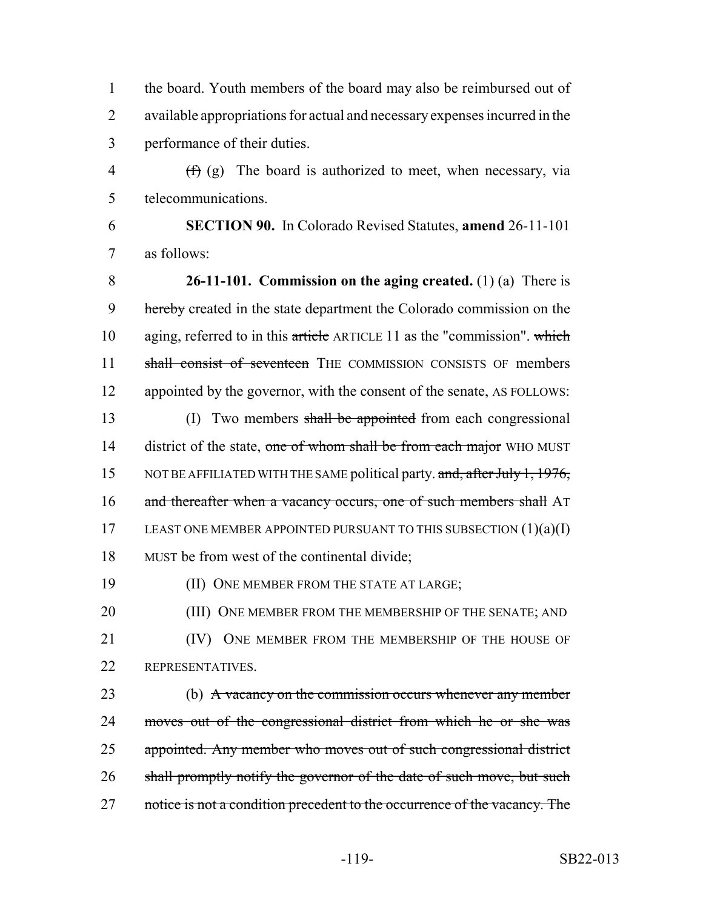the board. Youth members of the board may also be reimbursed out of available appropriations for actual and necessary expenses incurred in the performance of their duties.

~~(f)~~ (g) The board is authorized to meet, when necessary, via telecommunications.

**SECTION 90.** In Colorado Revised Statutes, **amend** 26-11-101 as follows:

**26-11-101. Commission on the aging created.** (1) (a) There is ~~hereby~~ created in the state department the Colorado commission on the aging, referred to in this ~~article~~ ARTICLE 11 as the "commission". ~~which shall consist of seventeen~~ THE COMMISSION CONSISTS OF members appointed by the governor, with the consent of the senate, AS FOLLOWS:

(I) Two members ~~shall be appointed~~ from each congressional district of the state, ~~one of whom shall be from each major~~ WHO MUST NOT BE AFFILIATED WITH THE SAME political party. ~~and, after July 1, 1976, and thereafter when a vacancy occurs, one of such members shall~~ AT LEAST ONE MEMBER APPOINTED PURSUANT TO THIS SUBSECTION (1)(a)(I) MUST be from west of the continental divide;

(II) ONE MEMBER FROM THE STATE AT LARGE;

(III) ONE MEMBER FROM THE MEMBERSHIP OF THE SENATE; AND

(IV) ONE MEMBER FROM THE MEMBERSHIP OF THE HOUSE OF REPRESENTATIVES.

(b) ~~A vacancy on the commission occurs whenever any member moves out of the congressional district from which he or she was appointed. Any member who moves out of such congressional district shall promptly notify the governor of the date of such move, but such notice is not a condition precedent to the occurrence of the vacancy. The~~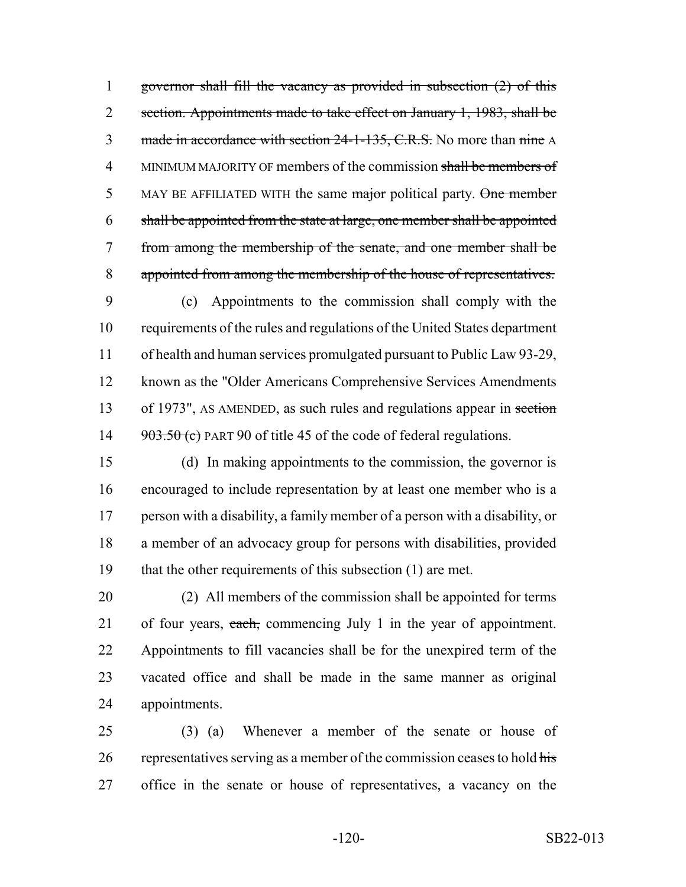governor shall fill the vacancy as provided in subsection (2) of this section. Appointments made to take effect on January 1, 1983, shall be made in accordance with section 24-1-135, C.R.S. No more than nine A MINIMUM MAJORITY OF members of the commission shall be members of MAY BE AFFILIATED WITH the same major political party. One member shall be appointed from the state at large, one member shall be appointed from among the membership of the senate, and one member shall be appointed from among the membership of the house of representatives.

(c) Appointments to the commission shall comply with the requirements of the rules and regulations of the United States department of health and human services promulgated pursuant to Public Law 93-29, known as the "Older Americans Comprehensive Services Amendments of 1973", AS AMENDED, as such rules and regulations appear in section 903.50 (c) PART 90 of title 45 of the code of federal regulations.

(d) In making appointments to the commission, the governor is encouraged to include representation by at least one member who is a person with a disability, a family member of a person with a disability, or a member of an advocacy group for persons with disabilities, provided that the other requirements of this subsection (1) are met.

(2) All members of the commission shall be appointed for terms of four years, each, commencing July 1 in the year of appointment. Appointments to fill vacancies shall be for the unexpired term of the vacated office and shall be made in the same manner as original appointments.

(3) (a) Whenever a member of the senate or house of representatives serving as a member of the commission ceases to hold his office in the senate or house of representatives, a vacancy on the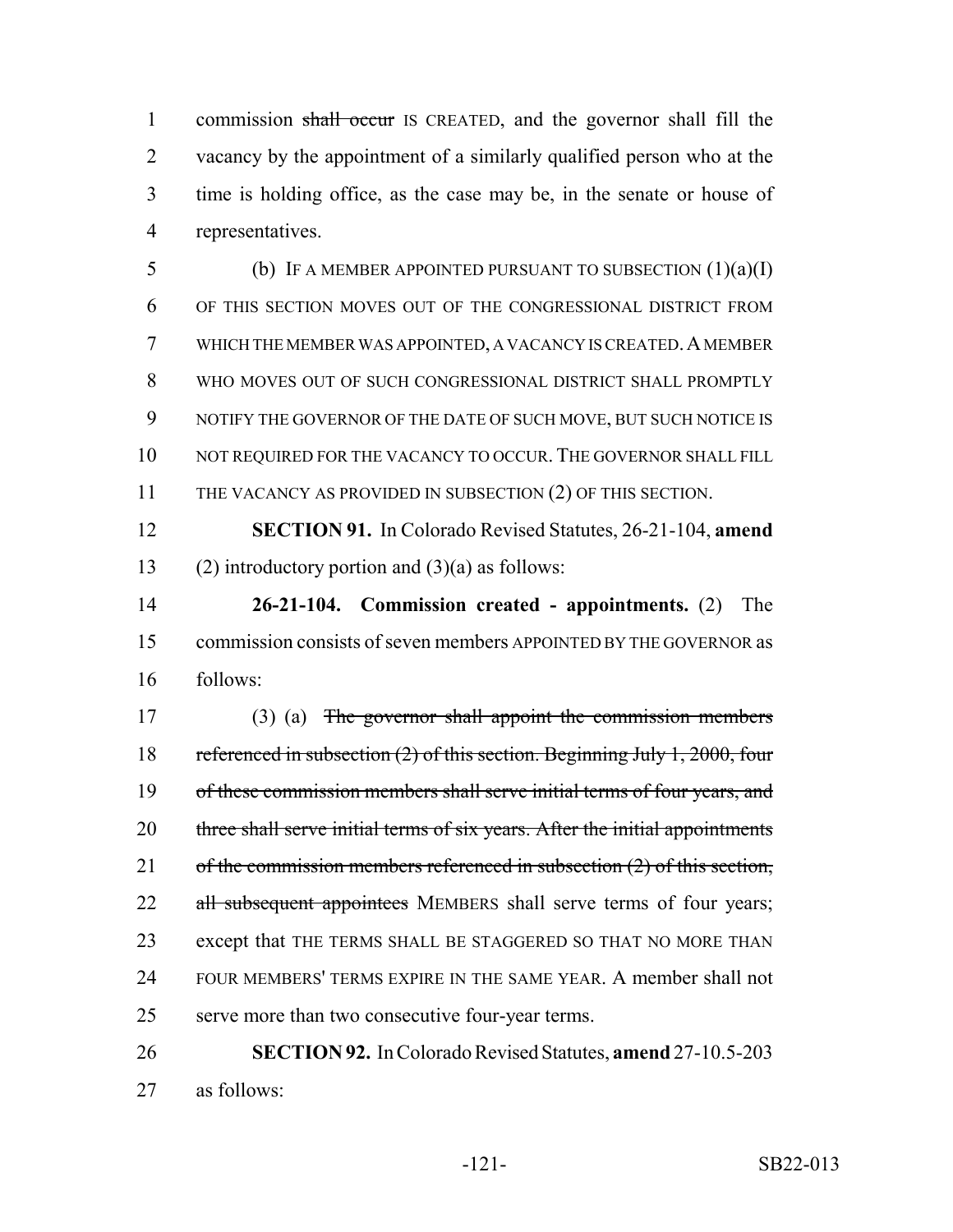commission ~~shall occur~~ IS CREATED, and the governor shall fill the vacancy by the appointment of a similarly qualified person who at the time is holding office, as the case may be, in the senate or house of representatives.

(b) IF A MEMBER APPOINTED PURSUANT TO SUBSECTION (1)(a)(I) OF THIS SECTION MOVES OUT OF THE CONGRESSIONAL DISTRICT FROM WHICH THE MEMBER WAS APPOINTED, A VACANCY IS CREATED. A MEMBER WHO MOVES OUT OF SUCH CONGRESSIONAL DISTRICT SHALL PROMPTLY NOTIFY THE GOVERNOR OF THE DATE OF SUCH MOVE, BUT SUCH NOTICE IS NOT REQUIRED FOR THE VACANCY TO OCCUR. THE GOVERNOR SHALL FILL THE VACANCY AS PROVIDED IN SUBSECTION (2) OF THIS SECTION.

**SECTION 91.** In Colorado Revised Statutes, 26-21-104, **amend** (2) introductory portion and (3)(a) as follows:

**26-21-104. Commission created - appointments.** (2) The commission consists of seven members APPOINTED BY THE GOVERNOR as follows:

(3) (a) ~~The governor shall appoint the commission members referenced in subsection (2) of this section. Beginning July 1, 2000, four of these commission members shall serve initial terms of four years, and three shall serve initial terms of six years. After the initial appointments of the commission members referenced in subsection (2) of this section, all subsequent appointees~~ MEMBERS shall serve terms of four years; except that THE TERMS SHALL BE STAGGERED SO THAT NO MORE THAN FOUR MEMBERS' TERMS EXPIRE IN THE SAME YEAR. A member shall not serve more than two consecutive four-year terms.

**SECTION 92.** In Colorado Revised Statutes, **amend** 27-10.5-203 as follows: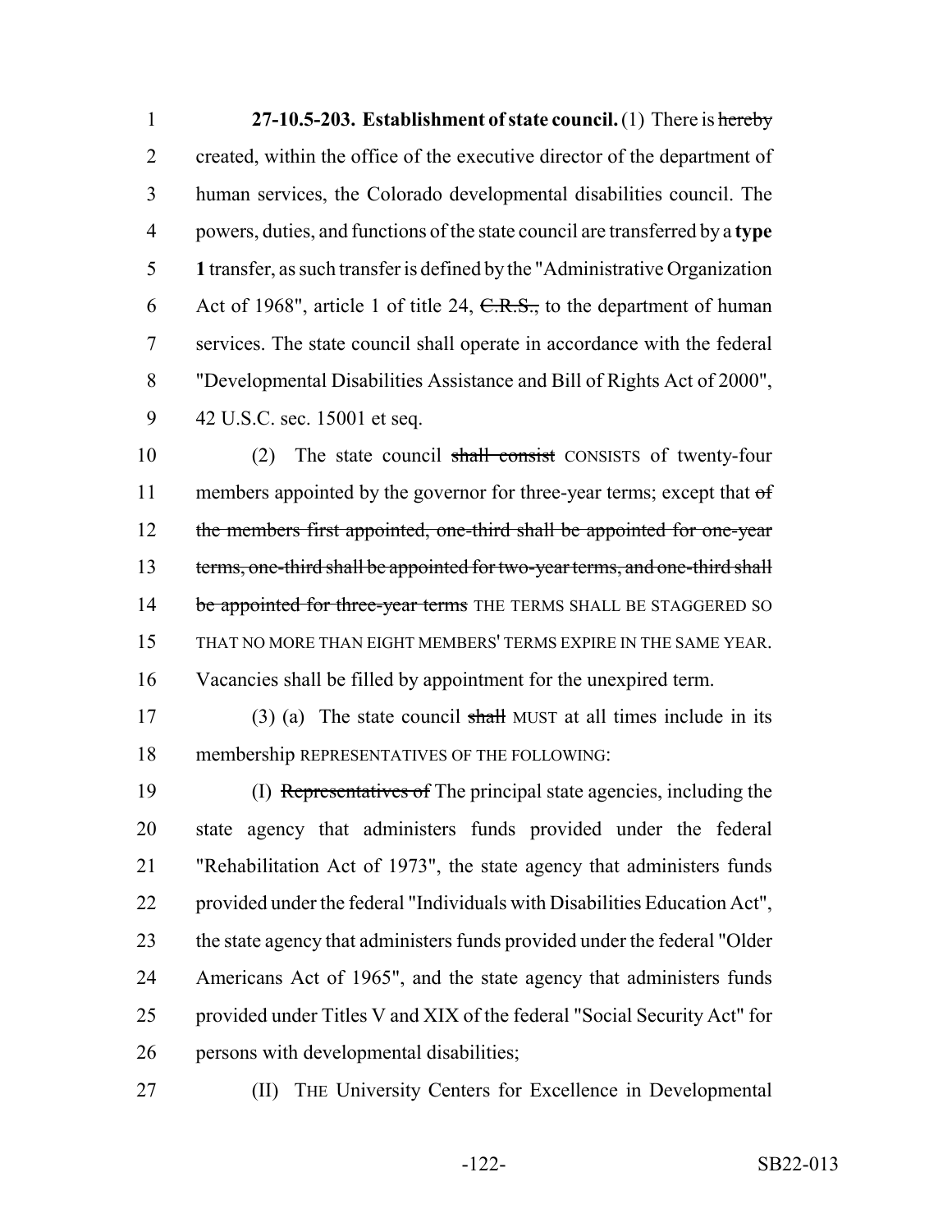**27-10.5-203. Establishment of state council.** (1) There is ~~hereby~~ created, within the office of the executive director of the department of human services, the Colorado developmental disabilities council. The powers, duties, and functions of the state council are transferred by a **type 1** transfer, as such transfer is defined by the "Administrative Organization Act of 1968", article 1 of title 24, ~~C.R.S.,~~ to the department of human services. The state council shall operate in accordance with the federal "Developmental Disabilities Assistance and Bill of Rights Act of 2000", 42 U.S.C. sec. 15001 et seq.

(2) The state council ~~shall consist~~ CONSISTS of twenty-four members appointed by the governor for three-year terms; except that ~~of the members first appointed, one-third shall be appointed for one-year terms, one-third shall be appointed for two-year terms, and one-third shall be appointed for three-year terms~~ THE TERMS SHALL BE STAGGERED SO THAT NO MORE THAN EIGHT MEMBERS' TERMS EXPIRE IN THE SAME YEAR. Vacancies shall be filled by appointment for the unexpired term.

(3) (a) The state council ~~shall~~ MUST at all times include in its membership REPRESENTATIVES OF THE FOLLOWING:

(I) ~~Representatives of~~ The principal state agencies, including the state agency that administers funds provided under the federal "Rehabilitation Act of 1973", the state agency that administers funds provided under the federal "Individuals with Disabilities Education Act", the state agency that administers funds provided under the federal "Older Americans Act of 1965", and the state agency that administers funds provided under Titles V and XIX of the federal "Social Security Act" for persons with developmental disabilities;

(II) THE University Centers for Excellence in Developmental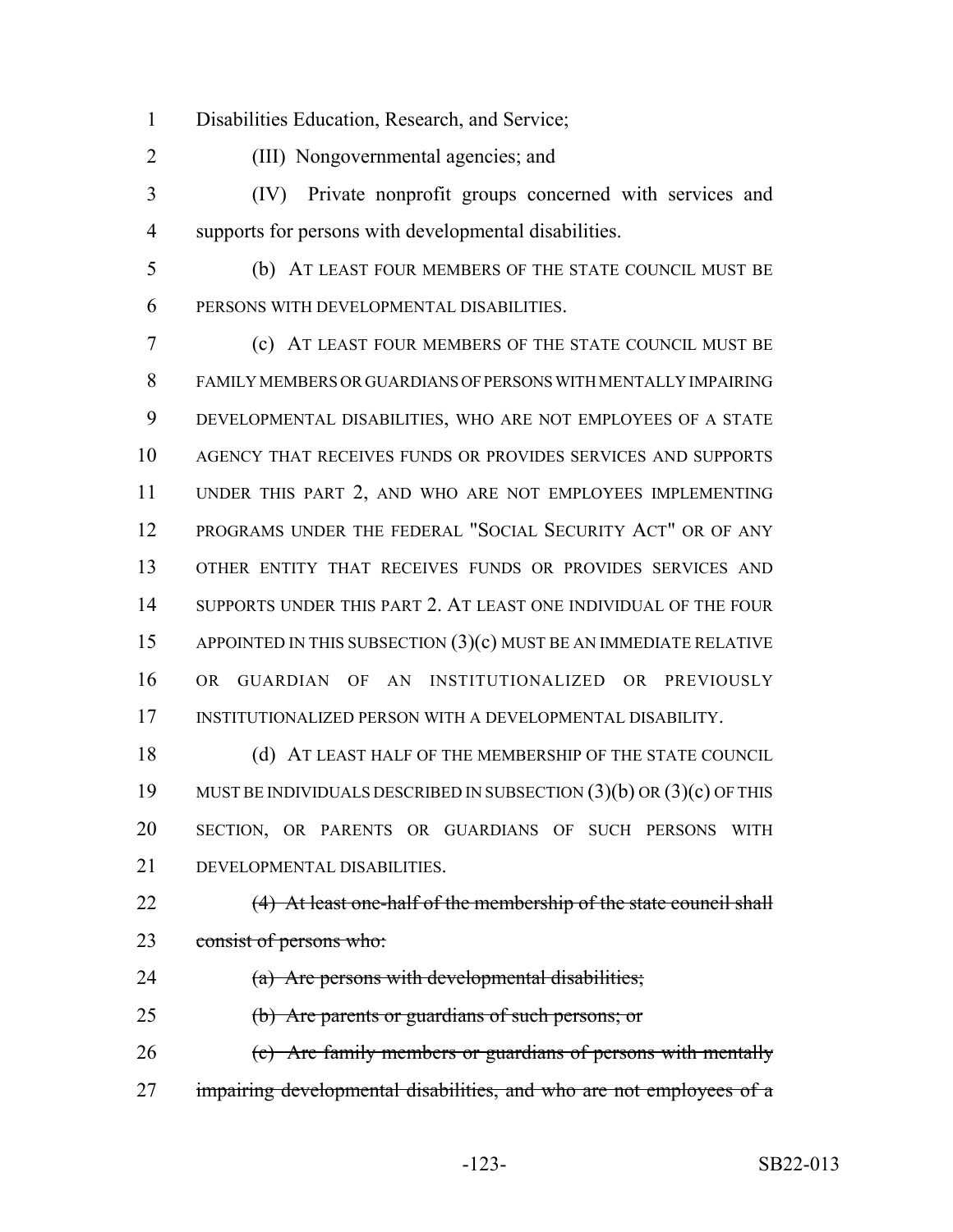Disabilities Education, Research, and Service;

(III) Nongovernmental agencies; and

(IV) Private nonprofit groups concerned with services and supports for persons with developmental disabilities.

(b) AT LEAST FOUR MEMBERS OF THE STATE COUNCIL MUST BE PERSONS WITH DEVELOPMENTAL DISABILITIES.

(c) AT LEAST FOUR MEMBERS OF THE STATE COUNCIL MUST BE FAMILY MEMBERS OR GUARDIANS OF PERSONS WITH MENTALLY IMPAIRING DEVELOPMENTAL DISABILITIES, WHO ARE NOT EMPLOYEES OF A STATE AGENCY THAT RECEIVES FUNDS OR PROVIDES SERVICES AND SUPPORTS UNDER THIS PART 2, AND WHO ARE NOT EMPLOYEES IMPLEMENTING PROGRAMS UNDER THE FEDERAL "SOCIAL SECURITY ACT" OR OF ANY OTHER ENTITY THAT RECEIVES FUNDS OR PROVIDES SERVICES AND SUPPORTS UNDER THIS PART 2. AT LEAST ONE INDIVIDUAL OF THE FOUR APPOINTED IN THIS SUBSECTION (3)(c) MUST BE AN IMMEDIATE RELATIVE OR GUARDIAN OF AN INSTITUTIONALIZED OR PREVIOUSLY INSTITUTIONALIZED PERSON WITH A DEVELOPMENTAL DISABILITY.

(d) AT LEAST HALF OF THE MEMBERSHIP OF THE STATE COUNCIL MUST BE INDIVIDUALS DESCRIBED IN SUBSECTION (3)(b) OR (3)(c) OF THIS SECTION, OR PARENTS OR GUARDIANS OF SUCH PERSONS WITH DEVELOPMENTAL DISABILITIES.

~~(4) At least one-half of the membership of the state council shall consist of persons who:~~

~~(a) Are persons with developmental disabilities;~~

~~(b) Are parents or guardians of such persons; or~~

~~(c) Are family members or guardians of persons with mentally impairing developmental disabilities, and who are not employees of a~~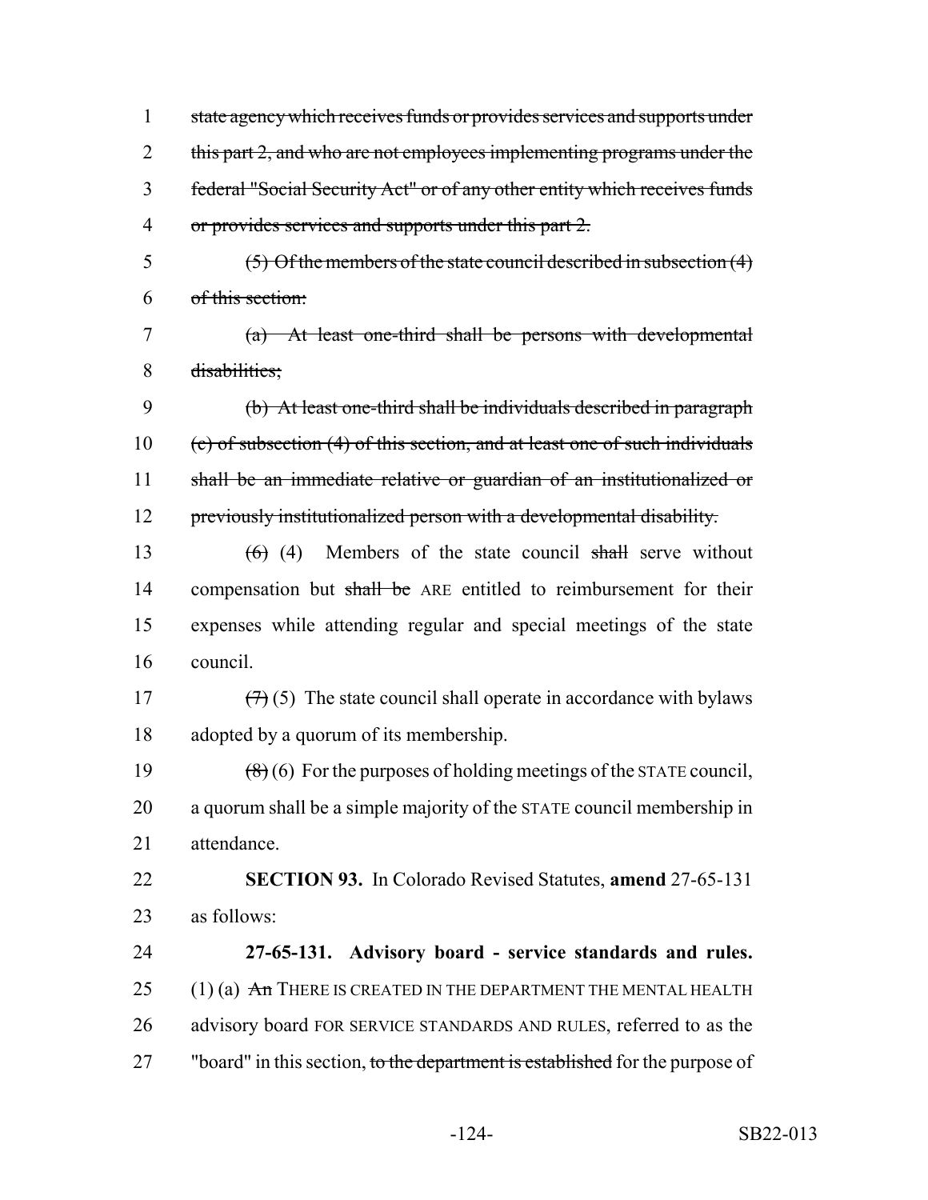state agency which receives funds or provides services and supports under this part 2, and who are not employees implementing programs under the federal "Social Security Act" or of any other entity which receives funds or provides services and supports under this part 2.

(5) Of the members of the state council described in subsection (4) of this section:

(a) At least one-third shall be persons with developmental disabilities;

(b) At least one-third shall be individuals described in paragraph (c) of subsection (4) of this section, and at least one of such individuals shall be an immediate relative or guardian of an institutionalized or previously institutionalized person with a developmental disability.

(6) (4) Members of the state council shall serve without compensation but shall be ARE entitled to reimbursement for their expenses while attending regular and special meetings of the state council.

(7) (5) The state council shall operate in accordance with bylaws adopted by a quorum of its membership.

(8) (6) For the purposes of holding meetings of the STATE council, a quorum shall be a simple majority of the STATE council membership in attendance.

**SECTION 93.** In Colorado Revised Statutes, **amend** 27-65-131 as follows:

**27-65-131. Advisory board - service standards and rules.** (1) (a) An THERE IS CREATED IN THE DEPARTMENT THE MENTAL HEALTH advisory board FOR SERVICE STANDARDS AND RULES, referred to as the "board" in this section, to the department is established for the purpose of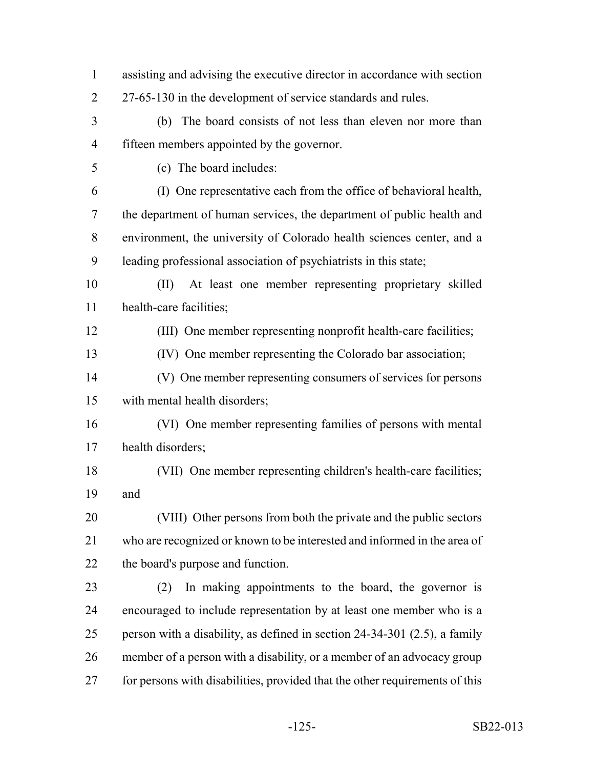assisting and advising the executive director in accordance with section 27-65-130 in the development of service standards and rules.

(b) The board consists of not less than eleven nor more than fifteen members appointed by the governor.

(c) The board includes:

(I) One representative each from the office of behavioral health, the department of human services, the department of public health and environment, the university of Colorado health sciences center, and a leading professional association of psychiatrists in this state;

(II) At least one member representing proprietary skilled health-care facilities;

(III) One member representing nonprofit health-care facilities;

(IV) One member representing the Colorado bar association;

(V) One member representing consumers of services for persons with mental health disorders;

(VI) One member representing families of persons with mental health disorders;

(VII) One member representing children's health-care facilities; and

(VIII) Other persons from both the private and the public sectors who are recognized or known to be interested and informed in the area of the board's purpose and function.

(2) In making appointments to the board, the governor is encouraged to include representation by at least one member who is a person with a disability, as defined in section 24-34-301 (2.5), a family member of a person with a disability, or a member of an advocacy group for persons with disabilities, provided that the other requirements of this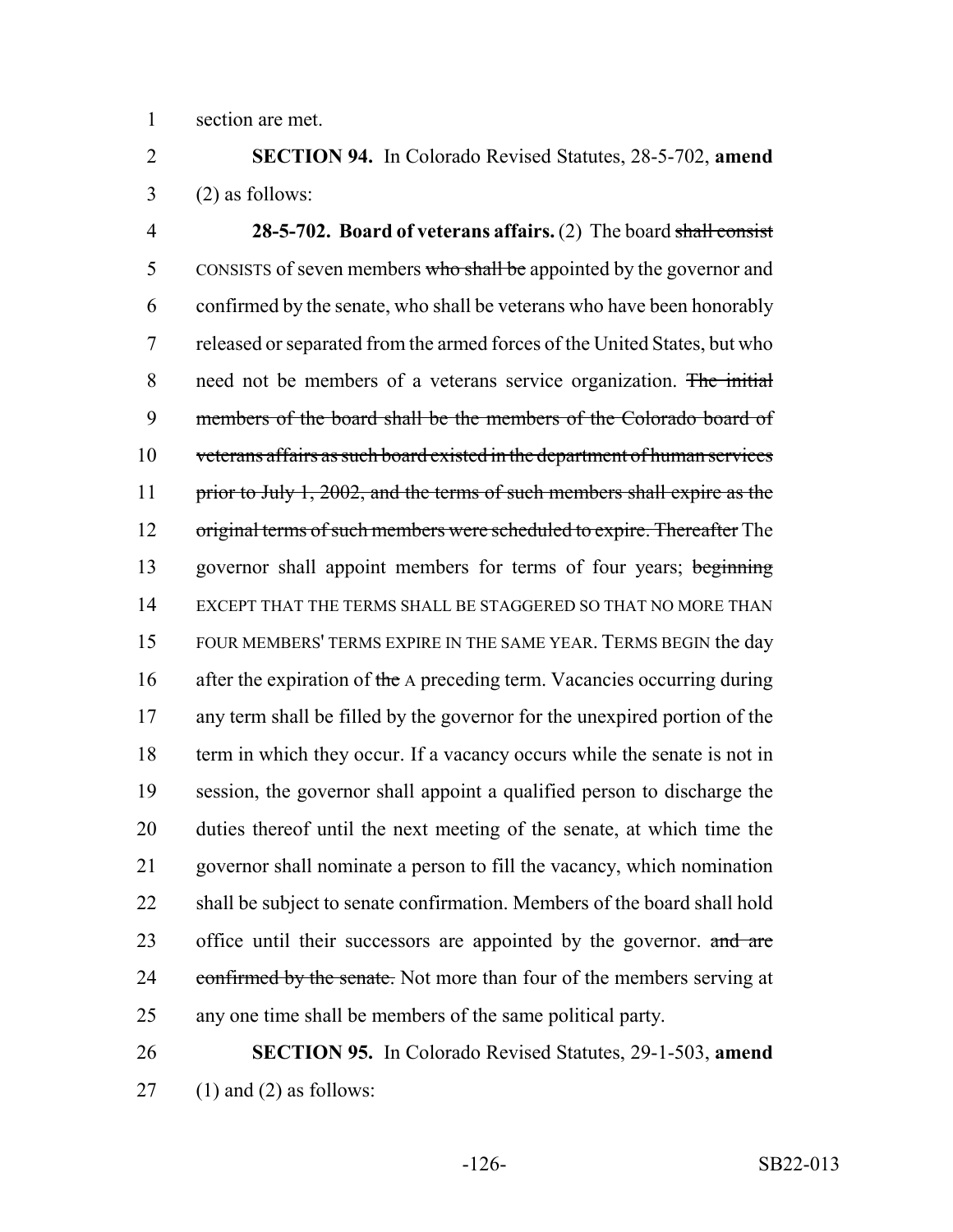section are met.

**SECTION 94.** In Colorado Revised Statutes, 28-5-702, **amend** (2) as follows:

**28-5-702. Board of veterans affairs.** (2) The board ~~shall consist~~ CONSISTS of seven members ~~who shall be~~ appointed by the governor and confirmed by the senate, who shall be veterans who have been honorably released or separated from the armed forces of the United States, but who need not be members of a veterans service organization. ~~The initial members of the board shall be the members of the Colorado board of veterans affairs as such board existed in the department of human services prior to July 1, 2002, and the terms of such members shall expire as the original terms of such members were scheduled to expire. Thereafter~~ The governor shall appoint members for terms of four years; ~~beginning~~ EXCEPT THAT THE TERMS SHALL BE STAGGERED SO THAT NO MORE THAN FOUR MEMBERS' TERMS EXPIRE IN THE SAME YEAR. TERMS BEGIN the day after the expiration of ~~the~~ A preceding term. Vacancies occurring during any term shall be filled by the governor for the unexpired portion of the term in which they occur. If a vacancy occurs while the senate is not in session, the governor shall appoint a qualified person to discharge the duties thereof until the next meeting of the senate, at which time the governor shall nominate a person to fill the vacancy, which nomination shall be subject to senate confirmation. Members of the board shall hold office until their successors are appointed by the governor. ~~and are confirmed by the senate.~~ Not more than four of the members serving at any one time shall be members of the same political party.

**SECTION 95.** In Colorado Revised Statutes, 29-1-503, **amend** (1) and (2) as follows: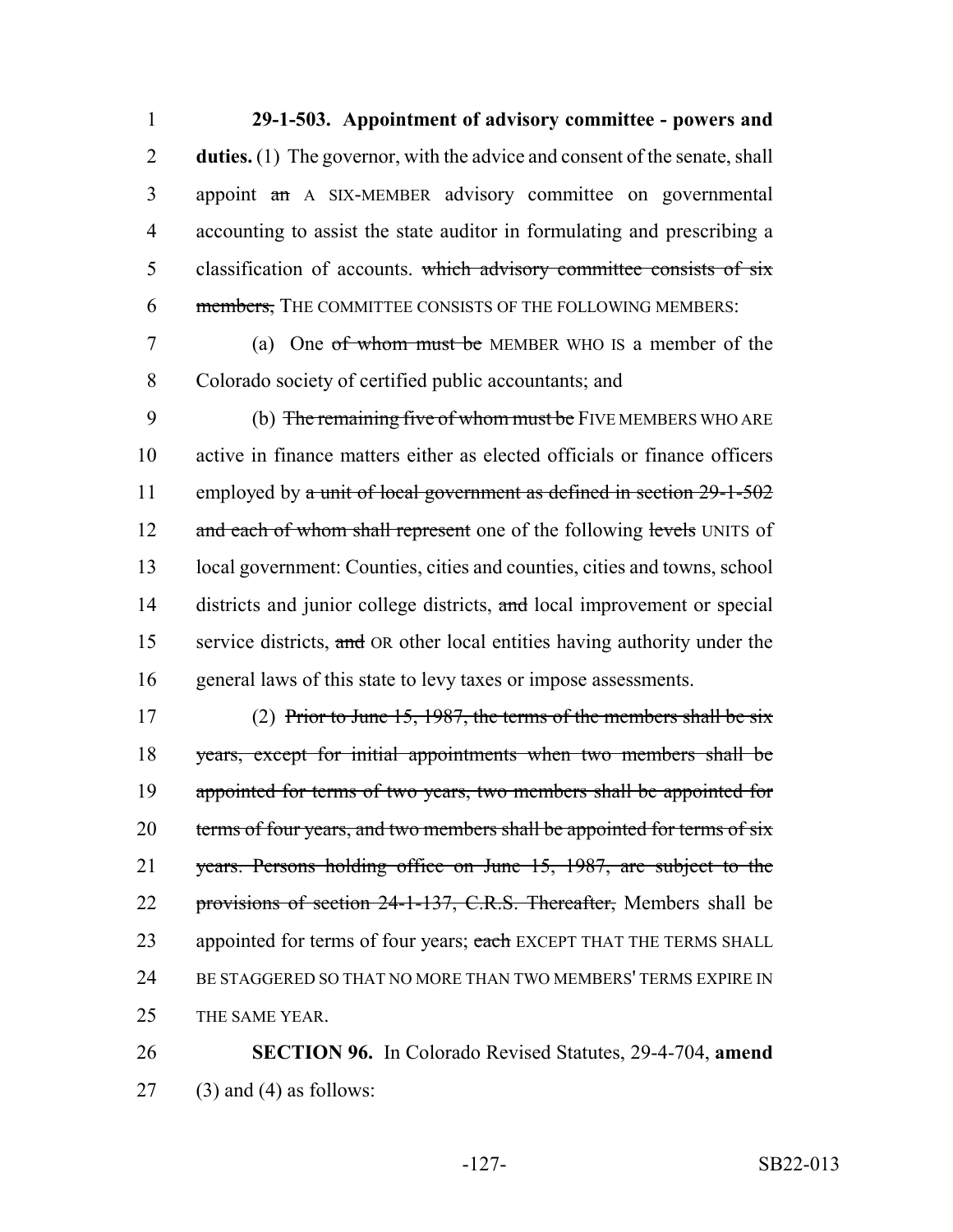**29-1-503. Appointment of advisory committee - powers and duties.** (1) The governor, with the advice and consent of the senate, shall appoint ~~an~~ A SIX-MEMBER advisory committee on governmental accounting to assist the state auditor in formulating and prescribing a classification of accounts. ~~which advisory committee consists of six members,~~ THE COMMITTEE CONSISTS OF THE FOLLOWING MEMBERS:

(a) One ~~of whom must be~~ MEMBER WHO IS a member of the Colorado society of certified public accountants; and

(b) ~~The remaining five of whom must be~~ FIVE MEMBERS WHO ARE active in finance matters either as elected officials or finance officers employed by ~~a unit of local government as defined in section 29-1-502 and each of whom shall represent~~ one of the following ~~levels~~ UNITS of local government: Counties, cities and counties, cities and towns, school districts and junior college districts, ~~and~~ local improvement or special service districts, ~~and~~ OR other local entities having authority under the general laws of this state to levy taxes or impose assessments.

(2) ~~Prior to June 15, 1987, the terms of the members shall be six years, except for initial appointments when two members shall be appointed for terms of two years, two members shall be appointed for terms of four years, and two members shall be appointed for terms of six years. Persons holding office on June 15, 1987, are subject to the provisions of section 24-1-137, C.R.S. Thereafter,~~ Members shall be appointed for terms of four years; ~~each~~ EXCEPT THAT THE TERMS SHALL BE STAGGERED SO THAT NO MORE THAN TWO MEMBERS' TERMS EXPIRE IN THE SAME YEAR.

**SECTION 96.** In Colorado Revised Statutes, 29-4-704, **amend** (3) and (4) as follows: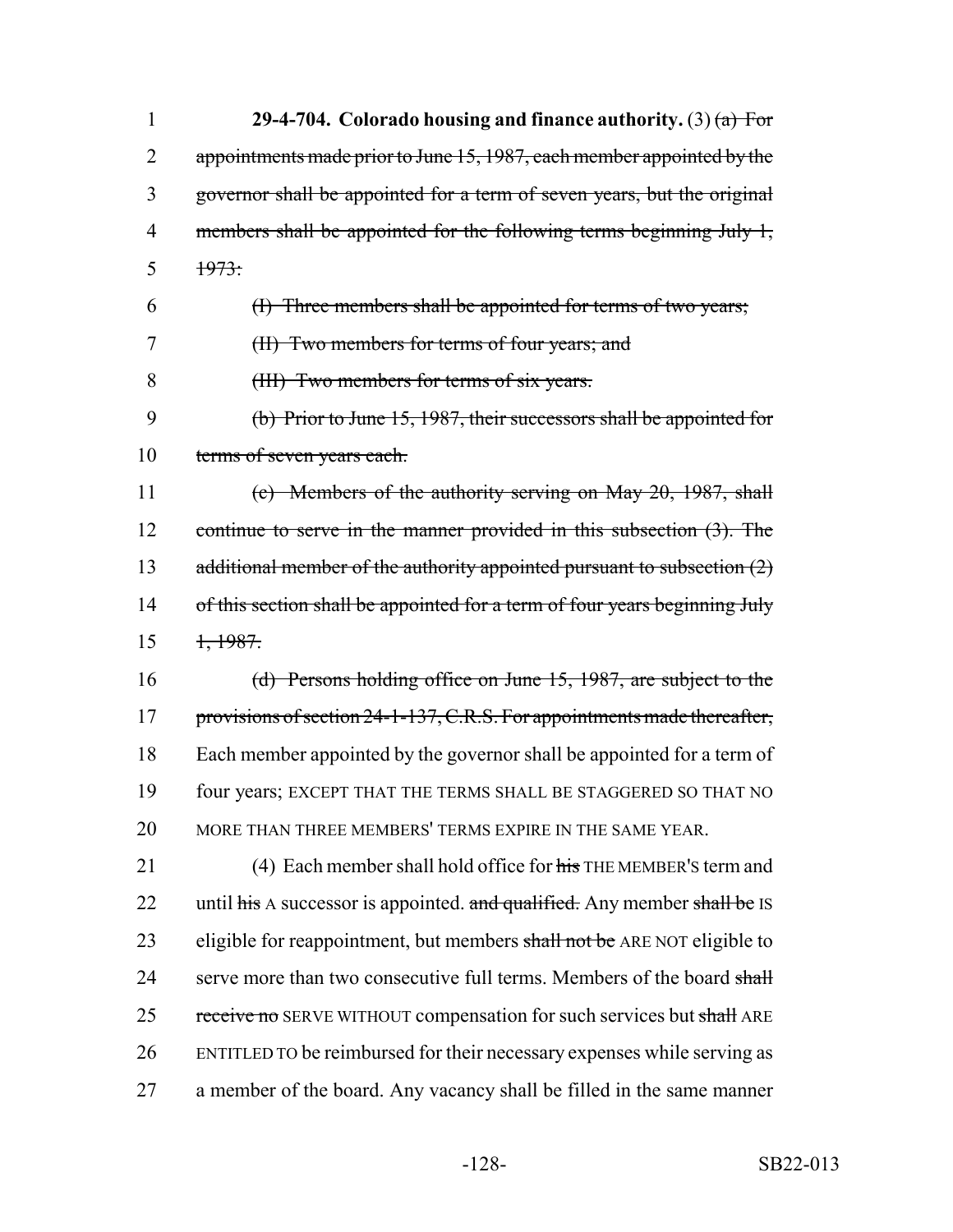**29-4-704. Colorado housing and finance authority.** (3) ~~(a) For appointments made prior to June 15, 1987, each member appointed by the governor shall be appointed for a term of seven years, but the original members shall be appointed for the following terms beginning July 1, 1973:~~

~~(I) Three members shall be appointed for terms of two years;~~

~~(II) Two members for terms of four years; and~~

~~(III) Two members for terms of six years.~~

~~(b) Prior to June 15, 1987, their successors shall be appointed for terms of seven years each.~~

~~(c) Members of the authority serving on May 20, 1987, shall continue to serve in the manner provided in this subsection (3). The additional member of the authority appointed pursuant to subsection (2) of this section shall be appointed for a term of four years beginning July 1, 1987.~~

~~(d) Persons holding office on June 15, 1987, are subject to the provisions of section 24-1-137, C.R.S. For appointments made thereafter,~~ Each member appointed by the governor shall be appointed for a term of four years; EXCEPT THAT THE TERMS SHALL BE STAGGERED SO THAT NO MORE THAN THREE MEMBERS' TERMS EXPIRE IN THE SAME YEAR.

(4) Each member shall hold office for ~~his~~ THE MEMBER'S term and until ~~his~~ A successor is appointed. ~~and qualified.~~ Any member ~~shall be~~ IS eligible for reappointment, but members ~~shall not be~~ ARE NOT eligible to serve more than two consecutive full terms. Members of the board ~~shall receive no~~ SERVE WITHOUT compensation for such services but ~~shall~~ ARE ENTITLED TO be reimbursed for their necessary expenses while serving as a member of the board. Any vacancy shall be filled in the same manner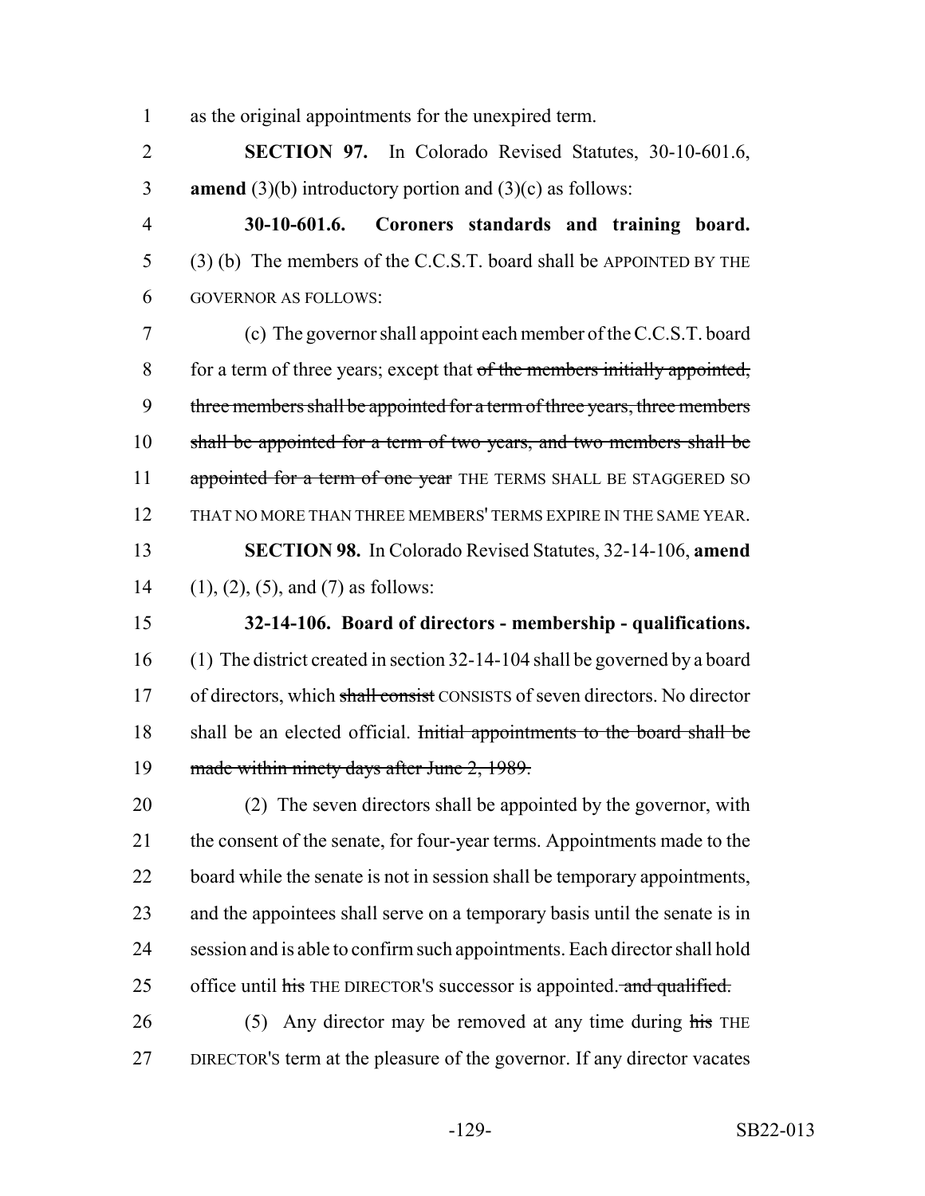as the original appointments for the unexpired term.

**SECTION 97.** In Colorado Revised Statutes, 30-10-601.6, **amend** (3)(b) introductory portion and (3)(c) as follows:

**30-10-601.6. Coroners standards and training board.** (3) (b) The members of the C.C.S.T. board shall be APPOINTED BY THE GOVERNOR AS FOLLOWS:

(c) The governor shall appoint each member of the C.C.S.T. board for a term of three years; except that ~~of the members initially appointed, three members shall be appointed for a term of three years, three members shall be appointed for a term of two years, and two members shall be appointed for a term of one year~~ THE TERMS SHALL BE STAGGERED SO THAT NO MORE THAN THREE MEMBERS' TERMS EXPIRE IN THE SAME YEAR.

**SECTION 98.** In Colorado Revised Statutes, 32-14-106, **amend** (1), (2), (5), and (7) as follows:

**32-14-106. Board of directors - membership - qualifications.** (1) The district created in section 32-14-104 shall be governed by a board of directors, which ~~shall consist~~ CONSISTS of seven directors. No director shall be an elected official. ~~Initial appointments to the board shall be made within ninety days after June 2, 1989.~~

(2) The seven directors shall be appointed by the governor, with the consent of the senate, for four-year terms. Appointments made to the board while the senate is not in session shall be temporary appointments, and the appointees shall serve on a temporary basis until the senate is in session and is able to confirm such appointments. Each director shall hold office until ~~his~~ THE DIRECTOR'S successor is appointed. ~~and qualified.~~

(5) Any director may be removed at any time during ~~his~~ THE DIRECTOR'S term at the pleasure of the governor. If any director vacates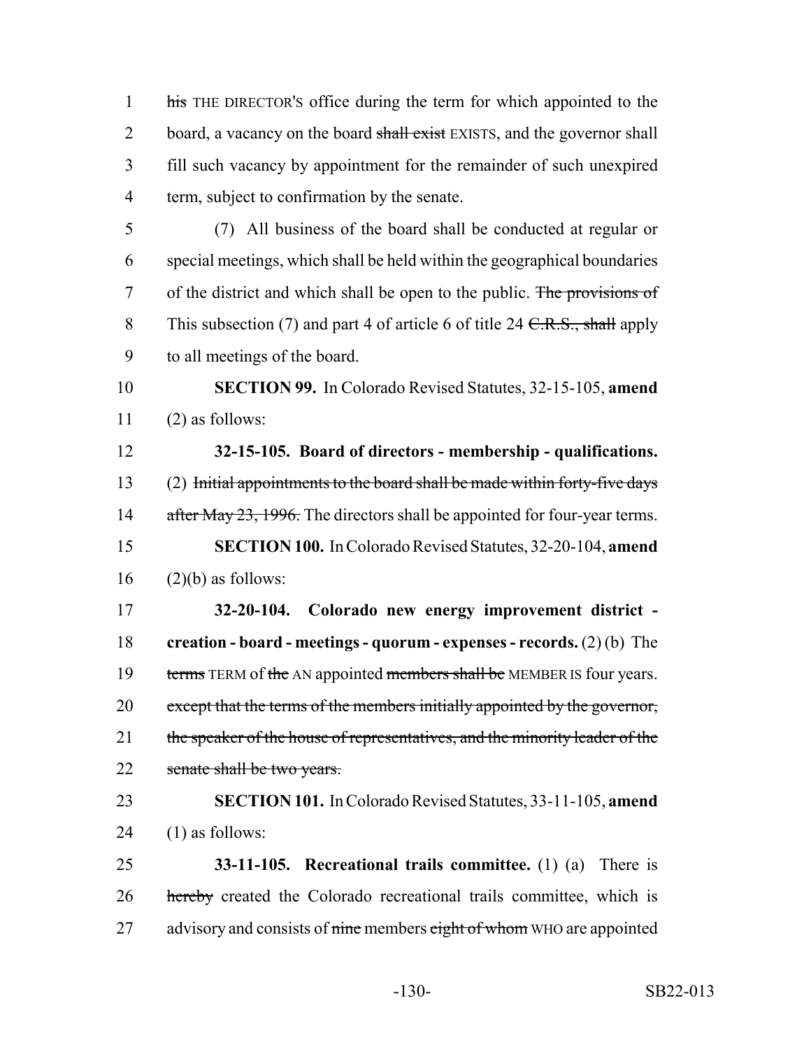~~his~~ THE DIRECTOR'S office during the term for which appointed to the board, a vacancy on the board ~~shall exist~~ EXISTS, and the governor shall fill such vacancy by appointment for the remainder of such unexpired term, subject to confirmation by the senate.

(7) All business of the board shall be conducted at regular or special meetings, which shall be held within the geographical boundaries of the district and which shall be open to the public. ~~The provisions of~~ This subsection (7) and part 4 of article 6 of title 24 ~~C.R.S., shall~~ apply to all meetings of the board.

**SECTION 99.** In Colorado Revised Statutes, 32-15-105, **amend** (2) as follows:

**32-15-105. Board of directors - membership - qualifications.** (2) ~~Initial appointments to the board shall be made within forty-five days after May 23, 1996.~~ The directors shall be appointed for four-year terms.

**SECTION 100.** In Colorado Revised Statutes, 32-20-104, **amend** (2)(b) as follows:

**32-20-104. Colorado new energy improvement district - creation - board - meetings - quorum - expenses - records.** (2) (b) The ~~terms~~ TERM of ~~the~~ AN appointed ~~members shall be~~ MEMBER IS four years. ~~except that the terms of the members initially appointed by the governor, the speaker of the house of representatives, and the minority leader of the senate shall be two years.~~

**SECTION 101.** In Colorado Revised Statutes, 33-11-105, **amend** (1) as follows:

**33-11-105. Recreational trails committee.** (1) (a) There is ~~hereby~~ created the Colorado recreational trails committee, which is advisory and consists of ~~nine~~ members ~~eight of whom~~ WHO are appointed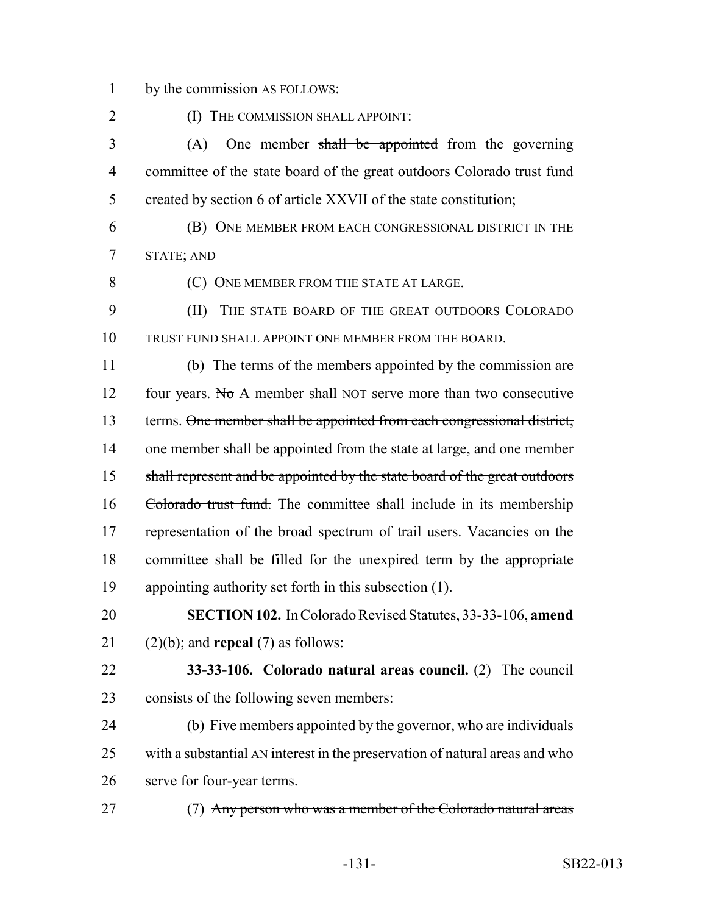~~by the commission~~ AS FOLLOWS:

(I) THE COMMISSION SHALL APPOINT:

(A) One member ~~shall be appointed~~ from the governing committee of the state board of the great outdoors Colorado trust fund created by section 6 of article XXVII of the state constitution;

(B) ONE MEMBER FROM EACH CONGRESSIONAL DISTRICT IN THE STATE; AND

(C) ONE MEMBER FROM THE STATE AT LARGE.

(II) THE STATE BOARD OF THE GREAT OUTDOORS COLORADO TRUST FUND SHALL APPOINT ONE MEMBER FROM THE BOARD.

(b) The terms of the members appointed by the commission are four years. ~~No~~ A member shall NOT serve more than two consecutive terms. ~~One member shall be appointed from each congressional district, one member shall be appointed from the state at large, and one member shall represent and be appointed by the state board of the great outdoors Colorado trust fund.~~ The committee shall include in its membership representation of the broad spectrum of trail users. Vacancies on the committee shall be filled for the unexpired term by the appropriate appointing authority set forth in this subsection (1).

**SECTION 102.** In Colorado Revised Statutes, 33-33-106, **amend** (2)(b); and **repeal** (7) as follows:

**33-33-106. Colorado natural areas council.** (2) The council consists of the following seven members:

(b) Five members appointed by the governor, who are individuals with ~~a substantial~~ AN interest in the preservation of natural areas and who serve for four-year terms.

(7) ~~Any person who was a member of the Colorado natural areas~~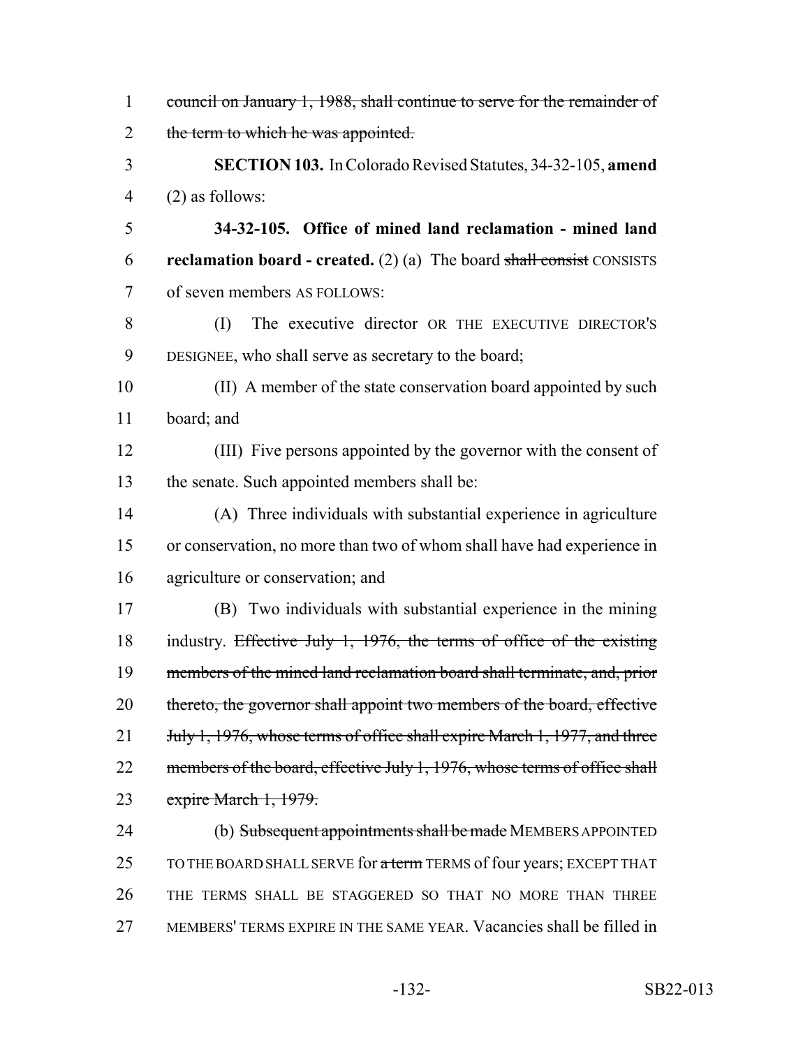council on January 1, 1988, shall continue to serve for the remainder of the term to which he was appointed.

**SECTION 103.** In Colorado Revised Statutes, 34-32-105, **amend** (2) as follows:

**34-32-105. Office of mined land reclamation - mined land reclamation board - created.** (2) (a) The board shall consist CONSISTS of seven members AS FOLLOWS:

(I) The executive director OR THE EXECUTIVE DIRECTOR'S DESIGNEE, who shall serve as secretary to the board;

(II) A member of the state conservation board appointed by such board; and

(III) Five persons appointed by the governor with the consent of the senate. Such appointed members shall be:

(A) Three individuals with substantial experience in agriculture or conservation, no more than two of whom shall have had experience in agriculture or conservation; and

(B) Two individuals with substantial experience in the mining industry. Effective July 1, 1976, the terms of office of the existing members of the mined land reclamation board shall terminate, and, prior thereto, the governor shall appoint two members of the board, effective July 1, 1976, whose terms of office shall expire March 1, 1977, and three members of the board, effective July 1, 1976, whose terms of office shall expire March 1, 1979.

(b) Subsequent appointments shall be made MEMBERS APPOINTED TO THE BOARD SHALL SERVE for a term TERMS of four years; EXCEPT THAT THE TERMS SHALL BE STAGGERED SO THAT NO MORE THAN THREE MEMBERS' TERMS EXPIRE IN THE SAME YEAR. Vacancies shall be filled in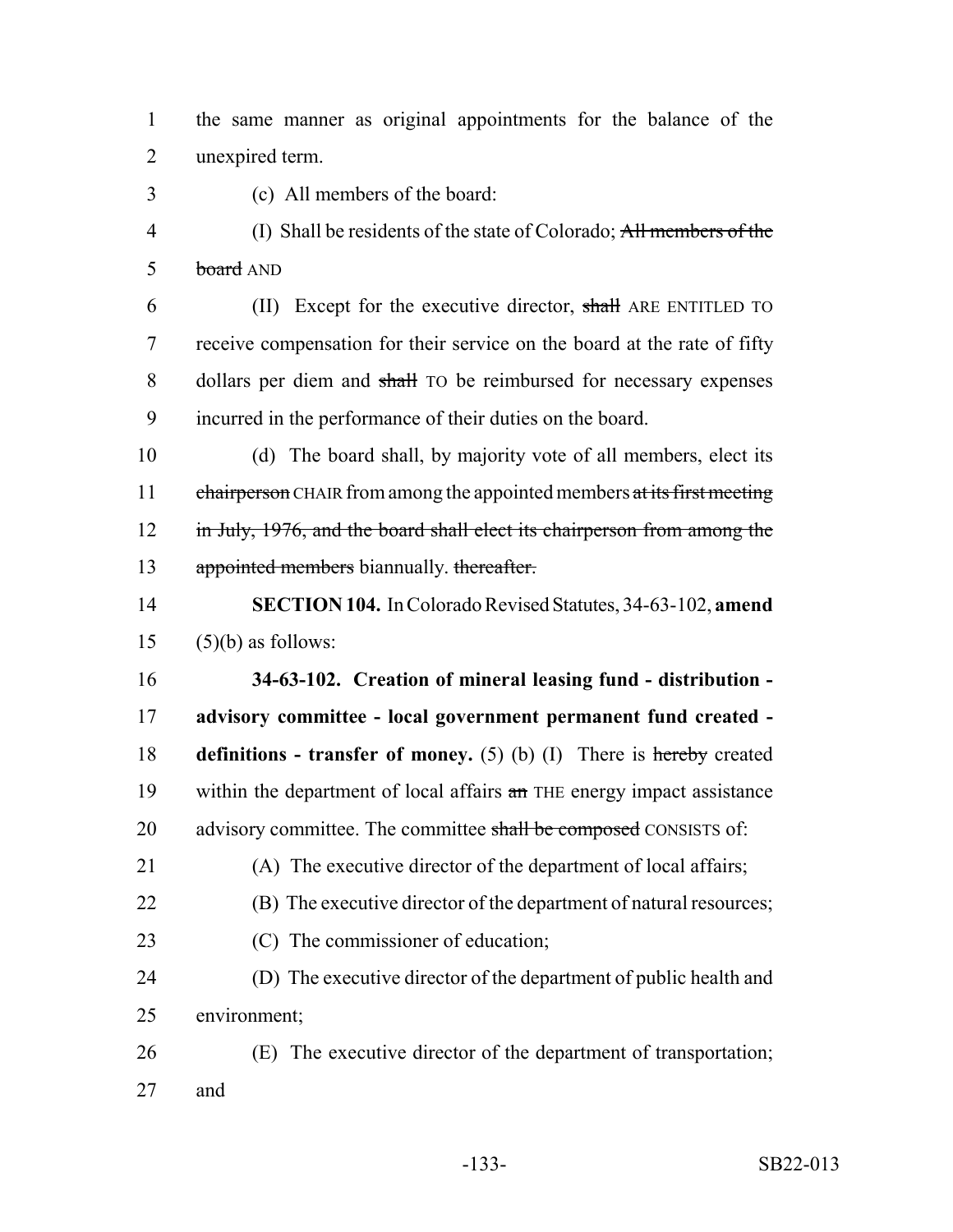the same manner as original appointments for the balance of the unexpired term.

(c) All members of the board:

(I) Shall be residents of the state of Colorado; ~~All members of the board~~ AND

(II) Except for the executive director, ~~shall~~ ARE ENTITLED TO receive compensation for their service on the board at the rate of fifty dollars per diem and ~~shall~~ TO be reimbursed for necessary expenses incurred in the performance of their duties on the board.

(d) The board shall, by majority vote of all members, elect its ~~chairperson~~ CHAIR from among the appointed members ~~at its first meeting in July, 1976, and the board shall elect its chairperson from among the appointed members~~ biannually. ~~thereafter.~~

**SECTION 104.** In Colorado Revised Statutes, 34-63-102, **amend** (5)(b) as follows:

**34-63-102. Creation of mineral leasing fund - distribution - advisory committee - local government permanent fund created - definitions - transfer of money.** (5) (b) (I) There is ~~hereby~~ created within the department of local affairs ~~an~~ THE energy impact assistance advisory committee. The committee ~~shall be composed~~ CONSISTS of:

(A) The executive director of the department of local affairs;

(B) The executive director of the department of natural resources;

(C) The commissioner of education;

(D) The executive director of the department of public health and environment;

(E) The executive director of the department of transportation; and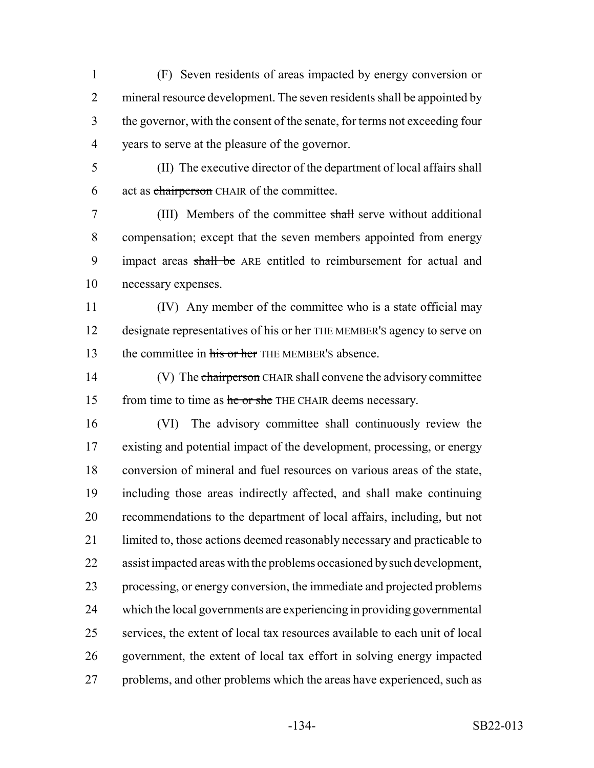(F) Seven residents of areas impacted by energy conversion or mineral resource development. The seven residents shall be appointed by the governor, with the consent of the senate, for terms not exceeding four years to serve at the pleasure of the governor.

(II) The executive director of the department of local affairs shall act as ~~chairperson~~ CHAIR of the committee.

(III) Members of the committee ~~shall~~ serve without additional compensation; except that the seven members appointed from energy impact areas ~~shall be~~ ARE entitled to reimbursement for actual and necessary expenses.

(IV) Any member of the committee who is a state official may designate representatives of ~~his or her~~ THE MEMBER'S agency to serve on the committee in ~~his or her~~ THE MEMBER'S absence.

(V) The ~~chairperson~~ CHAIR shall convene the advisory committee from time to time as ~~he or she~~ THE CHAIR deems necessary.

(VI) The advisory committee shall continuously review the existing and potential impact of the development, processing, or energy conversion of mineral and fuel resources on various areas of the state, including those areas indirectly affected, and shall make continuing recommendations to the department of local affairs, including, but not limited to, those actions deemed reasonably necessary and practicable to assist impacted areas with the problems occasioned by such development, processing, or energy conversion, the immediate and projected problems which the local governments are experiencing in providing governmental services, the extent of local tax resources available to each unit of local government, the extent of local tax effort in solving energy impacted problems, and other problems which the areas have experienced, such as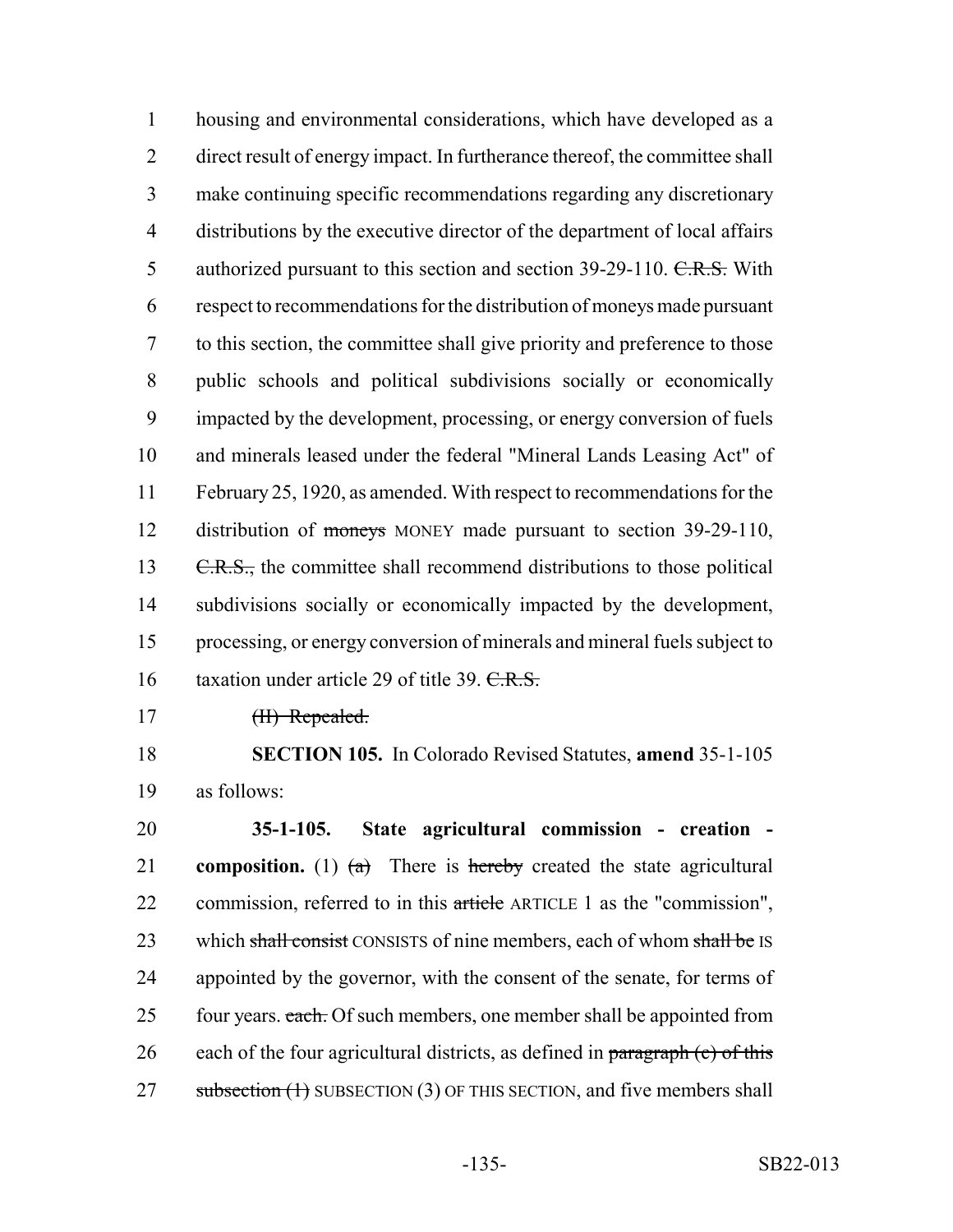housing and environmental considerations, which have developed as a direct result of energy impact. In furtherance thereof, the committee shall make continuing specific recommendations regarding any discretionary distributions by the executive director of the department of local affairs authorized pursuant to this section and section 39-29-110. ~~C.R.S.~~ With respect to recommendations for the distribution of moneys made pursuant to this section, the committee shall give priority and preference to those public schools and political subdivisions socially or economically impacted by the development, processing, or energy conversion of fuels and minerals leased under the federal "Mineral Lands Leasing Act" of February 25, 1920, as amended. With respect to recommendations for the distribution of ~~moneys~~ MONEY made pursuant to section 39-29-110, ~~C.R.S.,~~ the committee shall recommend distributions to those political subdivisions socially or economically impacted by the development, processing, or energy conversion of minerals and mineral fuels subject to taxation under article 29 of title 39. ~~C.R.S.~~

~~(II) Repealed.~~

**SECTION 105.** In Colorado Revised Statutes, **amend** 35-1-105 as follows:

**35-1-105. State agricultural commission - creation - composition.** (1) ~~(a)~~ There is ~~hereby~~ created the state agricultural commission, referred to in this ~~article~~ ARTICLE 1 as the "commission", which ~~shall consist~~ CONSISTS of nine members, each of whom ~~shall be~~ IS appointed by the governor, with the consent of the senate, for terms of four years. ~~each.~~ Of such members, one member shall be appointed from each of the four agricultural districts, as defined in ~~paragraph (c) of this subsection (1)~~ SUBSECTION (3) OF THIS SECTION, and five members shall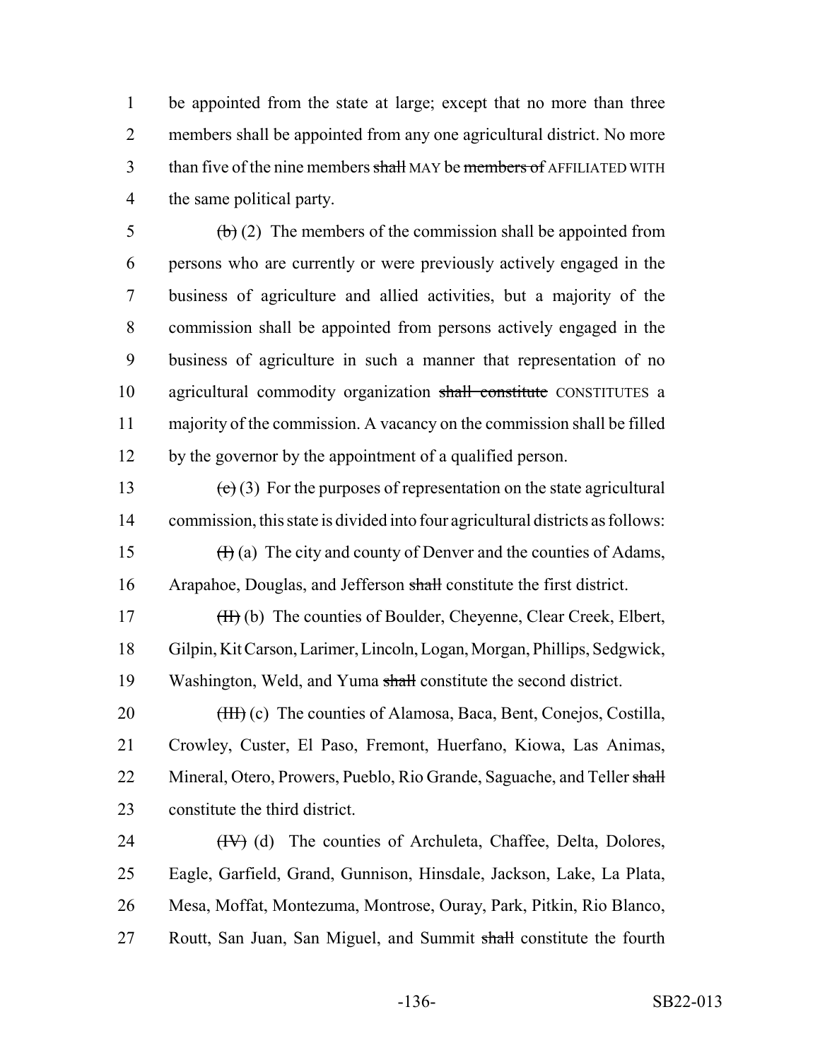be appointed from the state at large; except that no more than three members shall be appointed from any one agricultural district. No more than five of the nine members ~~shall~~ MAY be ~~members of~~ AFFILIATED WITH the same political party.

~~(b)~~ (2) The members of the commission shall be appointed from persons who are currently or were previously actively engaged in the business of agriculture and allied activities, but a majority of the commission shall be appointed from persons actively engaged in the business of agriculture in such a manner that representation of no agricultural commodity organization ~~shall constitute~~ CONSTITUTES a majority of the commission. A vacancy on the commission shall be filled by the governor by the appointment of a qualified person.

~~(c)~~ (3) For the purposes of representation on the state agricultural commission, this state is divided into four agricultural districts as follows:

~~(I)~~ (a) The city and county of Denver and the counties of Adams, Arapahoe, Douglas, and Jefferson ~~shall~~ constitute the first district.

~~(II)~~ (b) The counties of Boulder, Cheyenne, Clear Creek, Elbert, Gilpin, Kit Carson, Larimer, Lincoln, Logan, Morgan, Phillips, Sedgwick, Washington, Weld, and Yuma ~~shall~~ constitute the second district.

~~(III)~~ (c) The counties of Alamosa, Baca, Bent, Conejos, Costilla, Crowley, Custer, El Paso, Fremont, Huerfano, Kiowa, Las Animas, Mineral, Otero, Prowers, Pueblo, Rio Grande, Saguache, and Teller ~~shall~~ constitute the third district.

~~(IV)~~ (d) The counties of Archuleta, Chaffee, Delta, Dolores, Eagle, Garfield, Grand, Gunnison, Hinsdale, Jackson, Lake, La Plata, Mesa, Moffat, Montezuma, Montrose, Ouray, Park, Pitkin, Rio Blanco, Routt, San Juan, San Miguel, and Summit ~~shall~~ constitute the fourth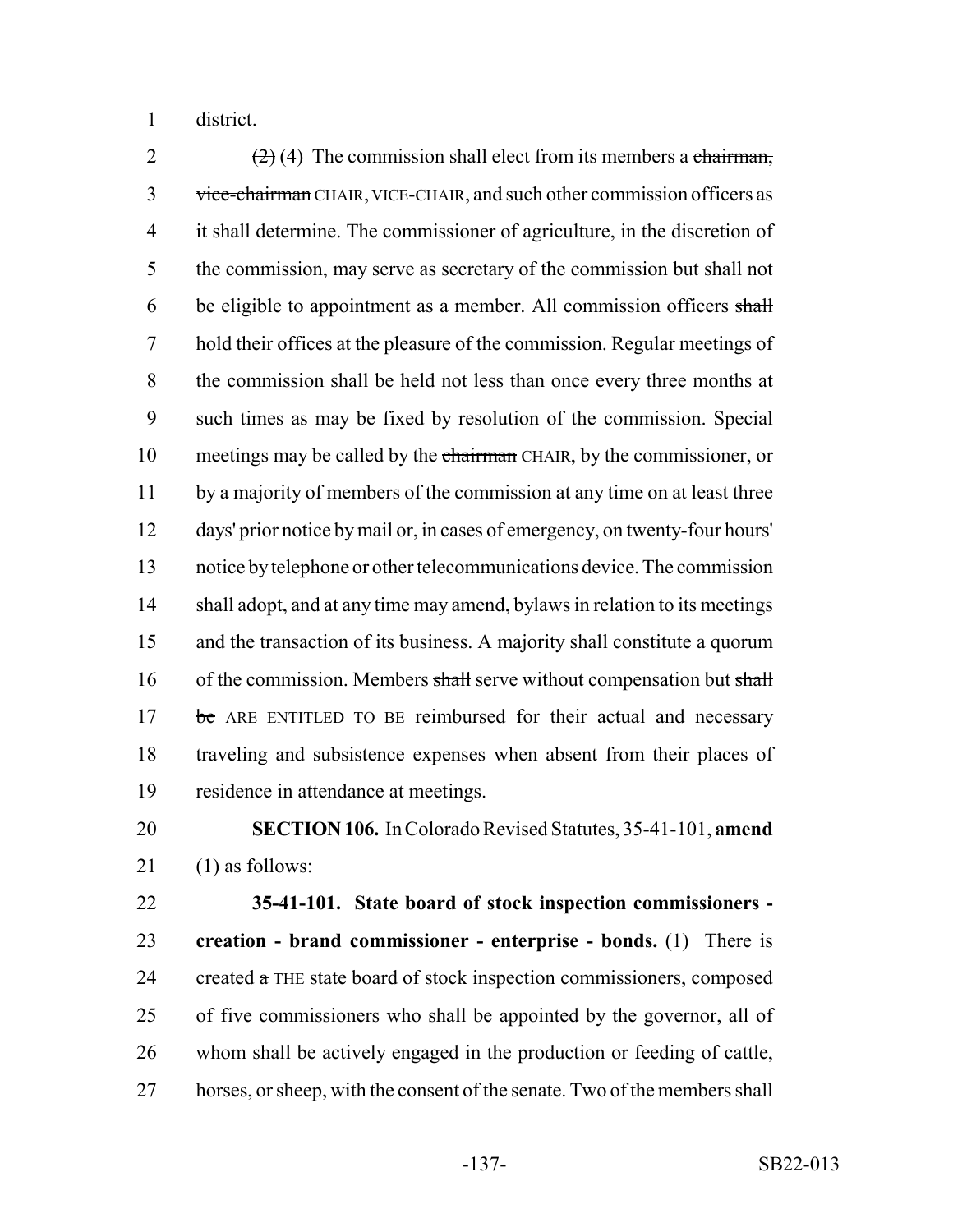district.

~~(2)~~ (4) The commission shall elect from its members a ~~chairman, vice-chairman~~ CHAIR, VICE-CHAIR, and such other commission officers as it shall determine. The commissioner of agriculture, in the discretion of the commission, may serve as secretary of the commission but shall not be eligible to appointment as a member. All commission officers ~~shall~~ hold their offices at the pleasure of the commission. Regular meetings of the commission shall be held not less than once every three months at such times as may be fixed by resolution of the commission. Special meetings may be called by the ~~chairman~~ CHAIR, by the commissioner, or by a majority of members of the commission at any time on at least three days' prior notice by mail or, in cases of emergency, on twenty-four hours' notice by telephone or other telecommunications device. The commission shall adopt, and at any time may amend, bylaws in relation to its meetings and the transaction of its business. A majority shall constitute a quorum of the commission. Members ~~shall~~ serve without compensation but ~~shall be~~ ARE ENTITLED TO BE reimbursed for their actual and necessary traveling and subsistence expenses when absent from their places of residence in attendance at meetings.

**SECTION 106.** In Colorado Revised Statutes, 35-41-101, **amend** (1) as follows:

**35-41-101. State board of stock inspection commissioners - creation - brand commissioner - enterprise - bonds.** (1) There is created ~~a~~ THE state board of stock inspection commissioners, composed of five commissioners who shall be appointed by the governor, all of whom shall be actively engaged in the production or feeding of cattle, horses, or sheep, with the consent of the senate. Two of the members shall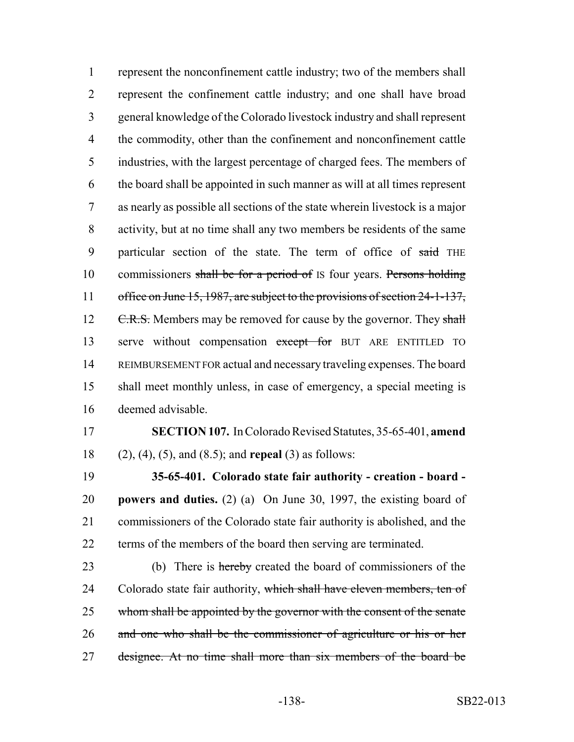represent the nonconfinement cattle industry; two of the members shall represent the confinement cattle industry; and one shall have broad general knowledge of the Colorado livestock industry and shall represent the commodity, other than the confinement and nonconfinement cattle industries, with the largest percentage of charged fees. The members of the board shall be appointed in such manner as will at all times represent as nearly as possible all sections of the state wherein livestock is a major activity, but at no time shall any two members be residents of the same particular section of the state. The term of office of ~~said~~ THE commissioners ~~shall be for a period of~~ IS four years. ~~Persons holding office on June 15, 1987, are subject to the provisions of section 24-1-137, C.R.S.~~ Members may be removed for cause by the governor. They ~~shall~~ serve without compensation ~~except for~~ BUT ARE ENTITLED TO REIMBURSEMENT FOR actual and necessary traveling expenses. The board shall meet monthly unless, in case of emergency, a special meeting is deemed advisable.

**SECTION 107.** In Colorado Revised Statutes, 35-65-401, **amend** (2), (4), (5), and (8.5); and **repeal** (3) as follows:

**35-65-401. Colorado state fair authority - creation - board - powers and duties.** (2) (a) On June 30, 1997, the existing board of commissioners of the Colorado state fair authority is abolished, and the terms of the members of the board then serving are terminated.

(b) There is ~~hereby~~ created the board of commissioners of the Colorado state fair authority, ~~which shall have eleven members, ten of whom shall be appointed by the governor with the consent of the senate and one who shall be the commissioner of agriculture or his or her designee. At no time shall more than six members of the board be~~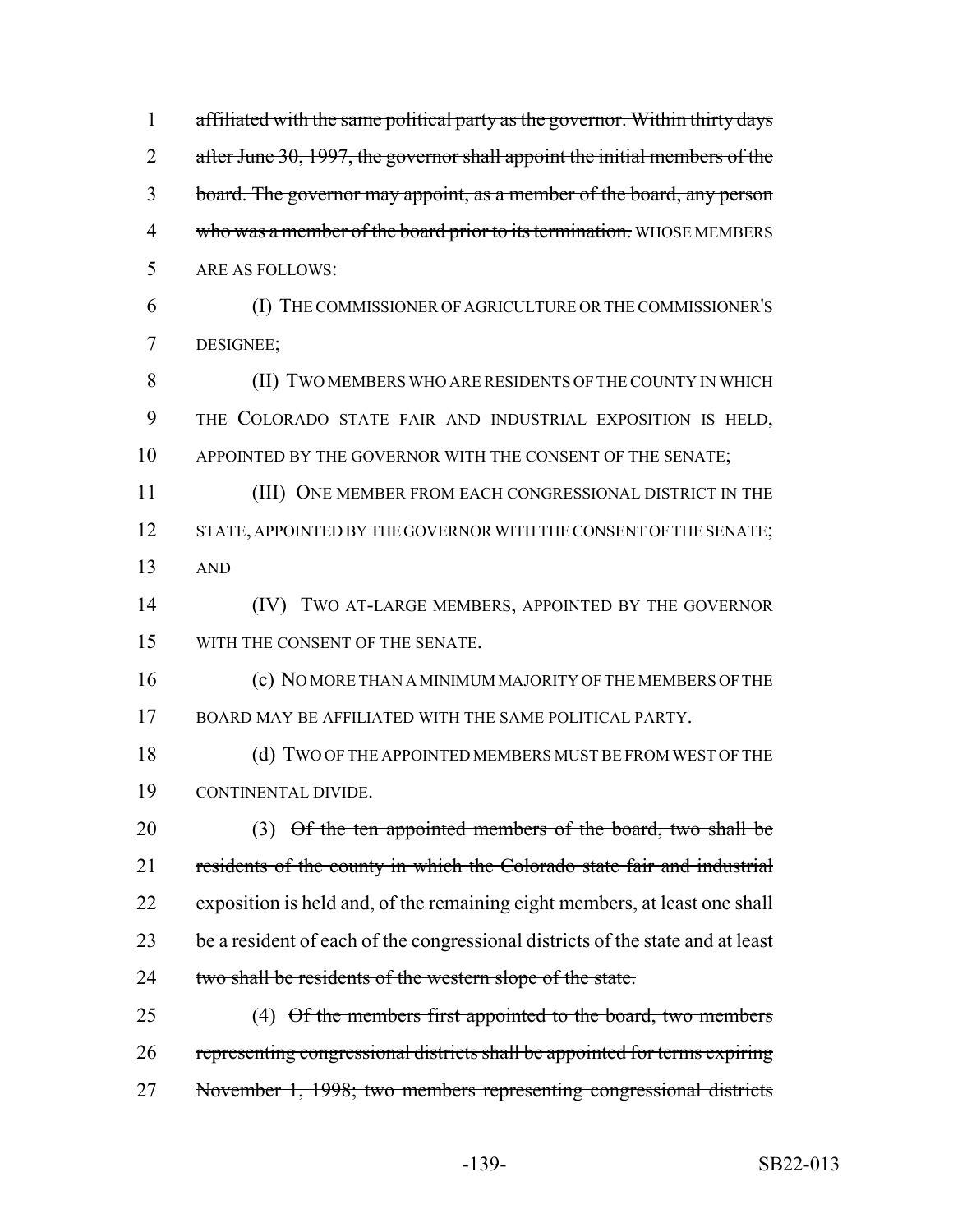affiliated with the same political party as the governor. Within thirty days after June 30, 1997, the governor shall appoint the initial members of the board. The governor may appoint, as a member of the board, any person who was a member of the board prior to its termination. WHOSE MEMBERS ARE AS FOLLOWS:

(I) THE COMMISSIONER OF AGRICULTURE OR THE COMMISSIONER'S DESIGNEE;

(II) TWO MEMBERS WHO ARE RESIDENTS OF THE COUNTY IN WHICH THE COLORADO STATE FAIR AND INDUSTRIAL EXPOSITION IS HELD, APPOINTED BY THE GOVERNOR WITH THE CONSENT OF THE SENATE;

(III) ONE MEMBER FROM EACH CONGRESSIONAL DISTRICT IN THE STATE, APPOINTED BY THE GOVERNOR WITH THE CONSENT OF THE SENATE; AND

(IV) TWO AT-LARGE MEMBERS, APPOINTED BY THE GOVERNOR WITH THE CONSENT OF THE SENATE.

(c) NO MORE THAN A MINIMUM MAJORITY OF THE MEMBERS OF THE BOARD MAY BE AFFILIATED WITH THE SAME POLITICAL PARTY.

(d) TWO OF THE APPOINTED MEMBERS MUST BE FROM WEST OF THE CONTINENTAL DIVIDE.

(3) Of the ten appointed members of the board, two shall be residents of the county in which the Colorado state fair and industrial exposition is held and, of the remaining eight members, at least one shall be a resident of each of the congressional districts of the state and at least two shall be residents of the western slope of the state.

(4) Of the members first appointed to the board, two members representing congressional districts shall be appointed for terms expiring November 1, 1998; two members representing congressional districts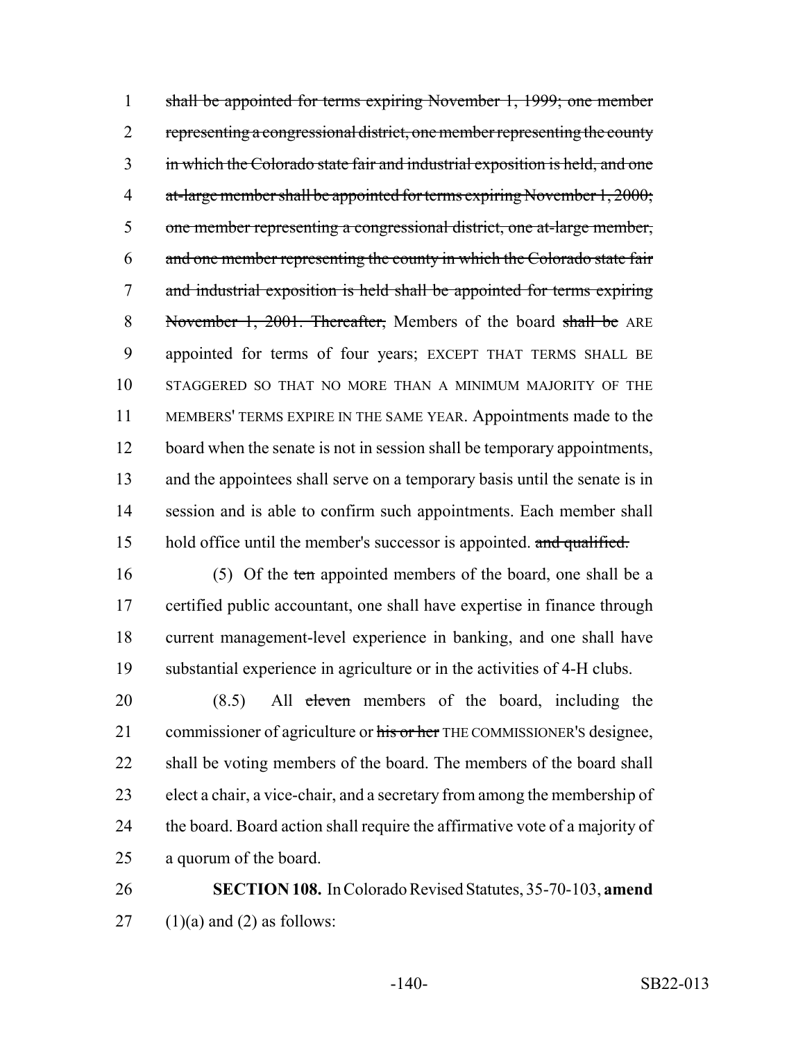shall be appointed for terms expiring November 1, 1999; one member representing a congressional district, one member representing the county in which the Colorado state fair and industrial exposition is held, and one at-large member shall be appointed for terms expiring November 1, 2000; one member representing a congressional district, one at-large member, and one member representing the county in which the Colorado state fair and industrial exposition is held shall be appointed for terms expiring November 1, 2001. Thereafter, Members of the board shall be ARE appointed for terms of four years; EXCEPT THAT TERMS SHALL BE STAGGERED SO THAT NO MORE THAN A MINIMUM MAJORITY OF THE MEMBERS' TERMS EXPIRE IN THE SAME YEAR. Appointments made to the board when the senate is not in session shall be temporary appointments, and the appointees shall serve on a temporary basis until the senate is in session and is able to confirm such appointments. Each member shall hold office until the member's successor is appointed. and qualified.

(5) Of the ten appointed members of the board, one shall be a certified public accountant, one shall have expertise in finance through current management-level experience in banking, and one shall have substantial experience in agriculture or in the activities of 4-H clubs.

(8.5) All eleven members of the board, including the commissioner of agriculture or his or her THE COMMISSIONER'S designee, shall be voting members of the board. The members of the board shall elect a chair, a vice-chair, and a secretary from among the membership of the board. Board action shall require the affirmative vote of a majority of a quorum of the board.

**SECTION 108.** In Colorado Revised Statutes, 35-70-103, **amend** (1)(a) and (2) as follows: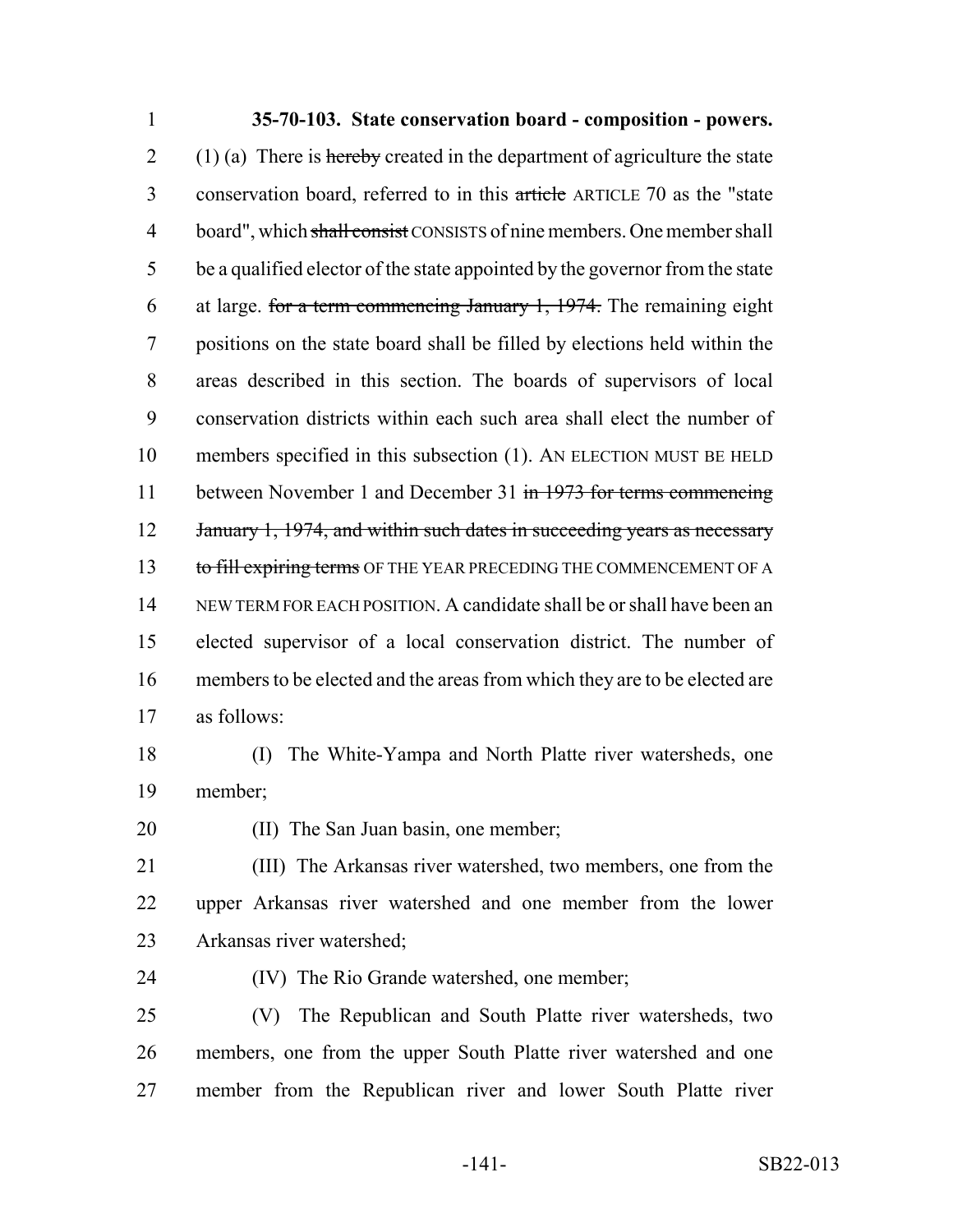**35-70-103. State conservation board - composition - powers.** (1) (a) There is ~~hereby~~ created in the department of agriculture the state conservation board, referred to in this ~~article~~ ARTICLE 70 as the "state board", which ~~shall consist~~ CONSISTS of nine members. One member shall be a qualified elector of the state appointed by the governor from the state at large. ~~for a term commencing January 1, 1974.~~ The remaining eight positions on the state board shall be filled by elections held within the areas described in this section. The boards of supervisors of local conservation districts within each such area shall elect the number of members specified in this subsection (1). AN ELECTION MUST BE HELD between November 1 and December 31 ~~in 1973 for terms commencing January 1, 1974, and within such dates in succeeding years as necessary to fill expiring terms~~ OF THE YEAR PRECEDING THE COMMENCEMENT OF A NEW TERM FOR EACH POSITION. A candidate shall be or shall have been an elected supervisor of a local conservation district. The number of members to be elected and the areas from which they are to be elected are as follows:

(I) The White-Yampa and North Platte river watersheds, one member;

(II) The San Juan basin, one member;

(III) The Arkansas river watershed, two members, one from the upper Arkansas river watershed and one member from the lower Arkansas river watershed;

(IV) The Rio Grande watershed, one member;

(V) The Republican and South Platte river watersheds, two members, one from the upper South Platte river watershed and one member from the Republican river and lower South Platte river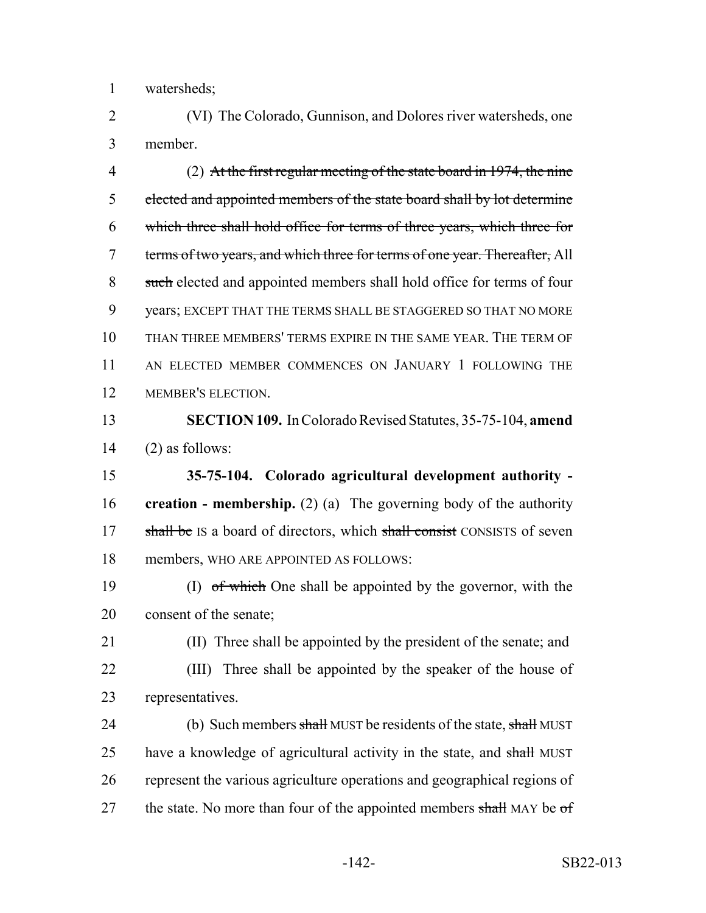watersheds;

(VI) The Colorado, Gunnison, and Dolores river watersheds, one member.

(2) ~~At the first regular meeting of the state board in 1974, the nine elected and appointed members of the state board shall by lot determine which three shall hold office for terms of three years, which three for terms of two years, and which three for terms of one year. Thereafter,~~ All ~~such~~ elected and appointed members shall hold office for terms of four years; EXCEPT THAT THE TERMS SHALL BE STAGGERED SO THAT NO MORE THAN THREE MEMBERS' TERMS EXPIRE IN THE SAME YEAR. THE TERM OF AN ELECTED MEMBER COMMENCES ON JANUARY 1 FOLLOWING THE MEMBER'S ELECTION.

**SECTION 109.** In Colorado Revised Statutes, 35-75-104, **amend** (2) as follows:

**35-75-104. Colorado agricultural development authority - creation - membership.** (2) (a) The governing body of the authority ~~shall be~~ IS a board of directors, which ~~shall consist~~ CONSISTS of seven members, WHO ARE APPOINTED AS FOLLOWS:

(I) ~~of which~~ One shall be appointed by the governor, with the consent of the senate;

(II) Three shall be appointed by the president of the senate; and

(III) Three shall be appointed by the speaker of the house of representatives.

(b) Such members ~~shall~~ MUST be residents of the state, ~~shall~~ MUST have a knowledge of agricultural activity in the state, and ~~shall~~ MUST represent the various agriculture operations and geographical regions of the state. No more than four of the appointed members ~~shall~~ MAY be ~~of~~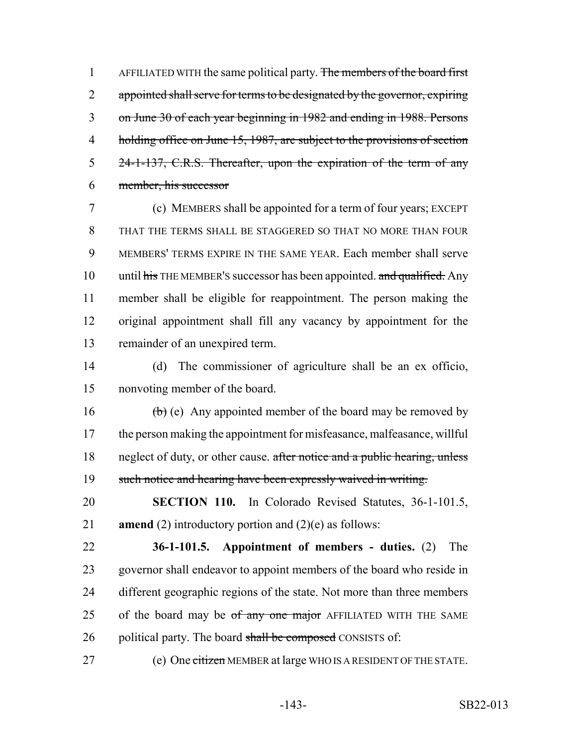AFFILIATED WITH the same political party. ~~The members of the board first appointed shall serve for terms to be designated by the governor, expiring on June 30 of each year beginning in 1982 and ending in 1988. Persons holding office on June 15, 1987, are subject to the provisions of section 24-1-137, C.R.S. Thereafter, upon the expiration of the term of any member, his successor~~

(c) MEMBERS shall be appointed for a term of four years; EXCEPT THAT THE TERMS SHALL BE STAGGERED SO THAT NO MORE THAN FOUR MEMBERS' TERMS EXPIRE IN THE SAME YEAR. Each member shall serve until ~~his~~ THE MEMBER'S successor has been appointed. ~~and qualified.~~ Any member shall be eligible for reappointment. The person making the original appointment shall fill any vacancy by appointment for the remainder of an unexpired term.

(d) The commissioner of agriculture shall be an ex officio, nonvoting member of the board.

~~(b)~~ (e) Any appointed member of the board may be removed by the person making the appointment for misfeasance, malfeasance, willful neglect of duty, or other cause. ~~after notice and a public hearing, unless such notice and hearing have been expressly waived in writing.~~

**SECTION 110.** In Colorado Revised Statutes, 36-1-101.5, **amend** (2) introductory portion and (2)(e) as follows:

**36-1-101.5. Appointment of members - duties.** (2) The governor shall endeavor to appoint members of the board who reside in different geographic regions of the state. Not more than three members of the board may be ~~of any one major~~ AFFILIATED WITH THE SAME political party. The board ~~shall be composed~~ CONSISTS of:

(e) One ~~citizen~~ MEMBER at large WHO IS A RESIDENT OF THE STATE.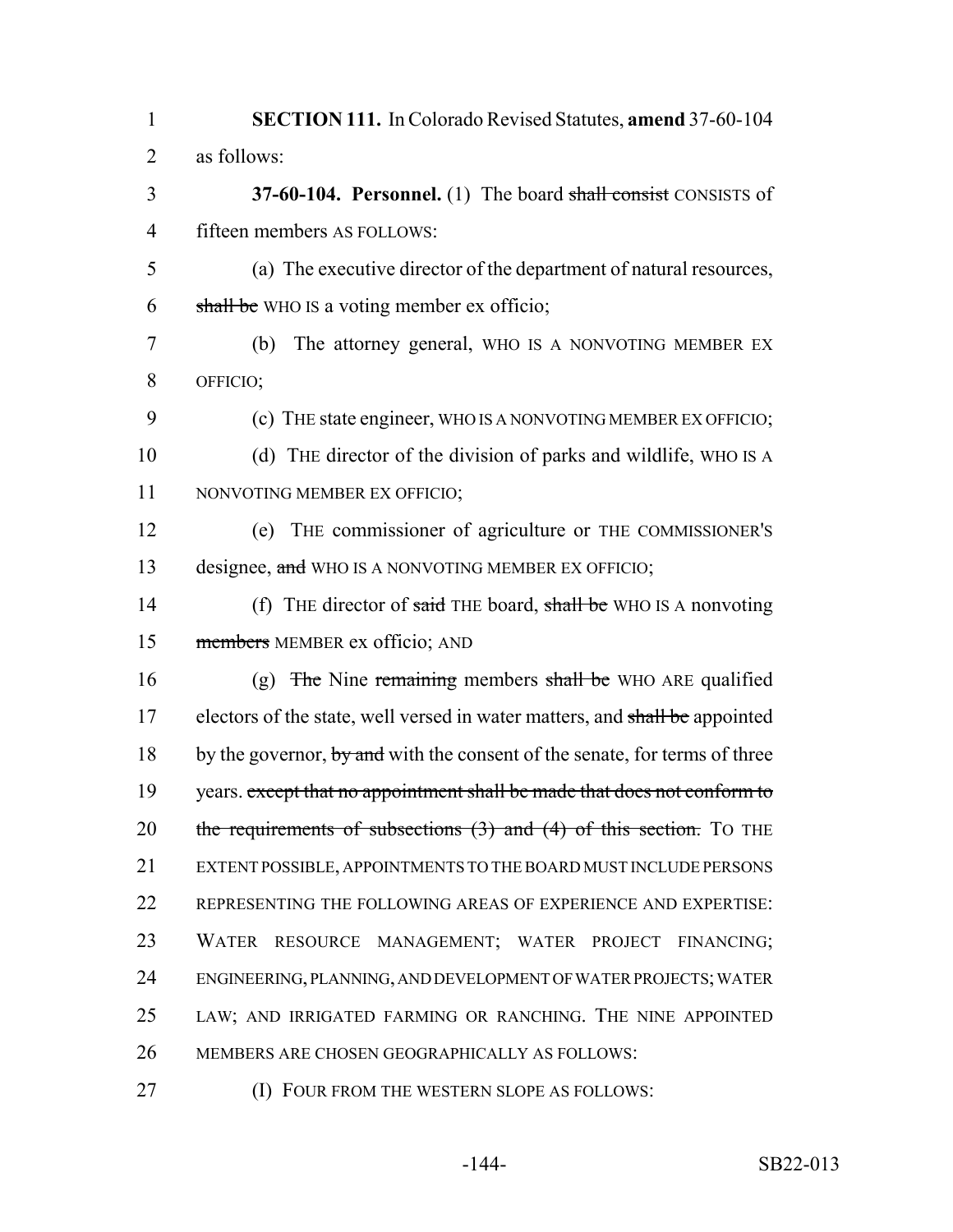**SECTION 111.** In Colorado Revised Statutes, **amend** 37-60-104 as follows:

**37-60-104. Personnel.** (1) The board ~~shall consist~~ CONSISTS of fifteen members AS FOLLOWS:

(a) The executive director of the department of natural resources, ~~shall be~~ WHO IS a voting member ex officio;

(b) The attorney general, WHO IS A NONVOTING MEMBER EX OFFICIO;

(c) THE state engineer, WHO IS A NONVOTING MEMBER EX OFFICIO;

(d) THE director of the division of parks and wildlife, WHO IS A NONVOTING MEMBER EX OFFICIO;

(e) THE commissioner of agriculture or THE COMMISSIONER'S designee, ~~and~~ WHO IS A NONVOTING MEMBER EX OFFICIO;

(f) THE director of ~~said~~ THE board, ~~shall be~~ WHO IS A nonvoting ~~members~~ MEMBER ex officio; AND

(g) ~~The~~ Nine ~~remaining~~ members ~~shall be~~ WHO ARE qualified electors of the state, well versed in water matters, and ~~shall be~~ appointed by the governor, ~~by and~~ with the consent of the senate, for terms of three years. ~~except that no appointment shall be made that does not conform to the requirements of subsections (3) and (4) of this section.~~ TO THE EXTENT POSSIBLE, APPOINTMENTS TO THE BOARD MUST INCLUDE PERSONS REPRESENTING THE FOLLOWING AREAS OF EXPERIENCE AND EXPERTISE: WATER RESOURCE MANAGEMENT; WATER PROJECT FINANCING; ENGINEERING, PLANNING, AND DEVELOPMENT OF WATER PROJECTS; WATER LAW; AND IRRIGATED FARMING OR RANCHING. THE NINE APPOINTED MEMBERS ARE CHOSEN GEOGRAPHICALLY AS FOLLOWS:

(I) FOUR FROM THE WESTERN SLOPE AS FOLLOWS: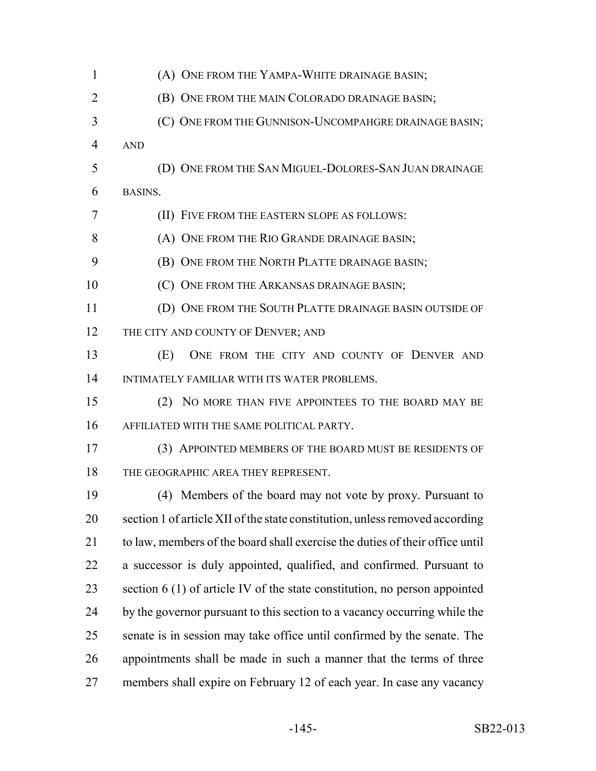(A) ONE FROM THE YAMPA-WHITE DRAINAGE BASIN;

(B) ONE FROM THE MAIN COLORADO DRAINAGE BASIN;

(C) ONE FROM THE GUNNISON-UNCOMPAHGRE DRAINAGE BASIN; AND

(D) ONE FROM THE SAN MIGUEL-DOLORES-SAN JUAN DRAINAGE BASINS.

(II) FIVE FROM THE EASTERN SLOPE AS FOLLOWS:

(A) ONE FROM THE RIO GRANDE DRAINAGE BASIN;

(B) ONE FROM THE NORTH PLATTE DRAINAGE BASIN;

(C) ONE FROM THE ARKANSAS DRAINAGE BASIN;

(D) ONE FROM THE SOUTH PLATTE DRAINAGE BASIN OUTSIDE OF THE CITY AND COUNTY OF DENVER; AND

(E) ONE FROM THE CITY AND COUNTY OF DENVER AND INTIMATELY FAMILIAR WITH ITS WATER PROBLEMS.

(2) NO MORE THAN FIVE APPOINTEES TO THE BOARD MAY BE AFFILIATED WITH THE SAME POLITICAL PARTY.

(3) APPOINTED MEMBERS OF THE BOARD MUST BE RESIDENTS OF THE GEOGRAPHIC AREA THEY REPRESENT.

(4) Members of the board may not vote by proxy. Pursuant to section 1 of article XII of the state constitution, unless removed according to law, members of the board shall exercise the duties of their office until a successor is duly appointed, qualified, and confirmed. Pursuant to section 6 (1) of article IV of the state constitution, no person appointed by the governor pursuant to this section to a vacancy occurring while the senate is in session may take office until confirmed by the senate. The appointments shall be made in such a manner that the terms of three members shall expire on February 12 of each year. In case any vacancy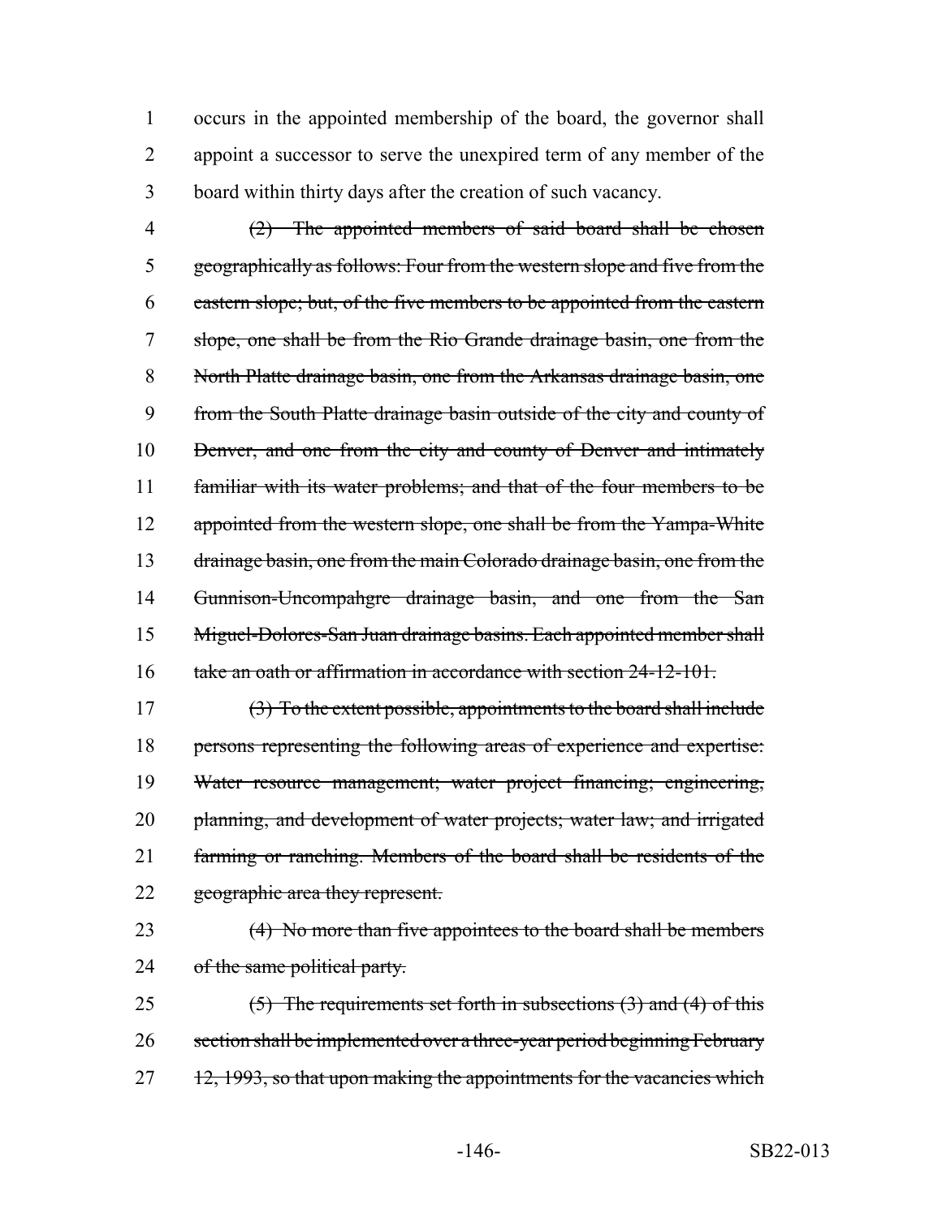occurs in the appointed membership of the board, the governor shall appoint a successor to serve the unexpired term of any member of the board within thirty days after the creation of such vacancy.

~~(2) The appointed members of said board shall be chosen geographically as follows: Four from the western slope and five from the eastern slope; but, of the five members to be appointed from the eastern slope, one shall be from the Rio Grande drainage basin, one from the North Platte drainage basin, one from the Arkansas drainage basin, one from the South Platte drainage basin outside of the city and county of Denver, and one from the city and county of Denver and intimately familiar with its water problems; and that of the four members to be appointed from the western slope, one shall be from the Yampa-White drainage basin, one from the main Colorado drainage basin, one from the Gunnison-Uncompahgre drainage basin, and one from the San Miguel-Dolores-San Juan drainage basins. Each appointed member shall take an oath or affirmation in accordance with section 24-12-101.~~

~~(3) To the extent possible, appointments to the board shall include persons representing the following areas of experience and expertise: Water resource management; water project financing; engineering, planning, and development of water projects; water law; and irrigated farming or ranching. Members of the board shall be residents of the geographic area they represent.~~

~~(4) No more than five appointees to the board shall be members of the same political party.~~

~~(5) The requirements set forth in subsections (3) and (4) of this section shall be implemented over a three-year period beginning February 12, 1993, so that upon making the appointments for the vacancies which~~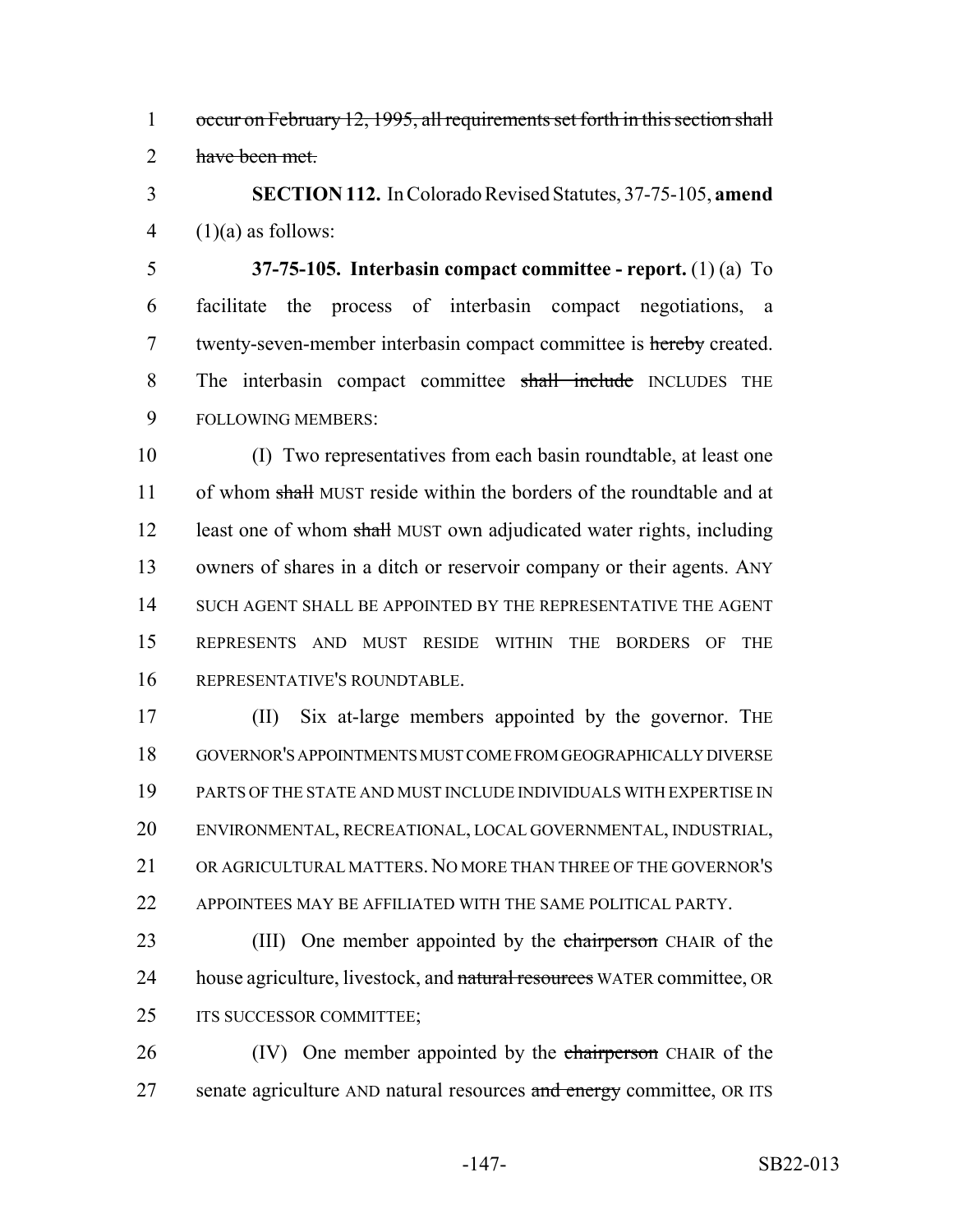~~occur on February 12, 1995, all requirements set forth in this section shall have been met.~~

**SECTION 112.** In Colorado Revised Statutes, 37-75-105, **amend** (1)(a) as follows:

**37-75-105. Interbasin compact committee - report.** (1) (a) To facilitate the process of interbasin compact negotiations, a twenty-seven-member interbasin compact committee is ~~hereby~~ created. The interbasin compact committee ~~shall include~~ INCLUDES THE FOLLOWING MEMBERS:

(I) Two representatives from each basin roundtable, at least one of whom ~~shall~~ MUST reside within the borders of the roundtable and at least one of whom ~~shall~~ MUST own adjudicated water rights, including owners of shares in a ditch or reservoir company or their agents. ANY SUCH AGENT SHALL BE APPOINTED BY THE REPRESENTATIVE THE AGENT REPRESENTS AND MUST RESIDE WITHIN THE BORDERS OF THE REPRESENTATIVE'S ROUNDTABLE.

(II) Six at-large members appointed by the governor. THE GOVERNOR'S APPOINTMENTS MUST COME FROM GEOGRAPHICALLY DIVERSE PARTS OF THE STATE AND MUST INCLUDE INDIVIDUALS WITH EXPERTISE IN ENVIRONMENTAL, RECREATIONAL, LOCAL GOVERNMENTAL, INDUSTRIAL, OR AGRICULTURAL MATTERS. NO MORE THAN THREE OF THE GOVERNOR'S APPOINTEES MAY BE AFFILIATED WITH THE SAME POLITICAL PARTY.

(III) One member appointed by the ~~chairperson~~ CHAIR of the house agriculture, livestock, and ~~natural resources~~ WATER committee, OR ITS SUCCESSOR COMMITTEE;

(IV) One member appointed by the ~~chairperson~~ CHAIR of the senate agriculture AND natural resources ~~and energy~~ committee, OR ITS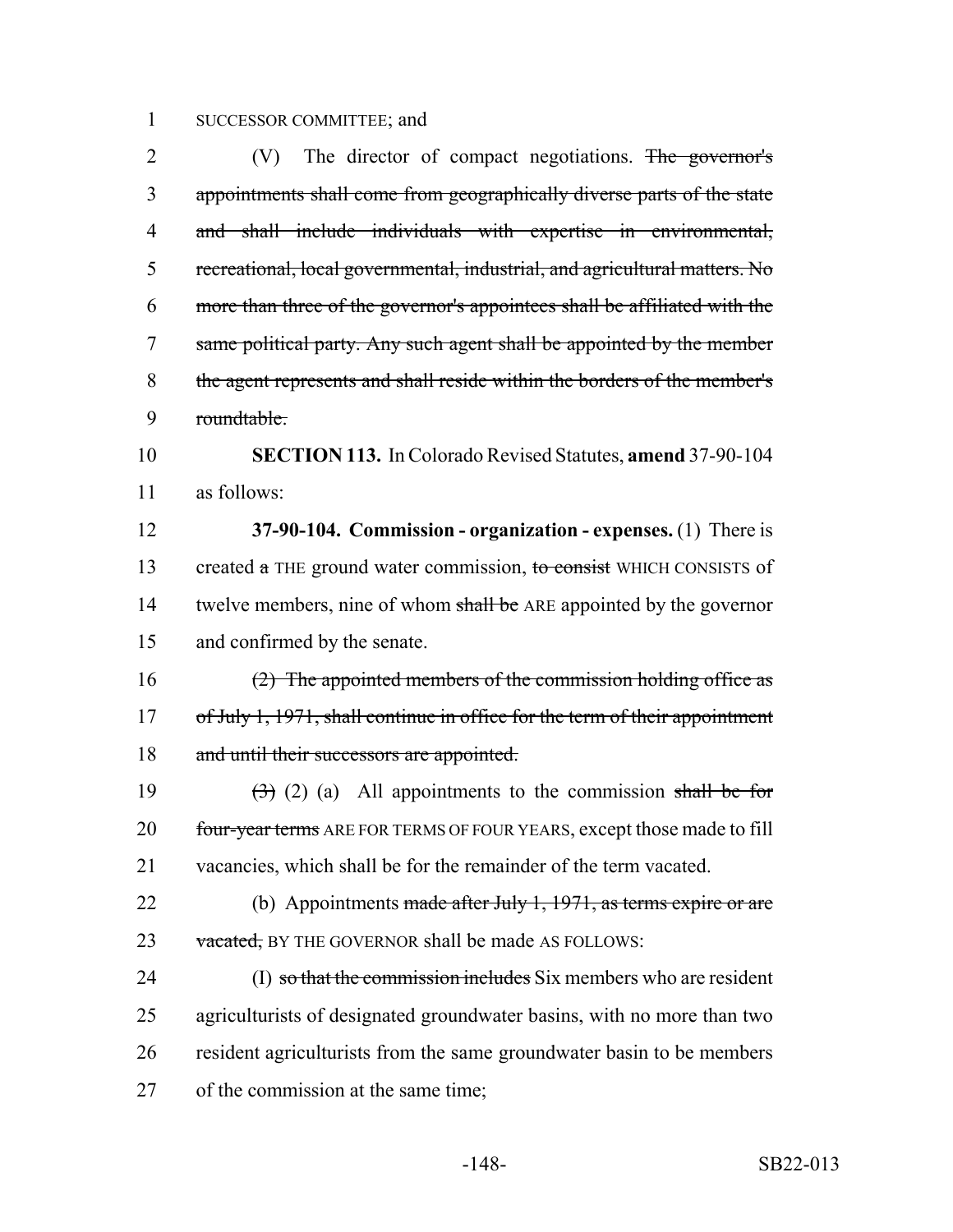SUCCESSOR COMMITTEE; and

(V) The director of compact negotiations. ~~The governor's appointments shall come from geographically diverse parts of the state and shall include individuals with expertise in environmental, recreational, local governmental, industrial, and agricultural matters. No more than three of the governor's appointees shall be affiliated with the same political party. Any such agent shall be appointed by the member the agent represents and shall reside within the borders of the member's roundtable.~~

**SECTION 113.** In Colorado Revised Statutes, **amend** 37-90-104 as follows:

**37-90-104. Commission - organization - expenses.** (1) There is created ~~a~~ THE ground water commission, ~~to consist~~ WHICH CONSISTS of twelve members, nine of whom ~~shall be~~ ARE appointed by the governor and confirmed by the senate.

~~(2) The appointed members of the commission holding office as of July 1, 1971, shall continue in office for the term of their appointment and until their successors are appointed.~~

~~(3)~~ (2) (a) All appointments to the commission ~~shall be for four-year terms~~ ARE FOR TERMS OF FOUR YEARS, except those made to fill vacancies, which shall be for the remainder of the term vacated.

(b) Appointments ~~made after July 1, 1971, as terms expire or are vacated,~~ BY THE GOVERNOR shall be made AS FOLLOWS:

(I) ~~so that the commission includes~~ Six members who are resident agriculturists of designated groundwater basins, with no more than two resident agriculturists from the same groundwater basin to be members of the commission at the same time;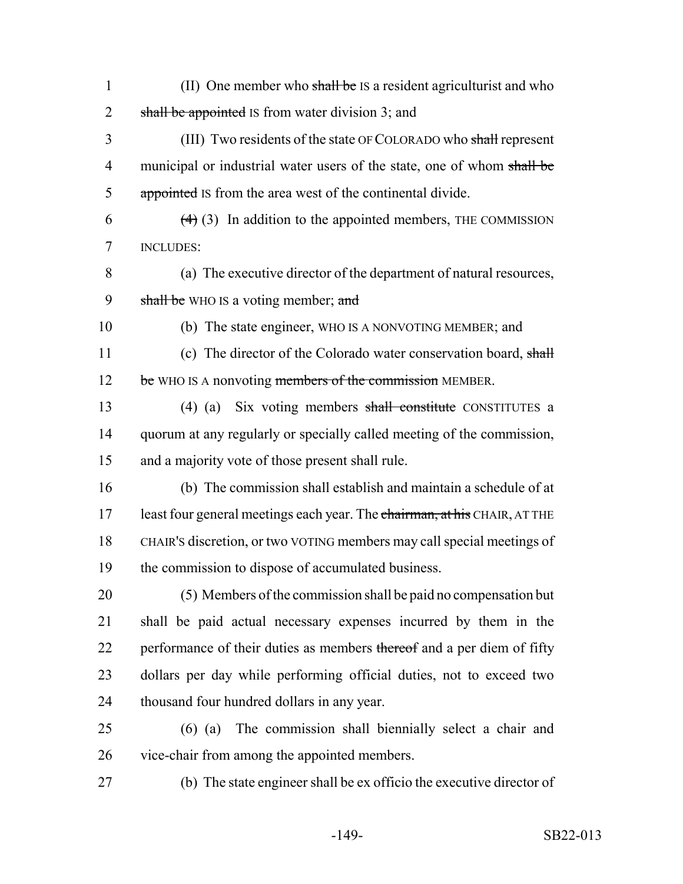(II) One member who ~~shall be~~ IS a resident agriculturist and who ~~shall be appointed~~ IS from water division 3; and

(III) Two residents of the state OF COLORADO who ~~shall~~ represent municipal or industrial water users of the state, one of whom ~~shall be appointed~~ IS from the area west of the continental divide.

~~(4)~~ (3) In addition to the appointed members, THE COMMISSION INCLUDES:

(a) The executive director of the department of natural resources, ~~shall be~~ WHO IS a voting member; ~~and~~

(b) The state engineer, WHO IS A NONVOTING MEMBER; and

(c) The director of the Colorado water conservation board, ~~shall be~~ WHO IS A nonvoting ~~members of the commission~~ MEMBER.

(4) (a) Six voting members ~~shall constitute~~ CONSTITUTES a quorum at any regularly or specially called meeting of the commission, and a majority vote of those present shall rule.

(b) The commission shall establish and maintain a schedule of at least four general meetings each year. The ~~chairman, at his~~ CHAIR, AT THE CHAIR'S discretion, or two VOTING members may call special meetings of the commission to dispose of accumulated business.

(5) Members of the commission shall be paid no compensation but shall be paid actual necessary expenses incurred by them in the performance of their duties as members ~~thereof~~ and a per diem of fifty dollars per day while performing official duties, not to exceed two thousand four hundred dollars in any year.

(6) (a) The commission shall biennially select a chair and vice-chair from among the appointed members.

(b) The state engineer shall be ex officio the executive director of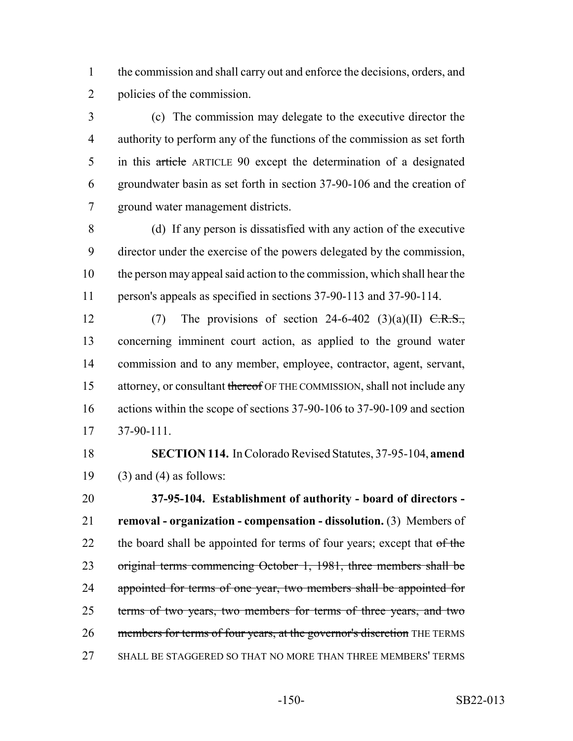the commission and shall carry out and enforce the decisions, orders, and policies of the commission.

(c) The commission may delegate to the executive director the authority to perform any of the functions of the commission as set forth in this ~~article~~ ARTICLE 90 except the determination of a designated groundwater basin as set forth in section 37-90-106 and the creation of ground water management districts.

(d) If any person is dissatisfied with any action of the executive director under the exercise of the powers delegated by the commission, the person may appeal said action to the commission, which shall hear the person's appeals as specified in sections 37-90-113 and 37-90-114.

(7) The provisions of section 24-6-402 (3)(a)(II) ~~C.R.S.,~~ concerning imminent court action, as applied to the ground water commission and to any member, employee, contractor, agent, servant, attorney, or consultant ~~thereof~~ OF THE COMMISSION, shall not include any actions within the scope of sections 37-90-106 to 37-90-109 and section 37-90-111.

**SECTION 114.** In Colorado Revised Statutes, 37-95-104, **amend** (3) and (4) as follows:

**37-95-104. Establishment of authority - board of directors - removal - organization - compensation - dissolution.** (3) Members of the board shall be appointed for terms of four years; except that ~~of the original terms commencing October 1, 1981, three members shall be appointed for terms of one year, two members shall be appointed for terms of two years, two members for terms of three years, and two members for terms of four years, at the governor's discretion~~ THE TERMS SHALL BE STAGGERED SO THAT NO MORE THAN THREE MEMBERS' TERMS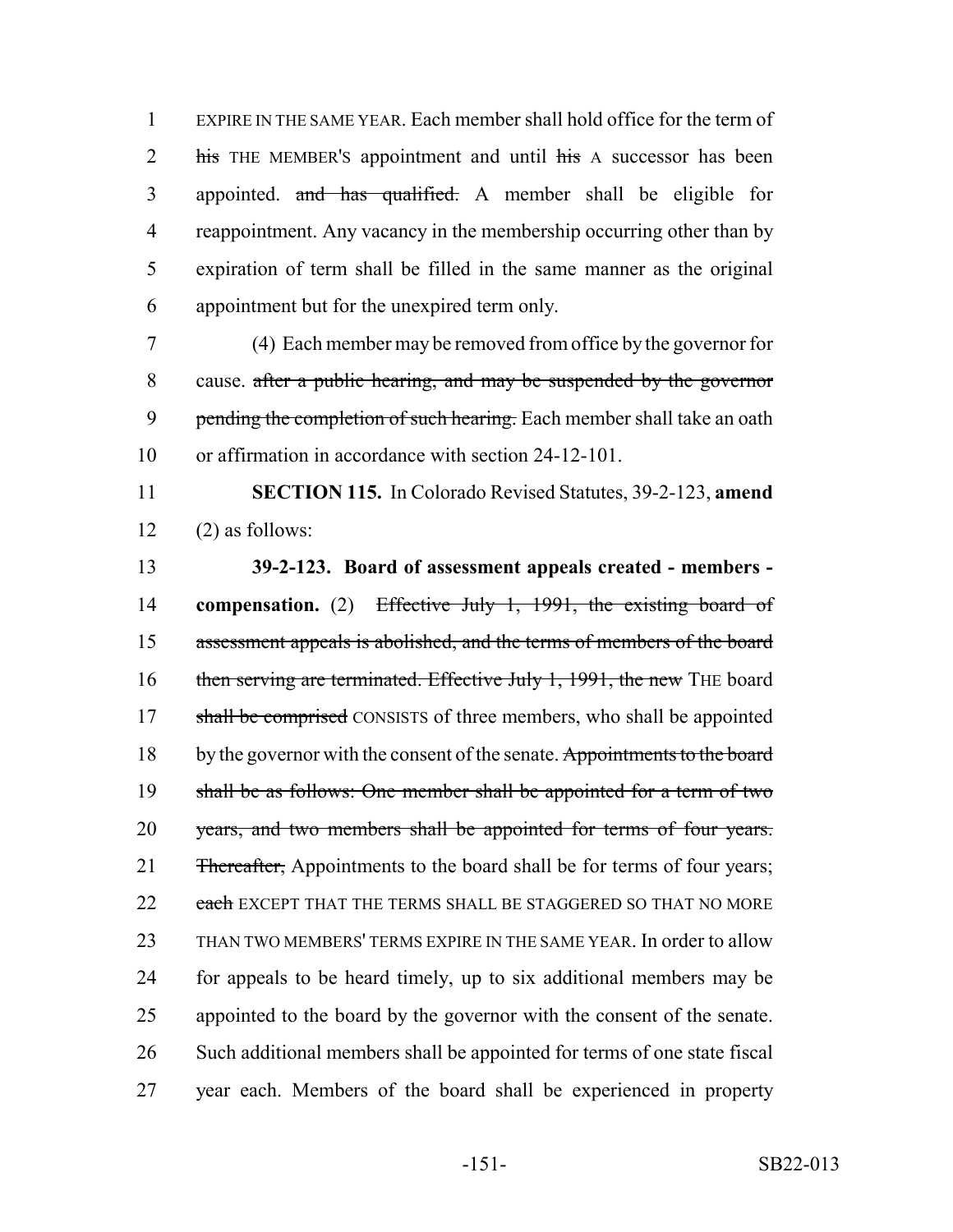EXPIRE IN THE SAME YEAR. Each member shall hold office for the term of ~~his~~ THE MEMBER'S appointment and until ~~his~~ A successor has been appointed. ~~and has qualified.~~ A member shall be eligible for reappointment. Any vacancy in the membership occurring other than by expiration of term shall be filled in the same manner as the original appointment but for the unexpired term only.

(4) Each member may be removed from office by the governor for cause. ~~after a public hearing, and may be suspended by the governor pending the completion of such hearing.~~ Each member shall take an oath or affirmation in accordance with section 24-12-101.

**SECTION 115.** In Colorado Revised Statutes, 39-2-123, **amend** (2) as follows:

**39-2-123. Board of assessment appeals created - members - compensation.** (2) ~~Effective July 1, 1991, the existing board of assessment appeals is abolished, and the terms of members of the board then serving are terminated. Effective July 1, 1991, the new~~ THE board ~~shall be comprised~~ CONSISTS of three members, who shall be appointed by the governor with the consent of the senate. ~~Appointments to the board shall be as follows: One member shall be appointed for a term of two years, and two members shall be appointed for terms of four years. Thereafter,~~ Appointments to the board shall be for terms of four years; ~~each~~ EXCEPT THAT THE TERMS SHALL BE STAGGERED SO THAT NO MORE THAN TWO MEMBERS' TERMS EXPIRE IN THE SAME YEAR. In order to allow for appeals to be heard timely, up to six additional members may be appointed to the board by the governor with the consent of the senate. Such additional members shall be appointed for terms of one state fiscal year each. Members of the board shall be experienced in property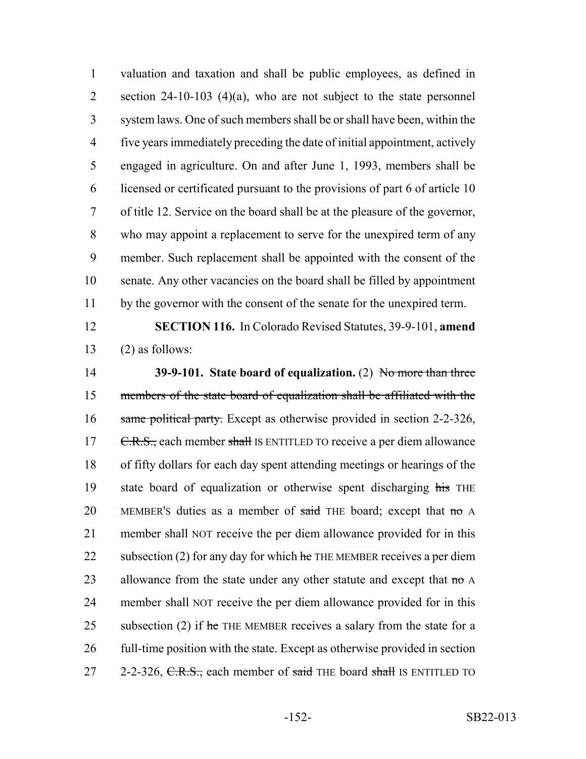valuation and taxation and shall be public employees, as defined in section 24-10-103 (4)(a), who are not subject to the state personnel system laws. One of such members shall be or shall have been, within the five years immediately preceding the date of initial appointment, actively engaged in agriculture. On and after June 1, 1993, members shall be licensed or certificated pursuant to the provisions of part 6 of article 10 of title 12. Service on the board shall be at the pleasure of the governor, who may appoint a replacement to serve for the unexpired term of any member. Such replacement shall be appointed with the consent of the senate. Any other vacancies on the board shall be filled by appointment by the governor with the consent of the senate for the unexpired term.

**SECTION 116.** In Colorado Revised Statutes, 39-9-101, **amend** (2) as follows:

**39-9-101. State board of equalization.** (2) ~~No more than three members of the state board of equalization shall be affiliated with the same political party.~~ Except as otherwise provided in section 2-2-326, ~~C.R.S.,~~ each member ~~shall~~ IS ENTITLED TO receive a per diem allowance of fifty dollars for each day spent attending meetings or hearings of the state board of equalization or otherwise spent discharging ~~his~~ THE MEMBER'S duties as a member of ~~said~~ THE board; except that ~~no~~ A member shall NOT receive the per diem allowance provided for in this subsection (2) for any day for which ~~he~~ THE MEMBER receives a per diem allowance from the state under any other statute and except that ~~no~~ A member shall NOT receive the per diem allowance provided for in this subsection (2) if ~~he~~ THE MEMBER receives a salary from the state for a full-time position with the state. Except as otherwise provided in section 2-2-326, ~~C.R.S.,~~ each member of ~~said~~ THE board ~~shall~~ IS ENTITLED TO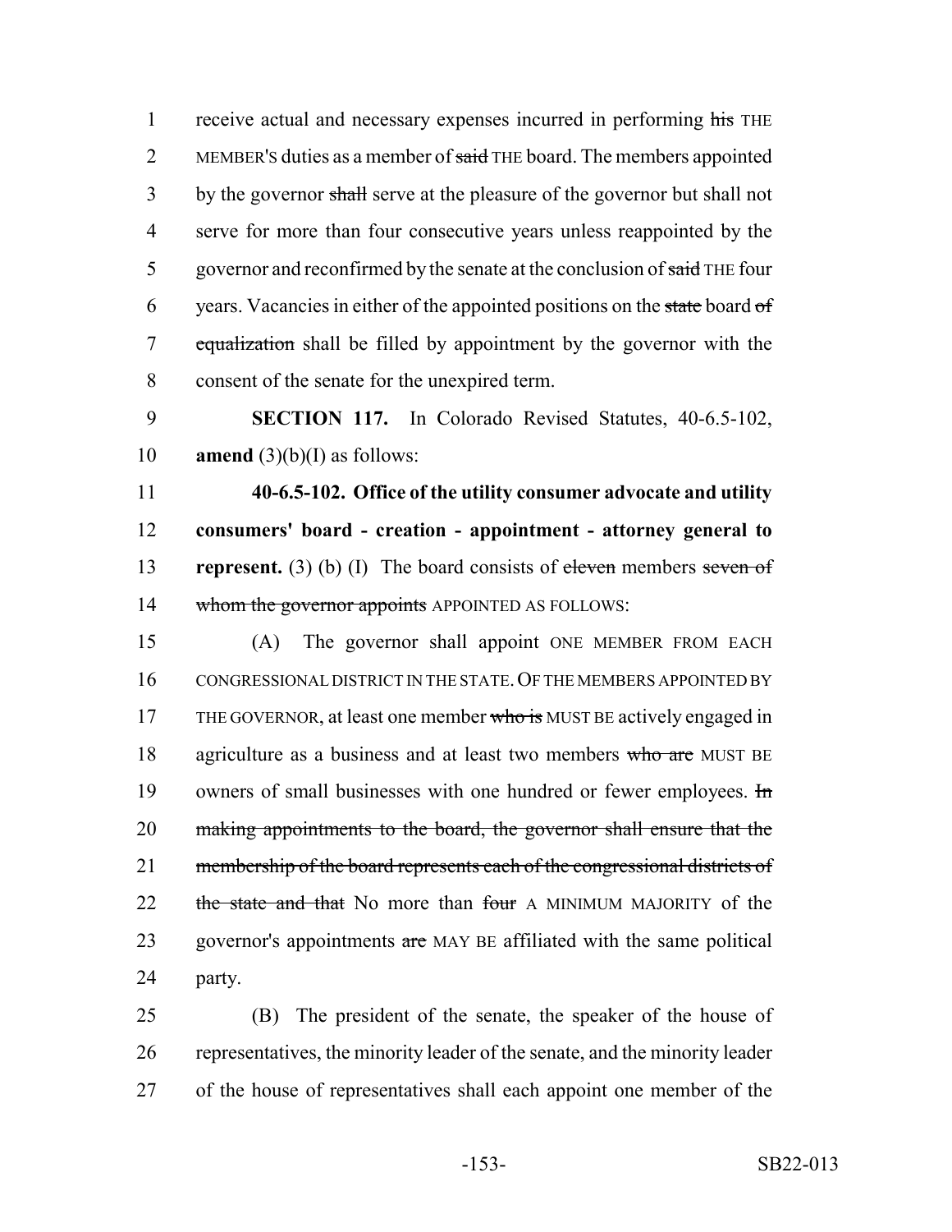receive actual and necessary expenses incurred in performing ~~his~~ THE MEMBER'S duties as a member of ~~said~~ THE board. The members appointed by the governor ~~shall~~ serve at the pleasure of the governor but shall not serve for more than four consecutive years unless reappointed by the governor and reconfirmed by the senate at the conclusion of ~~said~~ THE four years. Vacancies in either of the appointed positions on the ~~state~~ board ~~of equalization~~ shall be filled by appointment by the governor with the consent of the senate for the unexpired term.

**SECTION 117.** In Colorado Revised Statutes, 40-6.5-102, **amend** (3)(b)(I) as follows:

**40-6.5-102. Office of the utility consumer advocate and utility consumers' board - creation - appointment - attorney general to represent.** (3) (b) (I) The board consists of ~~eleven~~ members ~~seven of whom the governor appoints~~ APPOINTED AS FOLLOWS:

(A) The governor shall appoint ONE MEMBER FROM EACH CONGRESSIONAL DISTRICT IN THE STATE. OF THE MEMBERS APPOINTED BY THE GOVERNOR, at least one member ~~who is~~ MUST BE actively engaged in agriculture as a business and at least two members ~~who are~~ MUST BE owners of small businesses with one hundred or fewer employees. ~~In making appointments to the board, the governor shall ensure that the membership of the board represents each of the congressional districts of the state and that~~ No more than ~~four~~ A MINIMUM MAJORITY of the governor's appointments ~~are~~ MAY BE affiliated with the same political party.

(B) The president of the senate, the speaker of the house of representatives, the minority leader of the senate, and the minority leader of the house of representatives shall each appoint one member of the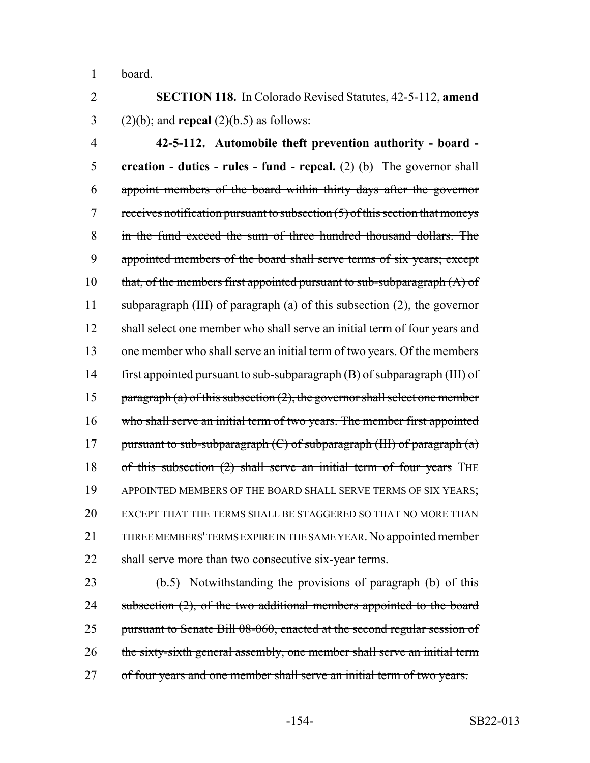board.

**SECTION 118.** In Colorado Revised Statutes, 42-5-112, **amend** (2)(b); and **repeal** (2)(b.5) as follows:

**42-5-112. Automobile theft prevention authority - board - creation - duties - rules - fund - repeal.** (2) (b) ~~The governor shall appoint members of the board within thirty days after the governor receives notification pursuant to subsection (5) of this section that moneys in the fund exceed the sum of three hundred thousand dollars. The appointed members of the board shall serve terms of six years; except that, of the members first appointed pursuant to sub-subparagraph (A) of subparagraph (III) of paragraph (a) of this subsection (2), the governor shall select one member who shall serve an initial term of four years and one member who shall serve an initial term of two years. Of the members first appointed pursuant to sub-subparagraph (B) of subparagraph (III) of paragraph (a) of this subsection (2), the governor shall select one member who shall serve an initial term of two years. The member first appointed pursuant to sub-subparagraph (C) of subparagraph (III) of paragraph (a) of this subsection (2) shall serve an initial term of four years~~ THE APPOINTED MEMBERS OF THE BOARD SHALL SERVE TERMS OF SIX YEARS; EXCEPT THAT THE TERMS SHALL BE STAGGERED SO THAT NO MORE THAN THREE MEMBERS' TERMS EXPIRE IN THE SAME YEAR. No appointed member shall serve more than two consecutive six-year terms.

(b.5) ~~Notwithstanding the provisions of paragraph (b) of this subsection (2), of the two additional members appointed to the board pursuant to Senate Bill 08-060, enacted at the second regular session of the sixty-sixth general assembly, one member shall serve an initial term of four years and one member shall serve an initial term of two years.~~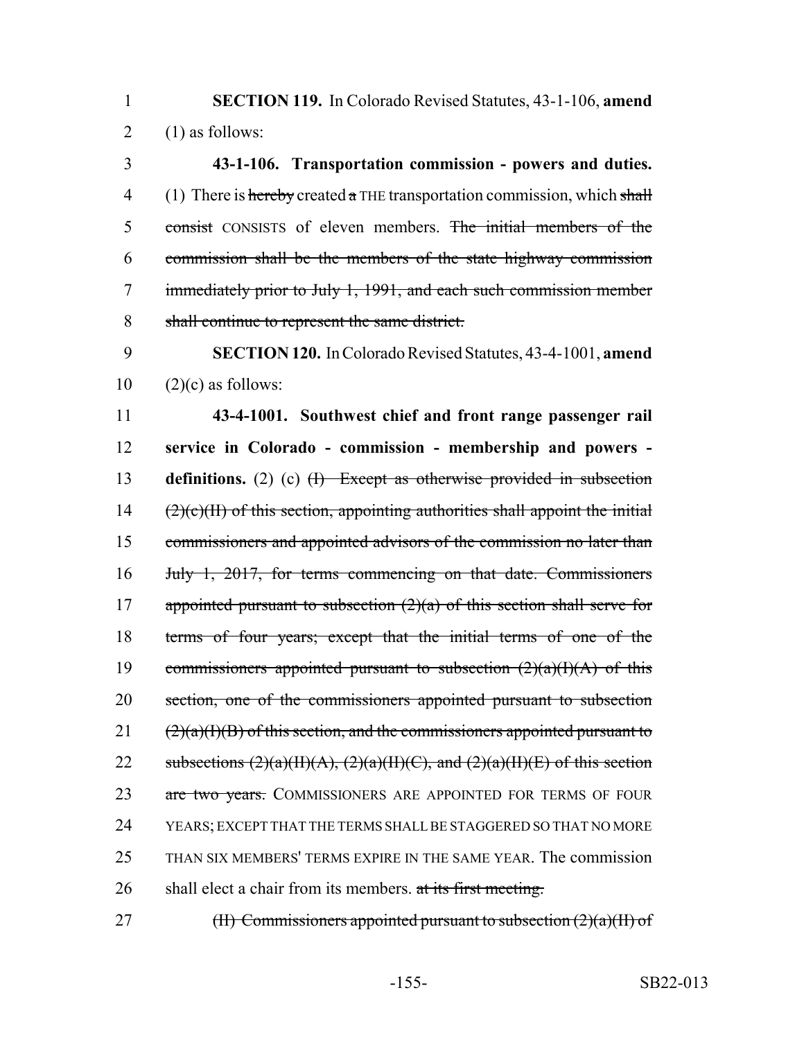**SECTION 119.** In Colorado Revised Statutes, 43-1-106, **amend** (1) as follows:

**43-1-106. Transportation commission - powers and duties.** (1) There is ~~hereby~~ created ~~a~~ THE transportation commission, which ~~shall consist~~ CONSISTS of eleven members. ~~The initial members of the commission shall be the members of the state highway commission immediately prior to July 1, 1991, and each such commission member shall continue to represent the same district.~~

**SECTION 120.** In Colorado Revised Statutes, 43-4-1001, **amend** (2)(c) as follows:

**43-4-1001. Southwest chief and front range passenger rail service in Colorado - commission - membership and powers - definitions.** (2) (c) ~~(I) Except as otherwise provided in subsection (2)(c)(II) of this section, appointing authorities shall appoint the initial commissioners and appointed advisors of the commission no later than July 1, 2017, for terms commencing on that date. Commissioners appointed pursuant to subsection (2)(a) of this section shall serve for terms of four years; except that the initial terms of one of the commissioners appointed pursuant to subsection (2)(a)(I)(A) of this section, one of the commissioners appointed pursuant to subsection (2)(a)(I)(B) of this section, and the commissioners appointed pursuant to subsections (2)(a)(II)(A), (2)(a)(II)(C), and (2)(a)(II)(E) of this section are two years.~~ COMMISSIONERS ARE APPOINTED FOR TERMS OF FOUR YEARS; EXCEPT THAT THE TERMS SHALL BE STAGGERED SO THAT NO MORE THAN SIX MEMBERS' TERMS EXPIRE IN THE SAME YEAR. The commission shall elect a chair from its members. ~~at its first meeting.~~

~~(II) Commissioners appointed pursuant to subsection (2)(a)(II) of~~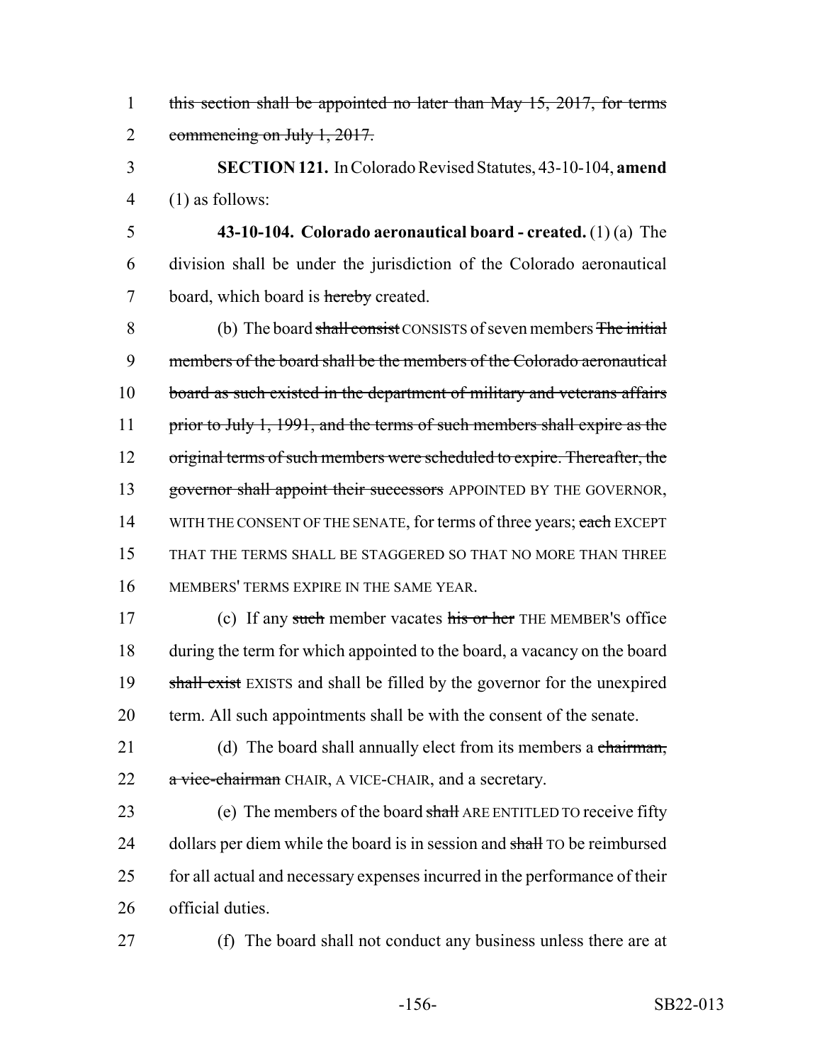this section shall be appointed no later than May 15, 2017, for terms commencing on July 1, 2017.

**SECTION 121.** In Colorado Revised Statutes, 43-10-104, **amend** (1) as follows:

**43-10-104. Colorado aeronautical board - created.** (1) (a) The division shall be under the jurisdiction of the Colorado aeronautical board, which board is hereby created.

(b) The board shall consist CONSISTS of seven members The initial members of the board shall be the members of the Colorado aeronautical board as such existed in the department of military and veterans affairs prior to July 1, 1991, and the terms of such members shall expire as the original terms of such members were scheduled to expire. Thereafter, the governor shall appoint their successors APPOINTED BY THE GOVERNOR, WITH THE CONSENT OF THE SENATE, for terms of three years; each EXCEPT THAT THE TERMS SHALL BE STAGGERED SO THAT NO MORE THAN THREE MEMBERS' TERMS EXPIRE IN THE SAME YEAR.

(c) If any such member vacates his or her THE MEMBER'S office during the term for which appointed to the board, a vacancy on the board shall exist EXISTS and shall be filled by the governor for the unexpired term. All such appointments shall be with the consent of the senate.

(d) The board shall annually elect from its members a chairman, a vice-chairman CHAIR, A VICE-CHAIR, and a secretary.

(e) The members of the board shall ARE ENTITLED TO receive fifty dollars per diem while the board is in session and shall TO be reimbursed for all actual and necessary expenses incurred in the performance of their official duties.

(f) The board shall not conduct any business unless there are at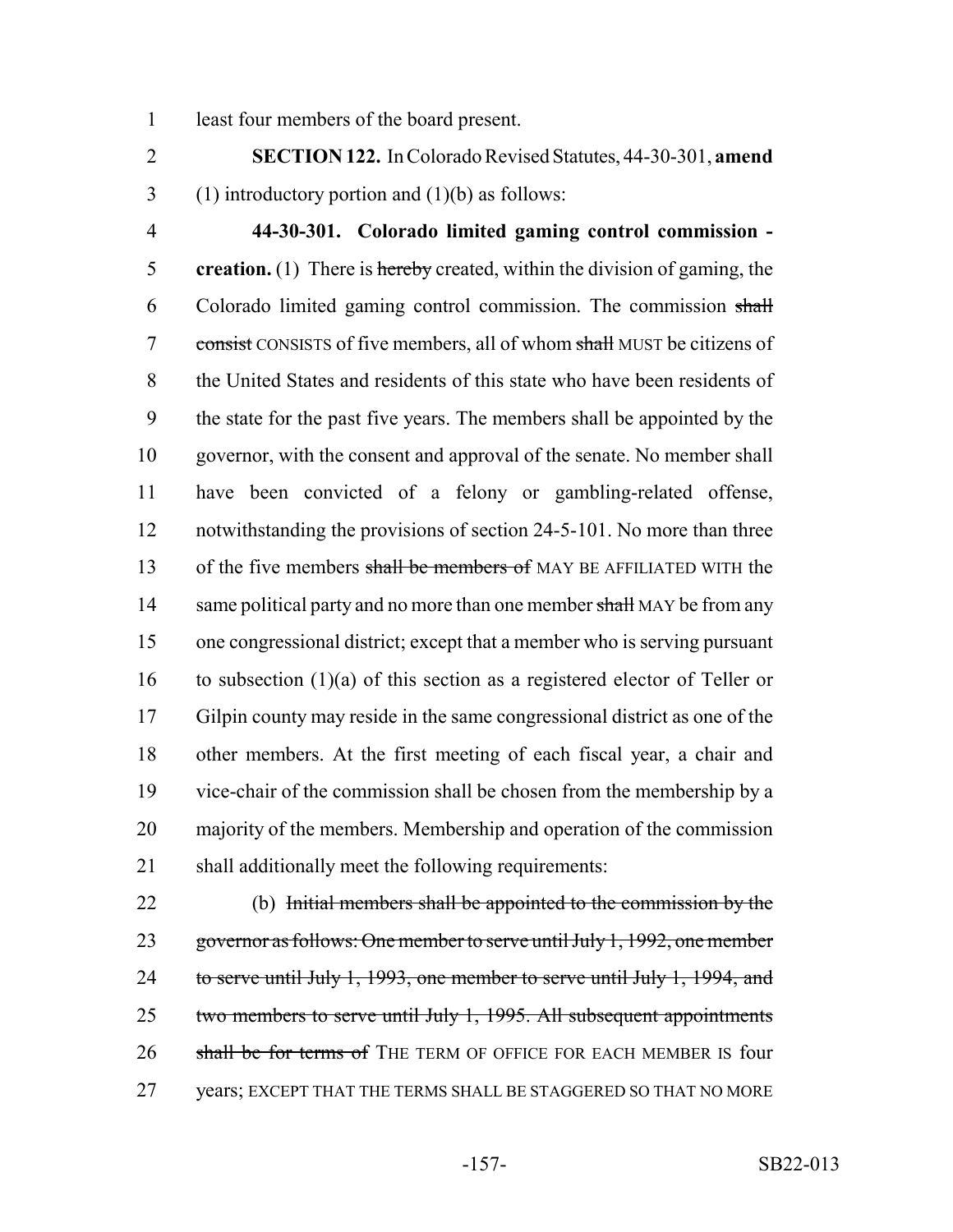least four members of the board present.

**SECTION 122.** In Colorado Revised Statutes, 44-30-301, **amend** (1) introductory portion and (1)(b) as follows:

**44-30-301. Colorado limited gaming control commission - creation.** (1) There is ~~hereby~~ created, within the division of gaming, the Colorado limited gaming control commission. The commission ~~shall consist~~ CONSISTS of five members, all of whom ~~shall~~ MUST be citizens of the United States and residents of this state who have been residents of the state for the past five years. The members shall be appointed by the governor, with the consent and approval of the senate. No member shall have been convicted of a felony or gambling-related offense, notwithstanding the provisions of section 24-5-101. No more than three of the five members ~~shall be members of~~ MAY BE AFFILIATED WITH the same political party and no more than one member ~~shall~~ MAY be from any one congressional district; except that a member who is serving pursuant to subsection (1)(a) of this section as a registered elector of Teller or Gilpin county may reside in the same congressional district as one of the other members. At the first meeting of each fiscal year, a chair and vice-chair of the commission shall be chosen from the membership by a majority of the members. Membership and operation of the commission shall additionally meet the following requirements:

(b) ~~Initial members shall be appointed to the commission by the governor as follows: One member to serve until July 1, 1992, one member to serve until July 1, 1993, one member to serve until July 1, 1994, and two members to serve until July 1, 1995. All subsequent appointments shall be for terms of~~ THE TERM OF OFFICE FOR EACH MEMBER IS four years; EXCEPT THAT THE TERMS SHALL BE STAGGERED SO THAT NO MORE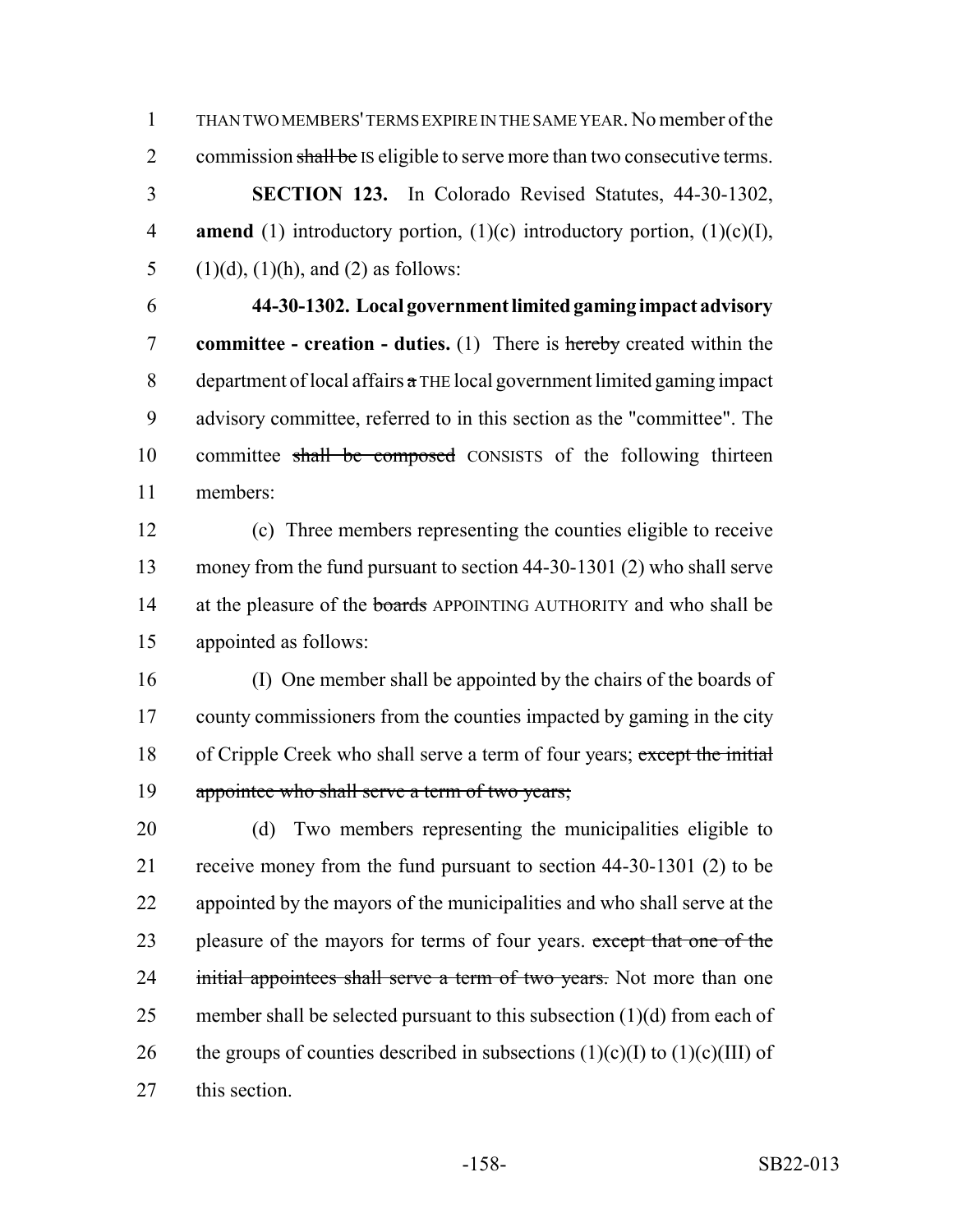THAN TWO MEMBERS' TERMS EXPIRE IN THE SAME YEAR. No member of the commission ~~shall be~~ IS eligible to serve more than two consecutive terms.

**SECTION 123.** In Colorado Revised Statutes, 44-30-1302, **amend** (1) introductory portion, (1)(c) introductory portion, (1)(c)(I), (1)(d), (1)(h), and (2) as follows:

**44-30-1302. Local government limited gaming impact advisory committee - creation - duties.** (1) There is ~~hereby~~ created within the department of local affairs ~~a~~ THE local government limited gaming impact advisory committee, referred to in this section as the "committee". The committee ~~shall be composed~~ CONSISTS of the following thirteen members:

(c) Three members representing the counties eligible to receive money from the fund pursuant to section 44-30-1301 (2) who shall serve at the pleasure of the ~~boards~~ APPOINTING AUTHORITY and who shall be appointed as follows:

(I) One member shall be appointed by the chairs of the boards of county commissioners from the counties impacted by gaming in the city of Cripple Creek who shall serve a term of four years; ~~except the initial appointee who shall serve a term of two years;~~

(d) Two members representing the municipalities eligible to receive money from the fund pursuant to section 44-30-1301 (2) to be appointed by the mayors of the municipalities and who shall serve at the pleasure of the mayors for terms of four years. ~~except that one of the initial appointees shall serve a term of two years.~~ Not more than one member shall be selected pursuant to this subsection (1)(d) from each of the groups of counties described in subsections (1)(c)(I) to (1)(c)(III) of this section.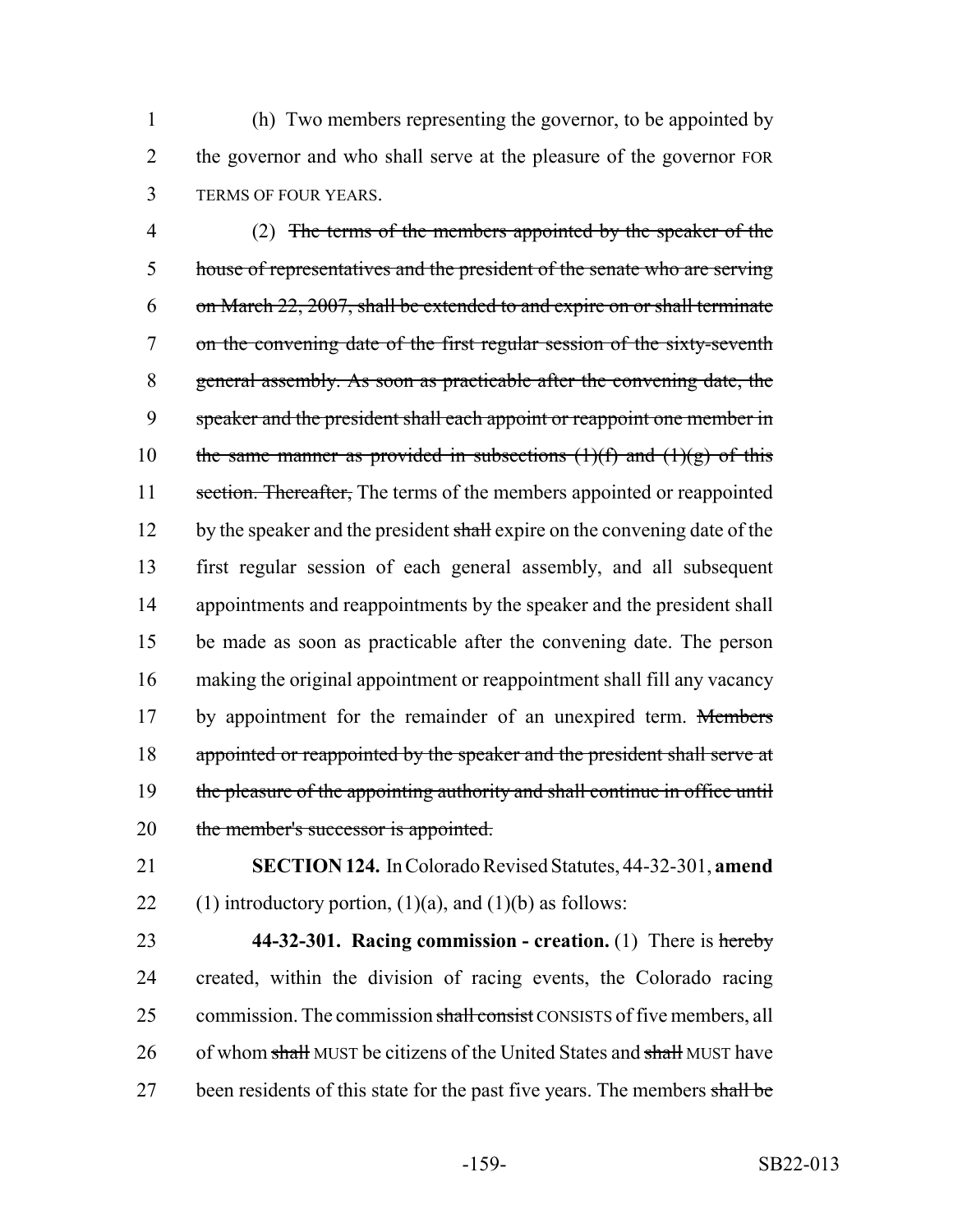(h) Two members representing the governor, to be appointed by the governor and who shall serve at the pleasure of the governor FOR TERMS OF FOUR YEARS.

(2) ~~The terms of the members appointed by the speaker of the house of representatives and the president of the senate who are serving on March 22, 2007, shall be extended to and expire on or shall terminate on the convening date of the first regular session of the sixty-seventh general assembly. As soon as practicable after the convening date, the speaker and the president shall each appoint or reappoint one member in the same manner as provided in subsections (1)(f) and (1)(g) of this section. Thereafter,~~ The terms of the members appointed or reappointed by the speaker and the president ~~shall~~ expire on the convening date of the first regular session of each general assembly, and all subsequent appointments and reappointments by the speaker and the president shall be made as soon as practicable after the convening date. The person making the original appointment or reappointment shall fill any vacancy by appointment for the remainder of an unexpired term. ~~Members appointed or reappointed by the speaker and the president shall serve at the pleasure of the appointing authority and shall continue in office until the member's successor is appointed.~~

**SECTION 124.** In Colorado Revised Statutes, 44-32-301, **amend** (1) introductory portion, (1)(a), and (1)(b) as follows:

**44-32-301. Racing commission - creation.** (1) There is ~~hereby~~ created, within the division of racing events, the Colorado racing commission. The commission ~~shall consist~~ CONSISTS of five members, all of whom ~~shall~~ MUST be citizens of the United States and ~~shall~~ MUST have been residents of this state for the past five years. The members ~~shall be~~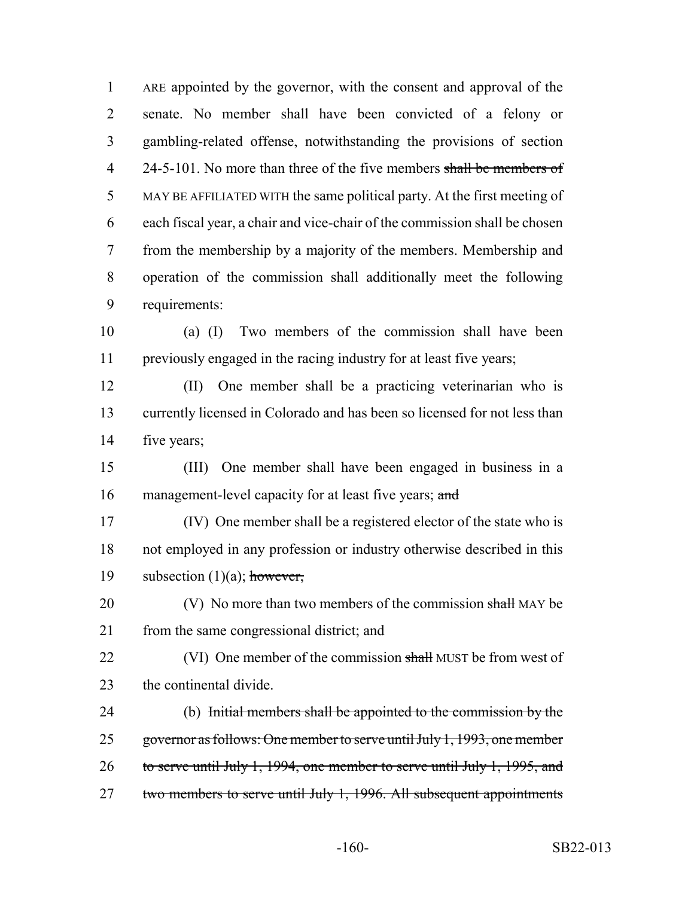ARE appointed by the governor, with the consent and approval of the senate. No member shall have been convicted of a felony or gambling-related offense, notwithstanding the provisions of section 24-5-101. No more than three of the five members ~~shall be members of~~ MAY BE AFFILIATED WITH the same political party. At the first meeting of each fiscal year, a chair and vice-chair of the commission shall be chosen from the membership by a majority of the members. Membership and operation of the commission shall additionally meet the following requirements:

(a) (I) Two members of the commission shall have been previously engaged in the racing industry for at least five years;

(II) One member shall be a practicing veterinarian who is currently licensed in Colorado and has been so licensed for not less than five years;

(III) One member shall have been engaged in business in a management-level capacity for at least five years; ~~and~~

(IV) One member shall be a registered elector of the state who is not employed in any profession or industry otherwise described in this subsection (1)(a); ~~however,~~

(V) No more than two members of the commission ~~shall~~ MAY be from the same congressional district; and

(VI) One member of the commission ~~shall~~ MUST be from west of the continental divide.

(b) ~~Initial members shall be appointed to the commission by the governor as follows: One member to serve until July 1, 1993, one member to serve until July 1, 1994, one member to serve until July 1, 1995, and two members to serve until July 1, 1996. All subsequent appointments~~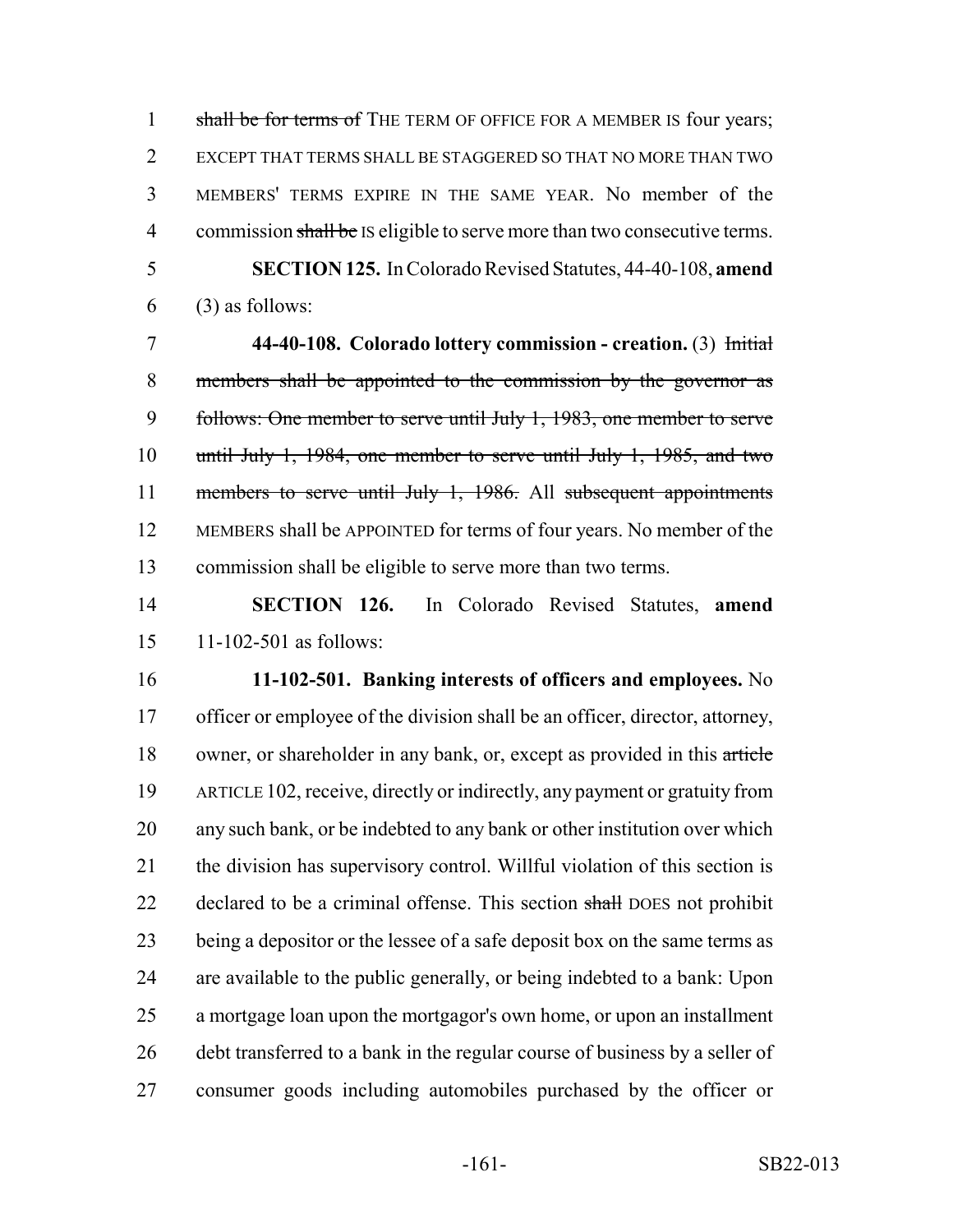shall be for terms of THE TERM OF OFFICE FOR A MEMBER IS four years; EXCEPT THAT TERMS SHALL BE STAGGERED SO THAT NO MORE THAN TWO MEMBERS' TERMS EXPIRE IN THE SAME YEAR. No member of the commission shall be IS eligible to serve more than two consecutive terms.

**SECTION 125.** In Colorado Revised Statutes, 44-40-108, **amend** (3) as follows:

**44-40-108. Colorado lottery commission - creation.** (3) Initial members shall be appointed to the commission by the governor as follows: One member to serve until July 1, 1983, one member to serve until July 1, 1984, one member to serve until July 1, 1985, and two members to serve until July 1, 1986. All subsequent appointments MEMBERS shall be APPOINTED for terms of four years. No member of the commission shall be eligible to serve more than two terms.

**SECTION 126.** In Colorado Revised Statutes, **amend** 11-102-501 as follows:

**11-102-501. Banking interests of officers and employees.** No officer or employee of the division shall be an officer, director, attorney, owner, or shareholder in any bank, or, except as provided in this article ARTICLE 102, receive, directly or indirectly, any payment or gratuity from any such bank, or be indebted to any bank or other institution over which the division has supervisory control. Willful violation of this section is declared to be a criminal offense. This section shall DOES not prohibit being a depositor or the lessee of a safe deposit box on the same terms as are available to the public generally, or being indebted to a bank: Upon a mortgage loan upon the mortgagor's own home, or upon an installment debt transferred to a bank in the regular course of business by a seller of consumer goods including automobiles purchased by the officer or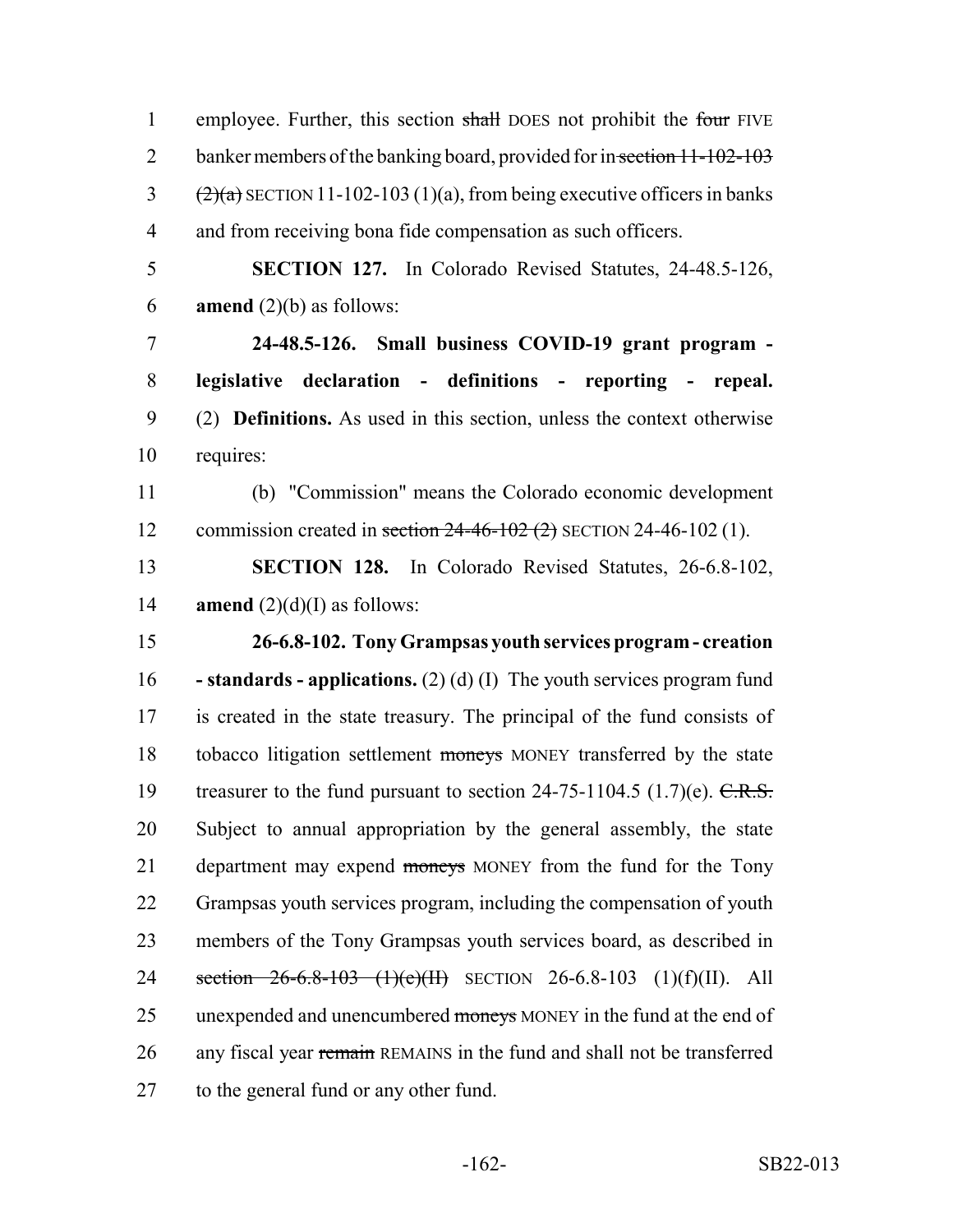employee. Further, this section ~~shall~~ DOES not prohibit the ~~four~~ FIVE banker members of the banking board, provided for in ~~section 11-102-103 (2)(a)~~ SECTION 11-102-103 (1)(a), from being executive officers in banks and from receiving bona fide compensation as such officers.

**SECTION 127.** In Colorado Revised Statutes, 24-48.5-126, **amend** (2)(b) as follows:

**24-48.5-126. Small business COVID-19 grant program - legislative declaration - definitions - reporting - repeal.** (2) **Definitions.** As used in this section, unless the context otherwise requires:

(b) "Commission" means the Colorado economic development commission created in ~~section 24-46-102 (2)~~ SECTION 24-46-102 (1).

**SECTION 128.** In Colorado Revised Statutes, 26-6.8-102, **amend** (2)(d)(I) as follows:

**26-6.8-102. Tony Grampsas youth services program - creation - standards - applications.** (2) (d) (I) The youth services program fund is created in the state treasury. The principal of the fund consists of tobacco litigation settlement ~~moneys~~ MONEY transferred by the state treasurer to the fund pursuant to section 24-75-1104.5 (1.7)(e). ~~C.R.S.~~ Subject to annual appropriation by the general assembly, the state department may expend ~~moneys~~ MONEY from the fund for the Tony Grampsas youth services program, including the compensation of youth members of the Tony Grampsas youth services board, as described in ~~section 26-6.8-103 (1)(e)(II)~~ SECTION 26-6.8-103 (1)(f)(II). All unexpended and unencumbered ~~moneys~~ MONEY in the fund at the end of any fiscal year ~~remain~~ REMAINS in the fund and shall not be transferred to the general fund or any other fund.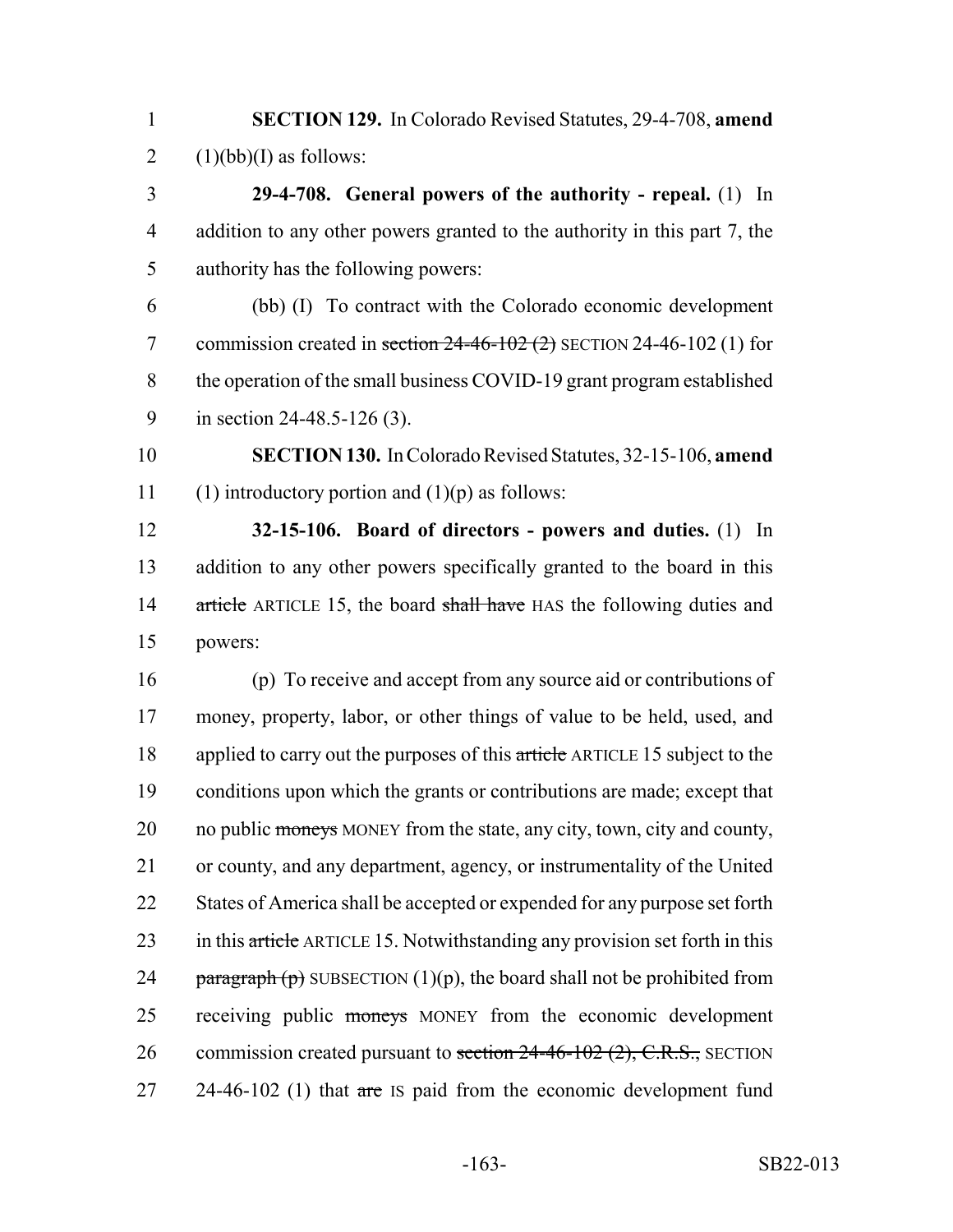**SECTION 129.** In Colorado Revised Statutes, 29-4-708, **amend** (1)(bb)(I) as follows:

**29-4-708. General powers of the authority - repeal.** (1) In addition to any other powers granted to the authority in this part 7, the authority has the following powers:

(bb) (I) To contract with the Colorado economic development commission created in ~~section 24-46-102 (2)~~ SECTION 24-46-102 (1) for the operation of the small business COVID-19 grant program established in section 24-48.5-126 (3).

**SECTION 130.** In Colorado Revised Statutes, 32-15-106, **amend** (1) introductory portion and (1)(p) as follows:

**32-15-106. Board of directors - powers and duties.** (1) In addition to any other powers specifically granted to the board in this ~~article~~ ARTICLE 15, the board ~~shall have~~ HAS the following duties and powers:

(p) To receive and accept from any source aid or contributions of money, property, labor, or other things of value to be held, used, and applied to carry out the purposes of this ~~article~~ ARTICLE 15 subject to the conditions upon which the grants or contributions are made; except that no public ~~moneys~~ MONEY from the state, any city, town, city and county, or county, and any department, agency, or instrumentality of the United States of America shall be accepted or expended for any purpose set forth in this ~~article~~ ARTICLE 15. Notwithstanding any provision set forth in this ~~paragraph (p)~~ SUBSECTION (1)(p), the board shall not be prohibited from receiving public ~~moneys~~ MONEY from the economic development commission created pursuant to ~~section 24-46-102 (2), C.R.S.,~~ SECTION 24-46-102 (1) that ~~are~~ IS paid from the economic development fund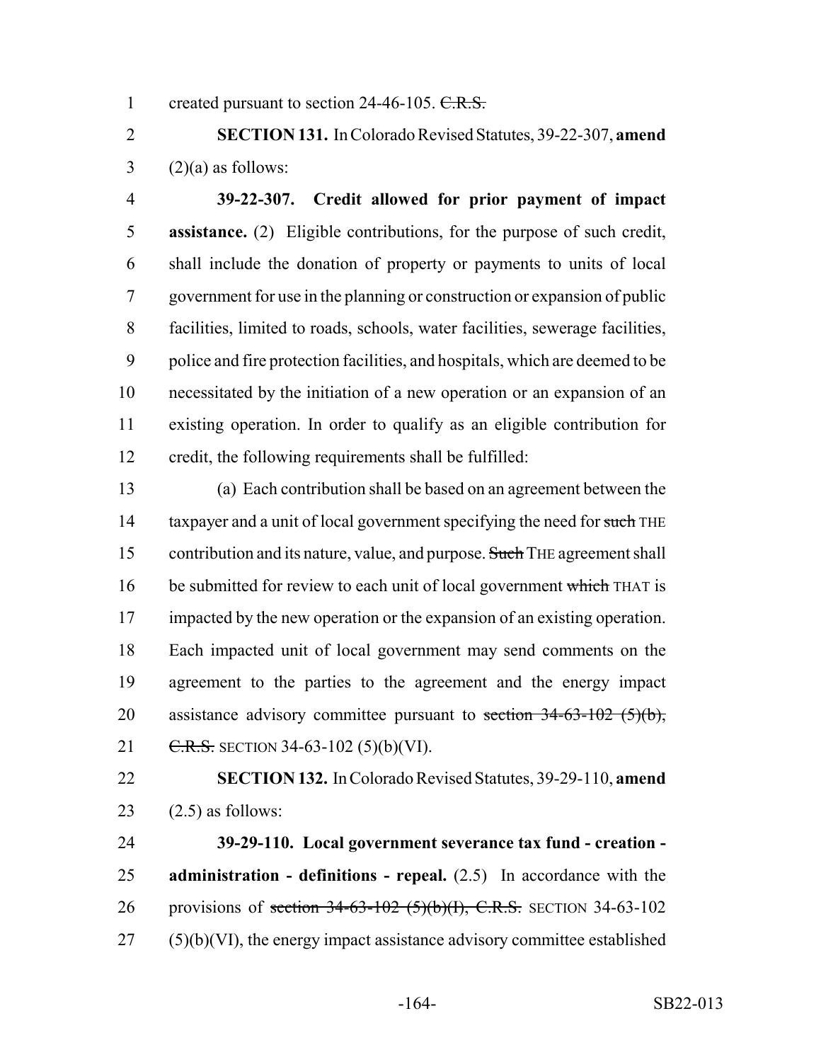created pursuant to section 24-46-105. ~~C.R.S.~~

**SECTION 131.** In Colorado Revised Statutes, 39-22-307, **amend** (2)(a) as follows:

**39-22-307. Credit allowed for prior payment of impact assistance.** (2) Eligible contributions, for the purpose of such credit, shall include the donation of property or payments to units of local government for use in the planning or construction or expansion of public facilities, limited to roads, schools, water facilities, sewerage facilities, police and fire protection facilities, and hospitals, which are deemed to be necessitated by the initiation of a new operation or an expansion of an existing operation. In order to qualify as an eligible contribution for credit, the following requirements shall be fulfilled:

(a) Each contribution shall be based on an agreement between the taxpayer and a unit of local government specifying the need for ~~such~~ THE contribution and its nature, value, and purpose. ~~Such~~ THE agreement shall be submitted for review to each unit of local government ~~which~~ THAT is impacted by the new operation or the expansion of an existing operation. Each impacted unit of local government may send comments on the agreement to the parties to the agreement and the energy impact assistance advisory committee pursuant to ~~section 34-63-102 (5)(b), C.R.S.~~ SECTION 34-63-102 (5)(b)(VI).

**SECTION 132.** In Colorado Revised Statutes, 39-29-110, **amend** (2.5) as follows:

**39-29-110. Local government severance tax fund - creation - administration - definitions - repeal.** (2.5) In accordance with the provisions of ~~section 34-63-102 (5)(b)(I), C.R.S.~~ SECTION 34-63-102 (5)(b)(VI), the energy impact assistance advisory committee established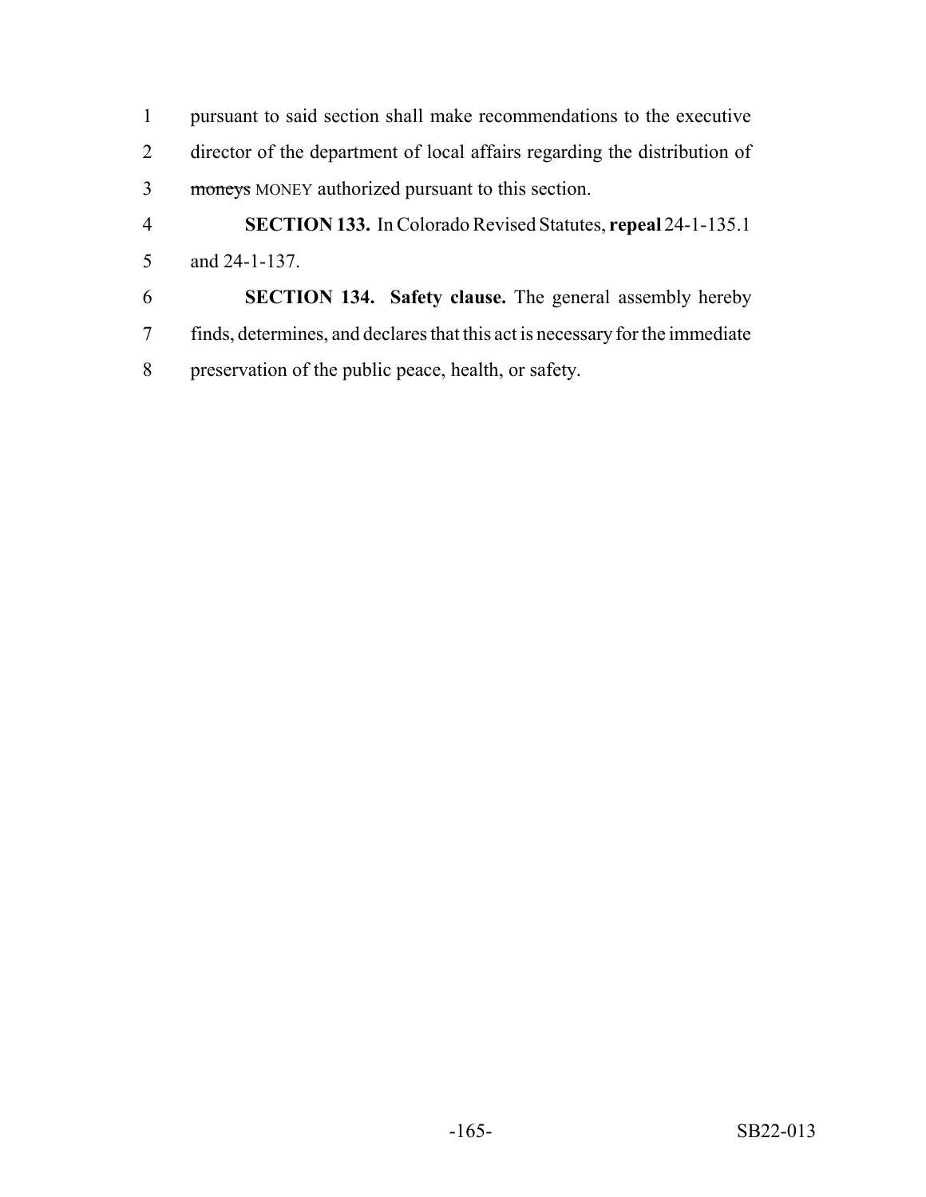pursuant to said section shall make recommendations to the executive director of the department of local affairs regarding the distribution of ~~moneys~~ MONEY authorized pursuant to this section.

**SECTION 133.** In Colorado Revised Statutes, **repeal** 24-1-135.1 and 24-1-137.

**SECTION 134. Safety clause.** The general assembly hereby finds, determines, and declares that this act is necessary for the immediate preservation of the public peace, health, or safety.